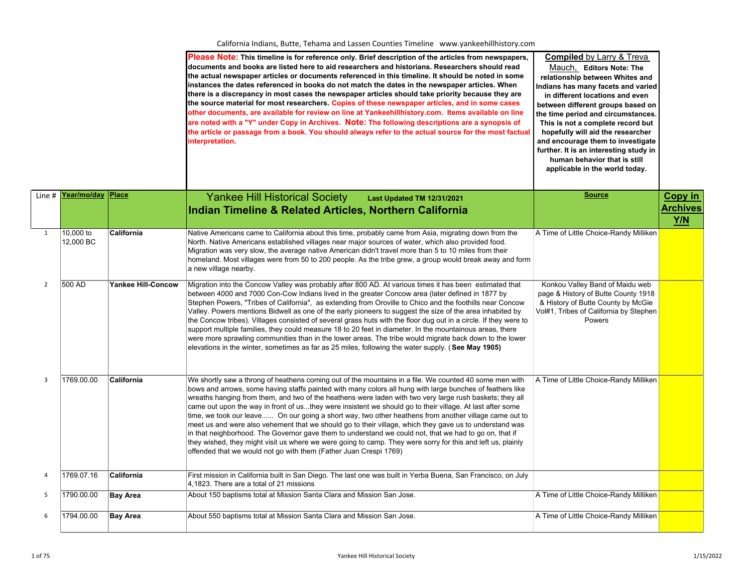California Indians, Butte, Tehama and Lassen Counties Timeline www.yankeehillhistory.com

**Please Note: This timeline is for reference only. Brief description of the articles from newspapers, documents and books are listed here to aid researchers and historians. Researchers should read the actual newspaper articles or documents referenced in this timeline. It should be noted in some instances the dates referenced in books do not match the dates in the newspaper articles. When there is a discrepancy in most cases the newspaper articles should take priority because they are the source material for most researchers. Copies of these newspaper articles, and in some cases other documents, are available for review on line at Yankeehillhistory.com. Items available on line are noted with a "Y" under Copy in Archives. Note: The following descriptions are a synopsis of the article or passage from a book. You should always refer to the actual source for the most factual interpretation.**

**Compiled by Larry & Treva Mauch, Editors Note: The relationship between Whites and Indians has many facets and varied in different locations and even between different groups based on the time period and circumstances. This is not a complete record but hopefully will aid the researcher and encourage them to investigate further. It is an interesting study in human behavior that is still applicable in the world today.**

## Yankee Hill Historical Society — Last Updated TM 12/31/2021
## Indian Timeline & Related Articles, Northern California

| Line # | Year/mo/day | Place | Description | Source | Copy in Archives Y/N |
|---|---|---|---|---|---|
| 1 | 10,000 to 12,000 BC | California | Native Americans came to California about this time, probably came from Asia, migrating down from the North. Native Americans established villages near major sources of water, which also provided food. Migration was very slow, the average native American didn't travel more than 5 to 10 miles from their homeland. Most villages were from 50 to 200 people. As the tribe grew, a group would break away and form a new village nearby. | A Time of Little Choice-Randy Milliken | |
| 2 | 500 AD | Yankee Hill-Concow | Migration into the Concow Valley was probably after 800 AD. At various times it has been estimated that between 4000 and 7000 Con-Cow Indians lived in the greater Concow area (later defined in 1877 by Stephen Powers, "Tribes of California", as extending from Oroville to Chico and the foothills near Concow Valley. Powers mentions Bidwell as one of the early pioneers to suggest the size of the area inhabited by the Concow tribes). Villages consisted of several grass huts with the floor dug out in a circle. If they were to support multiple families, they could measure 18 to 20 feet in diameter. In the mountainous areas, there were more sprawling communities than in the lower areas. The tribe would migrate back down to the lower elevations in the winter, sometimes as far as 25 miles, following the water supply. (**See May 1905**) | Konkou Valley Band of Maidu web page & History of Butte County 1918 & History of Butte County by McGie Vol#1, Tribes of California by Stephen Powers | |
| 3 | 1769.00.00 | California | We shortly saw a throng of heathens coming out of the mountains in a file. We counted 40 some men with bows and arrows, some having staffs painted with many colors all hung with large bunches of feathers like wreaths hanging from them, and two of the heathens were laden with two very large rush baskets; they all came out upon the way in front of us...they were insistent we should go to their village. At last after some time, we took our leave...... On our going a short way, two other heathens from another village came out to meet us and were also vehement that we should go to their village, which they gave us to understand was in that neighborhood. The Governor gave them to understand we could not, that we had to go on, that if they wished, they might visit us where we were going to camp. They were sorry for this and left us, plainly offended that we would not go with them (Father Juan Crespi 1769) | A Time of Little Choice-Randy Milliken | |
| 4 | 1769.07.16 | California | First mission in California built in San Diego. The last one was built in Yerba Buena, San Francisco, on July 4,1823. There are a total of 21 missions | | |
| 5 | 1790.00.00 | Bay Area | About 150 baptisms total at Mission Santa Clara and Mission San Jose. | A Time of Little Choice-Randy Milliken | |
| 6 | 1794.00.00 | Bay Area | About 550 baptisms total at Mission Santa Clara and Mission San Jose. | A Time of Little Choice-Randy Milliken | |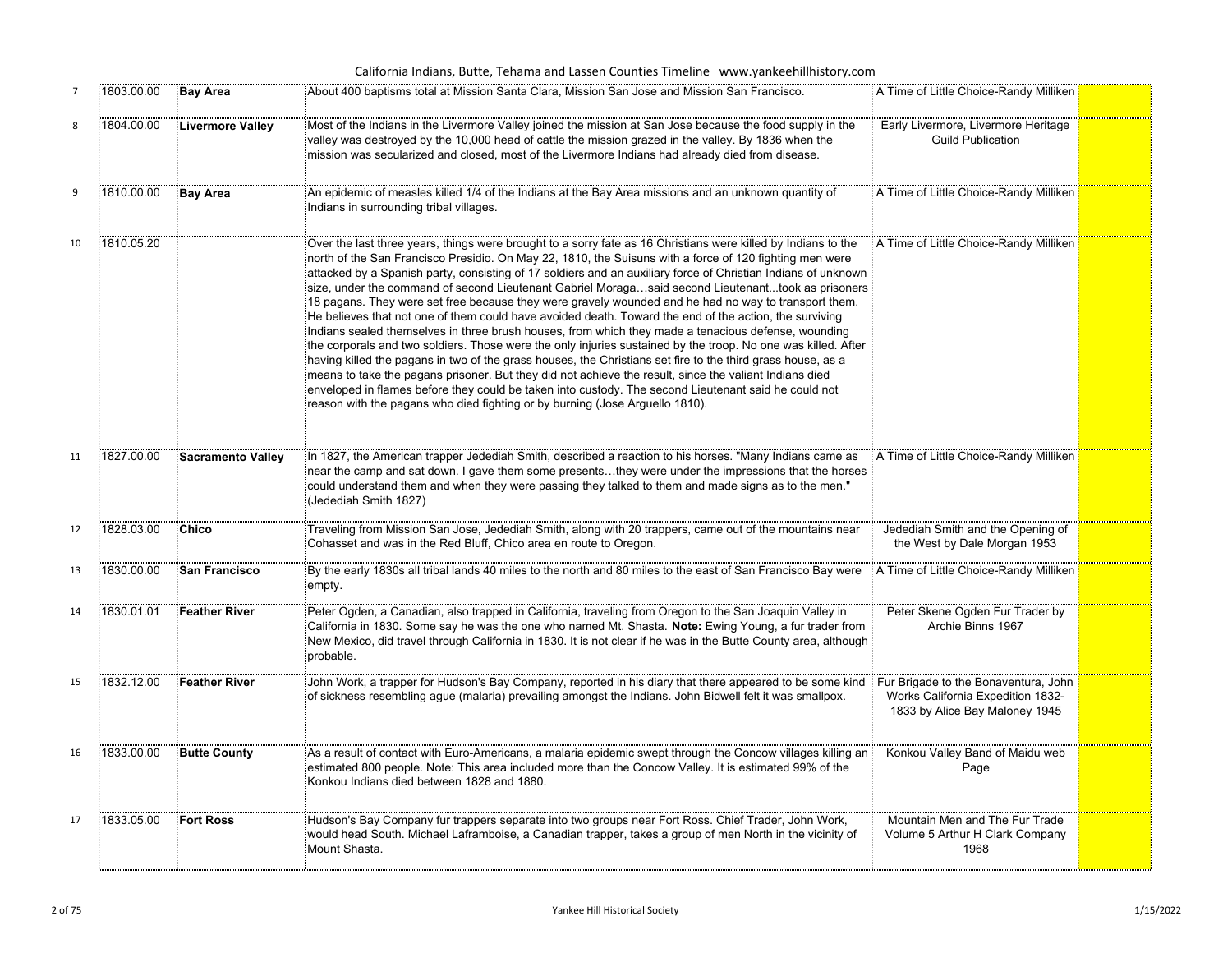| | | | | | |
|---|---|---|---|---|---|
| 7 | 1803.00.00 | **Bay Area** | About 400 baptisms total at Mission Santa Clara, Mission San Jose and Mission San Francisco. | A Time of Little Choice-Randy Milliken | |
| 8 | 1804.00.00 | **Livermore Valley** | Most of the Indians in the Livermore Valley joined the mission at San Jose because the food supply in the valley was destroyed by the 10,000 head of cattle the mission grazed in the valley. By 1836 when the mission was secularized and closed, most of the Livermore Indians had already died from disease. | Early Livermore, Livermore Heritage Guild Publication | |
| 9 | 1810.00.00 | **Bay Area** | An epidemic of measles killed 1/4 of the Indians at the Bay Area missions and an unknown quantity of Indians in surrounding tribal villages. | A Time of Little Choice-Randy Milliken | |
| 10 | 1810.05.20 | | Over the last three years, things were brought to a sorry fate as 16 Christians were killed by Indians to the north of the San Francisco Presidio. On May 22, 1810, the Suisuns with a force of 120 fighting men were attacked by a Spanish party, consisting of 17 soldiers and an auxiliary force of Christian Indians of unknown size, under the command of second Lieutenant Gabriel Moraga…said second Lieutenant…took as prisoners 18 pagans. They were set free because they were gravely wounded and he had no way to transport them. He believes that not one of them could have avoided death. Toward the end of the action, the surviving Indians sealed themselves in three brush houses, from which they made a tenacious defense, wounding the corporals and two soldiers. Those were the only injuries sustained by the troop. No one was killed. After having killed the pagans in two of the grass houses, the Christians set fire to the third grass house, as a means to take the pagans prisoner. But they did not achieve the result, since the valiant Indians died enveloped in flames before they could be taken into custody. The second Lieutenant said he could not reason with the pagans who died fighting or by burning (Jose Arguello 1810). | A Time of Little Choice-Randy Milliken | |
| 11 | 1827.00.00 | **Sacramento Valley** | In 1827, the American trapper Jedediah Smith, described a reaction to his horses. "Many Indians came as near the camp and sat down. I gave them some presents…they were under the impressions that the horses could understand them and when they were passing they talked to them and made signs as to the men." (Jedediah Smith 1827) | A Time of Little Choice-Randy Milliken | |
| 12 | 1828.03.00 | **Chico** | Traveling from Mission San Jose, Jedediah Smith, along with 20 trappers, came out of the mountains near Cohasset and was in the Red Bluff, Chico area en route to Oregon. | Jedediah Smith and the Opening of the West by Dale Morgan 1953 | |
| 13 | 1830.00.00 | **San Francisco** | By the early 1830s all tribal lands 40 miles to the north and 80 miles to the east of San Francisco Bay were empty. | A Time of Little Choice-Randy Milliken | |
| 14 | 1830.01.01 | **Feather River** | Peter Ogden, a Canadian, also trapped in California, traveling from Oregon to the San Joaquin Valley in California in 1830. Some say he was the one who named Mt. Shasta. **Note:** Ewing Young, a fur trader from New Mexico, did travel through California in 1830. It is not clear if he was in the Butte County area, although probable. | Peter Skene Ogden Fur Trader by Archie Binns 1967 | |
| 15 | 1832.12.00 | **Feather River** | John Work, a trapper for Hudson's Bay Company, reported in his diary that there appeared to be some kind of sickness resembling ague (malaria) prevailing amongst the Indians. John Bidwell felt it was smallpox. | Fur Brigade to the Bonaventura, John Works California Expedition 1832-1833 by Alice Bay Maloney 1945 | |
| 16 | 1833.00.00 | **Butte County** | As a result of contact with Euro-Americans, a malaria epidemic swept through the Concow villages killing an estimated 800 people. Note: This area included more than the Concow Valley. It is estimated 99% of the Konkou Indians died between 1828 and 1880. | Konkou Valley Band of Maidu web Page | |
| 17 | 1833.05.00 | **Fort Ross** | Hudson's Bay Company fur trappers separate into two groups near Fort Ross. Chief Trader, John Work, would head South. Michael Laframboise, a Canadian trapper, takes a group of men North in the vicinity of Mount Shasta. | Mountain Men and The Fur Trade Volume 5 Arthur H Clark Company 1968 | |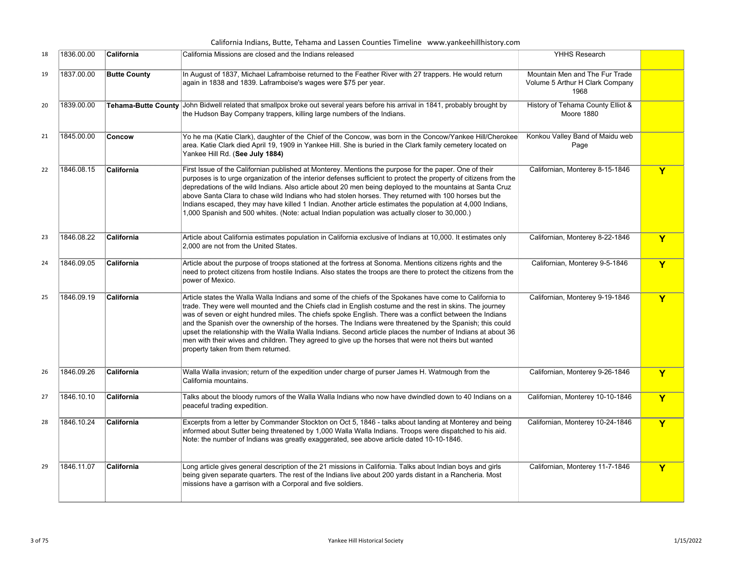| | | | | | |
|---|---|---|---|---|---|
| 18 | 1836.00.00 | **California** | California Missions are closed and the Indians released | YHHS Research | |
| 19 | 1837.00.00 | **Butte County** | In August of 1837, Michael Laframboise returned to the Feather River with 27 trappers. He would return again in 1838 and 1839. Laframboise's wages were $75 per year. | Mountain Men and The Fur Trade Volume 5 Arthur H Clark Company 1968 | |
| 20 | 1839.00.00 | **Tehama-Butte County** | John Bidwell related that smallpox broke out several years before his arrival in 1841, probably brought by the Hudson Bay Company trappers, killing large numbers of the Indians. | History of Tehama County Elliot & Moore 1880 | |
| 21 | 1845.00.00 | **Concow** | Yo he ma (Katie Clark), daughter of the Chief of the Concow, was born in the Concow/Yankee Hill/Cherokee area. Katie Clark died April 19, 1909 in Yankee Hill. She is buried in the Clark family cemetery located on Yankee Hill Rd. (**See July 1884)** | Konkou Valley Band of Maidu web Page | |
| 22 | 1846.08.15 | **California** | First Issue of the Californian published at Monterey. Mentions the purpose for the paper. One of their purposes is to urge organization of the interior defenses sufficient to protect the property of citizens from the depredations of the wild Indians. Also article about 20 men being deployed to the mountains at Santa Cruz above Santa Clara to chase wild Indians who had stolen horses. They returned with 100 horses but the Indians escaped, they may have killed 1 Indian. Another article estimates the population at 4,000 Indians, 1,000 Spanish and 500 whites. (Note: actual Indian population was actually closer to 30,000.) | Californian, Monterey 8-15-1846 | Y |
| 23 | 1846.08.22 | **California** | Article about California estimates population in California exclusive of Indians at 10,000. It estimates only 2,000 are not from the United States. | Californian, Monterey 8-22-1846 | Y |
| 24 | 1846.09.05 | **California** | Article about the purpose of troops stationed at the fortress at Sonoma. Mentions citizens rights and the need to protect citizens from hostile Indians. Also states the troops are there to protect the citizens from the power of Mexico. | Californian, Monterey 9-5-1846 | Y |
| 25 | 1846.09.19 | **California** | Article states the Walla Walla Indians and some of the chiefs of the Spokanes have come to California to trade. They were well mounted and the Chiefs clad in English costume and the rest in skins. The journey was of seven or eight hundred miles. The chiefs spoke English. There was a conflict between the Indians and the Spanish over the ownership of the horses. The Indians were threatened by the Spanish; this could upset the relationship with the Walla Walla Indians. Second article places the number of Indians at about 36 men with their wives and children. They agreed to give up the horses that were not theirs but wanted property taken from them returned. | Californian, Monterey 9-19-1846 | Y |
| 26 | 1846.09.26 | **California** | Walla Walla invasion; return of the expedition under charge of purser James H. Watmough from the California mountains. | Californian, Monterey 9-26-1846 | Y |
| 27 | 1846.10.10 | **California** | Talks about the bloody rumors of the Walla Walla Indians who now have dwindled down to 40 Indians on a peaceful trading expedition. | Californian, Monterey 10-10-1846 | Y |
| 28 | 1846.10.24 | **California** | Excerpts from a letter by Commander Stockton on Oct 5, 1846 - talks about landing at Monterey and being informed about Sutter being threatened by 1,000 Walla Walla Indians. Troops were dispatched to his aid. Note: the number of Indians was greatly exaggerated, see above article dated 10-10-1846. | Californian, Monterey 10-24-1846 | Y |
| 29 | 1846.11.07 | **California** | Long article gives general description of the 21 missions in California. Talks about Indian boys and girls being given separate quarters. The rest of the Indians live about 200 yards distant in a Rancheria. Most missions have a garrison with a Corporal and five soldiers. | Californian, Monterey 11-7-1846 | Y |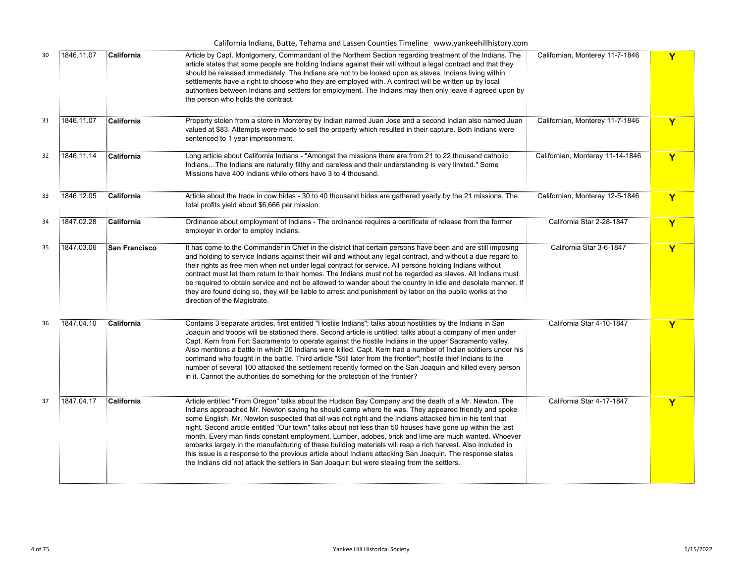| | | | | | |
|---|---|---|---|---|---|
| 30 | 1846.11.07 | **California** | Article by Capt. Montgomery, Commandant of the Northern Section regarding treatment of the Indians. The article states that some people are holding Indians against their will without a legal contract and that they should be released immediately. The Indians are not to be looked upon as slaves. Indians living within settlements have a right to choose who they are employed with. A contract will be written up by local authorities between Indians and settlers for employment. The Indians may then only leave if agreed upon by the person who holds the contract. | Californian, Monterey 11-7-1846 | **Y** |
| 31 | 1846.11.07 | **California** | Property stolen from a store in Monterey by Indian named Juan Jose and a second Indian also named Juan valued at $83. Attempts were made to sell the property which resulted in their capture. Both Indians were sentenced to 1 year imprisonment. | Californian, Monterey 11-7-1846 | **Y** |
| 32 | 1846.11.14 | **California** | Long article about California Indians - "Amongst the missions there are from 21 to 22 thousand catholic Indians…The Indians are naturally filthy and careless and their understanding is very limited." Some Missions have 400 Indians while others have 3 to 4 thousand. | Californian, Monterey 11-14-1846 | **Y** |
| 33 | 1846.12.05 | **California** | Article about the trade in cow hides - 30 to 40 thousand hides are gathered yearly by the 21 missions. The total profits yield about $6,666 per mission. | Californian, Monterey 12-5-1846 | **Y** |
| 34 | 1847.02.28 | **California** | Ordinance about employment of Indians - The ordinance requires a certificate of release from the former employer in order to employ Indians. | California Star 2-28-1847 | **Y** |
| 35 | 1847.03.06 | **San Francisco** | It has come to the Commander in Chief in the district that certain persons have been and are still imposing and holding to service Indians against their will and without any legal contract, and without a due regard to their rights as free men when not under legal contract for service. All persons holding Indians without contract must let them return to their homes. The Indians must not be regarded as slaves. All Indians must be required to obtain service and not be allowed to wander about the country in idle and desolate manner. If they are found doing so, they will be liable to arrest and punishment by labor on the public works at the direction of the Magistrate. | California Star 3-6-1847 | **Y** |
| 36 | 1847.04.10 | **California** | Contains 3 separate articles, first entitled "Hostile Indians"; talks about hostilities by the Indians in San Joaquin and troops will be stationed there. Second article is untitled; talks about a company of men under Capt. Kern from Fort Sacramento to operate against the hostile Indians in the upper Sacramento valley. Also mentions a battle in which 20 Indians were killed. Capt. Kern had a number of Indian soldiers under his command who fought in the battle. Third article "Still later from the frontier"; hostile thief Indians to the number of several 100 attacked the settlement recently formed on the San Joaquin and killed every person in it. Cannot the authorities do something for the protection of the frontier? | California Star 4-10-1847 | **Y** |
| 37 | 1847.04.17 | **California** | Article entitled "From Oregon" talks about the Hudson Bay Company and the death of a Mr. Newton. The Indians approached Mr. Newton saying he should camp where he was. They appeared friendly and spoke some English. Mr. Newton suspected that all was not right and the Indians attacked him in his tent that night. Second article entitled "Our town" talks about not less than 50 houses have gone up within the last month. Every man finds constant employment. Lumber, adobes, brick and lime are much wanted. Whoever embarks largely in the manufacturing of these building materials will reap a rich harvest. Also included in this issue is a response to the previous article about Indians attacking San Joaquin. The response states the Indians did not attack the settlers in San Joaquin but were stealing from the settlers. | California Star 4-17-1847 | **Y** |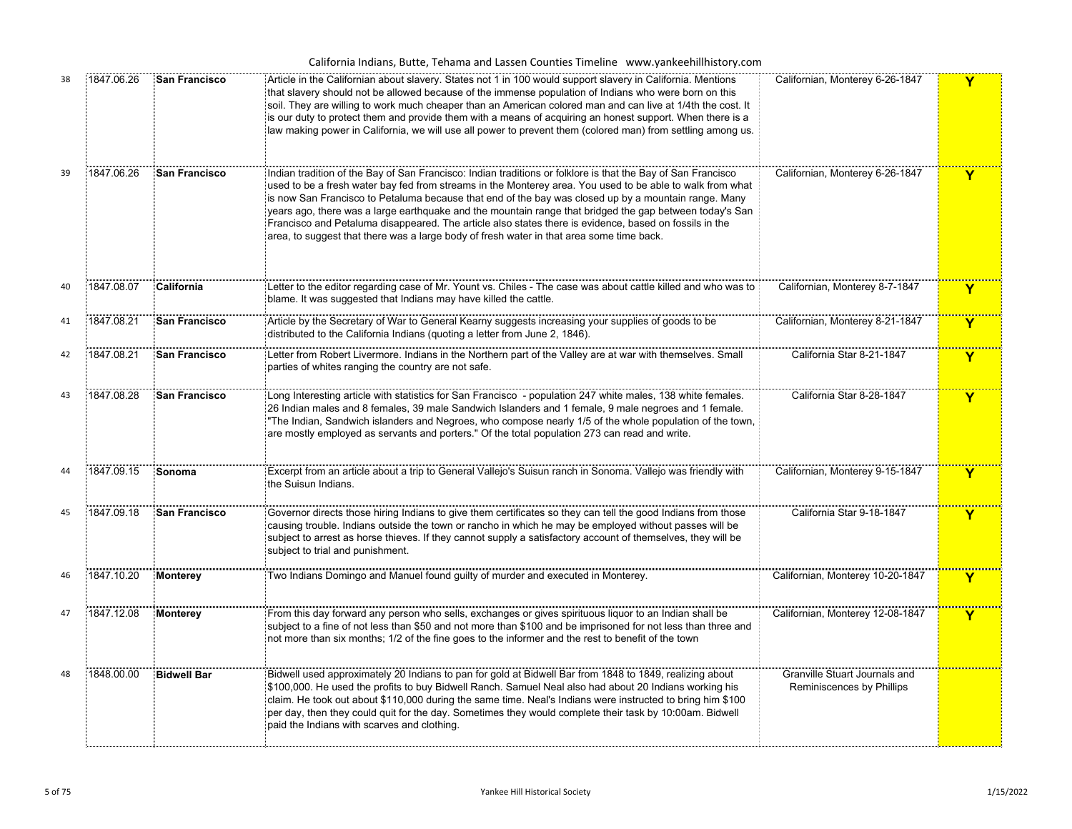| | | | | | |
|---|---|---|---|---|---|
| 38 | 1847.06.26 | **San Francisco** | Article in the Californian about slavery. States not 1 in 100 would support slavery in California. Mentions that slavery should not be allowed because of the immense population of Indians who were born on this soil. They are willing to work much cheaper than an American colored man and can live at 1/4th the cost. It is our duty to protect them and provide them with a means of acquiring an honest support. When there is a law making power in California, we will use all power to prevent them (colored man) from settling among us. | Californian, Monterey 6-26-1847 | **Y** |
| 39 | 1847.06.26 | **San Francisco** | Indian tradition of the Bay of San Francisco: Indian traditions or folklore is that the Bay of San Francisco used to be a fresh water bay fed from streams in the Monterey area. You used to be able to walk from what is now San Francisco to Petaluma because that end of the bay was closed up by a mountain range. Many years ago, there was a large earthquake and the mountain range that bridged the gap between today's San Francisco and Petaluma disappeared. The article also states there is evidence, based on fossils in the area, to suggest that there was a large body of fresh water in that area some time back. | Californian, Monterey 6-26-1847 | **Y** |
| 40 | 1847.08.07 | **California** | Letter to the editor regarding case of Mr. Yount vs. Chiles - The case was about cattle killed and who was to blame. It was suggested that Indians may have killed the cattle. | Californian, Monterey 8-7-1847 | **Y** |
| 41 | 1847.08.21 | **San Francisco** | Article by the Secretary of War to General Kearny suggests increasing your supplies of goods to be distributed to the California Indians (quoting a letter from June 2, 1846). | Californian, Monterey 8-21-1847 | **Y** |
| 42 | 1847.08.21 | **San Francisco** | Letter from Robert Livermore. Indians in the Northern part of the Valley are at war with themselves. Small parties of whites ranging the country are not safe. | California Star 8-21-1847 | **Y** |
| 43 | 1847.08.28 | **San Francisco** | Long Interesting article with statistics for San Francisco - population 247 white males, 138 white females. 26 Indian males and 8 females, 39 male Sandwich Islanders and 1 female, 9 male negroes and 1 female. "The Indian, Sandwich islanders and Negroes, who compose nearly 1/5 of the whole population of the town, are mostly employed as servants and porters." Of the total population 273 can read and write. | California Star 8-28-1847 | **Y** |
| 44 | 1847.09.15 | **Sonoma** | Excerpt from an article about a trip to General Vallejo's Suisun ranch in Sonoma. Vallejo was friendly with the Suisun Indians. | Californian, Monterey 9-15-1847 | **Y** |
| 45 | 1847.09.18 | **San Francisco** | Governor directs those hiring Indians to give them certificates so they can tell the good Indians from those causing trouble. Indians outside the town or rancho in which he may be employed without passes will be subject to arrest as horse thieves. If they cannot supply a satisfactory account of themselves, they will be subject to trial and punishment. | California Star 9-18-1847 | **Y** |
| 46 | 1847.10.20 | **Monterey** | Two Indians Domingo and Manuel found guilty of murder and executed in Monterey. | Californian, Monterey 10-20-1847 | **Y** |
| 47 | 1847.12.08 | **Monterey** | From this day forward any person who sells, exchanges or gives spirituous liquor to an Indian shall be subject to a fine of not less than $50 and not more than $100 and be imprisoned for not less than three and not more than six months; 1/2 of the fine goes to the informer and the rest to benefit of the town | Californian, Monterey 12-08-1847 | **Y** |
| 48 | 1848.00.00 | **Bidwell Bar** | Bidwell used approximately 20 Indians to pan for gold at Bidwell Bar from 1848 to 1849, realizing about $100,000. He used the profits to buy Bidwell Ranch. Samuel Neal also had about 20 Indians working his claim. He took out about $110,000 during the same time. Neal's Indians were instructed to bring him $100 per day, then they could quit for the day. Sometimes they would complete their task by 10:00am. Bidwell paid the Indians with scarves and clothing. | Granville Stuart Journals and Reminiscences by Phillips | |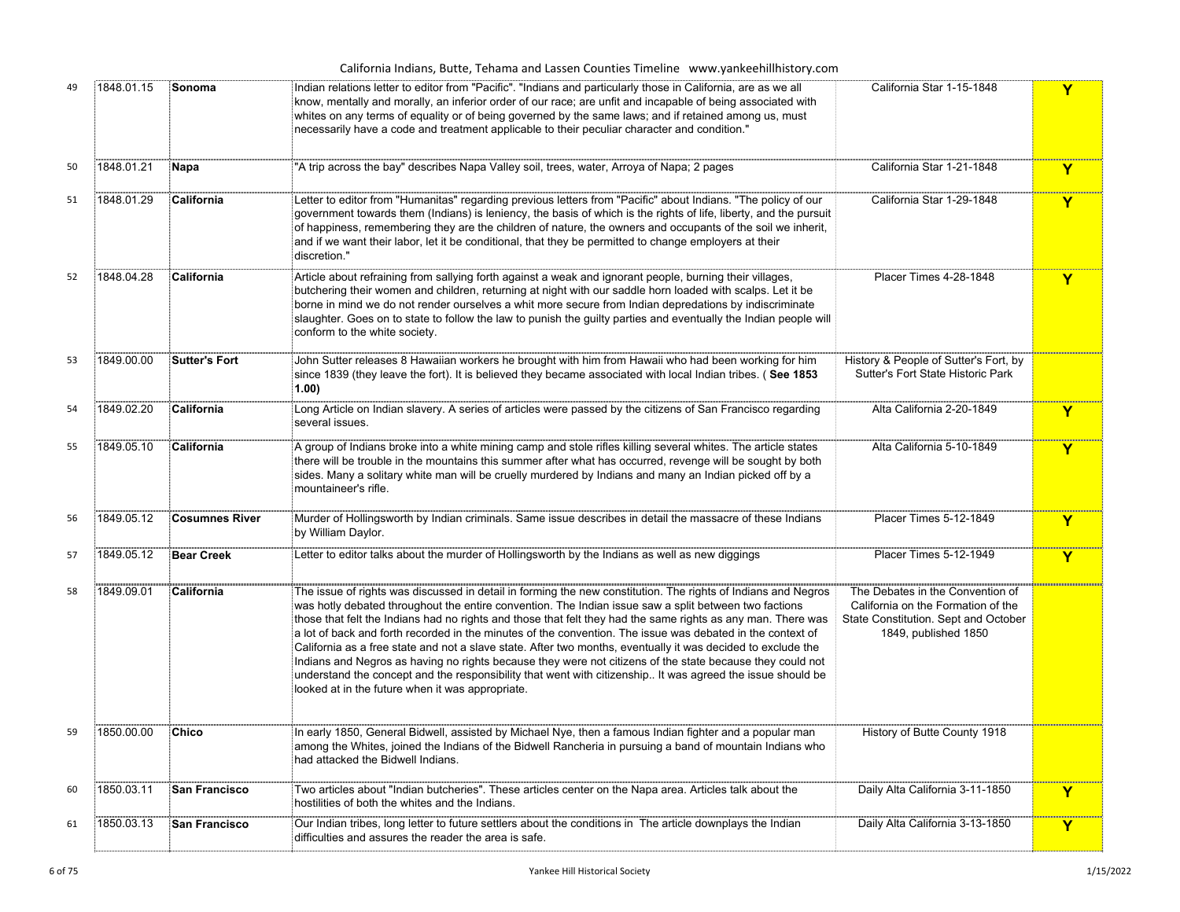| | | | | | |
|---|---|---|---|---|---|
| 49 | 1848.01.15 | **Sonoma** | Indian relations letter to editor from "Pacific". "Indians and particularly those in California, are as we all know, mentally and morally, an inferior order of our race; are unfit and incapable of being associated with whites on any terms of equality or of being governed by the same laws; and if retained among us, must necessarily have a code and treatment applicable to their peculiar character and condition." | California Star 1-15-1848 | **Y** |
| 50 | 1848.01.21 | **Napa** | "A trip across the bay" describes Napa Valley soil, trees, water, Arroya of Napa; 2 pages | California Star 1-21-1848 | **Y** |
| 51 | 1848.01.29 | **California** | Letter to editor from "Humanitas" regarding previous letters from "Pacific" about Indians. "The policy of our government towards them (Indians) is leniency, the basis of which is the rights of life, liberty, and the pursuit of happiness, remembering they are the children of nature, the owners and occupants of the soil we inherit, and if we want their labor, let it be conditional, that they be permitted to change employers at their discretion." | California Star 1-29-1848 | **Y** |
| 52 | 1848.04.28 | **California** | Article about refraining from sallying forth against a weak and ignorant people, burning their villages, butchering their women and children, returning at night with our saddle horn loaded with scalps. Let it be borne in mind we do not render ourselves a whit more secure from Indian depredations by indiscriminate slaughter. Goes on to state to follow the law to punish the guilty parties and eventually the Indian people will conform to the white society. | Placer Times 4-28-1848 | **Y** |
| 53 | 1849.00.00 | **Sutter's Fort** | John Sutter releases 8 Hawaiian workers he brought with him from Hawaii who had been working for him since 1839 (they leave the fort). It is believed they became associated with local Indian tribes. ( **See 1853 1.00)** | History & People of Sutter's Fort, by Sutter's Fort State Historic Park | |
| 54 | 1849.02.20 | **California** | Long Article on Indian slavery. A series of articles were passed by the citizens of San Francisco regarding several issues. | Alta California 2-20-1849 | **Y** |
| 55 | 1849.05.10 | **California** | A group of Indians broke into a white mining camp and stole rifles killing several whites. The article states there will be trouble in the mountains this summer after what has occurred, revenge will be sought by both sides. Many a solitary white man will be cruelly murdered by Indians and many an Indian picked off by a mountaineer's rifle. | Alta California 5-10-1849 | **Y** |
| 56 | 1849.05.12 | **Cosumnes River** | Murder of Hollingsworth by Indian criminals. Same issue describes in detail the massacre of these Indians by William Daylor. | Placer Times 5-12-1849 | **Y** |
| 57 | 1849.05.12 | **Bear Creek** | Letter to editor talks about the murder of Hollingsworth by the Indians as well as new diggings | Placer Times 5-12-1949 | **Y** |
| 58 | 1849.09.01 | **California** | The issue of rights was discussed in detail in forming the new constitution. The rights of Indians and Negros was hotly debated throughout the entire convention. The Indian issue saw a split between two factions those that felt the Indians had no rights and those that felt they had the same rights as any man. There was a lot of back and forth recorded in the minutes of the convention. The issue was debated in the context of California as a free state and not a slave state. After two months, eventually it was decided to exclude the Indians and Negros as having no rights because they were not citizens of the state because they could not understand the concept and the responsibility that went with citizenship.. It was agreed the issue should be looked at in the future when it was appropriate. | The Debates in the Convention of California on the Formation of the State Constitution. Sept and October 1849, published 1850 | |
| 59 | 1850.00.00 | **Chico** | In early 1850, General Bidwell, assisted by Michael Nye, then a famous Indian fighter and a popular man among the Whites, joined the Indians of the Bidwell Rancheria in pursuing a band of mountain Indians who had attacked the Bidwell Indians. | History of Butte County 1918 | |
| 60 | 1850.03.11 | **San Francisco** | Two articles about "Indian butcheries". These articles center on the Napa area. Articles talk about the hostilities of both the whites and the Indians. | Daily Alta California 3-11-1850 | **Y** |
| 61 | 1850.03.13 | **San Francisco** | Our Indian tribes, long letter to future settlers about the conditions in The article downplays the Indian difficulties and assures the reader the area is safe. | Daily Alta California 3-13-1850 | **Y** |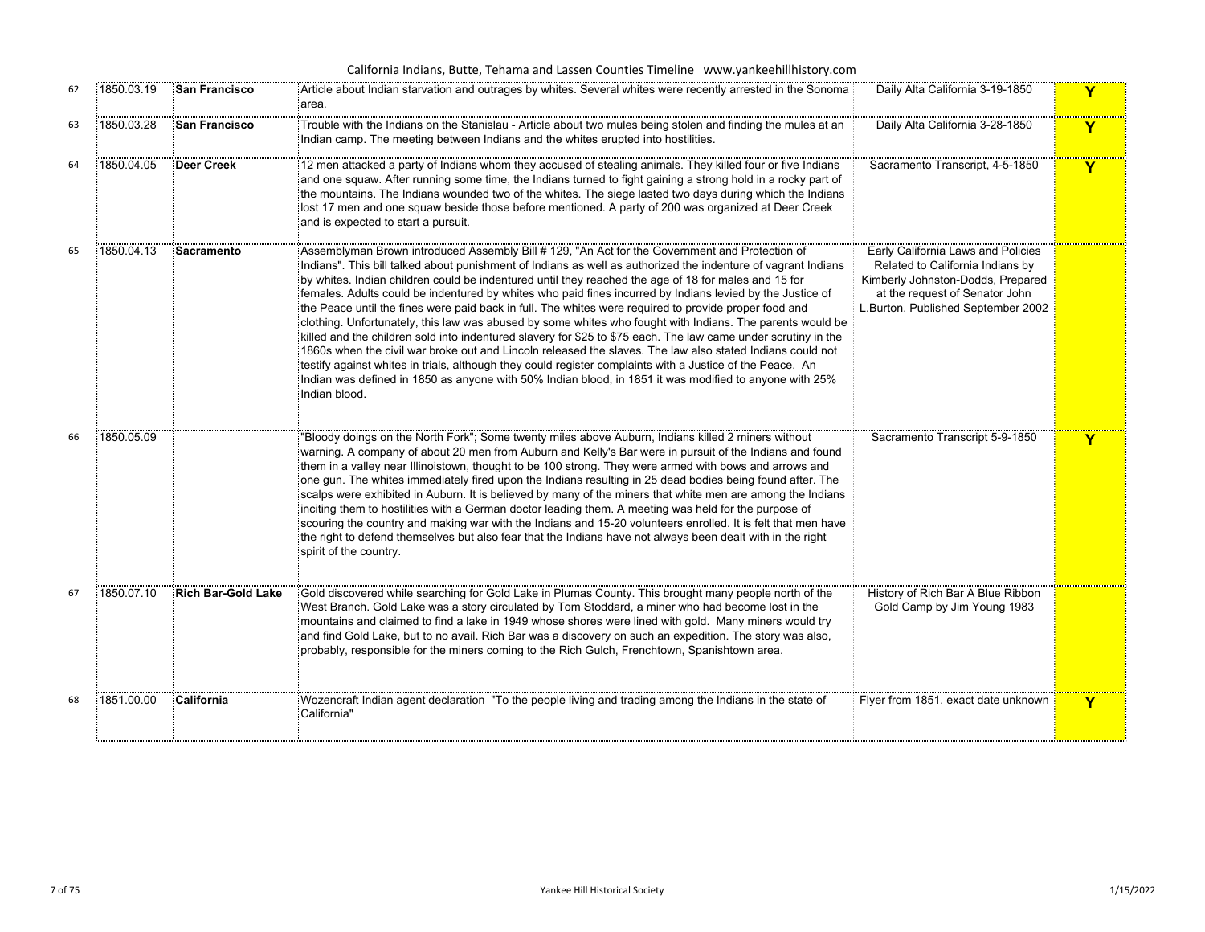| 62 | 1850.03.19 | **San Francisco** | Article about Indian starvation and outrages by whites. Several whites were recently arrested in the Sonoma area. | Daily Alta California 3-19-1850 | Y |
|---|---|---|---|---|---|
| 63 | 1850.03.28 | **San Francisco** | Trouble with the Indians on the Stanislau - Article about two mules being stolen and finding the mules at an Indian camp. The meeting between Indians and the whites erupted into hostilities. | Daily Alta California 3-28-1850 | Y |
| 64 | 1850.04.05 | **Deer Creek** | 12 men attacked a party of Indians whom they accused of stealing animals. They killed four or five Indians and one squaw. After running some time, the Indians turned to fight gaining a strong hold in a rocky part of the mountains. The Indians wounded two of the whites. The siege lasted two days during which the Indians lost 17 men and one squaw beside those before mentioned. A party of 200 was organized at Deer Creek and is expected to start a pursuit. | Sacramento Transcript, 4-5-1850 | Y |
| 65 | 1850.04.13 | **Sacramento** | Assemblyman Brown introduced Assembly Bill # 129, "An Act for the Government and Protection of Indians". This bill talked about punishment of Indians as well as authorized the indenture of vagrant Indians by whites. Indian children could be indentured until they reached the age of 18 for males and 15 for females. Adults could be indentured by whites who paid fines incurred by Indians levied by the Justice of the Peace until the fines were paid back in full. The whites were required to provide proper food and clothing. Unfortunately, this law was abused by some whites who fought with Indians. The parents would be killed and the children sold into indentured slavery for $25 to $75 each. The law came under scrutiny in the 1860s when the civil war broke out and Lincoln released the slaves. The law also stated Indians could not testify against whites in trials, although they could register complaints with a Justice of the Peace. An Indian was defined in 1850 as anyone with 50% Indian blood, in 1851 it was modified to anyone with 25% Indian blood. | Early California Laws and Policies Related to California Indians by Kimberly Johnston-Dodds, Prepared at the request of Senator John L.Burton. Published September 2002 | |
| 66 | 1850.05.09 | | "Bloody doings on the North Fork"; Some twenty miles above Auburn, Indians killed 2 miners without warning. A company of about 20 men from Auburn and Kelly's Bar were in pursuit of the Indians and found them in a valley near Illinoistown, thought to be 100 strong. They were armed with bows and arrows and one gun. The whites immediately fired upon the Indians resulting in 25 dead bodies being found after. The scalps were exhibited in Auburn. It is believed by many of the miners that white men are among the Indians inciting them to hostilities with a German doctor leading them. A meeting was held for the purpose of scouring the country and making war with the Indians and 15-20 volunteers enrolled. It is felt that men have the right to defend themselves but also fear that the Indians have not always been dealt with in the right spirit of the country. | Sacramento Transcript 5-9-1850 | Y |
| 67 | 1850.07.10 | **Rich Bar-Gold Lake** | Gold discovered while searching for Gold Lake in Plumas County. This brought many people north of the West Branch. Gold Lake was a story circulated by Tom Stoddard, a miner who had become lost in the mountains and claimed to find a lake in 1949 whose shores were lined with gold. Many miners would try and find Gold Lake, but to no avail. Rich Bar was a discovery on such an expedition. The story was also, probably, responsible for the miners coming to the Rich Gulch, Frenchtown, Spanishtown area. | History of Rich Bar A Blue Ribbon Gold Camp by Jim Young 1983 | |
| 68 | 1851.00.00 | **California** | Wozencraft Indian agent declaration "To the people living and trading among the Indians in the state of California" | Flyer from 1851, exact date unknown | Y |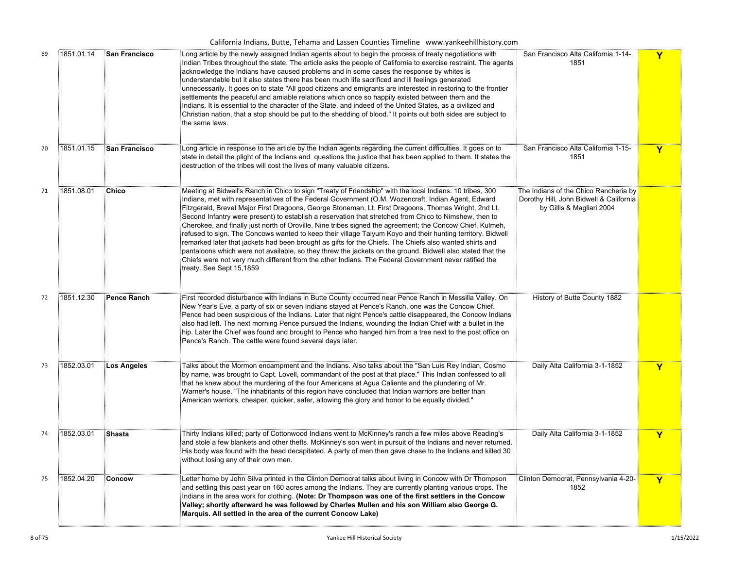| | | | | | |
|---|---|---|---|---|---|
| 69 | 1851.01.14 | **San Francisco** | Long article by the newly assigned Indian agents about to begin the process of treaty negotiations with Indian Tribes throughout the state. The article asks the people of California to exercise restraint. The agents acknowledge the Indians have caused problems and in some cases the response by whites is understandable but it also states there has been much life sacrificed and ill feelings generated unnecessarily. It goes on to state "All good citizens and emigrants are interested in restoring to the frontier settlements the peaceful and amiable relations which once so happily existed between them and the Indians. It is essential to the character of the State, and indeed of the United States, as a civilized and Christian nation, that a stop should be put to the shedding of blood." It points out both sides are subject to the same laws. | San Francisco Alta California 1-14-1851 | Y |
| 70 | 1851.01.15 | **San Francisco** | Long article in response to the article by the Indian agents regarding the current difficulties. It goes on to state in detail the plight of the Indians and questions the justice that has been applied to them. It states the destruction of the tribes will cost the lives of many valuable citizens. | San Francisco Alta California 1-15-1851 | Y |
| 71 | 1851.08.01 | **Chico** | Meeting at Bidwell's Ranch in Chico to sign "Treaty of Friendship" with the local Indians. 10 tribes, 300 Indians, met with representatives of the Federal Government (O.M. Wozencraft, Indian Agent, Edward Fitzgerald, Brevet Major First Dragoons, George Stoneman, Lt. First Dragoons, Thomas Wright, 2nd Lt. Second Infantry were present) to establish a reservation that stretched from Chico to Nimshew, then to Cherokee, and finally just north of Oroville. Nine tribes signed the agreement; the Concow Chief, Kulmeh, refused to sign. The Concows wanted to keep their village Taiyum Koyo and their hunting territory. Bidwell remarked later that jackets had been brought as gifts for the Chiefs. The Chiefs also wanted shirts and pantaloons which were not available, so they threw the jackets on the ground. Bidwell also stated that the Chiefs were not very much different from the other Indians. The Federal Government never ratified the treaty. See Sept 15,1859 | The Indians of the Chico Rancheria by Dorothy Hill, John Bidwell & California by Gillis & Magliari 2004 | |
| 72 | 1851.12.30 | **Pence Ranch** | First recorded disturbance with Indians in Butte County occurred near Pence Ranch in Messilla Valley. On New Year's Eve, a party of six or seven Indians stayed at Pence's Ranch, one was the Concow Chief. Pence had been suspicious of the Indians. Later that night Pence's cattle disappeared, the Concow Indians also had left. The next morning Pence pursued the Indians, wounding the Indian Chief with a bullet in the hip. Later the Chief was found and brought to Pence who hanged him from a tree next to the post office on Pence's Ranch. The cattle were found several days later. | History of Butte County 1882 | |
| 73 | 1852.03.01 | **Los Angeles** | Talks about the Mormon encampment and the Indians. Also talks about the "San Luis Rey Indian, Cosmo by name, was brought to Capt. Lovell, commandant of the post at that place." This Indian confessed to all that he knew about the murdering of the four Americans at Agua Caliente and the plundering of Mr. Warner's house. "The inhabitants of this region have concluded that Indian warriors are better than American warriors, cheaper, quicker, safer, allowing the glory and honor to be equally divided." | Daily Alta California 3-1-1852 | Y |
| 74 | 1852.03.01 | **Shasta** | Thirty Indians killed; party of Cottonwood Indians went to McKinney's ranch a few miles above Reading's and stole a few blankets and other thefts. McKinney's son went in pursuit of the Indians and never returned. His body was found with the head decapitated. A party of men then gave chase to the Indians and killed 30 without losing any of their own men. | Daily Alta California 3-1-1852 | Y |
| 75 | 1852.04.20 | **Concow** | Letter home by John Silva printed in the Clinton Democrat talks about living in Concow with Dr Thompson and settling this past year on 160 acres among the Indians. They are currently planting various crops. The Indians in the area work for clothing. **(Note: Dr Thompson was one of the first settlers in the Concow Valley; shortly afterward he was followed by Charles Mullen and his son William also George G. Marquis. All settled in the area of the current Concow Lake)** | Clinton Democrat, Pennsylvania 4-20-1852 | Y |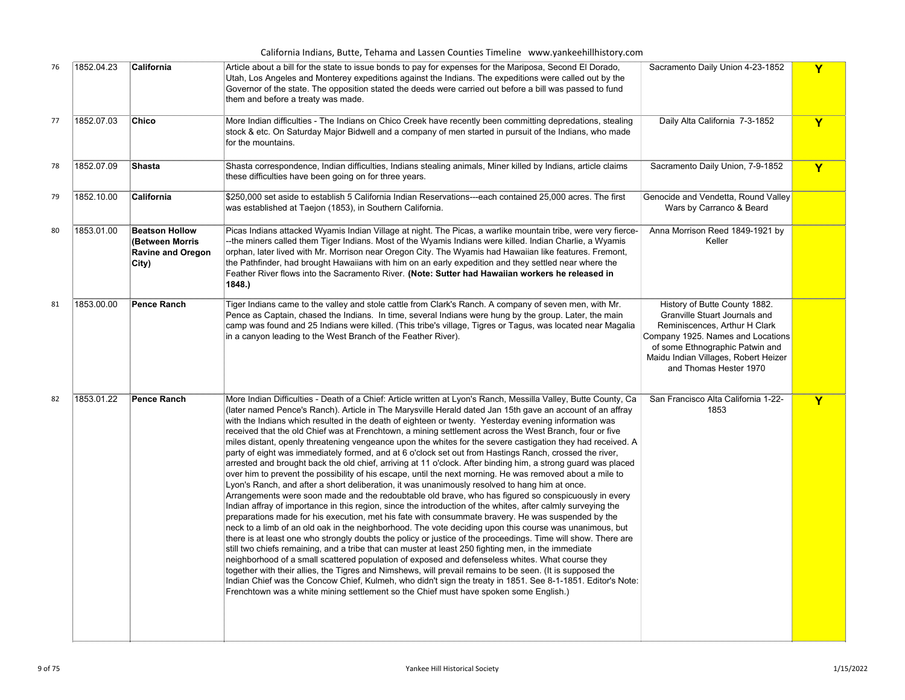| | | | | | |
|---|---|---|---|---|---|
| 76 | 1852.04.23 | **California** | Article about a bill for the state to issue bonds to pay for expenses for the Mariposa, Second El Dorado, Utah, Los Angeles and Monterey expeditions against the Indians. The expeditions were called out by the Governor of the state. The opposition stated the deeds were carried out before a bill was passed to fund them and before a treaty was made. | Sacramento Daily Union 4-23-1852 | **Y** |
| 77 | 1852.07.03 | **Chico** | More Indian difficulties - The Indians on Chico Creek have recently been committing depredations, stealing stock & etc. On Saturday Major Bidwell and a company of men started in pursuit of the Indians, who made for the mountains. | Daily Alta California 7-3-1852 | **Y** |
| 78 | 1852.07.09 | **Shasta** | Shasta correspondence, Indian difficulties, Indians stealing animals, Miner killed by Indians, article claims these difficulties have been going on for three years. | Sacramento Daily Union, 7-9-1852 | **Y** |
| 79 | 1852.10.00 | **California** | $250,000 set aside to establish 5 California Indian Reservations---each contained 25,000 acres. The first was established at Taejon (1853), in Southern California. | Genocide and Vendetta, Round Valley Wars by Carranco & Beard | |
| 80 | 1853.01.00 | **Beatson Hollow (Between Morris Ravine and Oregon City)** | Picas Indians attacked Wyamis Indian Village at night. The Picas, a warlike mountain tribe, were very fierce---the miners called them Tiger Indians. Most of the Wyamis Indians were killed. Indian Charlie, a Wyamis orphan, later lived with Mr. Morrison near Oregon City. The Wyamis had Hawaiian like features. Fremont, the Pathfinder, had brought Hawaiians with him on an early expedition and they settled near where the Feather River flows into the Sacramento River. **(Note: Sutter had Hawaiian workers he released in 1848.)** | Anna Morrison Reed 1849-1921 by Keller | |
| 81 | 1853.00.00 | **Pence Ranch** | Tiger Indians came to the valley and stole cattle from Clark's Ranch. A company of seven men, with Mr. Pence as Captain, chased the Indians. In time, several Indians were hung by the group. Later, the main camp was found and 25 Indians were killed. (This tribe's village, Tigres or Tagus, was located near Magalia in a canyon leading to the West Branch of the Feather River). | History of Butte County 1882. Granville Stuart Journals and Reminiscences, Arthur H Clark Company 1925. Names and Locations of some Ethnographic Patwin and Maidu Indian Villages, Robert Heizer and Thomas Hester 1970 | |
| 82 | 1853.01.22 | **Pence Ranch** | More Indian Difficulties - Death of a Chief: Article written at Lyon's Ranch, Messilla Valley, Butte County, Ca (later named Pence's Ranch). Article in The Marysville Herald dated Jan 15th gave an account of an affray with the Indians which resulted in the death of eighteen or twenty. Yesterday evening information was received that the old Chief was at Frenchtown, a mining settlement across the West Branch, four or five miles distant, openly threatening vengeance upon the whites for the severe castigation they had received. A party of eight was immediately formed, and at 6 o'clock set out from Hastings Ranch, crossed the river, arrested and brought back the old chief, arriving at 11 o'clock. After binding him, a strong guard was placed over him to prevent the possibility of his escape, until the next morning. He was removed about a mile to Lyon's Ranch, and after a short deliberation, it was unanimously resolved to hang him at once. Arrangements were soon made and the redoubtable old brave, who has figured so conspicuously in every Indian affray of importance in this region, since the introduction of the whites, after calmly surveying the preparations made for his execution, met his fate with consummate bravery. He was suspended by the neck to a limb of an old oak in the neighborhood. The vote deciding upon this course was unanimous, but there is at least one who strongly doubts the policy or justice of the proceedings. Time will show. There are still two chiefs remaining, and a tribe that can muster at least 250 fighting men, in the immediate neighborhood of a small scattered population of exposed and defenseless whites. What course they together with their allies, the Tigres and Nimshews, will prevail remains to be seen. (It is supposed the Indian Chief was the Concow Chief, Kulmeh, who didn't sign the treaty in 1851. See 8-1-1851. Editor's Note: Frenchtown was a white mining settlement so the Chief must have spoken some English.) | San Francisco Alta California 1-22-1853 | **Y** |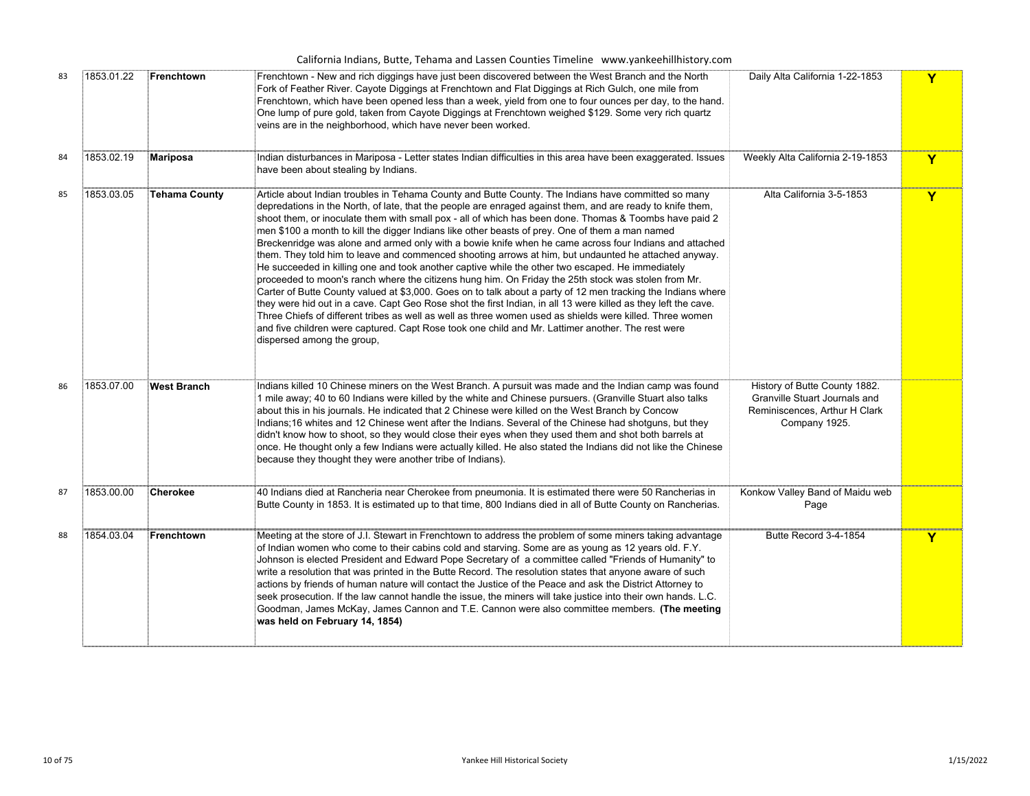| 83 | 1853.01.22 | **Frenchtown** | Frenchtown - New and rich diggings have just been discovered between the West Branch and the North Fork of Feather River. Cayote Diggings at Frenchtown and Flat Diggings at Rich Gulch, one mile from Frenchtown, which have been opened less than a week, yield from one to four ounces per day, to the hand. One lump of pure gold, taken from Cayote Diggings at Frenchtown weighed $129. Some very rich quartz veins are in the neighborhood, which have never been worked. | Daily Alta California 1-22-1853 | Y |
|---|---|---|---|---|---|
| 84 | 1853.02.19 | **Mariposa** | Indian disturbances in Mariposa - Letter states Indian difficulties in this area have been exaggerated. Issues have been about stealing by Indians. | Weekly Alta California 2-19-1853 | Y |
| 85 | 1853.03.05 | **Tehama County** | Article about Indian troubles in Tehama County and Butte County. The Indians have committed so many depredations in the North, of late, that the people are enraged against them, and are ready to knife them, shoot them, or inoculate them with small pox - all of which has been done. Thomas & Toombs have paid 2 men $100 a month to kill the digger Indians like other beasts of prey. One of them a man named Breckenridge was alone and armed only with a bowie knife when he came across four Indians and attached them. They told him to leave and commenced shooting arrows at him, but undaunted he attached anyway. He succeeded in killing one and took another captive while the other two escaped. He immediately proceeded to moon's ranch where the citizens hung him. On Friday the 25th stock was stolen from Mr. Carter of Butte County valued at $3,000. Goes on to talk about a party of 12 men tracking the Indians where they were hid out in a cave. Capt Geo Rose shot the first Indian, in all 13 were killed as they left the cave. Three Chiefs of different tribes as well as well as three women used as shields were killed. Three women and five children were captured. Capt Rose took one child and Mr. Lattimer another. The rest were dispersed among the group, | Alta California 3-5-1853 | Y |
| 86 | 1853.07.00 | **West Branch** | Indians killed 10 Chinese miners on the West Branch. A pursuit was made and the Indian camp was found 1 mile away; 40 to 60 Indians were killed by the white and Chinese pursuers. (Granville Stuart also talks about this in his journals. He indicated that 2 Chinese were killed on the West Branch by Concow Indians;16 whites and 12 Chinese went after the Indians. Several of the Chinese had shotguns, but they didn't know how to shoot, so they would close their eyes when they used them and shot both barrels at once. He thought only a few Indians were actually killed. He also stated the Indians did not like the Chinese because they thought they were another tribe of Indians). | History of Butte County 1882. Granville Stuart Journals and Reminiscences, Arthur H Clark Company 1925. | |
| 87 | 1853.00.00 | **Cherokee** | 40 Indians died at Rancheria near Cherokee from pneumonia. It is estimated there were 50 Rancherias in Butte County in 1853. It is estimated up to that time, 800 Indians died in all of Butte County on Rancherias. | Konkow Valley Band of Maidu web Page | |
| 88 | 1854.03.04 | **Frenchtown** | Meeting at the store of J.I. Stewart in Frenchtown to address the problem of some miners taking advantage of Indian women who come to their cabins cold and starving. Some are as young as 12 years old. F.Y. Johnson is elected President and Edward Pope Secretary of a committee called "Friends of Humanity" to write a resolution that was printed in the Butte Record. The resolution states that anyone aware of such actions by friends of human nature will contact the Justice of the Peace and ask the District Attorney to seek prosecution. If the law cannot handle the issue, the miners will take justice into their own hands. L.C. Goodman, James McKay, James Cannon and T.E. Cannon were also committee members. **(The meeting was held on February 14, 1854)** | Butte Record 3-4-1854 | Y |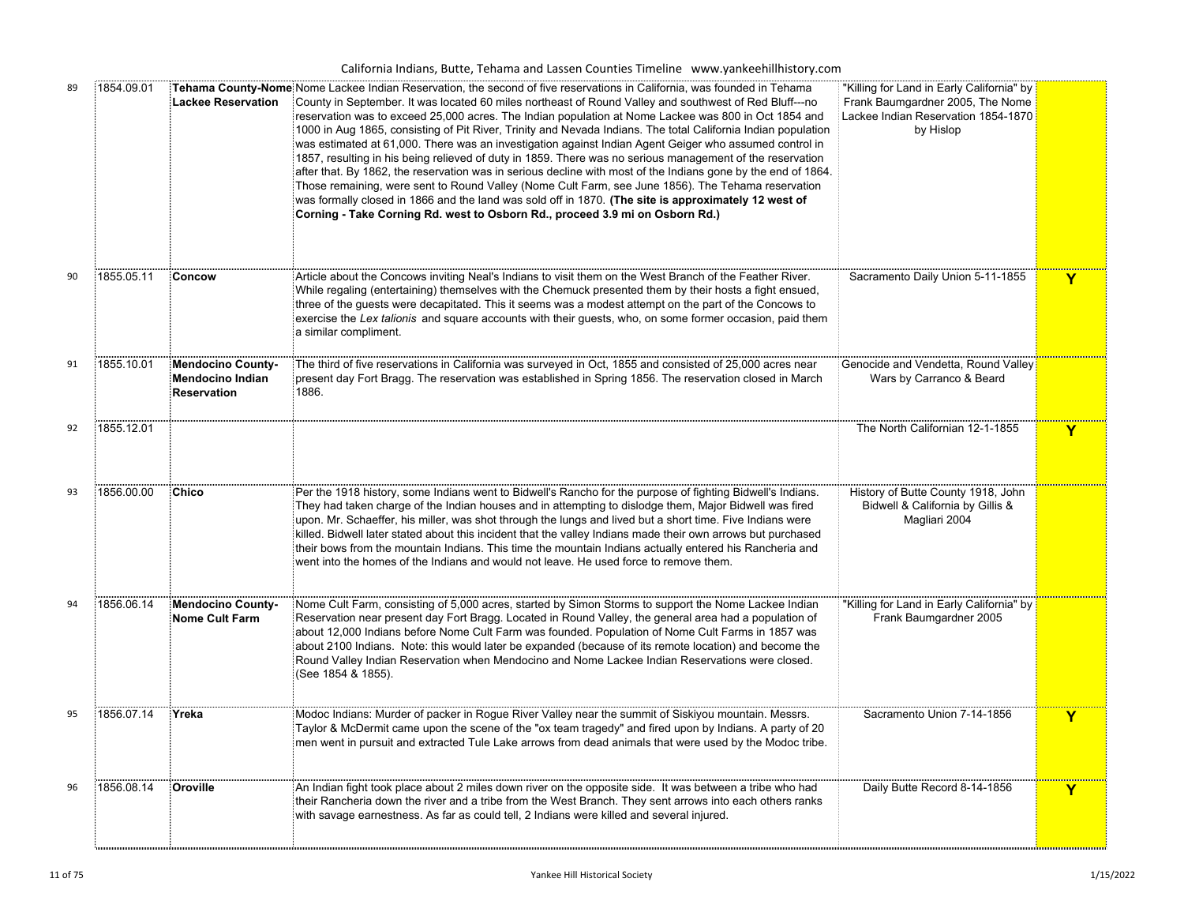| | | | | | |
|---|---|---|---|---|---|
| 89 | 1854.09.01 | **Tehama County-Nome Lackee Reservation** | Nome Lackee Indian Reservation, the second of five reservations in California, was founded in Tehama County in September. It was located 60 miles northeast of Round Valley and southwest of Red Bluff---no reservation was to exceed 25,000 acres. The Indian population at Nome Lackee was 800 in Oct 1854 and 1000 in Aug 1865, consisting of Pit River, Trinity and Nevada Indians. The total California Indian population was estimated at 61,000. There was an investigation against Indian Agent Geiger who assumed control in 1857, resulting in his being relieved of duty in 1859. There was no serious management of the reservation after that. By 1862, the reservation was in serious decline with most of the Indians gone by the end of 1864. Those remaining, were sent to Round Valley (Nome Cult Farm, see June 1856). The Tehama reservation was formally closed in 1866 and the land was sold off in 1870. **(The site is approximately 12 west of Corning - Take Corning Rd. west to Osborn Rd., proceed 3.9 mi on Osborn Rd.)** | "Killing for Land in Early California" by Frank Baumgardner 2005, The Nome Lackee Indian Reservation 1854-1870 by Hislop | |
| 90 | 1855.05.11 | **Concow** | Article about the Concows inviting Neal's Indians to visit them on the West Branch of the Feather River. While regaling (entertaining) themselves with the Chemuck presented them by their hosts a fight ensued, three of the guests were decapitated. This it seems was a modest attempt on the part of the Concows to exercise the *Lex talionis* and square accounts with their guests, who, on some former occasion, paid them a similar compliment. | Sacramento Daily Union 5-11-1855 | Y |
| 91 | 1855.10.01 | **Mendocino County-Mendocino Indian Reservation** | The third of five reservations in California was surveyed in Oct, 1855 and consisted of 25,000 acres near present day Fort Bragg. The reservation was established in Spring 1856. The reservation closed in March 1886. | Genocide and Vendetta, Round Valley Wars by Carranco & Beard | |
| 92 | 1855.12.01 | | | The North Californian 12-1-1855 | Y |
| 93 | 1856.00.00 | **Chico** | Per the 1918 history, some Indians went to Bidwell's Rancho for the purpose of fighting Bidwell's Indians. They had taken charge of the Indian houses and in attempting to dislodge them, Major Bidwell was fired upon. Mr. Schaeffer, his miller, was shot through the lungs and lived but a short time. Five Indians were killed. Bidwell later stated about this incident that the valley Indians made their own arrows but purchased their bows from the mountain Indians. This time the mountain Indians actually entered his Rancheria and went into the homes of the Indians and would not leave. He used force to remove them. | History of Butte County 1918, John Bidwell & California by Gillis & Magliari 2004 | |
| 94 | 1856.06.14 | **Mendocino County-Nome Cult Farm** | Nome Cult Farm, consisting of 5,000 acres, started by Simon Storms to support the Nome Lackee Indian Reservation near present day Fort Bragg. Located in Round Valley, the general area had a population of about 12,000 Indians before Nome Cult Farm was founded. Population of Nome Cult Farms in 1857 was about 2100 Indians. Note: this would later be expanded (because of its remote location) and become the Round Valley Indian Reservation when Mendocino and Nome Lackee Indian Reservations were closed. (See 1854 & 1855). | "Killing for Land in Early California" by Frank Baumgardner 2005 | |
| 95 | 1856.07.14 | **Yreka** | Modoc Indians: Murder of packer in Rogue River Valley near the summit of Siskiyou mountain. Messrs. Taylor & McDermit came upon the scene of the "ox team tragedy" and fired upon by Indians. A party of 20 men went in pursuit and extracted Tule Lake arrows from dead animals that were used by the Modoc tribe. | Sacramento Union 7-14-1856 | Y |
| 96 | 1856.08.14 | **Oroville** | An Indian fight took place about 2 miles down river on the opposite side. It was between a tribe who had their Rancheria down the river and a tribe from the West Branch. They sent arrows into each others ranks with savage earnestness. As far as could tell, 2 Indians were killed and several injured. | Daily Butte Record 8-14-1856 | Y |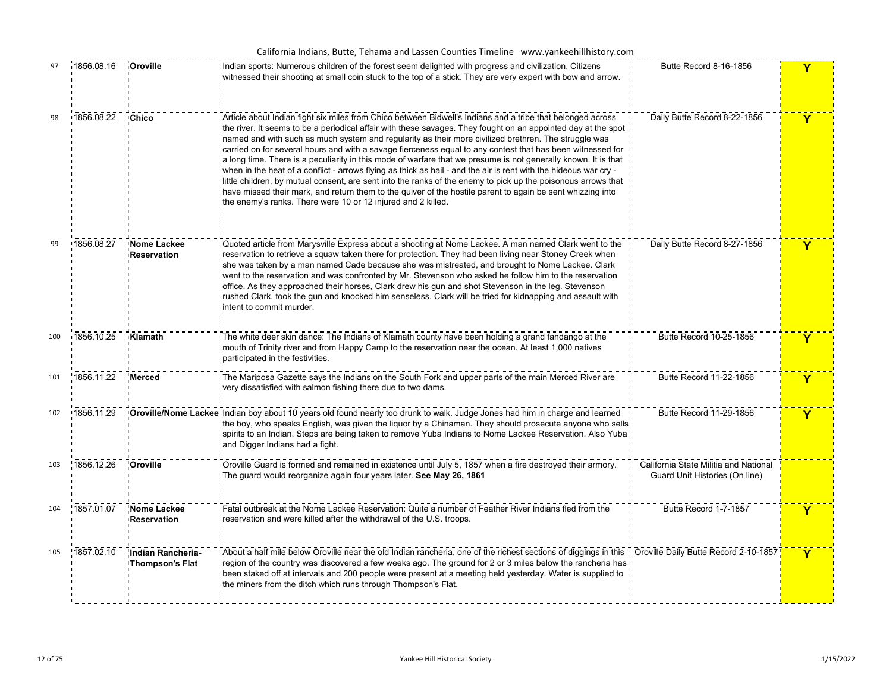| | | | | | |
|---|---|---|---|---|---|
| 97 | 1856.08.16 | **Oroville** | Indian sports: Numerous children of the forest seem delighted with progress and civilization. Citizens witnessed their shooting at small coin stuck to the top of a stick. They are very expert with bow and arrow. | Butte Record 8-16-1856 | Y |
| 98 | 1856.08.22 | **Chico** | Article about Indian fight six miles from Chico between Bidwell's Indians and a tribe that belonged across the river. It seems to be a periodical affair with these savages. They fought on an appointed day at the spot named and with such as much system and regularity as their more civilized brethren. The struggle was carried on for several hours and with a savage fierceness equal to any contest that has been witnessed for a long time. There is a peculiarity in this mode of warfare that we presume is not generally known. It is that when in the heat of a conflict - arrows flying as thick as hail - and the air is rent with the hideous war cry - little children, by mutual consent, are sent into the ranks of the enemy to pick up the poisonous arrows that have missed their mark, and return them to the quiver of the hostile parent to again be sent whizzing into the enemy's ranks. There were 10 or 12 injured and 2 killed. | Daily Butte Record 8-22-1856 | Y |
| 99 | 1856.08.27 | **Nome Lackee Reservation** | Quoted article from Marysville Express about a shooting at Nome Lackee. A man named Clark went to the reservation to retrieve a squaw taken there for protection. They had been living near Stoney Creek when she was taken by a man named Cade because she was mistreated, and brought to Nome Lackee. Clark went to the reservation and was confronted by Mr. Stevenson who asked he follow him to the reservation office. As they approached their horses, Clark drew his gun and shot Stevenson in the leg. Stevenson rushed Clark, took the gun and knocked him senseless. Clark will be tried for kidnapping and assault with intent to commit murder. | Daily Butte Record 8-27-1856 | Y |
| 100 | 1856.10.25 | **Klamath** | The white deer skin dance: The Indians of Klamath county have been holding a grand fandango at the mouth of Trinity river and from Happy Camp to the reservation near the ocean. At least 1,000 natives participated in the festivities. | Butte Record 10-25-1856 | Y |
| 101 | 1856.11.22 | **Merced** | The Mariposa Gazette says the Indians on the South Fork and upper parts of the main Merced River are very dissatisfied with salmon fishing there due to two dams. | Butte Record 11-22-1856 | Y |
| 102 | 1856.11.29 | **Oroville/Nome Lackee** | Indian boy about 10 years old found nearly too drunk to walk. Judge Jones had him in charge and learned the boy, who speaks English, was given the liquor by a Chinaman. They should prosecute anyone who sells spirits to an Indian. Steps are being taken to remove Yuba Indians to Nome Lackee Reservation. Also Yuba and Digger Indians had a fight. | Butte Record 11-29-1856 | Y |
| 103 | 1856.12.26 | **Oroville** | Oroville Guard is formed and remained in existence until July 5, 1857 when a fire destroyed their armory. The guard would reorganize again four years later. **See May 26, 1861** | California State Militia and National Guard Unit Histories (On line) | |
| 104 | 1857.01.07 | **Nome Lackee Reservation** | Fatal outbreak at the Nome Lackee Reservation: Quite a number of Feather River Indians fled from the reservation and were killed after the withdrawal of the U.S. troops. | Butte Record 1-7-1857 | Y |
| 105 | 1857.02.10 | **Indian Rancheria-Thompson's Flat** | About a half mile below Oroville near the old Indian rancheria, one of the richest sections of diggings in this region of the country was discovered a few weeks ago. The ground for 2 or 3 miles below the rancheria has been staked off at intervals and 200 people were present at a meeting held yesterday. Water is supplied to the miners from the ditch which runs through Thompson's Flat. | Oroville Daily Butte Record 2-10-1857 | Y |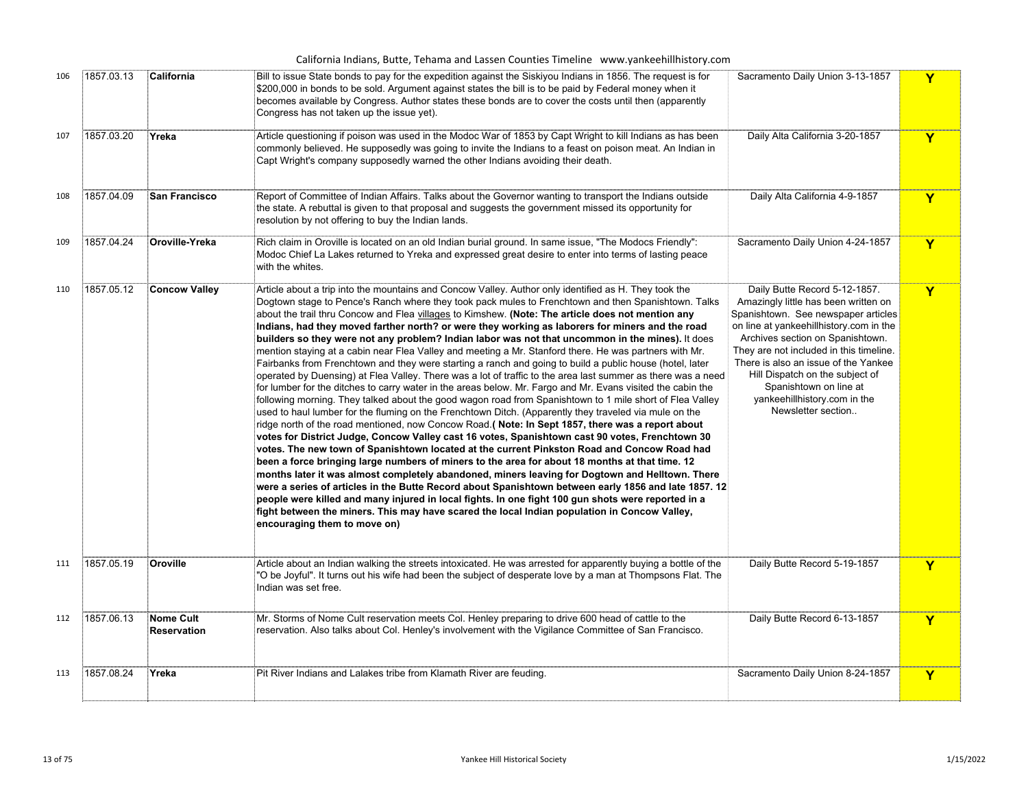| | | | | | |
|---|---|---|---|---|---|
| 106 | 1857.03.13 | **California** | Bill to issue State bonds to pay for the expedition against the Siskiyou Indians in 1856. The request is for $200,000 in bonds to be sold. Argument against states the bill is to be paid by Federal money when it becomes available by Congress. Author states these bonds are to cover the costs until then (apparently Congress has not taken up the issue yet). | Sacramento Daily Union 3-13-1857 | **Y** |
| 107 | 1857.03.20 | **Yreka** | Article questioning if poison was used in the Modoc War of 1853 by Capt Wright to kill Indians as has been commonly believed. He supposedly was going to invite the Indians to a feast on poison meat. An Indian in Capt Wright's company supposedly warned the other Indians avoiding their death. | Daily Alta California 3-20-1857 | **Y** |
| 108 | 1857.04.09 | **San Francisco** | Report of Committee of Indian Affairs. Talks about the Governor wanting to transport the Indians outside the state. A rebuttal is given to that proposal and suggests the government missed its opportunity for resolution by not offering to buy the Indian lands. | Daily Alta California 4-9-1857 | **Y** |
| 109 | 1857.04.24 | **Oroville-Yreka** | Rich claim in Oroville is located on an old Indian burial ground. In same issue, "The Modocs Friendly": Modoc Chief La Lakes returned to Yreka and expressed great desire to enter into terms of lasting peace with the whites. | Sacramento Daily Union 4-24-1857 | **Y** |
| 110 | 1857.05.12 | **Concow Valley** | Article about a trip into the mountains and Concow Valley. Author only identified as H. They took the Dogtown stage to Pence's Ranch where they took pack mules to Frenchtown and then Spanishtown. Talks about the trail thru Concow and Flea villages to Kimshew. **(Note: The article does not mention any Indians, had they moved farther north? or were they working as laborers for miners and the road builders so they were not any problem? Indian labor was not that uncommon in the mines).** It does mention staying at a cabin near Flea Valley and meeting a Mr. Stanford there. He was partners with Mr. Fairbanks from Frenchtown and they were starting a ranch and going to build a public house (hotel, later operated by Duensing) at Flea Valley. There was a lot of traffic to the area last summer as there was a need for lumber for the ditches to carry water in the areas below. Mr. Fargo and Mr. Evans visited the cabin the following morning. They talked about the good wagon road from Spanishtown to 1 mile short of Flea Valley used to haul lumber for the fluming on the Frenchtown Ditch. (Apparently they traveled via mule on the ridge north of the road mentioned, now Concow Road.**( Note: In Sept 1857, there was a report about votes for District Judge, Concow Valley cast 16 votes, Spanishtown cast 90 votes, Frenchtown 30 votes. The new town of Spanishtown located at the current Pinkston Road and Concow Road had been a force bringing large numbers of miners to the area for about 18 months at that time. 12 months later it was almost completely abandoned, miners leaving for Dogtown and Helltown. There were a series of articles in the Butte Record about Spanishtown between early 1856 and late 1857. 12 people were killed and many injured in local fights. In one fight 100 gun shots were reported in a fight between the miners. This may have scared the local Indian population in Concow Valley, encouraging them to move on)** | Daily Butte Record 5-12-1857. Amazingly little has been written on Spanishtown. See newspaper articles on line at yankeehillhistory.com in the Archives section on Spanishtown. They are not included in this timeline. There is also an issue of the Yankee Hill Dispatch on the subject of Spanishtown on line at yankeehillhistory.com in the Newsletter section.. | **Y** |
| 111 | 1857.05.19 | **Oroville** | Article about an Indian walking the streets intoxicated. He was arrested for apparently buying a bottle of the "O be Joyful". It turns out his wife had been the subject of desperate love by a man at Thompsons Flat. The Indian was set free. | Daily Butte Record 5-19-1857 | **Y** |
| 112 | 1857.06.13 | **Nome Cult Reservation** | Mr. Storms of Nome Cult reservation meets Col. Henley preparing to drive 600 head of cattle to the reservation. Also talks about Col. Henley's involvement with the Vigilance Committee of San Francisco. | Daily Butte Record 6-13-1857 | **Y** |
| 113 | 1857.08.24 | **Yreka** | Pit River Indians and Lalakes tribe from Klamath River are feuding. | Sacramento Daily Union 8-24-1857 | **Y** |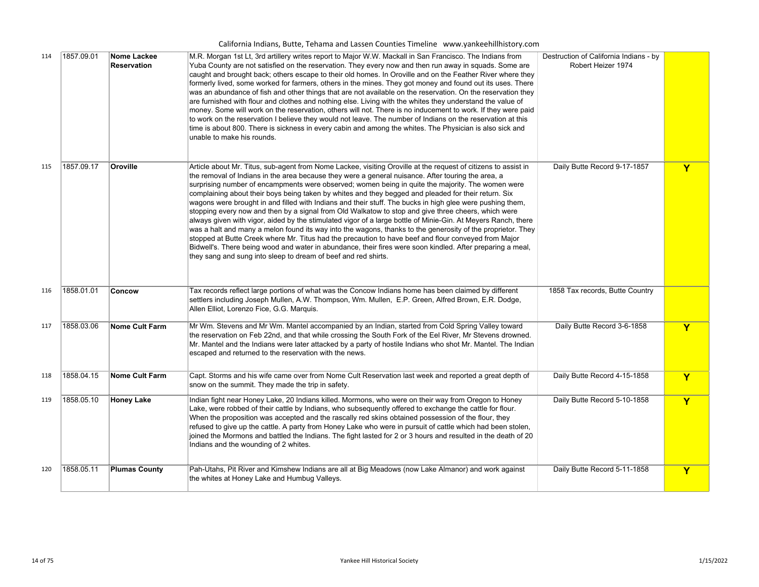| | | | | | |
|---|---|---|---|---|---|
| 114 | 1857.09.01 | **Nome Lackee Reservation** | M.R. Morgan 1st Lt, 3rd artillery writes report to Major W.W. Mackall in San Francisco. The Indians from Yuba County are not satisfied on the reservation. They every now and then run away in squads. Some are caught and brought back; others escape to their old homes. In Oroville and on the Feather River where they formerly lived, some worked for farmers, others in the mines. They got money and found out its uses. There was an abundance of fish and other things that are not available on the reservation. On the reservation they are furnished with flour and clothes and nothing else. Living with the whites they understand the value of money. Some will work on the reservation, others will not. There is no inducement to work. If they were paid to work on the reservation I believe they would not leave. The number of Indians on the reservation at this time is about 800. There is sickness in every cabin and among the whites. The Physician is also sick and unable to make his rounds. | Destruction of California Indians - by Robert Heizer 1974 | |
| 115 | 1857.09.17 | **Oroville** | Article about Mr. Titus, sub-agent from Nome Lackee, visiting Oroville at the request of citizens to assist in the removal of Indians in the area because they were a general nuisance. After touring the area, a surprising number of encampments were observed; women being in quite the majority. The women were complaining about their boys being taken by whites and they begged and pleaded for their return. Six wagons were brought in and filled with Indians and their stuff. The bucks in high glee were pushing them, stopping every now and then by a signal from Old Walkatow to stop and give three cheers, which were always given with vigor, aided by the stimulated vigor of a large bottle of Minie-Gin. At Meyers Ranch, there was a halt and many a melon found its way into the wagons, thanks to the generosity of the proprietor. They stopped at Butte Creek where Mr. Titus had the precaution to have beef and flour conveyed from Major Bidwell's. There being wood and water in abundance, their fires were soon kindled. After preparing a meal, they sang and sung into sleep to dream of beef and red shirts. | Daily Butte Record 9-17-1857 | Y |
| 116 | 1858.01.01 | **Concow** | Tax records reflect large portions of what was the Concow Indians home has been claimed by different settlers including Joseph Mullen, A.W. Thompson, Wm. Mullen, E.P. Green, Alfred Brown, E.R. Dodge, Allen Elliot, Lorenzo Fice, G.G. Marquis. | 1858 Tax records, Butte Country | |
| 117 | 1858.03.06 | **Nome Cult Farm** | Mr Wm. Stevens and Mr Wm. Mantel accompanied by an Indian, started from Cold Spring Valley toward the reservation on Feb 22nd, and that while crossing the South Fork of the Eel River, Mr Stevens drowned. Mr. Mantel and the Indians were later attacked by a party of hostile Indians who shot Mr. Mantel. The Indian escaped and returned to the reservation with the news. | Daily Butte Record 3-6-1858 | Y |
| 118 | 1858.04.15 | **Nome Cult Farm** | Capt. Storms and his wife came over from Nome Cult Reservation last week and reported a great depth of snow on the summit. They made the trip in safety. | Daily Butte Record 4-15-1858 | Y |
| 119 | 1858.05.10 | **Honey Lake** | Indian fight near Honey Lake, 20 Indians killed. Mormons, who were on their way from Oregon to Honey Lake, were robbed of their cattle by Indians, who subsequently offered to exchange the cattle for flour. When the proposition was accepted and the rascally red skins obtained possession of the flour, they refused to give up the cattle. A party from Honey Lake who were in pursuit of cattle which had been stolen, joined the Mormons and battled the Indians. The fight lasted for 2 or 3 hours and resulted in the death of 20 Indians and the wounding of 2 whites. | Daily Butte Record 5-10-1858 | Y |
| 120 | 1858.05.11 | **Plumas County** | Pah-Utahs, Pit River and Kimshew Indians are all at Big Meadows (now Lake Almanor) and work against the whites at Honey Lake and Humbug Valleys. | Daily Butte Record 5-11-1858 | Y |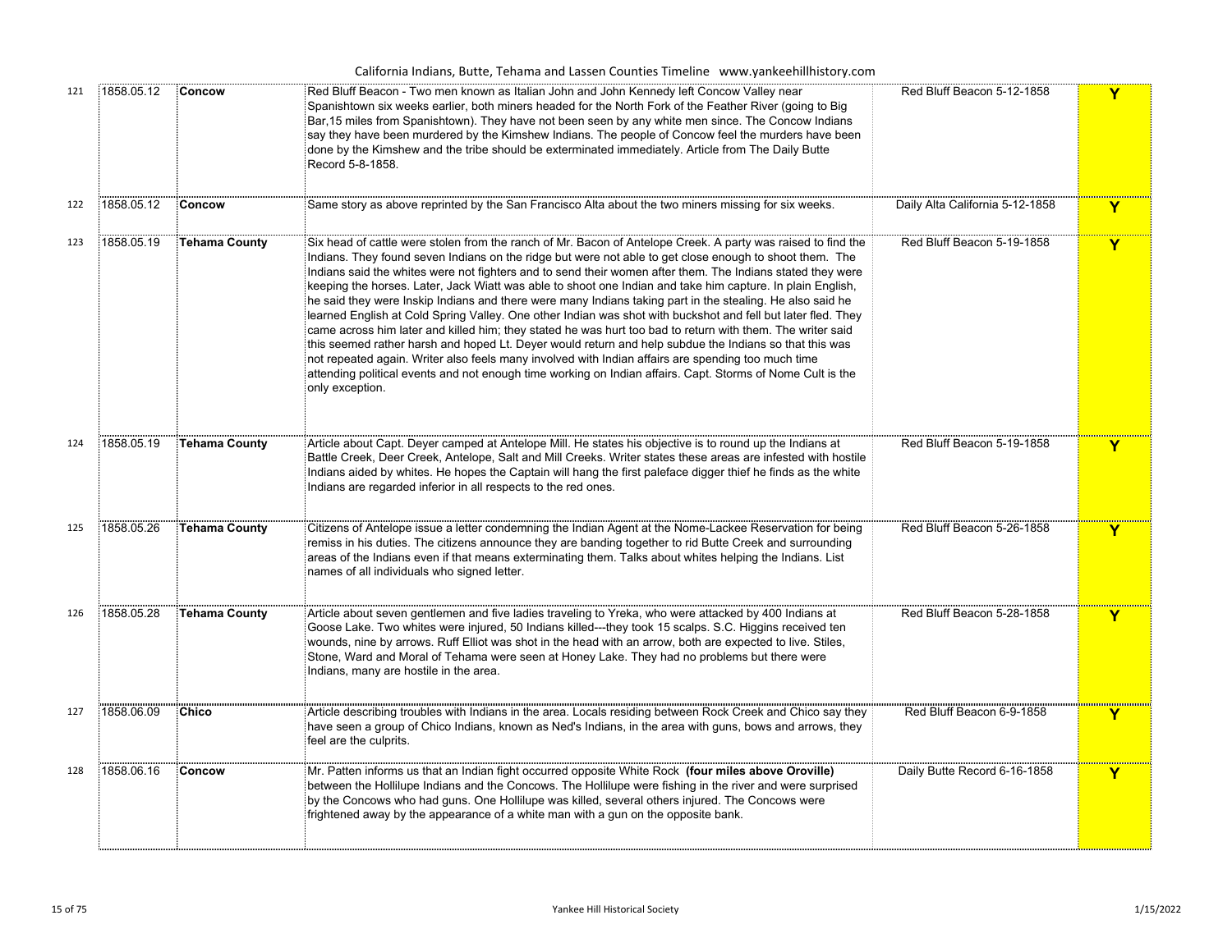| | | | | | |
|---|---|---|---|---|---|
| 121 | 1858.05.12 | **Concow** | Red Bluff Beacon - Two men known as Italian John and John Kennedy left Concow Valley near Spanishtown six weeks earlier, both miners headed for the North Fork of the Feather River (going to Big Bar,15 miles from Spanishtown). They have not been seen by any white men since. The Concow Indians say they have been murdered by the Kimshew Indians. The people of Concow feel the murders have been done by the Kimshew and the tribe should be exterminated immediately. Article from The Daily Butte Record 5-8-1858. | Red Bluff Beacon 5-12-1858 | **Y** |
| 122 | 1858.05.12 | **Concow** | Same story as above reprinted by the San Francisco Alta about the two miners missing for six weeks. | Daily Alta California 5-12-1858 | **Y** |
| 123 | 1858.05.19 | **Tehama County** | Six head of cattle were stolen from the ranch of Mr. Bacon of Antelope Creek. A party was raised to find the Indians. They found seven Indians on the ridge but were not able to get close enough to shoot them. The Indians said the whites were not fighters and to send their women after them. The Indians stated they were keeping the horses. Later, Jack Wiatt was able to shoot one Indian and take him capture. In plain English, he said they were Inskip Indians and there were many Indians taking part in the stealing. He also said he learned English at Cold Spring Valley. One other Indian was shot with buckshot and fell but later fled. They came across him later and killed him; they stated he was hurt too bad to return with them. The writer said this seemed rather harsh and hoped Lt. Deyer would return and help subdue the Indians so that this was not repeated again. Writer also feels many involved with Indian affairs are spending too much time attending political events and not enough time working on Indian affairs. Capt. Storms of Nome Cult is the only exception. | Red Bluff Beacon 5-19-1858 | **Y** |
| 124 | 1858.05.19 | **Tehama County** | Article about Capt. Deyer camped at Antelope Mill. He states his objective is to round up the Indians at Battle Creek, Deer Creek, Antelope, Salt and Mill Creeks. Writer states these areas are infested with hostile Indians aided by whites. He hopes the Captain will hang the first paleface digger thief he finds as the white Indians are regarded inferior in all respects to the red ones. | Red Bluff Beacon 5-19-1858 | **Y** |
| 125 | 1858.05.26 | **Tehama County** | Citizens of Antelope issue a letter condemning the Indian Agent at the Nome-Lackee Reservation for being remiss in his duties. The citizens announce they are banding together to rid Butte Creek and surrounding areas of the Indians even if that means exterminating them. Talks about whites helping the Indians. List names of all individuals who signed letter. | Red Bluff Beacon 5-26-1858 | **Y** |
| 126 | 1858.05.28 | **Tehama County** | Article about seven gentlemen and five ladies traveling to Yreka, who were attacked by 400 Indians at Goose Lake. Two whites were injured, 50 Indians killed---they took 15 scalps. S.C. Higgins received ten wounds, nine by arrows. Ruff Elliot was shot in the head with an arrow, both are expected to live. Stiles, Stone, Ward and Moral of Tehama were seen at Honey Lake. They had no problems but there were Indians, many are hostile in the area. | Red Bluff Beacon 5-28-1858 | **Y** |
| 127 | 1858.06.09 | **Chico** | Article describing troubles with Indians in the area. Locals residing between Rock Creek and Chico say they have seen a group of Chico Indians, known as Ned's Indians, in the area with guns, bows and arrows, they feel are the culprits. | Red Bluff Beacon 6-9-1858 | **Y** |
| 128 | 1858.06.16 | **Concow** | Mr. Patten informs us that an Indian fight occurred opposite White Rock **(four miles above Oroville)** between the Hollilupe Indians and the Concows. The Hollilupe were fishing in the river and were surprised by the Concows who had guns. One Hollilupe was killed, several others injured. The Concows were frightened away by the appearance of a white man with a gun on the opposite bank. | Daily Butte Record 6-16-1858 | **Y** |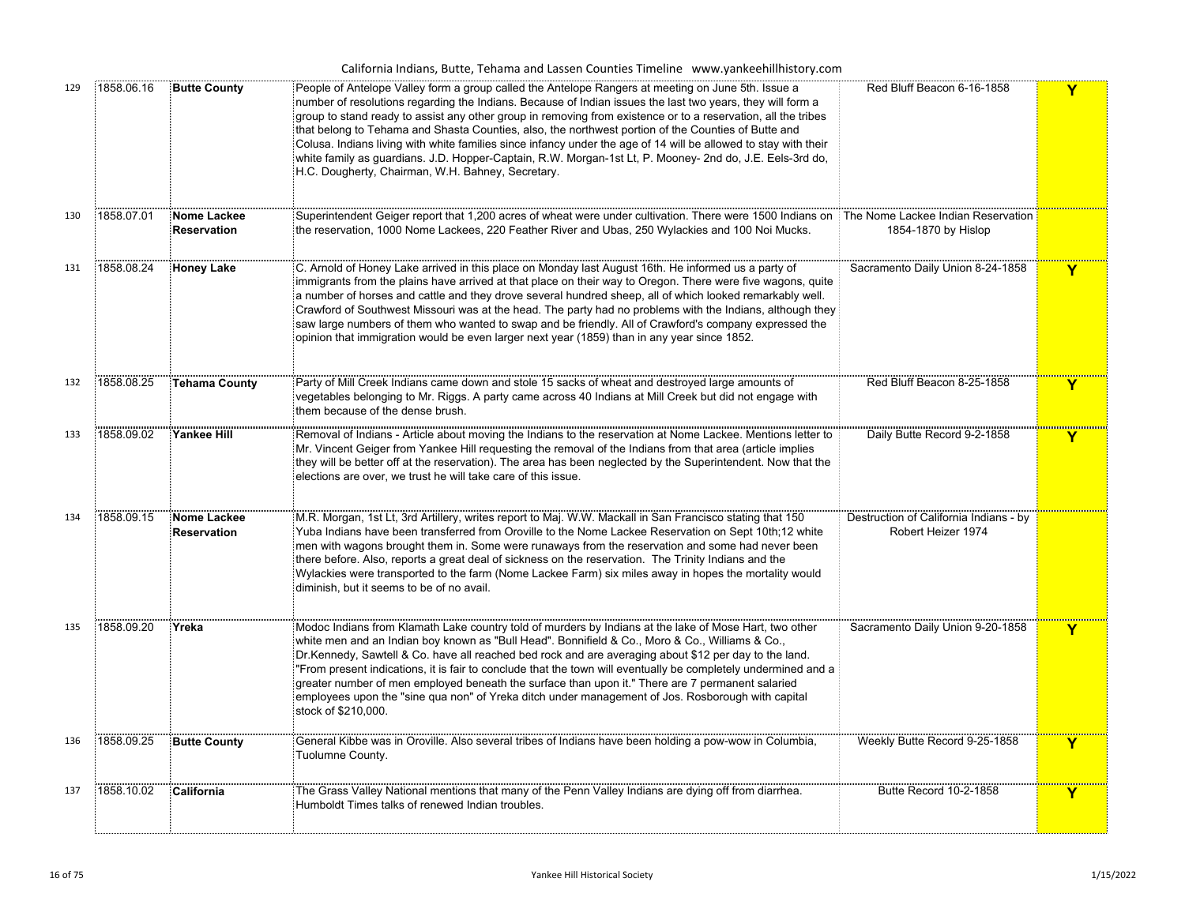California Indians, Butte, Tehama and Lassen Counties Timeline www.yankeehillhistory.com

| | | | | | |
|---|---|---|---|---|---|
| 129 | 1858.06.16 | **Butte County** | People of Antelope Valley form a group called the Antelope Rangers at meeting on June 5th. Issue a number of resolutions regarding the Indians. Because of Indian issues the last two years, they will form a group to stand ready to assist any other group in removing from existence or to a reservation, all the tribes that belong to Tehama and Shasta Counties, also, the northwest portion of the Counties of Butte and Colusa. Indians living with white families since infancy under the age of 14 will be allowed to stay with their white family as guardians. J.D. Hopper-Captain, R.W. Morgan-1st Lt, P. Mooney- 2nd do, J.E. Eels-3rd do, H.C. Dougherty, Chairman, W.H. Bahney, Secretary. | Red Bluff Beacon 6-16-1858 | Y |
| 130 | 1858.07.01 | **Nome Lackee Reservation** | Superintendent Geiger report that 1,200 acres of wheat were under cultivation. There were 1500 Indians on the reservation, 1000 Nome Lackees, 220 Feather River and Ubas, 250 Wylackies and 100 Noi Mucks. | The Nome Lackee Indian Reservation 1854-1870 by Hislop | |
| 131 | 1858.08.24 | **Honey Lake** | C. Arnold of Honey Lake arrived in this place on Monday last August 16th. He informed us a party of immigrants from the plains have arrived at that place on their way to Oregon. There were five wagons, quite a number of horses and cattle and they drove several hundred sheep, all of which looked remarkably well. Crawford of Southwest Missouri was at the head. The party had no problems with the Indians, although they saw large numbers of them who wanted to swap and be friendly. All of Crawford's company expressed the opinion that immigration would be even larger next year (1859) than in any year since 1852. | Sacramento Daily Union 8-24-1858 | Y |
| 132 | 1858.08.25 | **Tehama County** | Party of Mill Creek Indians came down and stole 15 sacks of wheat and destroyed large amounts of vegetables belonging to Mr. Riggs. A party came across 40 Indians at Mill Creek but did not engage with them because of the dense brush. | Red Bluff Beacon 8-25-1858 | Y |
| 133 | 1858.09.02 | **Yankee Hill** | Removal of Indians - Article about moving the Indians to the reservation at Nome Lackee. Mentions letter to Mr. Vincent Geiger from Yankee Hill requesting the removal of the Indians from that area (article implies they will be better off at the reservation). The area has been neglected by the Superintendent. Now that the elections are over, we trust he will take care of this issue. | Daily Butte Record 9-2-1858 | Y |
| 134 | 1858.09.15 | **Nome Lackee Reservation** | M.R. Morgan, 1st Lt, 3rd Artillery, writes report to Maj. W.W. Mackall in San Francisco stating that 150 Yuba Indians have been transferred from Oroville to the Nome Lackee Reservation on Sept 10th;12 white men with wagons brought them in. Some were runaways from the reservation and some had never been there before. Also, reports a great deal of sickness on the reservation. The Trinity Indians and the Wylackies were transported to the farm (Nome Lackee Farm) six miles away in hopes the mortality would diminish, but it seems to be of no avail. | Destruction of California Indians - by Robert Heizer 1974 | |
| 135 | 1858.09.20 | **Yreka** | Modoc Indians from Klamath Lake country told of murders by Indians at the lake of Mose Hart, two other white men and an Indian boy known as "Bull Head". Bonnifield & Co., Moro & Co., Williams & Co., Dr.Kennedy, Sawtell & Co. have all reached bed rock and are averaging about $12 per day to the land. "From present indications, it is fair to conclude that the town will eventually be completely undermined and a greater number of men employed beneath the surface than upon it." There are 7 permanent salaried employees upon the "sine qua non" of Yreka ditch under management of Jos. Rosborough with capital stock of $210,000. | Sacramento Daily Union 9-20-1858 | Y |
| 136 | 1858.09.25 | **Butte County** | General Kibbe was in Oroville. Also several tribes of Indians have been holding a pow-wow in Columbia, Tuolumne County. | Weekly Butte Record 9-25-1858 | Y |
| 137 | 1858.10.02 | **California** | The Grass Valley National mentions that many of the Penn Valley Indians are dying off from diarrhea. Humboldt Times talks of renewed Indian troubles. | Butte Record 10-2-1858 | Y |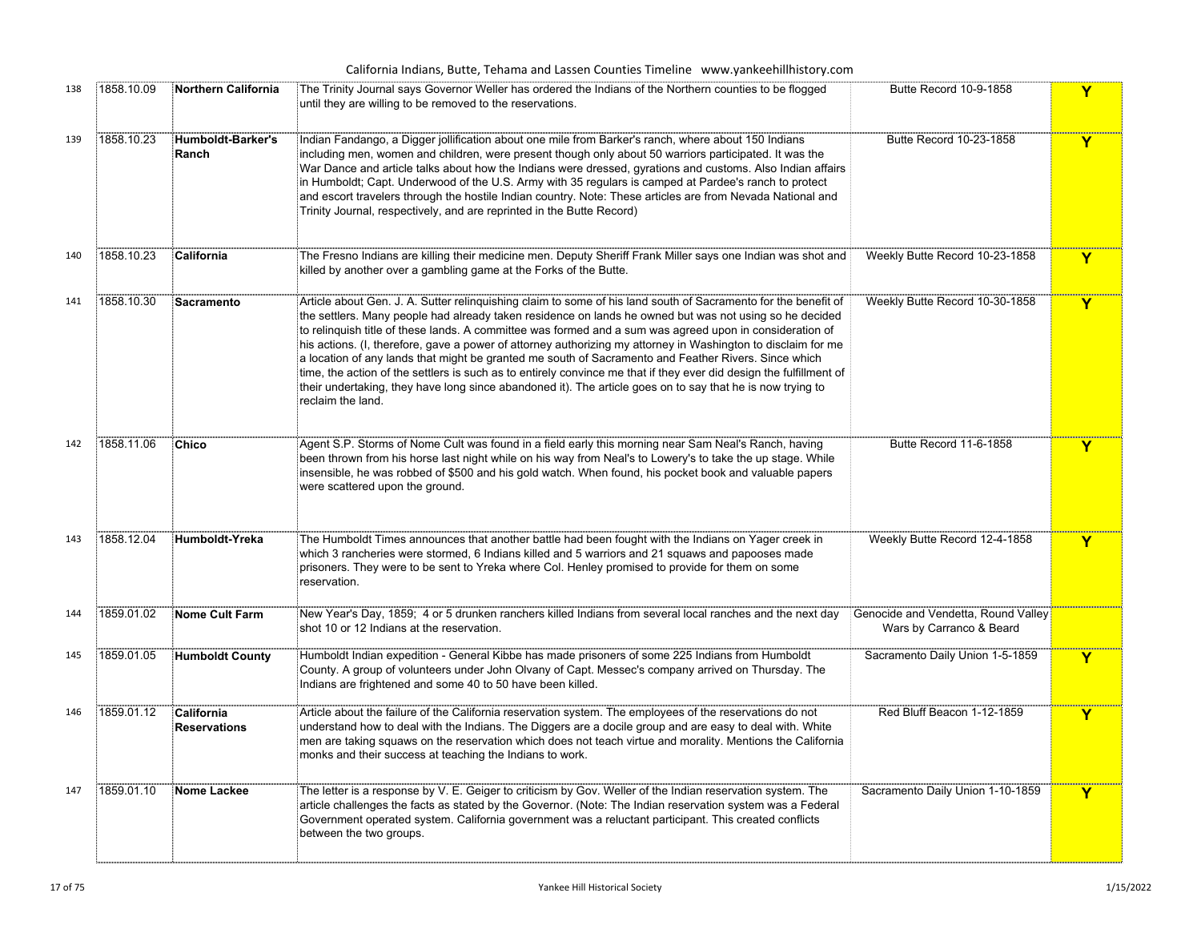| | | | | | |
|---|---|---|---|---|---|
| 138 | 1858.10.09 | **Northern California** | The Trinity Journal says Governor Weller has ordered the Indians of the Northern counties to be flogged until they are willing to be removed to the reservations. | Butte Record 10-9-1858 | Y |
| 139 | 1858.10.23 | **Humboldt-Barker's Ranch** | Indian Fandango, a Digger jollification about one mile from Barker's ranch, where about 150 Indians including men, women and children, were present though only about 50 warriors participated. It was the War Dance and article talks about how the Indians were dressed, gyrations and customs. Also Indian affairs in Humboldt; Capt. Underwood of the U.S. Army with 35 regulars is camped at Pardee's ranch to protect and escort travelers through the hostile Indian country. Note: These articles are from Nevada National and Trinity Journal, respectively, and are reprinted in the Butte Record) | Butte Record 10-23-1858 | Y |
| 140 | 1858.10.23 | **California** | The Fresno Indians are killing their medicine men. Deputy Sheriff Frank Miller says one Indian was shot and killed by another over a gambling game at the Forks of the Butte. | Weekly Butte Record 10-23-1858 | Y |
| 141 | 1858.10.30 | **Sacramento** | Article about Gen. J. A. Sutter relinquishing claim to some of his land south of Sacramento for the benefit of the settlers. Many people had already taken residence on lands he owned but was not using so he decided to relinquish title of these lands. A committee was formed and a sum was agreed upon in consideration of his actions. (I, therefore, gave a power of attorney authorizing my attorney in Washington to disclaim for me a location of any lands that might be granted me south of Sacramento and Feather Rivers. Since which time, the action of the settlers is such as to entirely convince me that if they ever did design the fulfillment of their undertaking, they have long since abandoned it). The article goes on to say that he is now trying to reclaim the land. | Weekly Butte Record 10-30-1858 | Y |
| 142 | 1858.11.06 | **Chico** | Agent S.P. Storms of Nome Cult was found in a field early this morning near Sam Neal's Ranch, having been thrown from his horse last night while on his way from Neal's to Lowery's to take the up stage. While insensible, he was robbed of $500 and his gold watch. When found, his pocket book and valuable papers were scattered upon the ground. | Butte Record 11-6-1858 | Y |
| 143 | 1858.12.04 | **Humboldt-Yreka** | The Humboldt Times announces that another battle had been fought with the Indians on Yager creek in which 3 rancheries were stormed, 6 Indians killed and 5 warriors and 21 squaws and papooses made prisoners. They were to be sent to Yreka where Col. Henley promised to provide for them on some reservation. | Weekly Butte Record 12-4-1858 | Y |
| 144 | 1859.01.02 | **Nome Cult Farm** | New Year's Day, 1859; 4 or 5 drunken ranchers killed Indians from several local ranches and the next day shot 10 or 12 Indians at the reservation. | Genocide and Vendetta, Round Valley Wars by Carranco & Beard | |
| 145 | 1859.01.05 | **Humboldt County** | Humboldt Indian expedition - General Kibbe has made prisoners of some 225 Indians from Humboldt County. A group of volunteers under John Olvany of Capt. Messec's company arrived on Thursday. The Indians are frightened and some 40 to 50 have been killed. | Sacramento Daily Union 1-5-1859 | Y |
| 146 | 1859.01.12 | **California Reservations** | Article about the failure of the California reservation system. The employees of the reservations do not understand how to deal with the Indians. The Diggers are a docile group and are easy to deal with. White men are taking squaws on the reservation which does not teach virtue and morality. Mentions the California monks and their success at teaching the Indians to work. | Red Bluff Beacon 1-12-1859 | Y |
| 147 | 1859.01.10 | **Nome Lackee** | The letter is a response by V. E. Geiger to criticism by Gov. Weller of the Indian reservation system. The article challenges the facts as stated by the Governor. (Note: The Indian reservation system was a Federal Government operated system. California government was a reluctant participant. This created conflicts between the two groups. | Sacramento Daily Union 1-10-1859 | Y |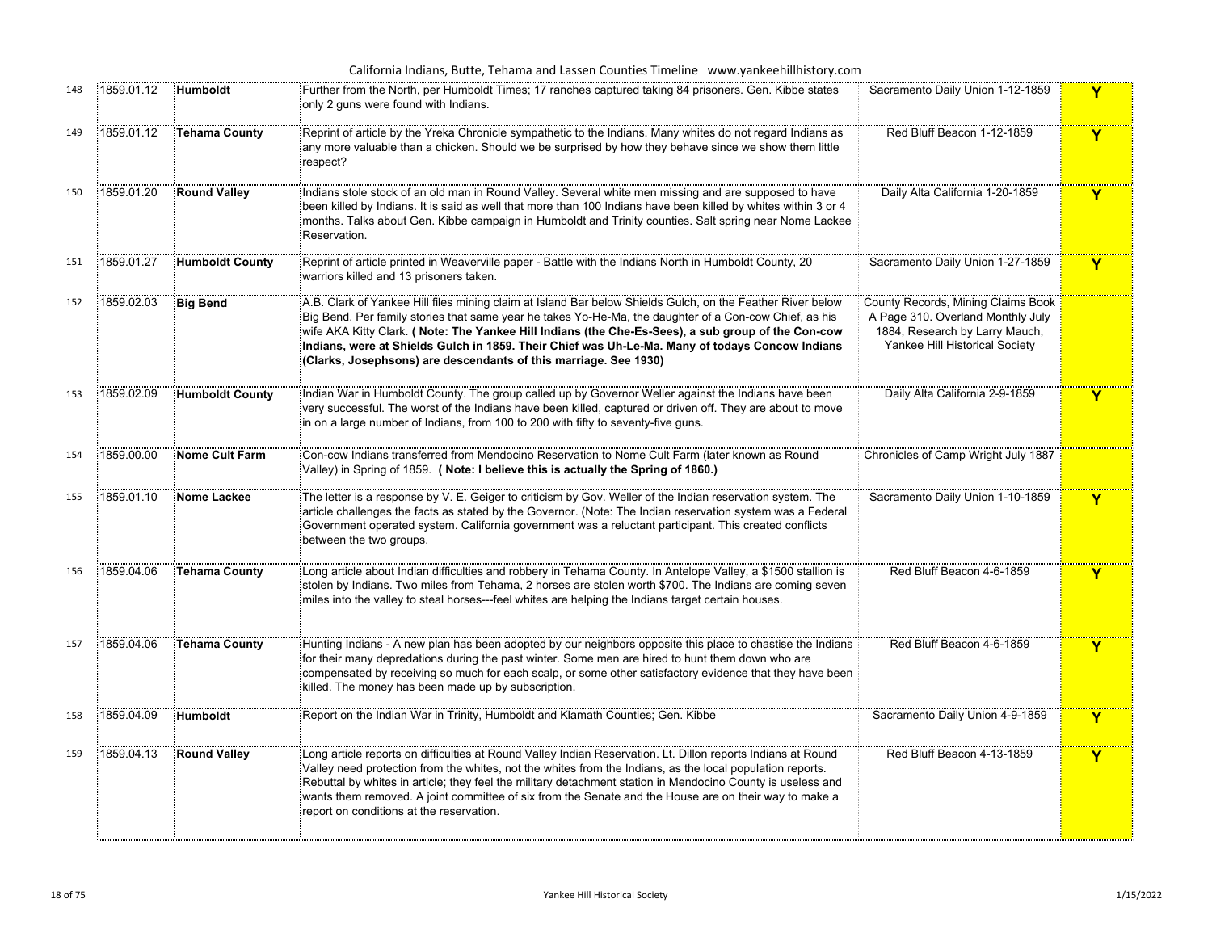| | | | | | |
|---|---|---|---|---|---|
| 148 | 1859.01.12 | **Humboldt** | Further from the North, per Humboldt Times; 17 ranches captured taking 84 prisoners. Gen. Kibbe states only 2 guns were found with Indians. | Sacramento Daily Union 1-12-1859 | Y |
| 149 | 1859.01.12 | **Tehama County** | Reprint of article by the Yreka Chronicle sympathetic to the Indians. Many whites do not regard Indians as any more valuable than a chicken. Should we be surprised by how they behave since we show them little respect? | Red Bluff Beacon 1-12-1859 | Y |
| 150 | 1859.01.20 | **Round Valley** | Indians stole stock of an old man in Round Valley. Several white men missing and are supposed to have been killed by Indians. It is said as well that more than 100 Indians have been killed by whites within 3 or 4 months. Talks about Gen. Kibbe campaign in Humboldt and Trinity counties. Salt spring near Nome Lackee Reservation. | Daily Alta California 1-20-1859 | Y |
| 151 | 1859.01.27 | **Humboldt County** | Reprint of article printed in Weaverville paper - Battle with the Indians North in Humboldt County, 20 warriors killed and 13 prisoners taken. | Sacramento Daily Union 1-27-1859 | Y |
| 152 | 1859.02.03 | **Big Bend** | A.B. Clark of Yankee Hill files mining claim at Island Bar below Shields Gulch, on the Feather River below Big Bend. Per family stories that same year he takes Yo-He-Ma, the daughter of a Con-cow Chief, as his wife AKA Kitty Clark. **( Note: The Yankee Hill Indians (the Che-Es-Sees), a sub group of the Con-cow Indians, were at Shields Gulch in 1859. Their Chief was Uh-Le-Ma. Many of todays Concow Indians (Clarks, Josephsons) are descendants of this marriage. See 1930)** | County Records, Mining Claims Book A Page 310. Overland Monthly July 1884, Research by Larry Mauch, Yankee Hill Historical Society | |
| 153 | 1859.02.09 | **Humboldt County** | Indian War in Humboldt County. The group called up by Governor Weller against the Indians have been very successful. The worst of the Indians have been killed, captured or driven off. They are about to move in on a large number of Indians, from 100 to 200 with fifty to seventy-five guns. | Daily Alta California 2-9-1859 | Y |
| 154 | 1859.00.00 | **Nome Cult Farm** | Con-cow Indians transferred from Mendocino Reservation to Nome Cult Farm (later known as Round Valley) in Spring of 1859. **( Note: I believe this is actually the Spring of 1860.)** | Chronicles of Camp Wright July 1887 | |
| 155 | 1859.01.10 | **Nome Lackee** | The letter is a response by V. E. Geiger to criticism by Gov. Weller of the Indian reservation system. The article challenges the facts as stated by the Governor. (Note: The Indian reservation system was a Federal Government operated system. California government was a reluctant participant. This created conflicts between the two groups. | Sacramento Daily Union 1-10-1859 | Y |
| 156 | 1859.04.06 | **Tehama County** | Long article about Indian difficulties and robbery in Tehama County. In Antelope Valley, a $1500 stallion is stolen by Indians. Two miles from Tehama, 2 horses are stolen worth $700. The Indians are coming seven miles into the valley to steal horses---feel whites are helping the Indians target certain houses. | Red Bluff Beacon 4-6-1859 | Y |
| 157 | 1859.04.06 | **Tehama County** | Hunting Indians - A new plan has been adopted by our neighbors opposite this place to chastise the Indians for their many depredations during the past winter. Some men are hired to hunt them down who are compensated by receiving so much for each scalp, or some other satisfactory evidence that they have been killed. The money has been made up by subscription. | Red Bluff Beacon 4-6-1859 | Y |
| 158 | 1859.04.09 | **Humboldt** | Report on the Indian War in Trinity, Humboldt and Klamath Counties; Gen. Kibbe | Sacramento Daily Union 4-9-1859 | Y |
| 159 | 1859.04.13 | **Round Valley** | Long article reports on difficulties at Round Valley Indian Reservation. Lt. Dillon reports Indians at Round Valley need protection from the whites, not the whites from the Indians, as the local population reports. Rebuttal by whites in article; they feel the military detachment station in Mendocino County is useless and wants them removed. A joint committee of six from the Senate and the House are on their way to make a report on conditions at the reservation. | Red Bluff Beacon 4-13-1859 | Y |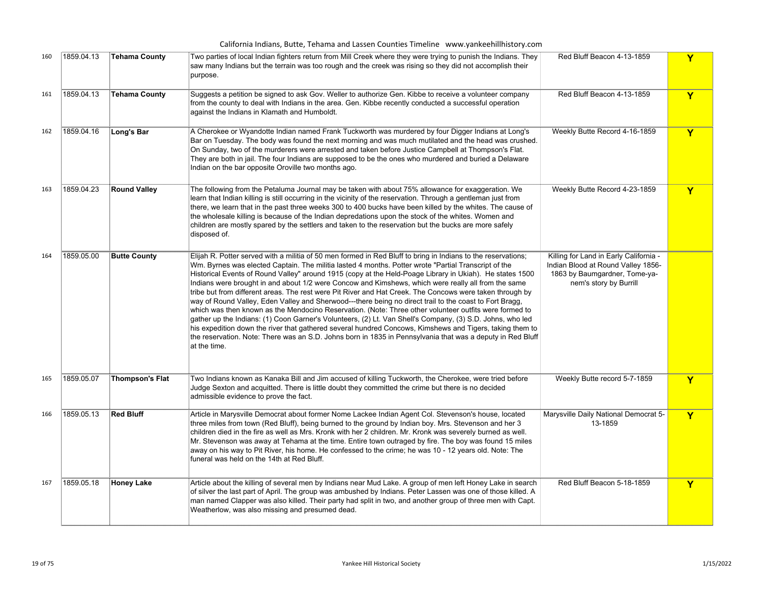| 160 | 1859.04.13 | **Tehama County** | Two parties of local Indian fighters return from Mill Creek where they were trying to punish the Indians. They saw many Indians but the terrain was too rough and the creek was rising so they did not accomplish their purpose. | Red Bluff Beacon 4-13-1859 | Y |
|---|---|---|---|---|---|
| 161 | 1859.04.13 | **Tehama County** | Suggests a petition be signed to ask Gov. Weller to authorize Gen. Kibbe to receive a volunteer company from the county to deal with Indians in the area. Gen. Kibbe recently conducted a successful operation against the Indians in Klamath and Humboldt. | Red Bluff Beacon 4-13-1859 | Y |
| 162 | 1859.04.16 | **Long's Bar** | A Cherokee or Wyandotte Indian named Frank Tuckworth was murdered by four Digger Indians at Long's Bar on Tuesday. The body was found the next morning and was much mutilated and the head was crushed. On Sunday, two of the murderers were arrested and taken before Justice Campbell at Thompson's Flat. They are both in jail. The four Indians are supposed to be the ones who murdered and buried a Delaware Indian on the bar opposite Oroville two months ago. | Weekly Butte Record 4-16-1859 | Y |
| 163 | 1859.04.23 | **Round Valley** | The following from the Petaluma Journal may be taken with about 75% allowance for exaggeration. We learn that Indian killing is still occurring in the vicinity of the reservation. Through a gentleman just from there, we learn that in the past three weeks 300 to 400 bucks have been killed by the whites. The cause of the wholesale killing is because of the Indian depredations upon the stock of the whites. Women and children are mostly spared by the settlers and taken to the reservation but the bucks are more safely disposed of. | Weekly Butte Record 4-23-1859 | Y |
| 164 | 1859.05.00 | **Butte County** | Elijah R. Potter served with a militia of 50 men formed in Red Bluff to bring in Indians to the reservations; Wm. Byrnes was elected Captain. The militia lasted 4 months. Potter wrote "Partial Transcript of the Historical Events of Round Valley" around 1915 (copy at the Held-Poage Library in Ukiah). He states 1500 Indians were brought in and about 1/2 were Concow and Kimshews, which were really all from the same tribe but from different areas. The rest were Pit River and Hat Creek. The Concows were taken through by way of Round Valley, Eden Valley and Sherwood---there being no direct trail to the coast to Fort Bragg, which was then known as the Mendocino Reservation. (Note: Three other volunteer outfits were formed to gather up the Indians: (1) Coon Garner's Volunteers, (2) Lt. Van Shell's Company, (3) S.D. Johns, who led his expedition down the river that gathered several hundred Concows, Kimshews and Tigers, taking them to the reservation. Note: There was an S.D. Johns born in 1835 in Pennsylvania that was a deputy in Red Bluff at the time. | Killing for Land in Early California - Indian Blood at Round Valley 1856-1863 by Baumgardner, Tome-ya-nem's story by Burrill | |
| 165 | 1859.05.07 | **Thompson's Flat** | Two Indians known as Kanaka Bill and Jim accused of killing Tuckworth, the Cherokee, were tried before Judge Sexton and acquitted. There is little doubt they committed the crime but there is no decided admissible evidence to prove the fact. | Weekly Butte record 5-7-1859 | Y |
| 166 | 1859.05.13 | **Red Bluff** | Article in Marysville Democrat about former Nome Lackee Indian Agent Col. Stevenson's house, located three miles from town (Red Bluff), being burned to the ground by Indian boy. Mrs. Stevenson and her 3 children died in the fire as well as Mrs. Kronk with her 2 children. Mr. Kronk was severely burned as well. Mr. Stevenson was away at Tehama at the time. Entire town outraged by fire. The boy was found 15 miles away on his way to Pit River, his home. He confessed to the crime; he was 10 - 12 years old. Note: The funeral was held on the 14th at Red Bluff. | Marysville Daily National Democrat 5-13-1859 | Y |
| 167 | 1859.05.18 | **Honey Lake** | Article about the killing of several men by Indians near Mud Lake. A group of men left Honey Lake in search of silver the last part of April. The group was ambushed by Indians. Peter Lassen was one of those killed. A man named Clapper was also killed. Their party had split in two, and another group of three men with Capt. Weatherlow, was also missing and presumed dead. | Red Bluff Beacon 5-18-1859 | Y |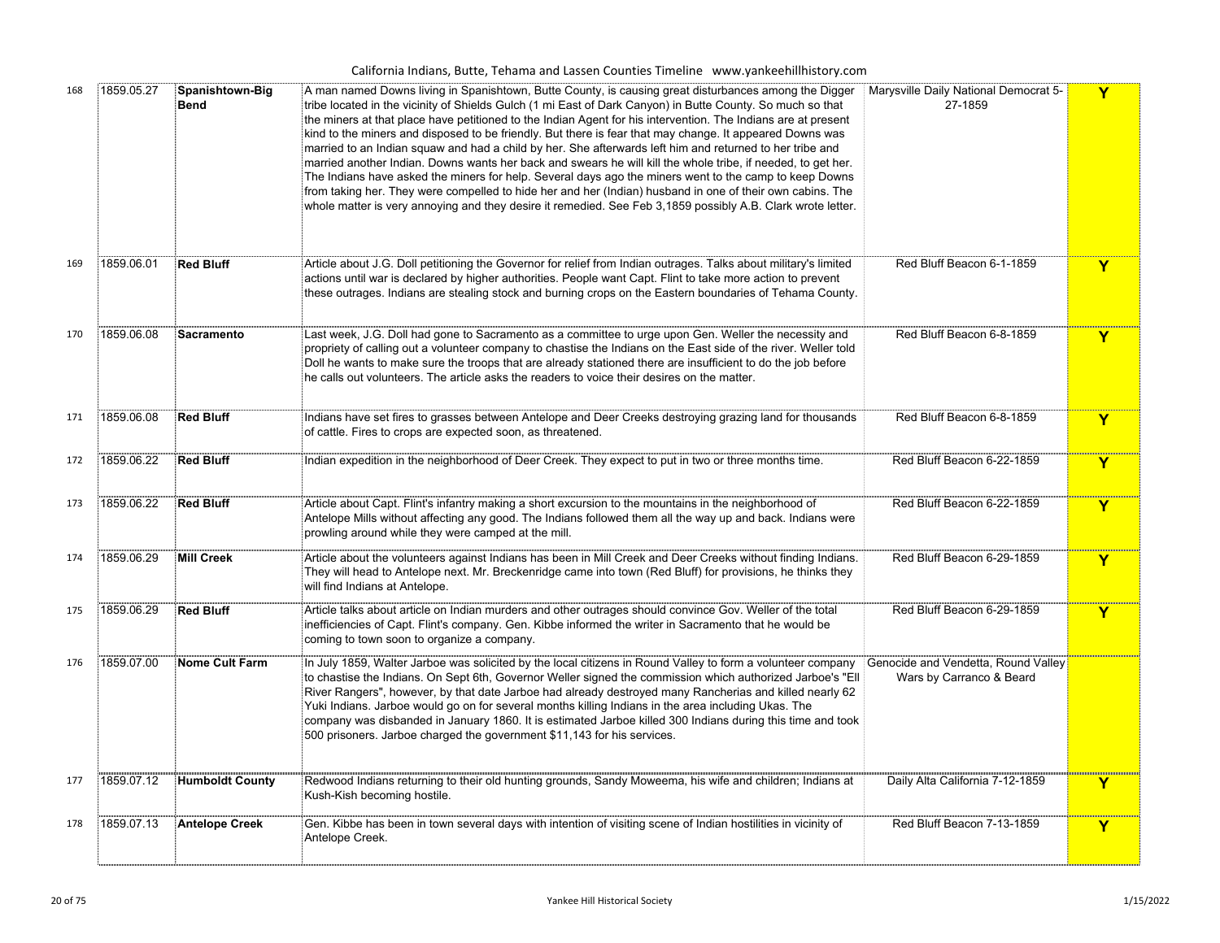| 168 | 1859.05.27 | Spanishtown-Big Bend | A man named Downs living in Spanishtown, Butte County, is causing great disturbances among the Digger tribe located in the vicinity of Shields Gulch (1 mi East of Dark Canyon) in Butte County. So much so that the miners at that place have petitioned to the Indian Agent for his intervention. The Indians are at present kind to the miners and disposed to be friendly. But there is fear that may change. It appeared Downs was married to an Indian squaw and had a child by her. She afterwards left him and returned to her tribe and married another Indian. Downs wants her back and swears he will kill the whole tribe, if needed, to get her. The Indians have asked the miners for help. Several days ago the miners went to the camp to keep Downs from taking her. They were compelled to hide her and her (Indian) husband in one of their own cabins. The whole matter is very annoying and they desire it remedied. See Feb 3,1859 possibly A.B. Clark wrote letter. | Marysville Daily National Democrat 5-27-1859 | Y |
|---|---|---|---|---|---|
| 169 | 1859.06.01 | Red Bluff | Article about J.G. Doll petitioning the Governor for relief from Indian outrages. Talks about military's limited actions until war is declared by higher authorities. People want Capt. Flint to take more action to prevent these outrages. Indians are stealing stock and burning crops on the Eastern boundaries of Tehama County. | Red Bluff Beacon 6-1-1859 | Y |
| 170 | 1859.06.08 | Sacramento | Last week, J.G. Doll had gone to Sacramento as a committee to urge upon Gen. Weller the necessity and propriety of calling out a volunteer company to chastise the Indians on the East side of the river. Weller told Doll he wants to make sure the troops that are already stationed there are insufficient to do the job before he calls out volunteers. The article asks the readers to voice their desires on the matter. | Red Bluff Beacon 6-8-1859 | Y |
| 171 | 1859.06.08 | Red Bluff | Indians have set fires to grasses between Antelope and Deer Creeks destroying grazing land for thousands of cattle. Fires to crops are expected soon, as threatened. | Red Bluff Beacon 6-8-1859 | Y |
| 172 | 1859.06.22 | Red Bluff | Indian expedition in the neighborhood of Deer Creek. They expect to put in two or three months time. | Red Bluff Beacon 6-22-1859 | Y |
| 173 | 1859.06.22 | Red Bluff | Article about Capt. Flint's infantry making a short excursion to the mountains in the neighborhood of Antelope Mills without affecting any good. The Indians followed them all the way up and back. Indians were prowling around while they were camped at the mill. | Red Bluff Beacon 6-22-1859 | Y |
| 174 | 1859.06.29 | Mill Creek | Article about the volunteers against Indians has been in Mill Creek and Deer Creeks without finding Indians. They will head to Antelope next. Mr. Breckenridge came into town (Red Bluff) for provisions, he thinks they will find Indians at Antelope. | Red Bluff Beacon 6-29-1859 | Y |
| 175 | 1859.06.29 | Red Bluff | Article talks about article on Indian murders and other outrages should convince Gov. Weller of the total inefficiencies of Capt. Flint's company. Gen. Kibbe informed the writer in Sacramento that he would be coming to town soon to organize a company. | Red Bluff Beacon 6-29-1859 | Y |
| 176 | 1859.07.00 | Nome Cult Farm | In July 1859, Walter Jarboe was solicited by the local citizens in Round Valley to form a volunteer company to chastise the Indians. On Sept 6th, Governor Weller signed the commission which authorized Jarboe's "Ell River Rangers", however, by that date Jarboe had already destroyed many Rancherias and killed nearly 62 Yuki Indians. Jarboe would go on for several months killing Indians in the area including Ukas. The company was disbanded in January 1860. It is estimated Jarboe killed 300 Indians during this time and took 500 prisoners. Jarboe charged the government $11,143 for his services. | Genocide and Vendetta, Round Valley Wars by Carranco & Beard | |
| 177 | 1859.07.12 | Humboldt County | Redwood Indians returning to their old hunting grounds, Sandy Moweema, his wife and children; Indians at Kush-Kish becoming hostile. | Daily Alta California 7-12-1859 | Y |
| 178 | 1859.07.13 | Antelope Creek | Gen. Kibbe has been in town several days with intention of visiting scene of Indian hostilities in vicinity of Antelope Creek. | Red Bluff Beacon 7-13-1859 | Y |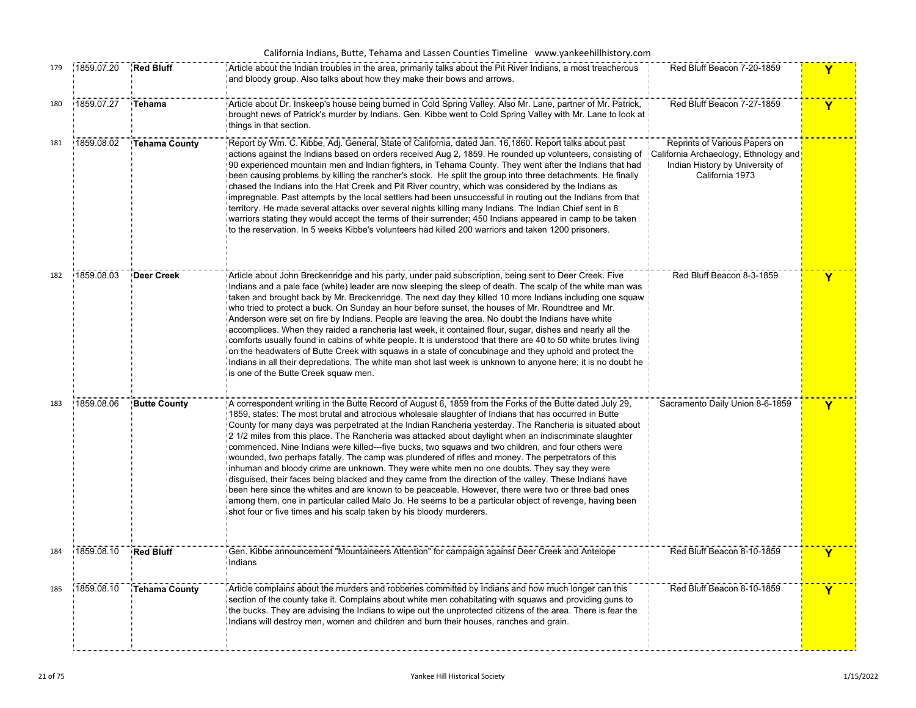| 179 | 1859.07.20 | **Red Bluff** | Article about the Indian troubles in the area, primarily talks about the Pit River Indians, a most treacherous and bloody group. Also talks about how they make their bows and arrows. | Red Bluff Beacon 7-20-1859 | Y |
|---|---|---|---|---|---|
| 180 | 1859.07.27 | **Tehama** | Article about Dr. Inskeep's house being burned in Cold Spring Valley. Also Mr. Lane, partner of Mr. Patrick, brought news of Patrick's murder by Indians. Gen. Kibbe went to Cold Spring Valley with Mr. Lane to look at things in that section. | Red Bluff Beacon 7-27-1859 | Y |
| 181 | 1859.08.02 | **Tehama County** | Report by Wm. C. Kibbe, Adj. General, State of California, dated Jan. 16,1860. Report talks about past actions against the Indians based on orders received Aug 2, 1859. He rounded up volunteers, consisting of 90 experienced mountain men and Indian fighters, in Tehama County. They went after the Indians that had been causing problems by killing the rancher's stock. He split the group into three detachments. He finally chased the Indians into the Hat Creek and Pit River country, which was considered by the Indians as impregnable. Past attempts by the local settlers had been unsuccessful in routing out the Indians from that territory. He made several attacks over several nights killing many Indians. The Indian Chief sent in 8 warriors stating they would accept the terms of their surrender; 450 Indians appeared in camp to be taken to the reservation. In 5 weeks Kibbe's volunteers had killed 200 warriors and taken 1200 prisoners. | Reprints of Various Papers on California Archaeology, Ethnology and Indian History by University of California 1973 | |
| 182 | 1859.08.03 | **Deer Creek** | Article about John Breckenridge and his party, under paid subscription, being sent to Deer Creek. Five Indians and a pale face (white) leader are now sleeping the sleep of death. The scalp of the white man was taken and brought back by Mr. Breckenridge. The next day they killed 10 more Indians including one squaw who tried to protect a buck. On Sunday an hour before sunset, the houses of Mr. Roundtree and Mr. Anderson were set on fire by Indians. People are leaving the area. No doubt the Indians have white accomplices. When they raided a rancheria last week, it contained flour, sugar, dishes and nearly all the comforts usually found in cabins of white people. It is understood that there are 40 to 50 white brutes living on the headwaters of Butte Creek with squaws in a state of concubinage and they uphold and protect the Indians in all their depredations. The white man shot last week is unknown to anyone here; it is no doubt he is one of the Butte Creek squaw men. | Red Bluff Beacon 8-3-1859 | Y |
| 183 | 1859.08.06 | **Butte County** | A correspondent writing in the Butte Record of August 6, 1859 from the Forks of the Butte dated July 29, 1859, states: The most brutal and atrocious wholesale slaughter of Indians that has occurred in Butte County for many days was perpetrated at the Indian Rancheria yesterday. The Rancheria is situated about 2 1/2 miles from this place. The Rancheria was attacked about daylight when an indiscriminate slaughter commenced. Nine Indians were killed---five bucks, two squaws and two children, and four others were wounded, two perhaps fatally. The camp was plundered of rifles and money. The perpetrators of this inhuman and bloody crime are unknown. They were white men no one doubts. They say they were disguised, their faces being blacked and they came from the direction of the valley. These Indians have been here since the whites and are known to be peaceable. However, there were two or three bad ones among them, one in particular called Malo Jo. He seems to be a particular object of revenge, having been shot four or five times and his scalp taken by his bloody murderers. | Sacramento Daily Union 8-6-1859 | Y |
| 184 | 1859.08.10 | **Red Bluff** | Gen. Kibbe announcement "Mountaineers Attention" for campaign against Deer Creek and Antelope Indians | Red Bluff Beacon 8-10-1859 | Y |
| 185 | 1859.08.10 | **Tehama County** | Article complains about the murders and robberies committed by Indians and how much longer can this section of the county take it. Complains about white men cohabitating with squaws and providing guns to the bucks. They are advising the Indians to wipe out the unprotected citizens of the area. There is fear the Indians will destroy men, women and children and burn their houses, ranches and grain. | Red Bluff Beacon 8-10-1859 | Y |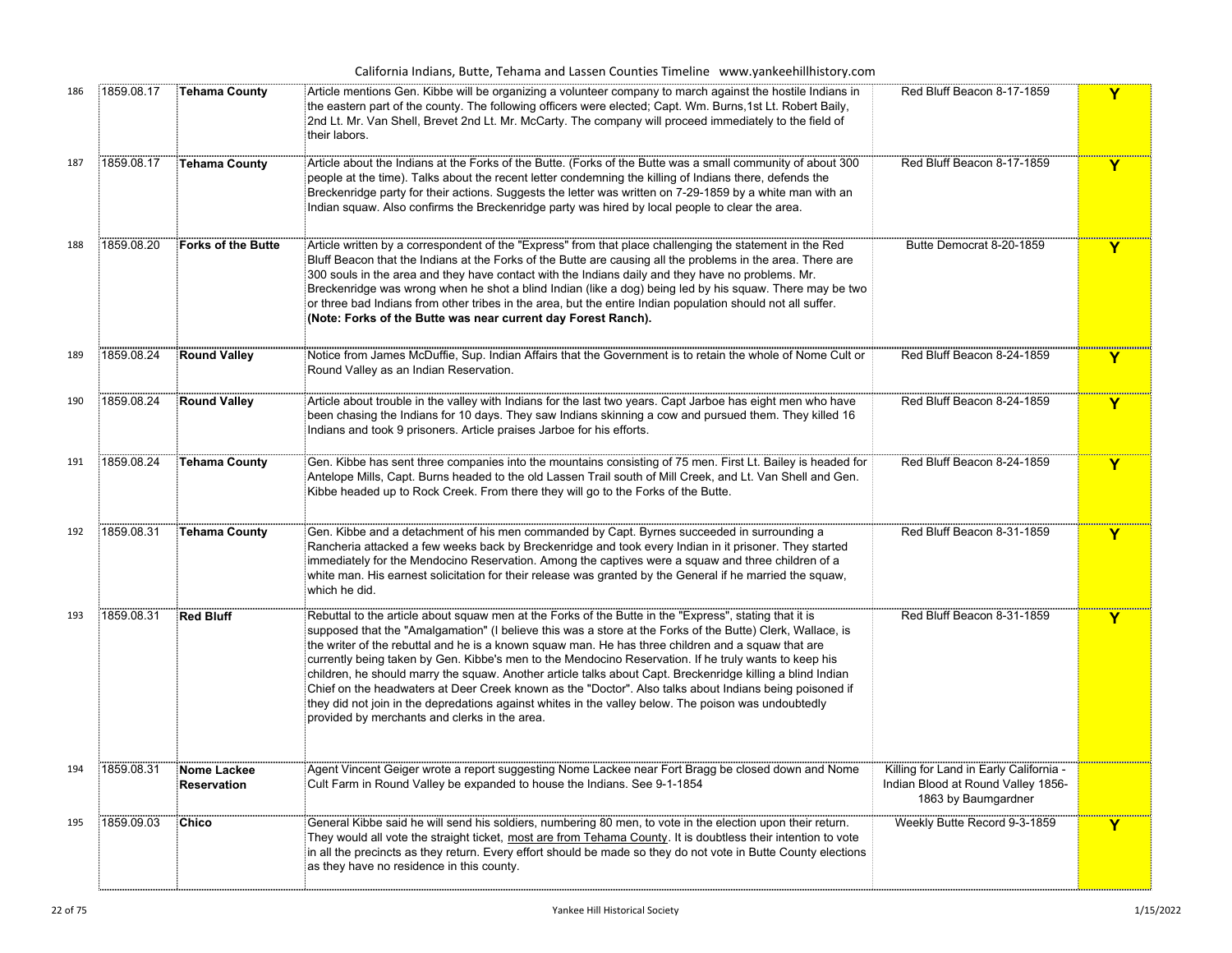California Indians, Butte, Tehama and Lassen Counties Timeline www.yankeehillhistory.com

| 186 | 1859.08.17 | **Tehama County** | Article mentions Gen. Kibbe will be organizing a volunteer company to march against the hostile Indians in the eastern part of the county. The following officers were elected; Capt. Wm. Burns,1st Lt. Robert Baily, 2nd Lt. Mr. Van Shell, Brevet 2nd Lt. Mr. McCarty. The company will proceed immediately to the field of their labors. | Red Bluff Beacon 8-17-1859 | Y |
|---|---|---|---|---|---|
| 187 | 1859.08.17 | **Tehama County** | Article about the Indians at the Forks of the Butte. (Forks of the Butte was a small community of about 300 people at the time). Talks about the recent letter condemning the killing of Indians there, defends the Breckenridge party for their actions. Suggests the letter was written on 7-29-1859 by a white man with an Indian squaw. Also confirms the Breckenridge party was hired by local people to clear the area. | Red Bluff Beacon 8-17-1859 | Y |
| 188 | 1859.08.20 | **Forks of the Butte** | Article written by a correspondent of the "Express" from that place challenging the statement in the Red Bluff Beacon that the Indians at the Forks of the Butte are causing all the problems in the area. There are 300 souls in the area and they have contact with the Indians daily and they have no problems. Mr. Breckenridge was wrong when he shot a blind Indian (like a dog) being led by his squaw. There may be two or three bad Indians from other tribes in the area, but the entire Indian population should not all suffer. **(Note: Forks of the Butte was near current day Forest Ranch).** | Butte Democrat 8-20-1859 | Y |
| 189 | 1859.08.24 | **Round Valley** | Notice from James McDuffie, Sup. Indian Affairs that the Government is to retain the whole of Nome Cult or Round Valley as an Indian Reservation. | Red Bluff Beacon 8-24-1859 | Y |
| 190 | 1859.08.24 | **Round Valley** | Article about trouble in the valley with Indians for the last two years. Capt Jarboe has eight men who have been chasing the Indians for 10 days. They saw Indians skinning a cow and pursued them. They killed 16 Indians and took 9 prisoners. Article praises Jarboe for his efforts. | Red Bluff Beacon 8-24-1859 | Y |
| 191 | 1859.08.24 | **Tehama County** | Gen. Kibbe has sent three companies into the mountains consisting of 75 men. First Lt. Bailey is headed for Antelope Mills, Capt. Burns headed to the old Lassen Trail south of Mill Creek, and Lt. Van Shell and Gen. Kibbe headed up to Rock Creek. From there they will go to the Forks of the Butte. | Red Bluff Beacon 8-24-1859 | Y |
| 192 | 1859.08.31 | **Tehama County** | Gen. Kibbe and a detachment of his men commanded by Capt. Byrnes succeeded in surrounding a Rancheria attacked a few weeks back by Breckenridge and took every Indian in it prisoner. They started immediately for the Mendocino Reservation. Among the captives were a squaw and three children of a white man. His earnest solicitation for their release was granted by the General if he married the squaw, which he did. | Red Bluff Beacon 8-31-1859 | Y |
| 193 | 1859.08.31 | **Red Bluff** | Rebuttal to the article about squaw men at the Forks of the Butte in the "Express", stating that it is supposed that the "Amalgamation" (I believe this was a store at the Forks of the Butte) Clerk, Wallace, is the writer of the rebuttal and he is a known squaw man. He has three children and a squaw that are currently being taken by Gen. Kibbe's men to the Mendocino Reservation. If he truly wants to keep his children, he should marry the squaw. Another article talks about Capt. Breckenridge killing a blind Indian Chief on the headwaters at Deer Creek known as the "Doctor". Also talks about Indians being poisoned if they did not join in the depredations against whites in the valley below. The poison was undoubtedly provided by merchants and clerks in the area. | Red Bluff Beacon 8-31-1859 | Y |
| 194 | 1859.08.31 | **Nome Lackee Reservation** | Agent Vincent Geiger wrote a report suggesting Nome Lackee near Fort Bragg be closed down and Nome Cult Farm in Round Valley be expanded to house the Indians. See 9-1-1854 | Killing for Land in Early California - Indian Blood at Round Valley 1856-1863 by Baumgardner | |
| 195 | 1859.09.03 | **Chico** | General Kibbe said he will send his soldiers, numbering 80 men, to vote in the election upon their return. They would all vote the straight ticket, most are from Tehama County. It is doubtless their intention to vote in all the precincts as they return. Every effort should be made so they do not vote in Butte County elections as they have no residence in this county. | Weekly Butte Record 9-3-1859 | Y |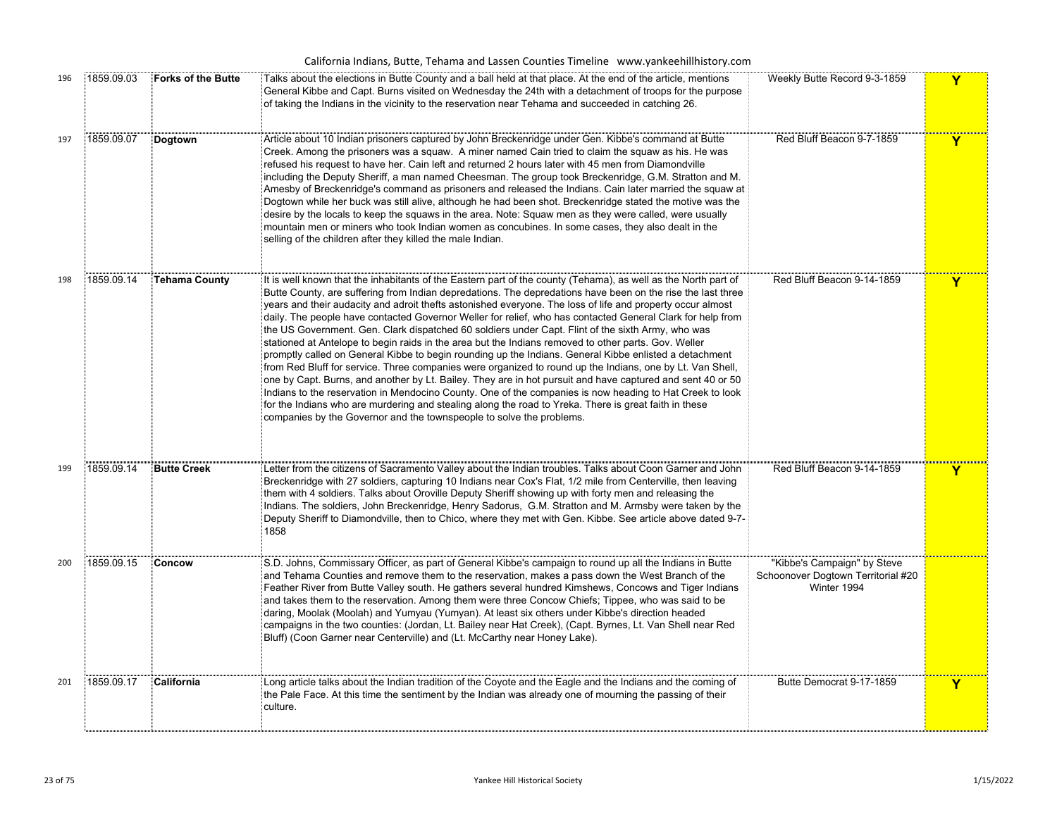| | | | | | |
|---|---|---|---|---|---|
| 196 | 1859.09.03 | **Forks of the Butte** | Talks about the elections in Butte County and a ball held at that place. At the end of the article, mentions General Kibbe and Capt. Burns visited on Wednesday the 24th with a detachment of troops for the purpose of taking the Indians in the vicinity to the reservation near Tehama and succeeded in catching 26. | Weekly Butte Record 9-3-1859 | Y |
| 197 | 1859.09.07 | **Dogtown** | Article about 10 Indian prisoners captured by John Breckenridge under Gen. Kibbe's command at Butte Creek. Among the prisoners was a squaw. A miner named Cain tried to claim the squaw as his. He was refused his request to have her. Cain left and returned 2 hours later with 45 men from Diamondville including the Deputy Sheriff, a man named Cheesman. The group took Breckenridge, G.M. Stratton and M. Amesby of Breckenridge's command as prisoners and released the Indians. Cain later married the squaw at Dogtown while her buck was still alive, although he had been shot. Breckenridge stated the motive was the desire by the locals to keep the squaws in the area. Note: Squaw men as they were called, were usually mountain men or miners who took Indian women as concubines. In some cases, they also dealt in the selling of the children after they killed the male Indian. | Red Bluff Beacon 9-7-1859 | Y |
| 198 | 1859.09.14 | **Tehama County** | It is well known that the inhabitants of the Eastern part of the county (Tehama), as well as the North part of Butte County, are suffering from Indian depredations. The depredations have been on the rise the last three years and their audacity and adroit thefts astonished everyone. The loss of life and property occur almost daily. The people have contacted Governor Weller for relief, who has contacted General Clark for help from the US Government. Gen. Clark dispatched 60 soldiers under Capt. Flint of the sixth Army, who was stationed at Antelope to begin raids in the area but the Indians removed to other parts. Gov. Weller promptly called on General Kibbe to begin rounding up the Indians. General Kibbe enlisted a detachment from Red Bluff for service. Three companies were organized to round up the Indians, one by Lt. Van Shell, one by Capt. Burns, and another by Lt. Bailey. They are in hot pursuit and have captured and sent 40 or 50 Indians to the reservation in Mendocino County. One of the companies is now heading to Hat Creek to look for the Indians who are murdering and stealing along the road to Yreka. There is great faith in these companies by the Governor and the townspeople to solve the problems. | Red Bluff Beacon 9-14-1859 | Y |
| 199 | 1859.09.14 | **Butte Creek** | Letter from the citizens of Sacramento Valley about the Indian troubles. Talks about Coon Garner and John Breckenridge with 27 soldiers, capturing 10 Indians near Cox's Flat, 1/2 mile from Centerville, then leaving them with 4 soldiers. Talks about Oroville Deputy Sheriff showing up with forty men and releasing the Indians. The soldiers, John Breckenridge, Henry Sadorus, G.M. Stratton and M. Armsby were taken by the Deputy Sheriff to Diamondville, then to Chico, where they met with Gen. Kibbe. See article above dated 9-7-1858 | Red Bluff Beacon 9-14-1859 | Y |
| 200 | 1859.09.15 | **Concow** | S.D. Johns, Commissary Officer, as part of General Kibbe's campaign to round up all the Indians in Butte and Tehama Counties and remove them to the reservation, makes a pass down the West Branch of the Feather River from Butte Valley south. He gathers several hundred Kimshews, Concows and Tiger Indians and takes them to the reservation. Among them were three Concow Chiefs; Tippee, who was said to be daring, Moolak (Moolah) and Yumyau (Yumyan). At least six others under Kibbe's direction headed campaigns in the two counties: (Jordan, Lt. Bailey near Hat Creek), (Capt. Byrnes, Lt. Van Shell near Red Bluff) (Coon Garner near Centerville) and (Lt. McCarthy near Honey Lake). | "Kibbe's Campaign" by Steve Schoonover Dogtown Territorial #20 Winter 1994 | |
| 201 | 1859.09.17 | **California** | Long article talks about the Indian tradition of the Coyote and the Eagle and the Indians and the coming of the Pale Face. At this time the sentiment by the Indian was already one of mourning the passing of their culture. | Butte Democrat 9-17-1859 | Y |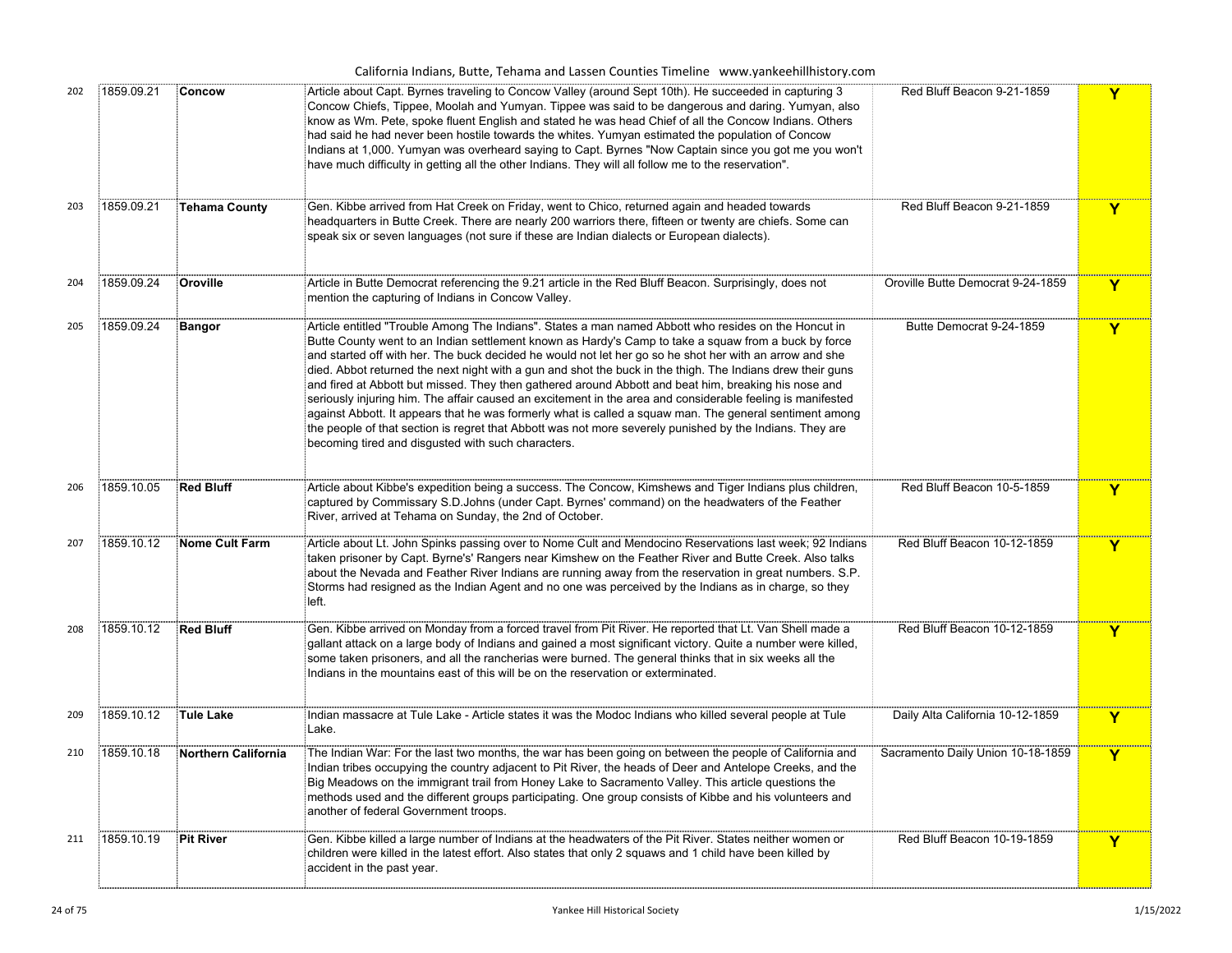| 202 | 1859.09.21 | **Concow** | Article about Capt. Byrnes traveling to Concow Valley (around Sept 10th). He succeeded in capturing 3 Concow Chiefs, Tippee, Moolah and Yumyan. Tippee was said to be dangerous and daring. Yumyan, also know as Wm. Pete, spoke fluent English and stated he was head Chief of all the Concow Indians. Others had said he had never been hostile towards the whites. Yumyan estimated the population of Concow Indians at 1,000. Yumyan was overheard saying to Capt. Byrnes "Now Captain since you got me you won't have much difficulty in getting all the other Indians. They will all follow me to the reservation". | Red Bluff Beacon 9-21-1859 | **Y** |
|---|---|---|---|---|---|
| 203 | 1859.09.21 | **Tehama County** | Gen. Kibbe arrived from Hat Creek on Friday, went to Chico, returned again and headed towards headquarters in Butte Creek. There are nearly 200 warriors there, fifteen or twenty are chiefs. Some can speak six or seven languages (not sure if these are Indian dialects or European dialects). | Red Bluff Beacon 9-21-1859 | **Y** |
| 204 | 1859.09.24 | **Oroville** | Article in Butte Democrat referencing the 9.21 article in the Red Bluff Beacon. Surprisingly, does not mention the capturing of Indians in Concow Valley. | Oroville Butte Democrat 9-24-1859 | **Y** |
| 205 | 1859.09.24 | **Bangor** | Article entitled "Trouble Among The Indians". States a man named Abbott who resides on the Honcut in Butte County went to an Indian settlement known as Hardy's Camp to take a squaw from a buck by force and started off with her. The buck decided he would not let her go so he shot her with an arrow and she died. Abbot returned the next night with a gun and shot the buck in the thigh. The Indians drew their guns and fired at Abbott but missed. They then gathered around Abbott and beat him, breaking his nose and seriously injuring him. The affair caused an excitement in the area and considerable feeling is manifested against Abbott. It appears that he was formerly what is called a squaw man. The general sentiment among the people of that section is regret that Abbott was not more severely punished by the Indians. They are becoming tired and disgusted with such characters. | Butte Democrat 9-24-1859 | **Y** |
| 206 | 1859.10.05 | **Red Bluff** | Article about Kibbe's expedition being a success. The Concow, Kimshews and Tiger Indians plus children, captured by Commissary S.D.Johns (under Capt. Byrnes' command) on the headwaters of the Feather River, arrived at Tehama on Sunday, the 2nd of October. | Red Bluff Beacon 10-5-1859 | **Y** |
| 207 | 1859.10.12 | **Nome Cult Farm** | Article about Lt. John Spinks passing over to Nome Cult and Mendocino Reservations last week; 92 Indians taken prisoner by Capt. Byrne's' Rangers near Kimshew on the Feather River and Butte Creek. Also talks about the Nevada and Feather River Indians are running away from the reservation in great numbers. S.P. Storms had resigned as the Indian Agent and no one was perceived by the Indians as in charge, so they left. | Red Bluff Beacon 10-12-1859 | **Y** |
| 208 | 1859.10.12 | **Red Bluff** | Gen. Kibbe arrived on Monday from a forced travel from Pit River. He reported that Lt. Van Shell made a gallant attack on a large body of Indians and gained a most significant victory. Quite a number were killed, some taken prisoners, and all the rancherias were burned. The general thinks that in six weeks all the Indians in the mountains east of this will be on the reservation or exterminated. | Red Bluff Beacon 10-12-1859 | **Y** |
| 209 | 1859.10.12 | **Tule Lake** | Indian massacre at Tule Lake - Article states it was the Modoc Indians who killed several people at Tule Lake. | Daily Alta California 10-12-1859 | **Y** |
| 210 | 1859.10.18 | **Northern California** | The Indian War: For the last two months, the war has been going on between the people of California and Indian tribes occupying the country adjacent to Pit River, the heads of Deer and Antelope Creeks, and the Big Meadows on the immigrant trail from Honey Lake to Sacramento Valley. This article questions the methods used and the different groups participating. One group consists of Kibbe and his volunteers and another of federal Government troops. | Sacramento Daily Union 10-18-1859 | **Y** |
| 211 | 1859.10.19 | **Pit River** | Gen. Kibbe killed a large number of Indians at the headwaters of the Pit River. States neither women or children were killed in the latest effort. Also states that only 2 squaws and 1 child have been killed by accident in the past year. | Red Bluff Beacon 10-19-1859 | **Y** |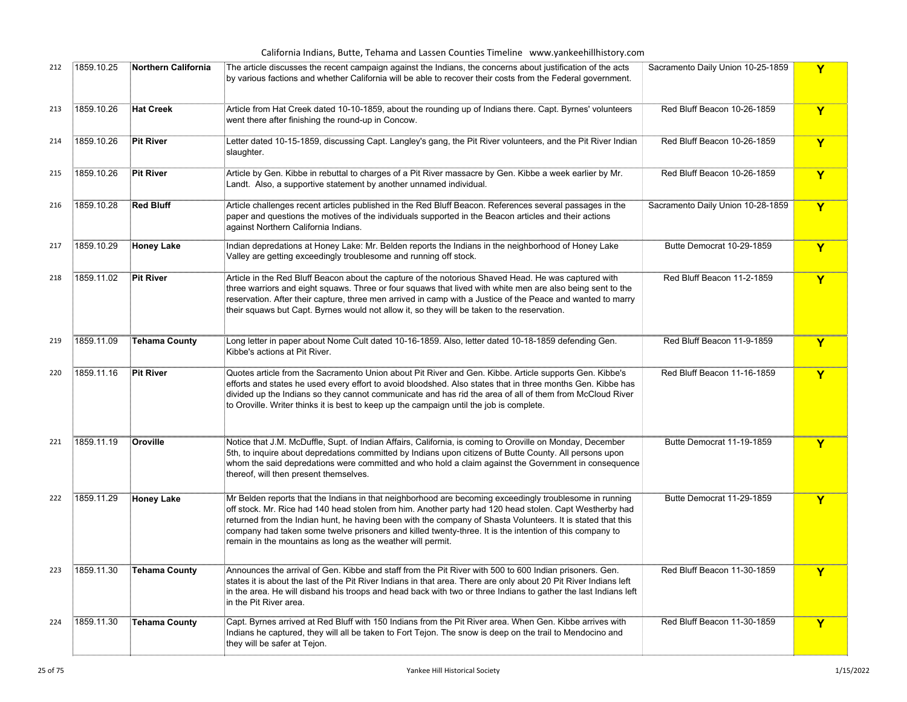| 212 | 1859.10.25 | **Northern California** | The article discusses the recent campaign against the Indians, the concerns about justification of the acts by various factions and whether California will be able to recover their costs from the Federal government. | Sacramento Daily Union 10-25-1859 | **Y** |
|---|---|---|---|---|---|
| 213 | 1859.10.26 | **Hat Creek** | Article from Hat Creek dated 10-10-1859, about the rounding up of Indians there. Capt. Byrnes' volunteers went there after finishing the round-up in Concow. | Red Bluff Beacon 10-26-1859 | **Y** |
| 214 | 1859.10.26 | **Pit River** | Letter dated 10-15-1859, discussing Capt. Langley's gang, the Pit River volunteers, and the Pit River Indian slaughter. | Red Bluff Beacon 10-26-1859 | **Y** |
| 215 | 1859.10.26 | **Pit River** | Article by Gen. Kibbe in rebuttal to charges of a Pit River massacre by Gen. Kibbe a week earlier by Mr. Landt. Also, a supportive statement by another unnamed individual. | Red Bluff Beacon 10-26-1859 | **Y** |
| 216 | 1859.10.28 | **Red Bluff** | Article challenges recent articles published in the Red Bluff Beacon. References several passages in the paper and questions the motives of the individuals supported in the Beacon articles and their actions against Northern California Indians. | Sacramento Daily Union 10-28-1859 | **Y** |
| 217 | 1859.10.29 | **Honey Lake** | Indian depredations at Honey Lake: Mr. Belden reports the Indians in the neighborhood of Honey Lake Valley are getting exceedingly troublesome and running off stock. | Butte Democrat 10-29-1859 | **Y** |
| 218 | 1859.11.02 | **Pit River** | Article in the Red Bluff Beacon about the capture of the notorious Shaved Head. He was captured with three warriors and eight squaws. Three or four squaws that lived with white men are also being sent to the reservation. After their capture, three men arrived in camp with a Justice of the Peace and wanted to marry their squaws but Capt. Byrnes would not allow it, so they will be taken to the reservation. | Red Bluff Beacon 11-2-1859 | **Y** |
| 219 | 1859.11.09 | **Tehama County** | Long letter in paper about Nome Cult dated 10-16-1859. Also, letter dated 10-18-1859 defending Gen. Kibbe's actions at Pit River. | Red Bluff Beacon 11-9-1859 | **Y** |
| 220 | 1859.11.16 | **Pit River** | Quotes article from the Sacramento Union about Pit River and Gen. Kibbe. Article supports Gen. Kibbe's efforts and states he used every effort to avoid bloodshed. Also states that in three months Gen. Kibbe has divided up the Indians so they cannot communicate and has rid the area of all of them from McCloud River to Oroville. Writer thinks it is best to keep up the campaign until the job is complete. | Red Bluff Beacon 11-16-1859 | **Y** |
| 221 | 1859.11.19 | **Oroville** | Notice that J.M. McDuffle, Supt. of Indian Affairs, California, is coming to Oroville on Monday, December 5th, to inquire about depredations committed by Indians upon citizens of Butte County. All persons upon whom the said depredations were committed and who hold a claim against the Government in consequence thereof, will then present themselves. | Butte Democrat 11-19-1859 | **Y** |
| 222 | 1859.11.29 | **Honey Lake** | Mr Belden reports that the Indians in that neighborhood are becoming exceedingly troublesome in running off stock. Mr. Rice had 140 head stolen from him. Another party had 120 head stolen. Capt Westherby had returned from the Indian hunt, he having been with the company of Shasta Volunteers. It is stated that this company had taken some twelve prisoners and killed twenty-three. It is the intention of this company to remain in the mountains as long as the weather will permit. | Butte Democrat 11-29-1859 | **Y** |
| 223 | 1859.11.30 | **Tehama County** | Announces the arrival of Gen. Kibbe and staff from the Pit River with 500 to 600 Indian prisoners. Gen. states it is about the last of the Pit River Indians in that area. There are only about 20 Pit River Indians left in the area. He will disband his troops and head back with two or three Indians to gather the last Indians left in the Pit River area. | Red Bluff Beacon 11-30-1859 | **Y** |
| 224 | 1859.11.30 | **Tehama County** | Capt. Byrnes arrived at Red Bluff with 150 Indians from the Pit River area. When Gen. Kibbe arrives with Indians he captured, they will all be taken to Fort Tejon. The snow is deep on the trail to Mendocino and they will be safer at Tejon. | Red Bluff Beacon 11-30-1859 | **Y** |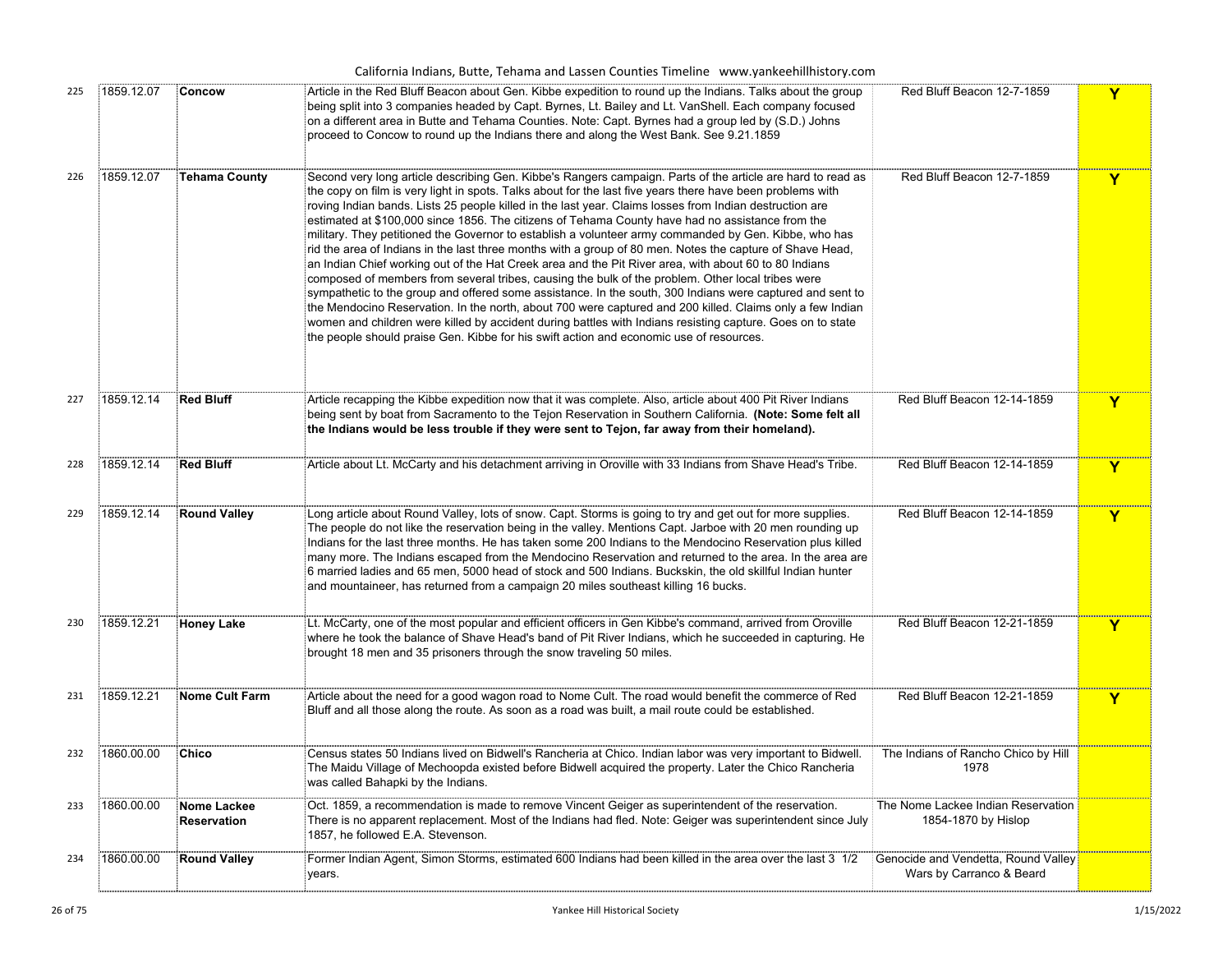| | | | | | |
|---|---|---|---|---|---|
| 225 | 1859.12.07 | **Concow** | Article in the Red Bluff Beacon about Gen. Kibbe expedition to round up the Indians. Talks about the group being split into 3 companies headed by Capt. Byrnes, Lt. Bailey and Lt. VanShell. Each company focused on a different area in Butte and Tehama Counties. Note: Capt. Byrnes had a group led by (S.D.) Johns proceed to Concow to round up the Indians there and along the West Bank. See 9.21.1859 | Red Bluff Beacon 12-7-1859 | Y |
| 226 | 1859.12.07 | **Tehama County** | Second very long article describing Gen. Kibbe's Rangers campaign. Parts of the article are hard to read as the copy on film is very light in spots. Talks about for the last five years there have been problems with roving Indian bands. Lists 25 people killed in the last year. Claims losses from Indian destruction are estimated at $100,000 since 1856. The citizens of Tehama County have had no assistance from the military. They petitioned the Governor to establish a volunteer army commanded by Gen. Kibbe, who has rid the area of Indians in the last three months with a group of 80 men. Notes the capture of Shave Head, an Indian Chief working out of the Hat Creek area and the Pit River area, with about 60 to 80 Indians composed of members from several tribes, causing the bulk of the problem. Other local tribes were sympathetic to the group and offered some assistance. In the south, 300 Indians were captured and sent to the Mendocino Reservation. In the north, about 700 were captured and 200 killed. Claims only a few Indian women and children were killed by accident during battles with Indians resisting capture. Goes on to state the people should praise Gen. Kibbe for his swift action and economic use of resources. | Red Bluff Beacon 12-7-1859 | Y |
| 227 | 1859.12.14 | **Red Bluff** | Article recapping the Kibbe expedition now that it was complete. Also, article about 400 Pit River Indians being sent by boat from Sacramento to the Tejon Reservation in Southern California. **(Note: Some felt all the Indians would be less trouble if they were sent to Tejon, far away from their homeland).** | Red Bluff Beacon 12-14-1859 | Y |
| 228 | 1859.12.14 | **Red Bluff** | Article about Lt. McCarty and his detachment arriving in Oroville with 33 Indians from Shave Head's Tribe. | Red Bluff Beacon 12-14-1859 | Y |
| 229 | 1859.12.14 | **Round Valley** | Long article about Round Valley, lots of snow. Capt. Storms is going to try and get out for more supplies. The people do not like the reservation being in the valley. Mentions Capt. Jarboe with 20 men rounding up Indians for the last three months. He has taken some 200 Indians to the Mendocino Reservation plus killed many more. The Indians escaped from the Mendocino Reservation and returned to the area. In the area are 6 married ladies and 65 men, 5000 head of stock and 500 Indians. Buckskin, the old skillful Indian hunter and mountaineer, has returned from a campaign 20 miles southeast killing 16 bucks. | Red Bluff Beacon 12-14-1859 | Y |
| 230 | 1859.12.21 | **Honey Lake** | Lt. McCarty, one of the most popular and efficient officers in Gen Kibbe's command, arrived from Oroville where he took the balance of Shave Head's band of Pit River Indians, which he succeeded in capturing. He brought 18 men and 35 prisoners through the snow traveling 50 miles. | Red Bluff Beacon 12-21-1859 | Y |
| 231 | 1859.12.21 | **Nome Cult Farm** | Article about the need for a good wagon road to Nome Cult. The road would benefit the commerce of Red Bluff and all those along the route. As soon as a road was built, a mail route could be established. | Red Bluff Beacon 12-21-1859 | Y |
| 232 | 1860.00.00 | **Chico** | Census states 50 Indians lived on Bidwell's Rancheria at Chico. Indian labor was very important to Bidwell. The Maidu Village of Mechoopda existed before Bidwell acquired the property. Later the Chico Rancheria was called Bahapki by the Indians. | The Indians of Rancho Chico by Hill 1978 | |
| 233 | 1860.00.00 | **Nome Lackee Reservation** | Oct. 1859, a recommendation is made to remove Vincent Geiger as superintendent of the reservation. There is no apparent replacement. Most of the Indians had fled. Note: Geiger was superintendent since July 1857, he followed E.A. Stevenson. | The Nome Lackee Indian Reservation 1854-1870 by Hislop | |
| 234 | 1860.00.00 | **Round Valley** | Former Indian Agent, Simon Storms, estimated 600 Indians had been killed in the area over the last 3 1/2 years. | Genocide and Vendetta, Round Valley Wars by Carranco & Beard | |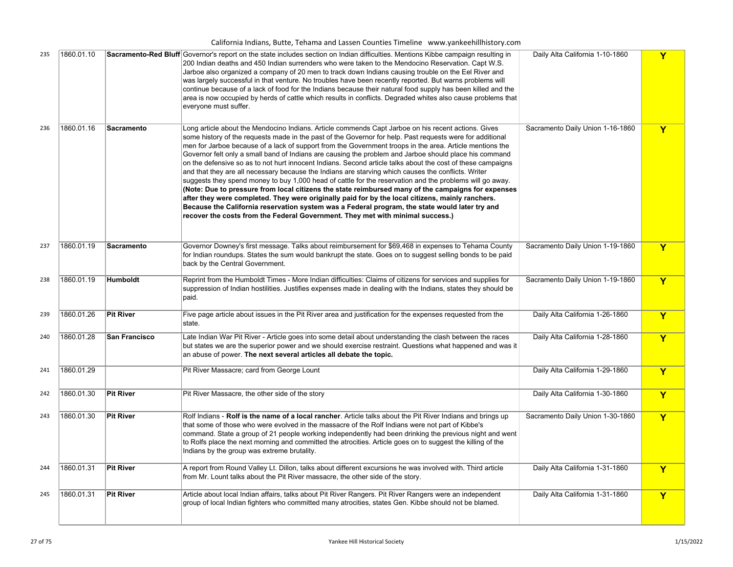| | | | | | |
|---|---|---|---|---|---|
| 235 | 1860.01.10 | **Sacramento-Red Bluff** | Governor's report on the state includes section on Indian difficulties. Mentions Kibbe campaign resulting in 200 Indian deaths and 450 Indian surrenders who were taken to the Mendocino Reservation. Capt W.S. Jarboe also organized a company of 20 men to track down Indians causing trouble on the Eel River and was largely successful in that venture. No troubles have been recently reported. But warns problems will continue because of a lack of food for the Indians because their natural food supply has been killed and the area is now occupied by herds of cattle which results in conflicts. Degraded whites also cause problems that everyone must suffer. | Daily Alta California 1-10-1860 | Y |
| 236 | 1860.01.16 | **Sacramento** | Long article about the Mendocino Indians. Article commends Capt Jarboe on his recent actions. Gives some history of the requests made in the past of the Governor for help. Past requests were for additional men for Jarboe because of a lack of support from the Government troops in the area. Article mentions the Governor felt only a small band of Indians are causing the problem and Jarboe should place his command on the defensive so as to not hurt innocent Indians. Second article talks about the cost of these campaigns and that they are all necessary because the Indians are starving which causes the conflicts. Writer suggests they spend money to buy 1,000 head of cattle for the reservation and the problems will go away. **(Note: Due to pressure from local citizens the state reimbursed many of the campaigns for expenses after they were completed. They were originally paid for by the local citizens, mainly ranchers. Because the California reservation system was a Federal program, the state would later try and recover the costs from the Federal Government. They met with minimal success.)** | Sacramento Daily Union 1-16-1860 | Y |
| 237 | 1860.01.19 | **Sacramento** | Governor Downey's first message. Talks about reimbursement for $69,468 in expenses to Tehama County for Indian roundups. States the sum would bankrupt the state. Goes on to suggest selling bonds to be paid back by the Central Government. | Sacramento Daily Union 1-19-1860 | Y |
| 238 | 1860.01.19 | **Humboldt** | Reprint from the Humboldt Times - More Indian difficulties: Claims of citizens for services and supplies for suppression of Indian hostilities. Justifies expenses made in dealing with the Indians, states they should be paid. | Sacramento Daily Union 1-19-1860 | Y |
| 239 | 1860.01.26 | **Pit River** | Five page article about issues in the Pit River area and justification for the expenses requested from the state. | Daily Alta California 1-26-1860 | Y |
| 240 | 1860.01.28 | **San Francisco** | Late Indian War Pit River - Article goes into some detail about understanding the clash between the races but states we are the superior power and we should exercise restraint. Questions what happened and was it an abuse of power. **The next several articles all debate the topic.** | Daily Alta California 1-28-1860 | Y |
| 241 | 1860.01.29 | | Pit River Massacre; card from George Lount | Daily Alta California 1-29-1860 | Y |
| 242 | 1860.01.30 | **Pit River** | Pit River Massacre, the other side of the story | Daily Alta California 1-30-1860 | Y |
| 243 | 1860.01.30 | **Pit River** | Rolf Indians - **Rolf is the name of a local rancher**. Article talks about the Pit River Indians and brings up that some of those who were evolved in the massacre of the Rolf Indians were not part of Kibbe's command. State a group of 21 people working independently had been drinking the previous night and went to Rolfs place the next morning and committed the atrocities. Article goes on to suggest the killing of the Indians by the group was extreme brutality. | Sacramento Daily Union 1-30-1860 | Y |
| 244 | 1860.01.31 | **Pit River** | A report from Round Valley Lt. Dillon, talks about different excursions he was involved with. Third article from Mr. Lount talks about the Pit River massacre, the other side of the story. | Daily Alta California 1-31-1860 | Y |
| 245 | 1860.01.31 | **Pit River** | Article about local Indian affairs, talks about Pit River Rangers. Pit River Rangers were an independent group of local Indian fighters who committed many atrocities, states Gen. Kibbe should not be blamed. | Daily Alta California 1-31-1860 | Y |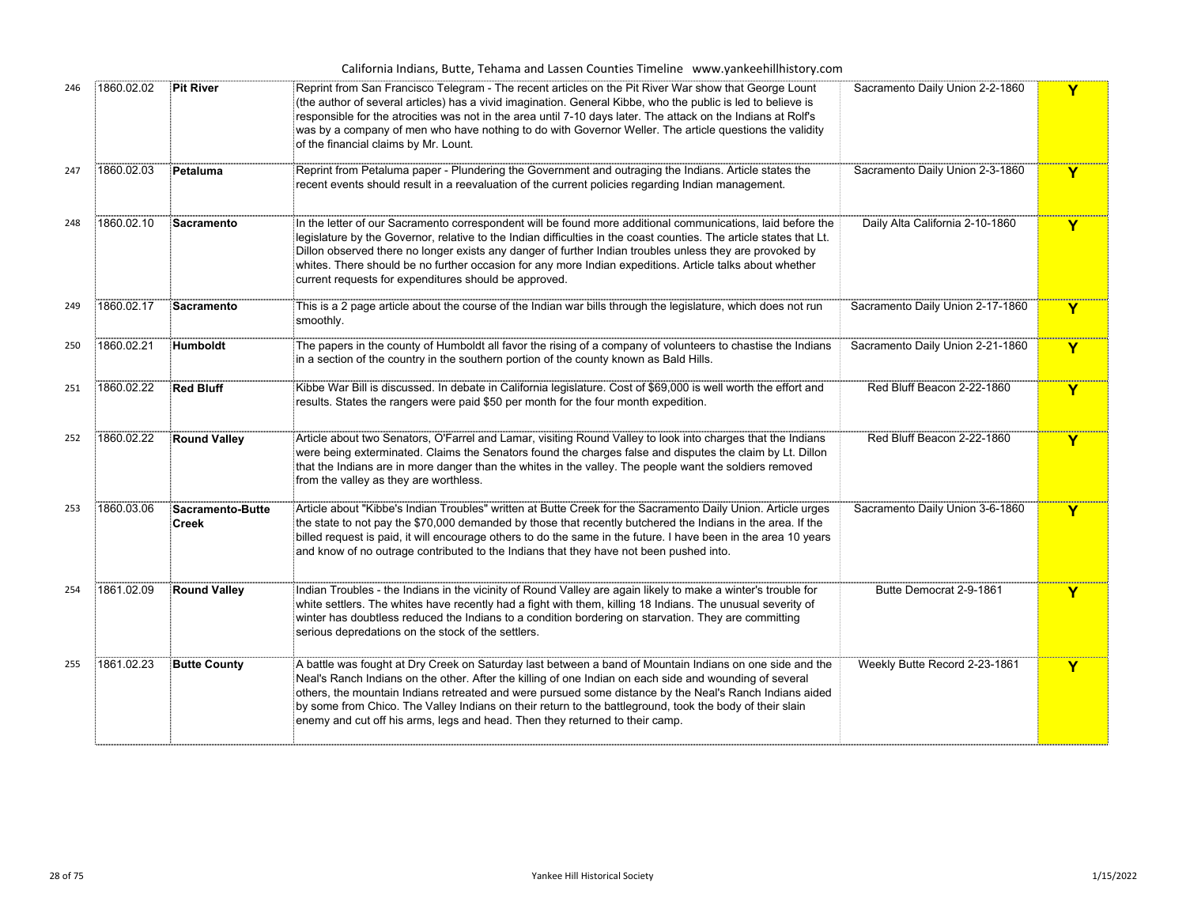| | | | | | |
|---|---|---|---|---|---|
| 246 | 1860.02.02 | **Pit River** | Reprint from San Francisco Telegram - The recent articles on the Pit River War show that George Lount (the author of several articles) has a vivid imagination. General Kibbe, who the public is led to believe is responsible for the atrocities was not in the area until 7-10 days later. The attack on the Indians at Rolf's was by a company of men who have nothing to do with Governor Weller. The article questions the validity of the financial claims by Mr. Lount. | Sacramento Daily Union 2-2-1860 | **Y** |
| 247 | 1860.02.03 | **Petaluma** | Reprint from Petaluma paper - Plundering the Government and outraging the Indians. Article states the recent events should result in a reevaluation of the current policies regarding Indian management. | Sacramento Daily Union 2-3-1860 | **Y** |
| 248 | 1860.02.10 | **Sacramento** | In the letter of our Sacramento correspondent will be found more additional communications, laid before the legislature by the Governor, relative to the Indian difficulties in the coast counties. The article states that Lt. Dillon observed there no longer exists any danger of further Indian troubles unless they are provoked by whites. There should be no further occasion for any more Indian expeditions. Article talks about whether current requests for expenditures should be approved. | Daily Alta California 2-10-1860 | **Y** |
| 249 | 1860.02.17 | **Sacramento** | This is a 2 page article about the course of the Indian war bills through the legislature, which does not run smoothly. | Sacramento Daily Union 2-17-1860 | **Y** |
| 250 | 1860.02.21 | **Humboldt** | The papers in the county of Humboldt all favor the rising of a company of volunteers to chastise the Indians in a section of the country in the southern portion of the county known as Bald Hills. | Sacramento Daily Union 2-21-1860 | **Y** |
| 251 | 1860.02.22 | **Red Bluff** | Kibbe War Bill is discussed. In debate in California legislature. Cost of $69,000 is well worth the effort and results. States the rangers were paid $50 per month for the four month expedition. | Red Bluff Beacon 2-22-1860 | **Y** |
| 252 | 1860.02.22 | **Round Valley** | Article about two Senators, O'Farrel and Lamar, visiting Round Valley to look into charges that the Indians were being exterminated. Claims the Senators found the charges false and disputes the claim by Lt. Dillon that the Indians are in more danger than the whites in the valley. The people want the soldiers removed from the valley as they are worthless. | Red Bluff Beacon 2-22-1860 | **Y** |
| 253 | 1860.03.06 | **Sacramento-Butte Creek** | Article about "Kibbe's Indian Troubles" written at Butte Creek for the Sacramento Daily Union. Article urges the state to not pay the $70,000 demanded by those that recently butchered the Indians in the area. If the billed request is paid, it will encourage others to do the same in the future. I have been in the area 10 years and know of no outrage contributed to the Indians that they have not been pushed into. | Sacramento Daily Union 3-6-1860 | **Y** |
| 254 | 1861.02.09 | **Round Valley** | Indian Troubles - the Indians in the vicinity of Round Valley are again likely to make a winter's trouble for white settlers. The whites have recently had a fight with them, killing 18 Indians. The unusual severity of winter has doubtless reduced the Indians to a condition bordering on starvation. They are committing serious depredations on the stock of the settlers. | Butte Democrat 2-9-1861 | **Y** |
| 255 | 1861.02.23 | **Butte County** | A battle was fought at Dry Creek on Saturday last between a band of Mountain Indians on one side and the Neal's Ranch Indians on the other. After the killing of one Indian on each side and wounding of several others, the mountain Indians retreated and were pursued some distance by the Neal's Ranch Indians aided by some from Chico. The Valley Indians on their return to the battleground, took the body of their slain enemy and cut off his arms, legs and head. Then they returned to their camp. | Weekly Butte Record 2-23-1861 | **Y** |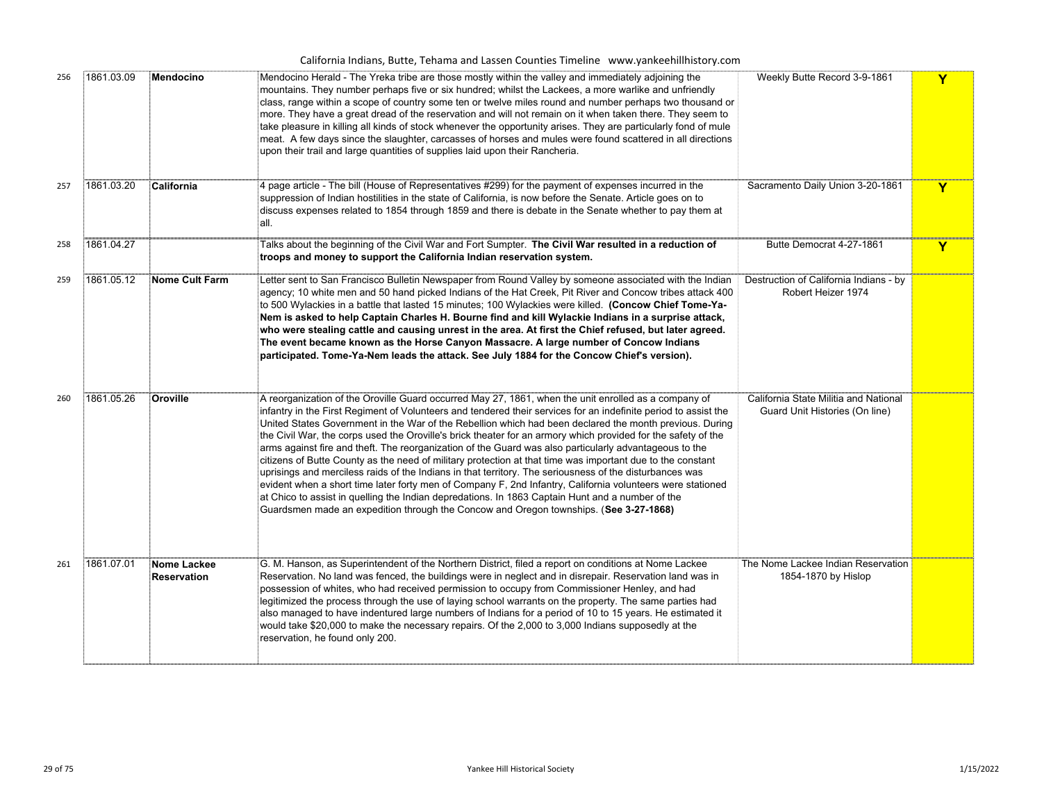| | | | | | |
|---|---|---|---|---|---|
| 256 | 1861.03.09 | **Mendocino** | Mendocino Herald - The Yreka tribe are those mostly within the valley and immediately adjoining the mountains. They number perhaps five or six hundred; whilst the Lackees, a more warlike and unfriendly class, range within a scope of country some ten or twelve miles round and number perhaps two thousand or more. They have a great dread of the reservation and will not remain on it when taken there. They seem to take pleasure in killing all kinds of stock whenever the opportunity arises. They are particularly fond of mule meat. A few days since the slaughter, carcasses of horses and mules were found scattered in all directions upon their trail and large quantities of supplies laid upon their Rancheria. | Weekly Butte Record 3-9-1861 | Y |
| 257 | 1861.03.20 | **California** | 4 page article - The bill (House of Representatives #299) for the payment of expenses incurred in the suppression of Indian hostilities in the state of California, is now before the Senate. Article goes on to discuss expenses related to 1854 through 1859 and there is debate in the Senate whether to pay them at all. | Sacramento Daily Union 3-20-1861 | Y |
| 258 | 1861.04.27 | | Talks about the beginning of the Civil War and Fort Sumpter. **The Civil War resulted in a reduction of troops and money to support the California Indian reservation system.** | Butte Democrat 4-27-1861 | Y |
| 259 | 1861.05.12 | **Nome Cult Farm** | Letter sent to San Francisco Bulletin Newspaper from Round Valley by someone associated with the Indian agency; 10 white men and 50 hand picked Indians of the Hat Creek, Pit River and Concow tribes attack 400 to 500 Wylackies in a battle that lasted 15 minutes; 100 Wylackies were killed. **(Concow Chief Tome-Ya-Nem is asked to help Captain Charles H. Bourne find and kill Wylackie Indians in a surprise attack, who were stealing cattle and causing unrest in the area. At first the Chief refused, but later agreed. The event became known as the Horse Canyon Massacre. A large number of Concow Indians participated. Tome-Ya-Nem leads the attack. See July 1884 for the Concow Chief's version).** | Destruction of California Indians - by Robert Heizer 1974 | |
| 260 | 1861.05.26 | **Oroville** | A reorganization of the Oroville Guard occurred May 27, 1861, when the unit enrolled as a company of infantry in the First Regiment of Volunteers and tendered their services for an indefinite period to assist the United States Government in the War of the Rebellion which had been declared the month previous. During the Civil War, the corps used the Oroville's brick theater for an armory which provided for the safety of the arms against fire and theft. The reorganization of the Guard was also particularly advantageous to the citizens of Butte County as the need of military protection at that time was important due to the constant uprisings and merciless raids of the Indians in that territory. The seriousness of the disturbances was evident when a short time later forty men of Company F, 2nd Infantry, California volunteers were stationed at Chico to assist in quelling the Indian depredations. In 1863 Captain Hunt and a number of the Guardsmen made an expedition through the Concow and Oregon townships. (**See 3-27-1868)** | California State Militia and National Guard Unit Histories (On line) | |
| 261 | 1861.07.01 | **Nome Lackee Reservation** | G. M. Hanson, as Superintendent of the Northern District, filed a report on conditions at Nome Lackee Reservation. No land was fenced, the buildings were in neglect and in disrepair. Reservation land was in possession of whites, who had received permission to occupy from Commissioner Henley, and had legitimized the process through the use of laying school warrants on the property. The same parties had also managed to have indentured large numbers of Indians for a period of 10 to 15 years. He estimated it would take $20,000 to make the necessary repairs. Of the 2,000 to 3,000 Indians supposedly at the reservation, he found only 200. | The Nome Lackee Indian Reservation 1854-1870 by Hislop | |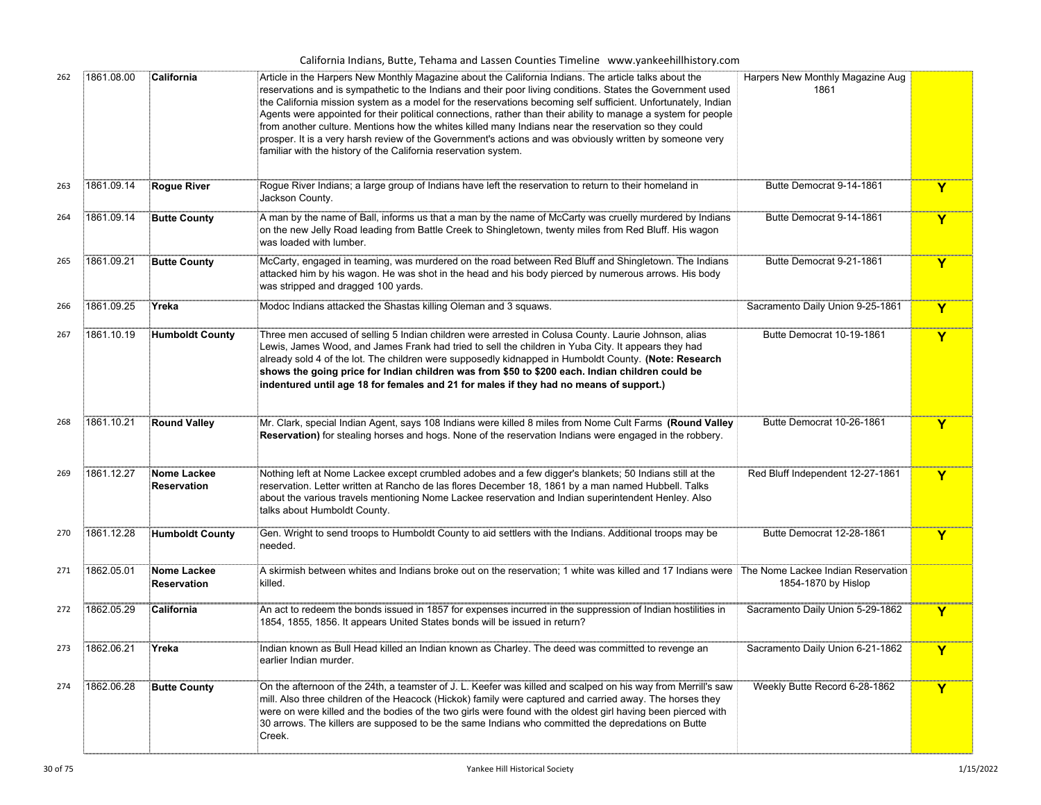| | | | | | |
|---|---|---|---|---|---|
| 262 | 1861.08.00 | **California** | Article in the Harpers New Monthly Magazine about the California Indians. The article talks about the reservations and is sympathetic to the Indians and their poor living conditions. States the Government used the California mission system as a model for the reservations becoming self sufficient. Unfortunately, Indian Agents were appointed for their political connections, rather than their ability to manage a system for people from another culture. Mentions how the whites killed many Indians near the reservation so they could prosper. It is a very harsh review of the Government's actions and was obviously written by someone very familiar with the history of the California reservation system. | Harpers New Monthly Magazine Aug 1861 | |
| 263 | 1861.09.14 | **Rogue River** | Rogue River Indians; a large group of Indians have left the reservation to return to their homeland in Jackson County. | Butte Democrat 9-14-1861 | **Y** |
| 264 | 1861.09.14 | **Butte County** | A man by the name of Ball, informs us that a man by the name of McCarty was cruelly murdered by Indians on the new Jelly Road leading from Battle Creek to Shingletown, twenty miles from Red Bluff. His wagon was loaded with lumber. | Butte Democrat 9-14-1861 | **Y** |
| 265 | 1861.09.21 | **Butte County** | McCarty, engaged in teaming, was murdered on the road between Red Bluff and Shingletown. The Indians attacked him by his wagon. He was shot in the head and his body pierced by numerous arrows. His body was stripped and dragged 100 yards. | Butte Democrat 9-21-1861 | **Y** |
| 266 | 1861.09.25 | **Yreka** | Modoc Indians attacked the Shastas killing Oleman and 3 squaws. | Sacramento Daily Union 9-25-1861 | **Y** |
| 267 | 1861.10.19 | **Humboldt County** | Three men accused of selling 5 Indian children were arrested in Colusa County. Laurie Johnson, alias Lewis, James Wood, and James Frank had tried to sell the children in Yuba City. It appears they had already sold 4 of the lot. The children were supposedly kidnapped in Humboldt County. **(Note: Research shows the going price for Indian children was from $50 to $200 each. Indian children could be indentured until age 18 for females and 21 for males if they had no means of support.)** | Butte Democrat 10-19-1861 | **Y** |
| 268 | 1861.10.21 | **Round Valley** | Mr. Clark, special Indian Agent, says 108 Indians were killed 8 miles from Nome Cult Farms **(Round Valley Reservation)** for stealing horses and hogs. None of the reservation Indians were engaged in the robbery. | Butte Democrat 10-26-1861 | **Y** |
| 269 | 1861.12.27 | **Nome Lackee Reservation** | Nothing left at Nome Lackee except crumbled adobes and a few digger's blankets; 50 Indians still at the reservation. Letter written at Rancho de las flores December 18, 1861 by a man named Hubbell. Talks about the various travels mentioning Nome Lackee reservation and Indian superintendent Henley. Also talks about Humboldt County. | Red Bluff Independent 12-27-1861 | **Y** |
| 270 | 1861.12.28 | **Humboldt County** | Gen. Wright to send troops to Humboldt County to aid settlers with the Indians. Additional troops may be needed. | Butte Democrat 12-28-1861 | **Y** |
| 271 | 1862.05.01 | **Nome Lackee Reservation** | A skirmish between whites and Indians broke out on the reservation; 1 white was killed and 17 Indians were killed. | The Nome Lackee Indian Reservation 1854-1870 by Hislop | |
| 272 | 1862.05.29 | **California** | An act to redeem the bonds issued in 1857 for expenses incurred in the suppression of Indian hostilities in 1854, 1855, 1856. It appears United States bonds will be issued in return? | Sacramento Daily Union 5-29-1862 | **Y** |
| 273 | 1862.06.21 | **Yreka** | Indian known as Bull Head killed an Indian known as Charley. The deed was committed to revenge an earlier Indian murder. | Sacramento Daily Union 6-21-1862 | **Y** |
| 274 | 1862.06.28 | **Butte County** | On the afternoon of the 24th, a teamster of J. L. Keefer was killed and scalped on his way from Merrill's saw mill. Also three children of the Heacock (Hickok) family were captured and carried away. The horses they were on were killed and the bodies of the two girls were found with the oldest girl having been pierced with 30 arrows. The killers are supposed to be the same Indians who committed the depredations on Butte Creek. | Weekly Butte Record 6-28-1862 | **Y** |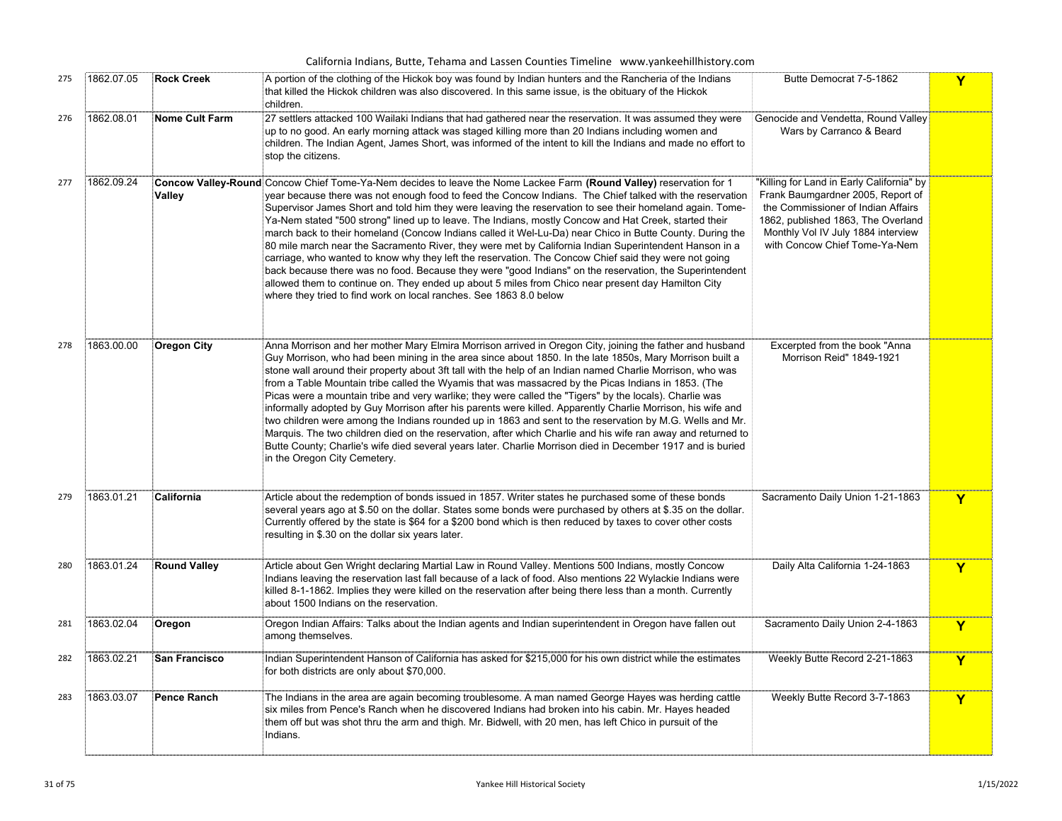| | | | | | |
|---|---|---|---|---|---|
| 275 | 1862.07.05 | **Rock Creek** | A portion of the clothing of the Hickok boy was found by Indian hunters and the Rancheria of the Indians that killed the Hickok children was also discovered. In this same issue, is the obituary of the Hickok children. | Butte Democrat 7-5-1862 | Y |
| 276 | 1862.08.01 | **Nome Cult Farm** | 27 settlers attacked 100 Wailaki Indians that had gathered near the reservation. It was assumed they were up to no good. An early morning attack was staged killing more than 20 Indians including women and children. The Indian Agent, James Short, was informed of the intent to kill the Indians and made no effort to stop the citizens. | Genocide and Vendetta, Round Valley Wars by Carranco & Beard | |
| 277 | 1862.09.24 | **Concow Valley-Round Valley** | Concow Chief Tome-Ya-Nem decides to leave the Nome Lackee Farm **(Round Valley)** reservation for 1 year because there was not enough food to feed the Concow Indians. The Chief talked with the reservation Supervisor James Short and told him they were leaving the reservation to see their homeland again. Tome-Ya-Nem stated "500 strong" lined up to leave. The Indians, mostly Concow and Hat Creek, started their march back to their homeland (Concow Indians called it Wel-Lu-Da) near Chico in Butte County. During the 80 mile march near the Sacramento River, they were met by California Indian Superintendent Hanson in a carriage, who wanted to know why they left the reservation. The Concow Chief said they were not going back because there was no food. Because they were "good Indians" on the reservation, the Superintendent allowed them to continue on. They ended up about 5 miles from Chico near present day Hamilton City where they tried to find work on local ranches. See 1863 8.0 below | "Killing for Land in Early California" by Frank Baumgardner 2005, Report of the Commissioner of Indian Affairs 1862, published 1863, The Overland Monthly Vol IV July 1884 interview with Concow Chief Tome-Ya-Nem | |
| 278 | 1863.00.00 | **Oregon City** | Anna Morrison and her mother Mary Elmira Morrison arrived in Oregon City, joining the father and husband Guy Morrison, who had been mining in the area since about 1850. In the late 1850s, Mary Morrison built a stone wall around their property about 3ft tall with the help of an Indian named Charlie Morrison, who was from a Table Mountain tribe called the Wyamis that was massacred by the Picas Indians in 1853. (The Picas were a mountain tribe and very warlike; they were called the "Tigers" by the locals). Charlie was informally adopted by Guy Morrison after his parents were killed. Apparently Charlie Morrison, his wife and two children were among the Indians rounded up in 1863 and sent to the reservation by M.G. Wells and Mr. Marquis. The two children died on the reservation, after which Charlie and his wife ran away and returned to Butte County; Charlie's wife died several years later. Charlie Morrison died in December 1917 and is buried in the Oregon City Cemetery. | Excerpted from the book "Anna Morrison Reid" 1849-1921 | |
| 279 | 1863.01.21 | **California** | Article about the redemption of bonds issued in 1857. Writer states he purchased some of these bonds several years ago at $.50 on the dollar. States some bonds were purchased by others at $.35 on the dollar. Currently offered by the state is $64 for a $200 bond which is then reduced by taxes to cover other costs resulting in $.30 on the dollar six years later. | Sacramento Daily Union 1-21-1863 | Y |
| 280 | 1863.01.24 | **Round Valley** | Article about Gen Wright declaring Martial Law in Round Valley. Mentions 500 Indians, mostly Concow Indians leaving the reservation last fall because of a lack of food. Also mentions 22 Wylackie Indians were killed 8-1-1862. Implies they were killed on the reservation after being there less than a month. Currently about 1500 Indians on the reservation. | Daily Alta California 1-24-1863 | Y |
| 281 | 1863.02.04 | **Oregon** | Oregon Indian Affairs: Talks about the Indian agents and Indian superintendent in Oregon have fallen out among themselves. | Sacramento Daily Union 2-4-1863 | Y |
| 282 | 1863.02.21 | **San Francisco** | Indian Superintendent Hanson of California has asked for $215,000 for his own district while the estimates for both districts are only about $70,000. | Weekly Butte Record 2-21-1863 | Y |
| 283 | 1863.03.07 | **Pence Ranch** | The Indians in the area are again becoming troublesome. A man named George Hayes was herding cattle six miles from Pence's Ranch when he discovered Indians had broken into his cabin. Mr. Hayes headed them off but was shot thru the arm and thigh. Mr. Bidwell, with 20 men, has left Chico in pursuit of the Indians. | Weekly Butte Record 3-7-1863 | Y |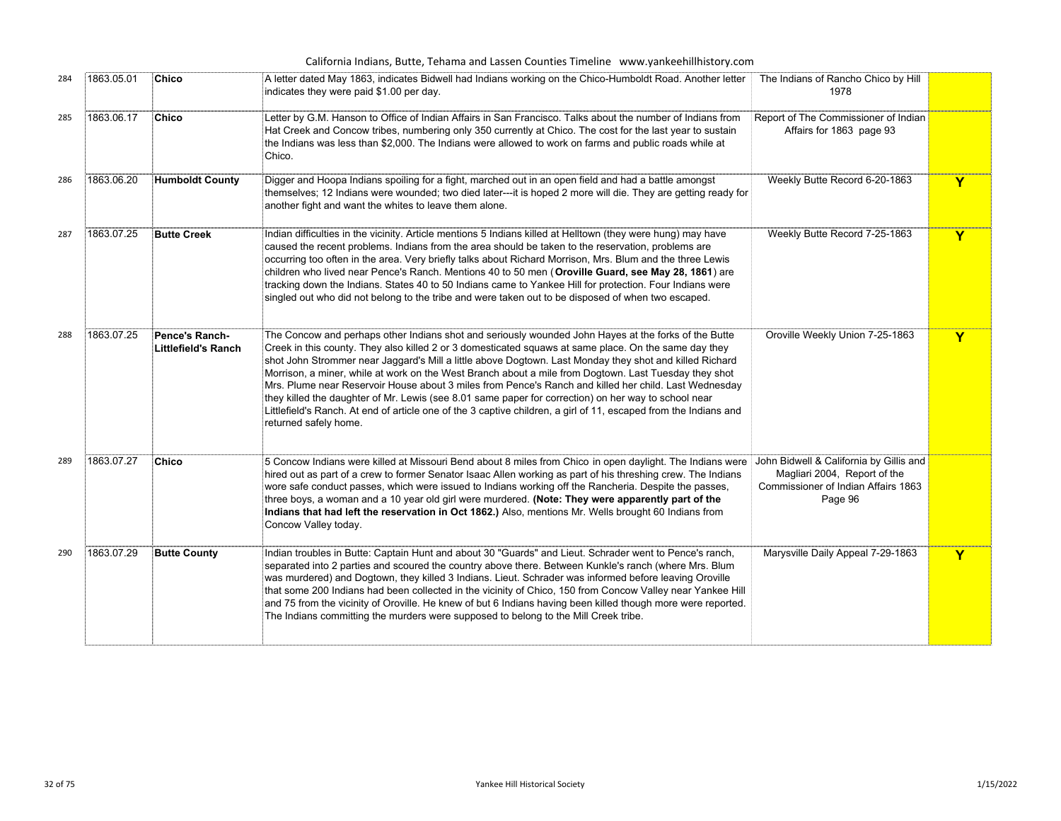California Indians, Butte, Tehama and Lassen Counties Timeline www.yankeehillhistory.com

| | | | | | |
|---|---|---|---|---|---|
| 284 | 1863.05.01 | **Chico** | A letter dated May 1863, indicates Bidwell had Indians working on the Chico-Humboldt Road. Another letter indicates they were paid $1.00 per day. | The Indians of Rancho Chico by Hill 1978 | |
| 285 | 1863.06.17 | **Chico** | Letter by G.M. Hanson to Office of Indian Affairs in San Francisco. Talks about the number of Indians from Hat Creek and Concow tribes, numbering only 350 currently at Chico. The cost for the last year to sustain the Indians was less than $2,000. The Indians were allowed to work on farms and public roads while at Chico. | Report of The Commissioner of Indian Affairs for 1863 page 93 | |
| 286 | 1863.06.20 | **Humboldt County** | Digger and Hoopa Indians spoiling for a fight, marched out in an open field and had a battle amongst themselves; 12 Indians were wounded; two died later---it is hoped 2 more will die. They are getting ready for another fight and want the whites to leave them alone. | Weekly Butte Record 6-20-1863 | **Y** |
| 287 | 1863.07.25 | **Butte Creek** | Indian difficulties in the vicinity. Article mentions 5 Indians killed at Helltown (they were hung) may have caused the recent problems. Indians from the area should be taken to the reservation, problems are occurring too often in the area. Very briefly talks about Richard Morrison, Mrs. Blum and the three Lewis children who lived near Pence's Ranch. Mentions 40 to 50 men (**Oroville Guard, see May 28, 1861**) are tracking down the Indians. States 40 to 50 Indians came to Yankee Hill for protection. Four Indians were singled out who did not belong to the tribe and were taken out to be disposed of when two escaped. | Weekly Butte Record 7-25-1863 | **Y** |
| 288 | 1863.07.25 | **Pence's Ranch-Littlefield's Ranch** | The Concow and perhaps other Indians shot and seriously wounded John Hayes at the forks of the Butte Creek in this county. They also killed 2 or 3 domesticated squaws at same place. On the same day they shot John Strommer near Jaggard's Mill a little above Dogtown. Last Monday they shot and killed Richard Morrison, a miner, while at work on the West Branch about a mile from Dogtown. Last Tuesday they shot Mrs. Plume near Reservoir House about 3 miles from Pence's Ranch and killed her child. Last Wednesday they killed the daughter of Mr. Lewis (see 8.01 same paper for correction) on her way to school near Littlefield's Ranch. At end of article one of the 3 captive children, a girl of 11, escaped from the Indians and returned safely home. | Oroville Weekly Union 7-25-1863 | **Y** |
| 289 | 1863.07.27 | **Chico** | 5 Concow Indians were killed at Missouri Bend about 8 miles from Chico in open daylight. The Indians were hired out as part of a crew to former Senator Isaac Allen working as part of his threshing crew. The Indians wore safe conduct passes, which were issued to Indians working off the Rancheria. Despite the passes, three boys, a woman and a 10 year old girl were murdered. **(Note: They were apparently part of the Indians that had left the reservation in Oct 1862.)** Also, mentions Mr. Wells brought 60 Indians from Concow Valley today. | John Bidwell & California by Gillis and Magliari 2004, Report of the Commissioner of Indian Affairs 1863 Page 96 | |
| 290 | 1863.07.29 | **Butte County** | Indian troubles in Butte: Captain Hunt and about 30 "Guards" and Lieut. Schrader went to Pence's ranch, separated into 2 parties and scoured the country above there. Between Kunkle's ranch (where Mrs. Blum was murdered) and Dogtown, they killed 3 Indians. Lieut. Schrader was informed before leaving Oroville that some 200 Indians had been collected in the vicinity of Chico, 150 from Concow Valley near Yankee Hill and 75 from the vicinity of Oroville. He knew of but 6 Indians having been killed though more were reported. The Indians committing the murders were supposed to belong to the Mill Creek tribe. | Marysville Daily Appeal 7-29-1863 | **Y** |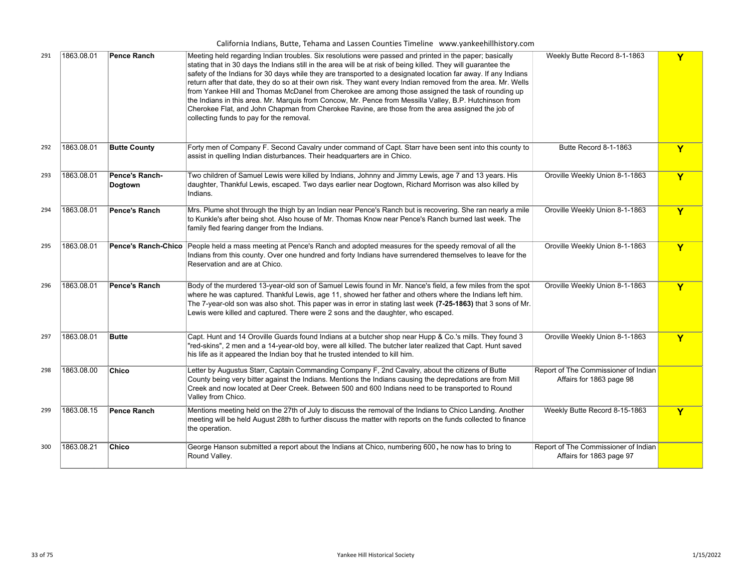| | | | | | |
|---|---|---|---|---|---|
| 291 | 1863.08.01 | **Pence Ranch** | Meeting held regarding Indian troubles. Six resolutions were passed and printed in the paper; basically stating that in 30 days the Indians still in the area will be at risk of being killed. They will guarantee the safety of the Indians for 30 days while they are transported to a designated location far away. If any Indians return after that date, they do so at their own risk. They want every Indian removed from the area. Mr. Wells from Yankee Hill and Thomas McDanel from Cherokee are among those assigned the task of rounding up the Indians in this area. Mr. Marquis from Concow, Mr. Pence from Messilla Valley, B.P. Hutchinson from Cherokee Flat, and John Chapman from Cherokee Ravine, are those from the area assigned the job of collecting funds to pay for the removal. | Weekly Butte Record 8-1-1863 | Y |
| 292 | 1863.08.01 | **Butte County** | Forty men of Company F. Second Cavalry under command of Capt. Starr have been sent into this county to assist in quelling Indian disturbances. Their headquarters are in Chico. | Butte Record 8-1-1863 | Y |
| 293 | 1863.08.01 | **Pence's Ranch-Dogtown** | Two children of Samuel Lewis were killed by Indians, Johnny and Jimmy Lewis, age 7 and 13 years. His daughter, Thankful Lewis, escaped. Two days earlier near Dogtown, Richard Morrison was also killed by Indians. | Oroville Weekly Union 8-1-1863 | Y |
| 294 | 1863.08.01 | **Pence's Ranch** | Mrs. Plume shot through the thigh by an Indian near Pence's Ranch but is recovering. She ran nearly a mile to Kunkle's after being shot. Also house of Mr. Thomas Know near Pence's Ranch burned last week. The family fled fearing danger from the Indians. | Oroville Weekly Union 8-1-1863 | Y |
| 295 | 1863.08.01 | **Pence's Ranch-Chico** | People held a mass meeting at Pence's Ranch and adopted measures for the speedy removal of all the Indians from this county. Over one hundred and forty Indians have surrendered themselves to leave for the Reservation and are at Chico. | Oroville Weekly Union 8-1-1863 | Y |
| 296 | 1863.08.01 | **Pence's Ranch** | Body of the murdered 13-year-old son of Samuel Lewis found in Mr. Nance's field, a few miles from the spot where he was captured. Thankful Lewis, age 11, showed her father and others where the Indians left him. The 7-year-old son was also shot. This paper was in error in stating last week **(7-25-1863)** that 3 sons of Mr. Lewis were killed and captured. There were 2 sons and the daughter, who escaped. | Oroville Weekly Union 8-1-1863 | Y |
| 297 | 1863.08.01 | **Butte** | Capt. Hunt and 14 Oroville Guards found Indians at a butcher shop near Hupp & Co.'s mills. They found 3 "red-skins", 2 men and a 14-year-old boy, were all killed. The butcher later realized that Capt. Hunt saved his life as it appeared the Indian boy that he trusted intended to kill him. | Oroville Weekly Union 8-1-1863 | Y |
| 298 | 1863.08.00 | **Chico** | Letter by Augustus Starr, Captain Commanding Company F, 2nd Cavalry, about the citizens of Butte County being very bitter against the Indians. Mentions the Indians causing the depredations are from Mill Creek and now located at Deer Creek. Between 500 and 600 Indians need to be transported to Round Valley from Chico. | Report of The Commissioner of Indian Affairs for 1863 page 98 | |
| 299 | 1863.08.15 | **Pence Ranch** | Mentions meeting held on the 27th of July to discuss the removal of the Indians to Chico Landing. Another meeting will be held August 28th to further discuss the matter with reports on the funds collected to finance the operation. | Weekly Butte Record 8-15-1863 | Y |
| 300 | 1863.08.21 | **Chico** | George Hanson submitted a report about the Indians at Chico, numbering 600**,** he now has to bring to Round Valley. | Report of The Commissioner of Indian Affairs for 1863 page 97 | |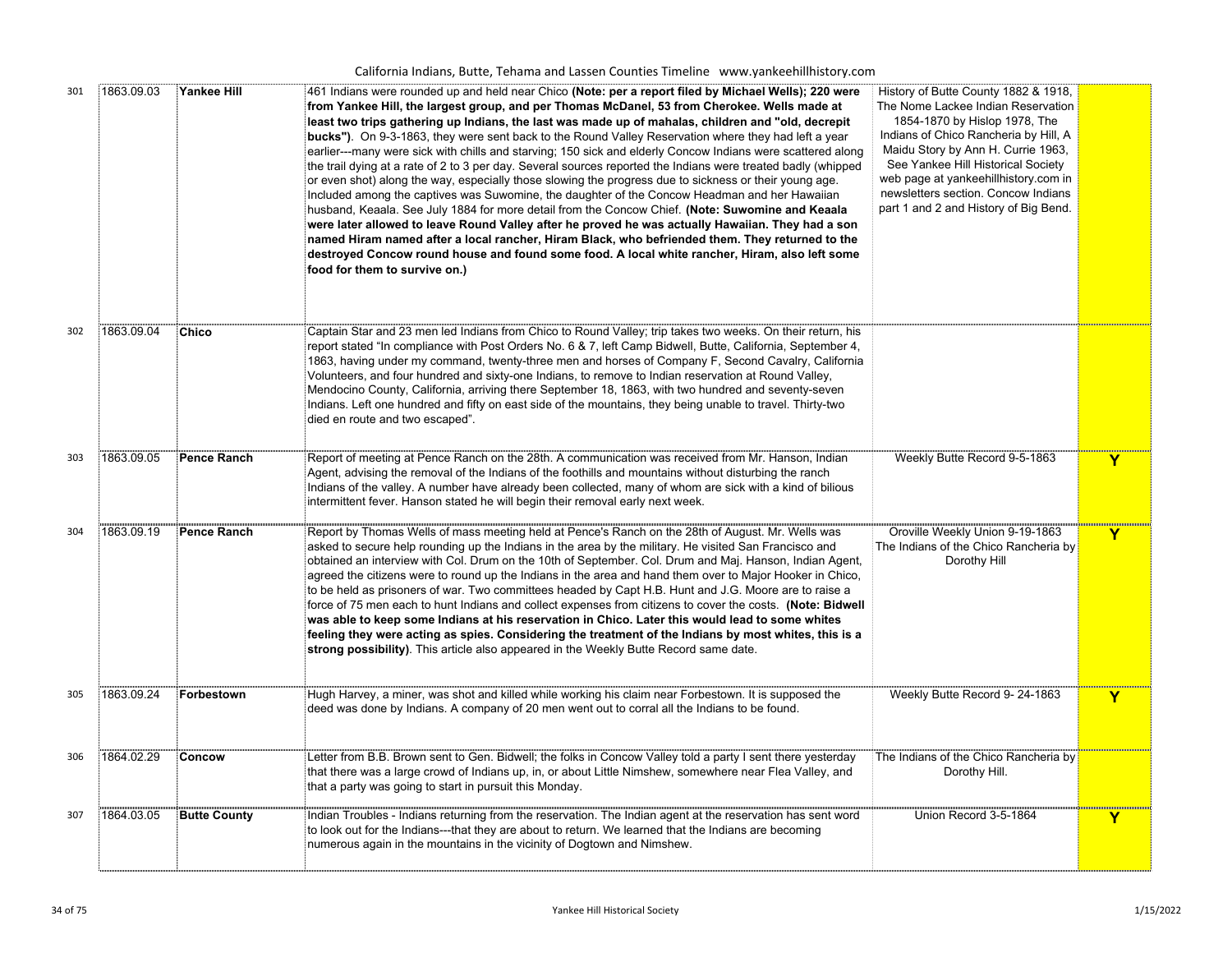| | | | | | |
|---|---|---|---|---|---|
| 301 | 1863.09.03 | **Yankee Hill** | 461 Indians were rounded up and held near Chico **(Note: per a report filed by Michael Wells); 220 were from Yankee Hill, the largest group, and per Thomas McDanel, 53 from Cherokee. Wells made at least two trips gathering up Indians, the last was made up of mahalas, children and "old, decrepit bucks")**. On 9-3-1863, they were sent back to the Round Valley Reservation where they had left a year earlier---many were sick with chills and starving; 150 sick and elderly Concow Indians were scattered along the trail dying at a rate of 2 to 3 per day. Several sources reported the Indians were treated badly (whipped or even shot) along the way, especially those slowing the progress due to sickness or their young age. Included among the captives was Suwomine, the daughter of the Concow Headman and her Hawaiian husband, Keaala. See July 1884 for more detail from the Concow Chief. **(Note: Suwomine and Keaala were later allowed to leave Round Valley after he proved he was actually Hawaiian. They had a son named Hiram named after a local rancher, Hiram Black, who befriended them. They returned to the destroyed Concow round house and found some food. A local white rancher, Hiram, also left some food for them to survive on.)** | History of Butte County 1882 & 1918, The Nome Lackee Indian Reservation 1854-1870 by Hislop 1978, The Indians of Chico Rancheria by Hill, A Maidu Story by Ann H. Currie 1963, See Yankee Hill Historical Society web page at yankeehillhistory.com in newsletters section. Concow Indians part 1 and 2 and History of Big Bend. | |
| 302 | 1863.09.04 | **Chico** | Captain Star and 23 men led Indians from Chico to Round Valley; trip takes two weeks. On their return, his report stated "In compliance with Post Orders No. 6 & 7, left Camp Bidwell, Butte, California, September 4, 1863, having under my command, twenty-three men and horses of Company F, Second Cavalry, California Volunteers, and four hundred and sixty-one Indians, to remove to Indian reservation at Round Valley, Mendocino County, California, arriving there September 18, 1863, with two hundred and seventy-seven Indians. Left one hundred and fifty on east side of the mountains, they being unable to travel. Thirty-two died en route and two escaped". | | |
| 303 | 1863.09.05 | **Pence Ranch** | Report of meeting at Pence Ranch on the 28th. A communication was received from Mr. Hanson, Indian Agent, advising the removal of the Indians of the foothills and mountains without disturbing the ranch Indians of the valley. A number have already been collected, many of whom are sick with a kind of bilious intermittent fever. Hanson stated he will begin their removal early next week. | Weekly Butte Record 9-5-1863 | Y |
| 304 | 1863.09.19 | **Pence Ranch** | Report by Thomas Wells of mass meeting held at Pence's Ranch on the 28th of August. Mr. Wells was asked to secure help rounding up the Indians in the area by the military. He visited San Francisco and obtained an interview with Col. Drum on the 10th of September. Col. Drum and Maj. Hanson, Indian Agent, agreed the citizens were to round up the Indians in the area and hand them over to Major Hooker in Chico, to be held as prisoners of war. Two committees headed by Capt H.B. Hunt and J.G. Moore are to raise a force of 75 men each to hunt Indians and collect expenses from citizens to cover the costs. **(Note: Bidwell was able to keep some Indians at his reservation in Chico. Later this would lead to some whites feeling they were acting as spies. Considering the treatment of the Indians by most whites, this is a strong possibility)**. This article also appeared in the Weekly Butte Record same date. | Oroville Weekly Union 9-19-1863 The Indians of the Chico Rancheria by Dorothy Hill | Y |
| 305 | 1863.09.24 | **Forbestown** | Hugh Harvey, a miner, was shot and killed while working his claim near Forbestown. It is supposed the deed was done by Indians. A company of 20 men went out to corral all the Indians to be found. | Weekly Butte Record 9- 24-1863 | Y |
| 306 | 1864.02.29 | **Concow** | Letter from B.B. Brown sent to Gen. Bidwell; the folks in Concow Valley told a party I sent there yesterday that there was a large crowd of Indians up, in, or about Little Nimshew, somewhere near Flea Valley, and that a party was going to start in pursuit this Monday. | The Indians of the Chico Rancheria by Dorothy Hill. | |
| 307 | 1864.03.05 | **Butte County** | Indian Troubles - Indians returning from the reservation. The Indian agent at the reservation has sent word to look out for the Indians---that they are about to return. We learned that the Indians are becoming numerous again in the mountains in the vicinity of Dogtown and Nimshew. | Union Record 3-5-1864 | Y |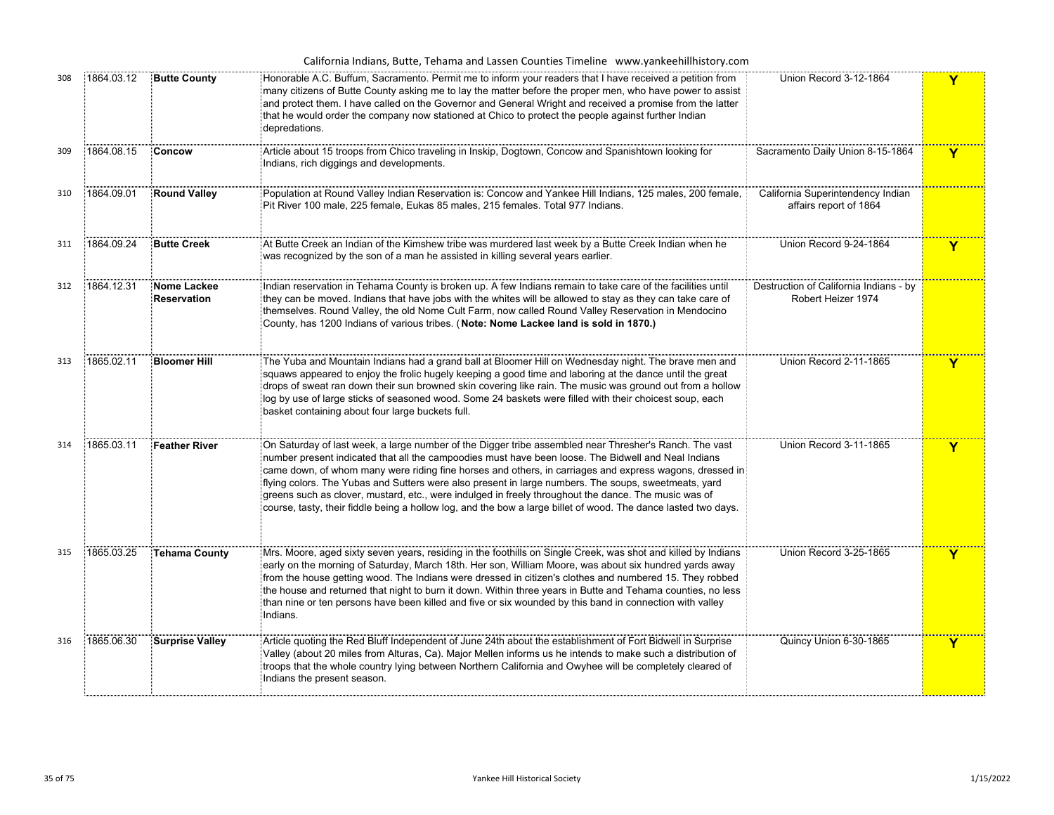| | | | | | |
|---|---|---|---|---|---|
| 308 | 1864.03.12 | **Butte County** | Honorable A.C. Buffum, Sacramento. Permit me to inform your readers that I have received a petition from many citizens of Butte County asking me to lay the matter before the proper men, who have power to assist and protect them. I have called on the Governor and General Wright and received a promise from the latter that he would order the company now stationed at Chico to protect the people against further Indian depredations. | Union Record 3-12-1864 | Y |
| 309 | 1864.08.15 | **Concow** | Article about 15 troops from Chico traveling in Inskip, Dogtown, Concow and Spanishtown looking for Indians, rich diggings and developments. | Sacramento Daily Union 8-15-1864 | Y |
| 310 | 1864.09.01 | **Round Valley** | Population at Round Valley Indian Reservation is: Concow and Yankee Hill Indians, 125 males, 200 female, Pit River 100 male, 225 female, Eukas 85 males, 215 females. Total 977 Indians. | California Superintendency Indian affairs report of 1864 | |
| 311 | 1864.09.24 | **Butte Creek** | At Butte Creek an Indian of the Kimshew tribe was murdered last week by a Butte Creek Indian when he was recognized by the son of a man he assisted in killing several years earlier. | Union Record 9-24-1864 | Y |
| 312 | 1864.12.31 | **Nome Lackee Reservation** | Indian reservation in Tehama County is broken up. A few Indians remain to take care of the facilities until they can be moved. Indians that have jobs with the whites will be allowed to stay as they can take care of themselves. Round Valley, the old Nome Cult Farm, now called Round Valley Reservation in Mendocino County, has 1200 Indians of various tribes. (**Note: Nome Lackee land is sold in 1870.)** | Destruction of California Indians - by Robert Heizer 1974 | |
| 313 | 1865.02.11 | **Bloomer Hill** | The Yuba and Mountain Indians had a grand ball at Bloomer Hill on Wednesday night. The brave men and squaws appeared to enjoy the frolic hugely keeping a good time and laboring at the dance until the great drops of sweat ran down their sun browned skin covering like rain. The music was ground out from a hollow log by use of large sticks of seasoned wood. Some 24 baskets were filled with their choicest soup, each basket containing about four large buckets full. | Union Record 2-11-1865 | Y |
| 314 | 1865.03.11 | **Feather River** | On Saturday of last week, a large number of the Digger tribe assembled near Thresher's Ranch. The vast number present indicated that all the campoodies must have been loose. The Bidwell and Neal Indians came down, of whom many were riding fine horses and others, in carriages and express wagons, dressed in flying colors. The Yubas and Sutters were also present in large numbers. The soups, sweetmeats, yard greens such as clover, mustard, etc., were indulged in freely throughout the dance. The music was of course, tasty, their fiddle being a hollow log, and the bow a large billet of wood. The dance lasted two days. | Union Record 3-11-1865 | Y |
| 315 | 1865.03.25 | **Tehama County** | Mrs. Moore, aged sixty seven years, residing in the foothills on Single Creek, was shot and killed by Indians early on the morning of Saturday, March 18th. Her son, William Moore, was about six hundred yards away from the house getting wood. The Indians were dressed in citizen's clothes and numbered 15. They robbed the house and returned that night to burn it down. Within three years in Butte and Tehama counties, no less than nine or ten persons have been killed and five or six wounded by this band in connection with valley Indians. | Union Record 3-25-1865 | Y |
| 316 | 1865.06.30 | **Surprise Valley** | Article quoting the Red Bluff Independent of June 24th about the establishment of Fort Bidwell in Surprise Valley (about 20 miles from Alturas, Ca). Major Mellen informs us he intends to make such a distribution of troops that the whole country lying between Northern California and Owyhee will be completely cleared of Indians the present season. | Quincy Union 6-30-1865 | Y |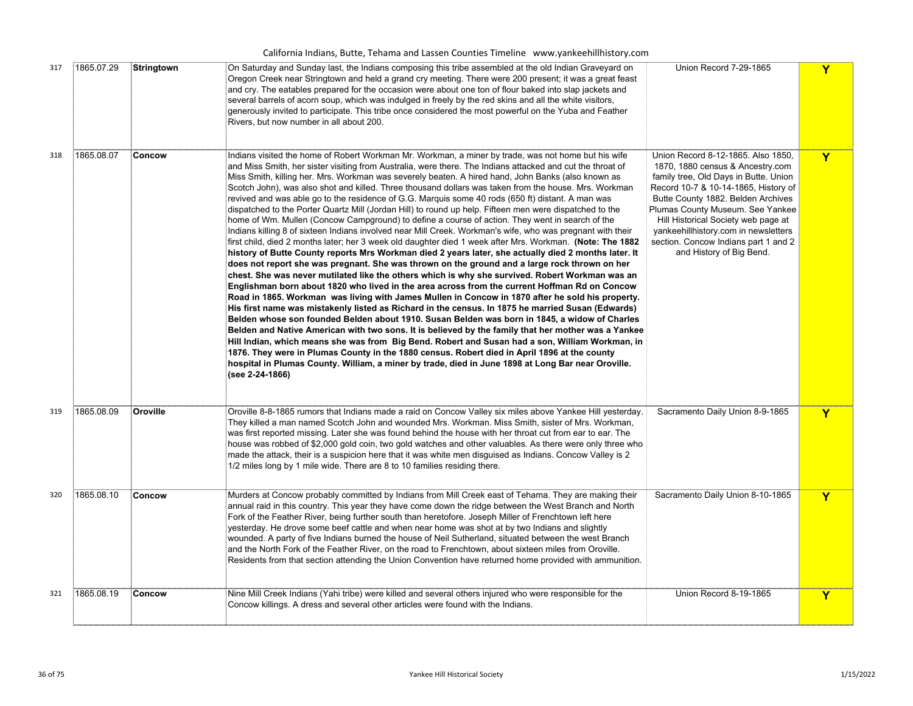| | | | | | |
|---|---|---|---|---|---|
| 317 | 1865.07.29 | **Stringtown** | On Saturday and Sunday last, the Indians composing this tribe assembled at the old Indian Graveyard on Oregon Creek near Stringtown and held a grand cry meeting. There were 200 present; it was a great feast and cry. The eatables prepared for the occasion were about one ton of flour baked into slap jackets and several barrels of acorn soup, which was indulged in freely by the red skins and all the white visitors, generously invited to participate. This tribe once considered the most powerful on the Yuba and Feather Rivers, but now number in all about 200. | Union Record 7-29-1865 | Y |
| 318 | 1865.08.07 | **Concow** | Indians visited the home of Robert Workman Mr. Workman, a miner by trade, was not home but his wife and Miss Smith, her sister visiting from Australia, were there. The Indians attacked and cut the throat of Miss Smith, killing her. Mrs. Workman was severely beaten. A hired hand, John Banks (also known as Scotch John), was also shot and killed. Three thousand dollars was taken from the house. Mrs. Workman revived and was able go to the residence of G.G. Marquis some 40 rods (650 ft) distant. A man was dispatched to the Porter Quartz Mill (Jordan Hill) to round up help. Fifteen men were dispatched to the home of Wm. Mullen (Concow Campground) to define a course of action. They went in search of the Indians killing 8 of sixteen Indians involved near Mill Creek. Workman's wife, who was pregnant with their first child, died 2 months later; her 3 week old daughter died 1 week after Mrs. Workman. **(Note: The 1882 history of Butte County reports Mrs Workman died 2 years later, she actually died 2 months later. It does not report she was pregnant. She was thrown on the ground and a large rock thrown on her chest. She was never mutilated like the others which is why she survived. Robert Workman was an Englishman born about 1820 who lived in the area across from the current Hoffman Rd on Concow Road in 1865. Workman was living with James Mullen in Concow in 1870 after he sold his property. His first name was mistakenly listed as Richard in the census. In 1875 he married Susan (Edwards) Belden whose son founded Belden about 1910. Susan Belden was born in 1845, a widow of Charles Belden and Native American with two sons. It is believed by the family that her mother was a Yankee Hill Indian, which means she was from Big Bend. Robert and Susan had a son, William Workman, in 1876. They were in Plumas County in the 1880 census. Robert died in April 1896 at the county hospital in Plumas County. William, a miner by trade, died in June 1898 at Long Bar near Oroville. (see 2-24-1866)** | Union Record 8-12-1865. Also 1850, 1870, 1880 census & Ancestry.com family tree, Old Days in Butte. Union Record 10-7 & 10-14-1865, History of Butte County 1882. Belden Archives Plumas County Museum. See Yankee Hill Historical Society web page at yankeehillhistory.com in newsletters section. Concow Indians part 1 and 2 and History of Big Bend. | Y |
| 319 | 1865.08.09 | **Oroville** | Oroville 8-8-1865 rumors that Indians made a raid on Concow Valley six miles above Yankee Hill yesterday. They killed a man named Scotch John and wounded Mrs. Workman. Miss Smith, sister of Mrs. Workman, was first reported missing. Later she was found behind the house with her throat cut from ear to ear. The house was robbed of $2,000 gold coin, two gold watches and other valuables. As there were only three who made the attack, their is a suspicion here that it was white men disguised as Indians. Concow Valley is 2 1/2 miles long by 1 mile wide. There are 8 to 10 families residing there. | Sacramento Daily Union 8-9-1865 | Y |
| 320 | 1865.08.10 | **Concow** | Murders at Concow probably committed by Indians from Mill Creek east of Tehama. They are making their annual raid in this country. This year they have come down the ridge between the West Branch and North Fork of the Feather River, being further south than heretofore. Joseph Miller of Frenchtown left here yesterday. He drove some beef cattle and when near home was shot at by two Indians and slightly wounded. A party of five Indians burned the house of Neil Sutherland, situated between the west Branch and the North Fork of the Feather River, on the road to Frenchtown, about sixteen miles from Oroville. Residents from that section attending the Union Convention have returned home provided with ammunition. | Sacramento Daily Union 8-10-1865 | Y |
| 321 | 1865.08.19 | **Concow** | Nine Mill Creek Indians (Yahi tribe) were killed and several others injured who were responsible for the Concow killings. A dress and several other articles were found with the Indians. | Union Record 8-19-1865 | Y |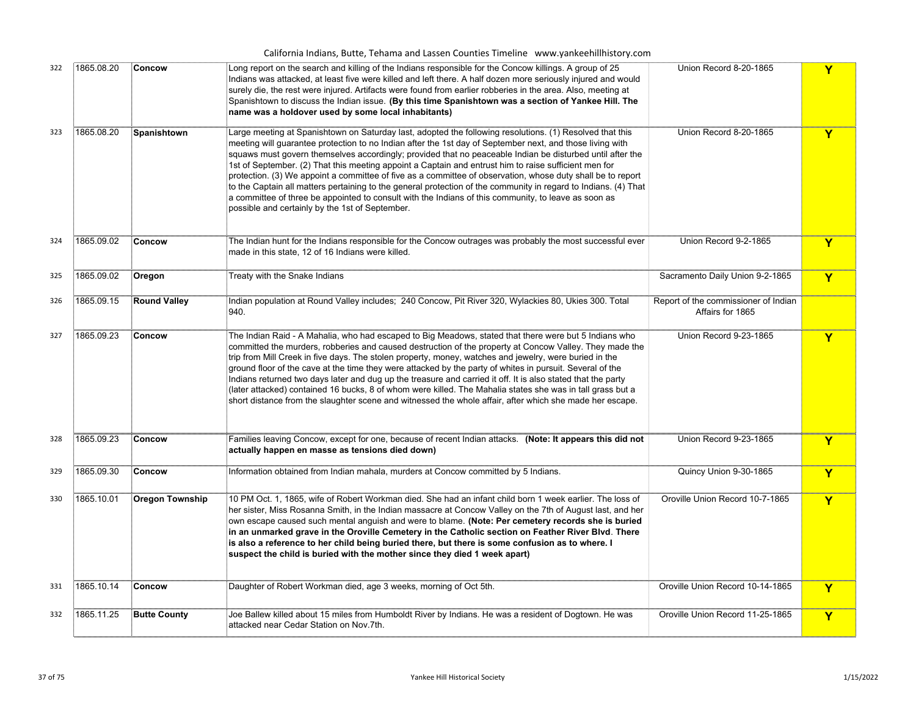| | | | | | |
|---|---|---|---|---|---|
| 322 | 1865.08.20 | **Concow** | Long report on the search and killing of the Indians responsible for the Concow killings. A group of 25 Indians was attacked, at least five were killed and left there. A half dozen more seriously injured and would surely die, the rest were injured. Artifacts were found from earlier robberies in the area. Also, meeting at Spanishtown to discuss the Indian issue. **(By this time Spanishtown was a section of Yankee Hill. The name was a holdover used by some local inhabitants)** | Union Record 8-20-1865 | Y |
| 323 | 1865.08.20 | **Spanishtown** | Large meeting at Spanishtown on Saturday last, adopted the following resolutions. (1) Resolved that this meeting will guarantee protection to no Indian after the 1st day of September next, and those living with squaws must govern themselves accordingly; provided that no peaceable Indian be disturbed until after the 1st of September. (2) That this meeting appoint a Captain and entrust him to raise sufficient men for protection. (3) We appoint a committee of five as a committee of observation, whose duty shall be to report to the Captain all matters pertaining to the general protection of the community in regard to Indians. (4) That a committee of three be appointed to consult with the Indians of this community, to leave as soon as possible and certainly by the 1st of September. | Union Record 8-20-1865 | Y |
| 324 | 1865.09.02 | **Concow** | The Indian hunt for the Indians responsible for the Concow outrages was probably the most successful ever made in this state, 12 of 16 Indians were killed. | Union Record 9-2-1865 | Y |
| 325 | 1865.09.02 | **Oregon** | Treaty with the Snake Indians | Sacramento Daily Union 9-2-1865 | Y |
| 326 | 1865.09.15 | **Round Valley** | Indian population at Round Valley includes; 240 Concow, Pit River 320, Wylackies 80, Ukies 300. Total 940. | Report of the commissioner of Indian Affairs for 1865 | |
| 327 | 1865.09.23 | **Concow** | The Indian Raid - A Mahalia, who had escaped to Big Meadows, stated that there were but 5 Indians who committed the murders, robberies and caused destruction of the property at Concow Valley. They made the trip from Mill Creek in five days. The stolen property, money, watches and jewelry, were buried in the ground floor of the cave at the time they were attacked by the party of whites in pursuit. Several of the Indians returned two days later and dug up the treasure and carried it off. It is also stated that the party (later attacked) contained 16 bucks, 8 of whom were killed. The Mahalia states she was in tall grass but a short distance from the slaughter scene and witnessed the whole affair, after which she made her escape. | Union Record 9-23-1865 | Y |
| 328 | 1865.09.23 | **Concow** | Families leaving Concow, except for one, because of recent Indian attacks. **(Note: It appears this did not actually happen en masse as tensions died down)** | Union Record 9-23-1865 | Y |
| 329 | 1865.09.30 | **Concow** | Information obtained from Indian mahala, murders at Concow committed by 5 Indians. | Quincy Union 9-30-1865 | Y |
| 330 | 1865.10.01 | **Oregon Township** | 10 PM Oct. 1, 1865, wife of Robert Workman died. She had an infant child born 1 week earlier. The loss of her sister, Miss Rosanna Smith, in the Indian massacre at Concow Valley on the 7th of August last, and her own escape caused such mental anguish and were to blame. **(Note: Per cemetery records she is buried in an unmarked grave in the Oroville Cemetery in the Catholic section on Feather River Blvd. There is also a reference to her child being buried there, but there is some confusion as to where. I suspect the child is buried with the mother since they died 1 week apart)** | Oroville Union Record 10-7-1865 | Y |
| 331 | 1865.10.14 | **Concow** | Daughter of Robert Workman died, age 3 weeks, morning of Oct 5th. | Oroville Union Record 10-14-1865 | Y |
| 332 | 1865.11.25 | **Butte County** | Joe Ballew killed about 15 miles from Humboldt River by Indians. He was a resident of Dogtown. He was attacked near Cedar Station on Nov.7th. | Oroville Union Record 11-25-1865 | Y |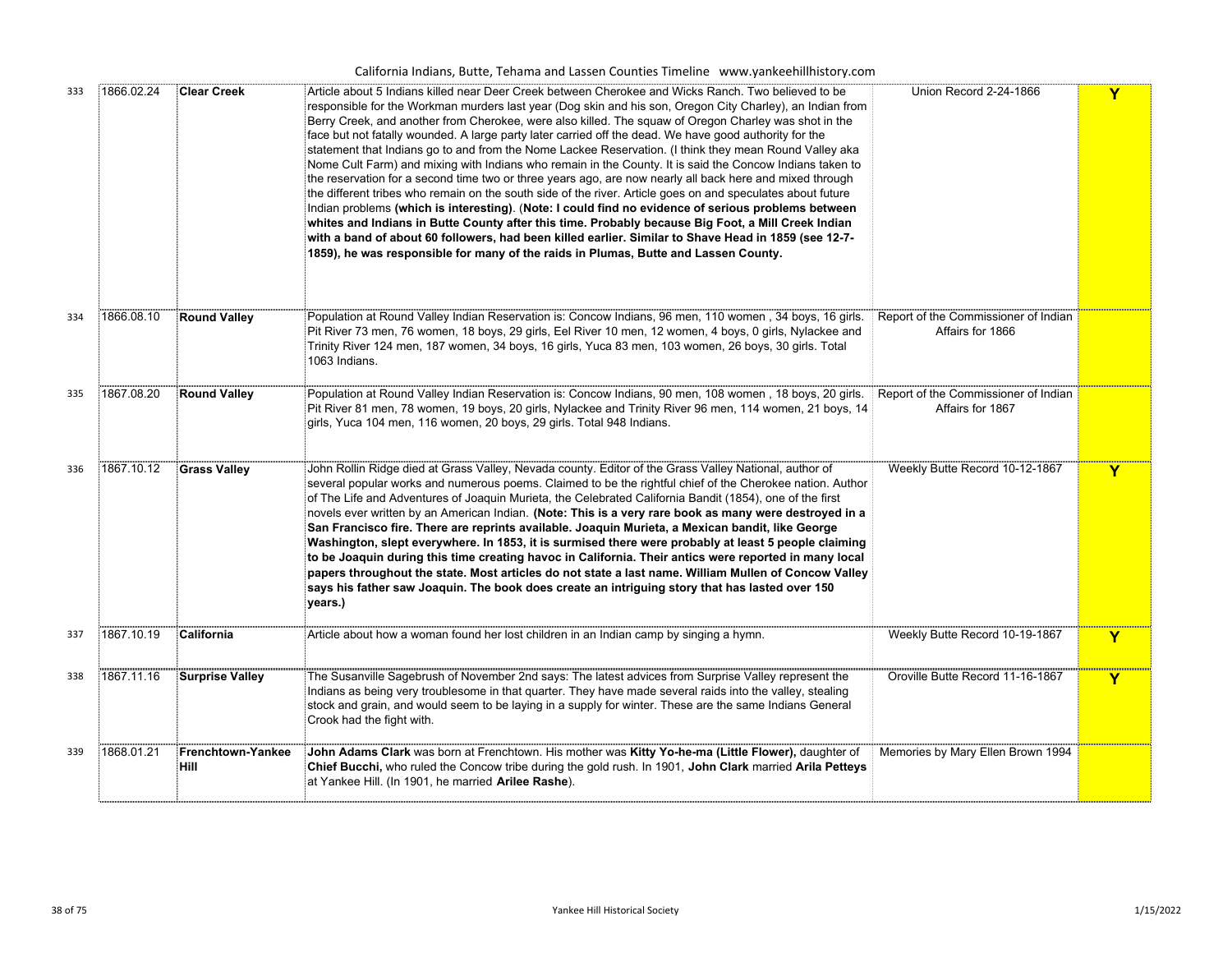| 333 | 1866.02.24 | **Clear Creek** | Article about 5 Indians killed near Deer Creek between Cherokee and Wicks Ranch. Two believed to be responsible for the Workman murders last year (Dog skin and his son, Oregon City Charley), an Indian from Berry Creek, and another from Cherokee, were also killed. The squaw of Oregon Charley was shot in the face but not fatally wounded. A large party later carried off the dead. We have good authority for the statement that Indians go to and from the Nome Lackee Reservation. (I think they mean Round Valley aka Nome Cult Farm) and mixing with Indians who remain in the County. It is said the Concow Indians taken to the reservation for a second time two or three years ago, are now nearly all back here and mixed through the different tribes who remain on the south side of the river. Article goes on and speculates about future Indian problems **(which is interesting)**. (**Note: I could find no evidence of serious problems between whites and Indians in Butte County after this time. Probably because Big Foot, a Mill Creek Indian with a band of about 60 followers, had been killed earlier. Similar to Shave Head in 1859 (see 12-7-1859), he was responsible for many of the raids in Plumas, Butte and Lassen County.** | Union Record 2-24-1866 | Y |
|---|---|---|---|---|---|
| 334 | 1866.08.10 | **Round Valley** | Population at Round Valley Indian Reservation is: Concow Indians, 96 men, 110 women , 34 boys, 16 girls. Pit River 73 men, 76 women, 18 boys, 29 girls, Eel River 10 men, 12 women, 4 boys, 0 girls, Nylackee and Trinity River 124 men, 187 women, 34 boys, 16 girls, Yuca 83 men, 103 women, 26 boys, 30 girls. Total 1063 Indians. | Report of the Commissioner of Indian Affairs for 1866 | |
| 335 | 1867.08.20 | **Round Valley** | Population at Round Valley Indian Reservation is: Concow Indians, 90 men, 108 women , 18 boys, 20 girls. Pit River 81 men, 78 women, 19 boys, 20 girls, Nylackee and Trinity River 96 men, 114 women, 21 boys, 14 girls, Yuca 104 men, 116 women, 20 boys, 29 girls. Total 948 Indians. | Report of the Commissioner of Indian Affairs for 1867 | |
| 336 | 1867.10.12 | **Grass Valley** | John Rollin Ridge died at Grass Valley, Nevada county. Editor of the Grass Valley National, author of several popular works and numerous poems. Claimed to be the rightful chief of the Cherokee nation. Author of The Life and Adventures of Joaquin Murieta, the Celebrated California Bandit (1854), one of the first novels ever written by an American Indian. **(Note: This is a very rare book as many were destroyed in a San Francisco fire. There are reprints available. Joaquin Murieta, a Mexican bandit, like George Washington, slept everywhere. In 1853, it is surmised there were probably at least 5 people claiming to be Joaquin during this time creating havoc in California. Their antics were reported in many local papers throughout the state. Most articles do not state a last name. William Mullen of Concow Valley says his father saw Joaquin. The book does create an intriguing story that has lasted over 150 years.)** | Weekly Butte Record 10-12-1867 | Y |
| 337 | 1867.10.19 | **California** | Article about how a woman found her lost children in an Indian camp by singing a hymn. | Weekly Butte Record 10-19-1867 | Y |
| 338 | 1867.11.16 | **Surprise Valley** | The Susanville Sagebrush of November 2nd says: The latest advices from Surprise Valley represent the Indians as being very troublesome in that quarter. They have made several raids into the valley, stealing stock and grain, and would seem to be laying in a supply for winter. These are the same Indians General Crook had the fight with. | Oroville Butte Record 11-16-1867 | Y |
| 339 | 1868.01.21 | **Frenchtown-Yankee Hill** | **John Adams Clark** was born at Frenchtown. His mother was **Kitty Yo-he-ma (Little Flower),** daughter of **Chief Bucchi,** who ruled the Concow tribe during the gold rush. In 1901, **John Clark** married **Arila Petteys** at Yankee Hill. (In 1901, he married **Arilee Rashe**). | Memories by Mary Ellen Brown 1994 | |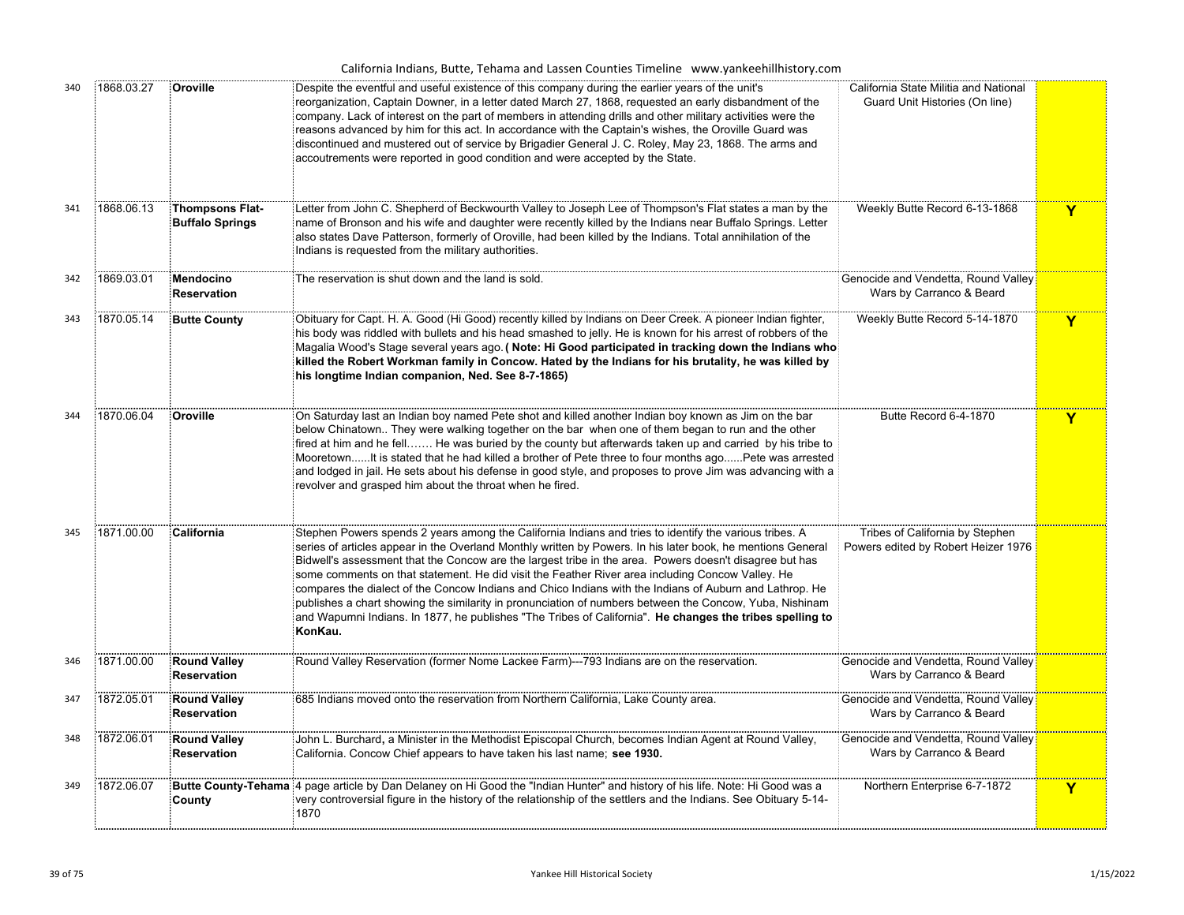| | | | | | |
|---|---|---|---|---|---|
| 340 | 1868.03.27 | **Oroville** | Despite the eventful and useful existence of this company during the earlier years of the unit's reorganization, Captain Downer, in a letter dated March 27, 1868, requested an early disbandment of the company. Lack of interest on the part of members in attending drills and other military activities were the reasons advanced by him for this act. In accordance with the Captain's wishes, the Oroville Guard was discontinued and mustered out of service by Brigadier General J. C. Roley, May 23, 1868. The arms and accoutrements were reported in good condition and were accepted by the State. | California State Militia and National Guard Unit Histories (On line) | |
| 341 | 1868.06.13 | **Thompsons Flat-Buffalo Springs** | Letter from John C. Shepherd of Beckwourth Valley to Joseph Lee of Thompson's Flat states a man by the name of Bronson and his wife and daughter were recently killed by the Indians near Buffalo Springs. Letter also states Dave Patterson, formerly of Oroville, had been killed by the Indians. Total annihilation of the Indians is requested from the military authorities. | Weekly Butte Record 6-13-1868 | **Y** |
| 342 | 1869.03.01 | **Mendocino Reservation** | The reservation is shut down and the land is sold. | Genocide and Vendetta, Round Valley Wars by Carranco & Beard | |
| 343 | 1870.05.14 | **Butte County** | Obituary for Capt. H. A. Good (Hi Good) recently killed by Indians on Deer Creek. A pioneer Indian fighter, his body was riddled with bullets and his head smashed to jelly. He is known for his arrest of robbers of the Magalia Wood's Stage several years ago. **( Note: Hi Good participated in tracking down the Indians who killed the Robert Workman family in Concow. Hated by the Indians for his brutality, he was killed by his longtime Indian companion, Ned. See 8-7-1865)** | Weekly Butte Record 5-14-1870 | **Y** |
| 344 | 1870.06.04 | **Oroville** | On Saturday last an Indian boy named Pete shot and killed another Indian boy known as Jim on the bar below Chinatown.. They were walking together on the bar when one of them began to run and the other fired at him and he fell……. He was buried by the county but afterwards taken up and carried by his tribe to Mooretown......It is stated that he had killed a brother of Pete three to four months ago......Pete was arrested and lodged in jail. He sets about his defense in good style, and proposes to prove Jim was advancing with a revolver and grasped him about the throat when he fired. | Butte Record 6-4-1870 | **Y** |
| 345 | 1871.00.00 | **California** | Stephen Powers spends 2 years among the California Indians and tries to identify the various tribes. A series of articles appear in the Overland Monthly written by Powers. In his later book, he mentions General Bidwell's assessment that the Concow are the largest tribe in the area. Powers doesn't disagree but has some comments on that statement. He did visit the Feather River area including Concow Valley. He compares the dialect of the Concow Indians and Chico Indians with the Indians of Auburn and Lathrop. He publishes a chart showing the similarity in pronunciation of numbers between the Concow, Yuba, Nishinam and Wapumni Indians. In 1877, he publishes "The Tribes of California". **He changes the tribes spelling to KonKau.** | Tribes of California by Stephen Powers edited by Robert Heizer 1976 | |
| 346 | 1871.00.00 | **Round Valley Reservation** | Round Valley Reservation (former Nome Lackee Farm)---793 Indians are on the reservation. | Genocide and Vendetta, Round Valley Wars by Carranco & Beard | |
| 347 | 1872.05.01 | **Round Valley Reservation** | 685 Indians moved onto the reservation from Northern California, Lake County area. | Genocide and Vendetta, Round Valley Wars by Carranco & Beard | |
| 348 | 1872.06.01 | **Round Valley Reservation** | John L. Burchard**,** a Minister in the Methodist Episcopal Church, becomes Indian Agent at Round Valley, California. Concow Chief appears to have taken his last name; **see 1930.** | Genocide and Vendetta, Round Valley Wars by Carranco & Beard | |
| 349 | 1872.06.07 | **Butte County-Tehama County** | 4 page article by Dan Delaney on Hi Good the "Indian Hunter" and history of his life. Note: Hi Good was a very controversial figure in the history of the relationship of the settlers and the Indians. See Obituary 5-14-1870 | Northern Enterprise 6-7-1872 | **Y** |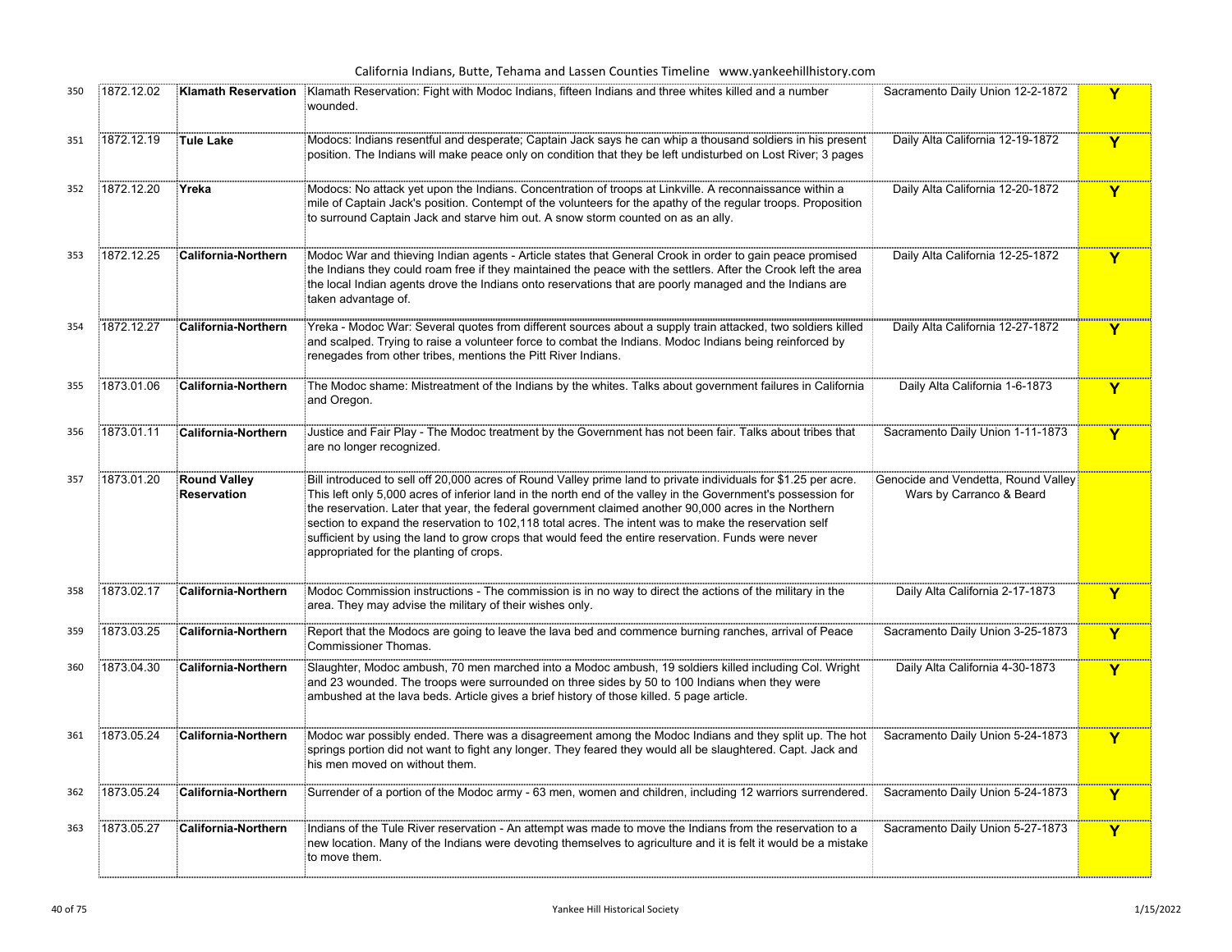| | | | | | |
|---|---|---|---|---|---|
| 350 | 1872.12.02 | **Klamath Reservation** | Klamath Reservation: Fight with Modoc Indians, fifteen Indians and three whites killed and a number wounded. | Sacramento Daily Union 12-2-1872 | Y |
| 351 | 1872.12.19 | **Tule Lake** | Modocs: Indians resentful and desperate; Captain Jack says he can whip a thousand soldiers in his present position. The Indians will make peace only on condition that they be left undisturbed on Lost River; 3 pages | Daily Alta California 12-19-1872 | Y |
| 352 | 1872.12.20 | **Yreka** | Modocs: No attack yet upon the Indians. Concentration of troops at Linkville. A reconnaissance within a mile of Captain Jack's position. Contempt of the volunteers for the apathy of the regular troops. Proposition to surround Captain Jack and starve him out. A snow storm counted on as an ally. | Daily Alta California 12-20-1872 | Y |
| 353 | 1872.12.25 | **California-Northern** | Modoc War and thieving Indian agents - Article states that General Crook in order to gain peace promised the Indians they could roam free if they maintained the peace with the settlers. After the Crook left the area the local Indian agents drove the Indians onto reservations that are poorly managed and the Indians are taken advantage of. | Daily Alta California 12-25-1872 | Y |
| 354 | 1872.12.27 | **California-Northern** | Yreka - Modoc War: Several quotes from different sources about a supply train attacked, two soldiers killed and scalped. Trying to raise a volunteer force to combat the Indians. Modoc Indians being reinforced by renegades from other tribes, mentions the Pitt River Indians. | Daily Alta California 12-27-1872 | Y |
| 355 | 1873.01.06 | **California-Northern** | The Modoc shame: Mistreatment of the Indians by the whites. Talks about government failures in California and Oregon. | Daily Alta California 1-6-1873 | Y |
| 356 | 1873.01.11 | **California-Northern** | Justice and Fair Play - The Modoc treatment by the Government has not been fair. Talks about tribes that are no longer recognized. | Sacramento Daily Union 1-11-1873 | Y |
| 357 | 1873.01.20 | **Round Valley Reservation** | Bill introduced to sell off 20,000 acres of Round Valley prime land to private individuals for $1.25 per acre. This left only 5,000 acres of inferior land in the north end of the valley in the Government's possession for the reservation. Later that year, the federal government claimed another 90,000 acres in the Northern section to expand the reservation to 102,118 total acres. The intent was to make the reservation self sufficient by using the land to grow crops that would feed the entire reservation. Funds were never appropriated for the planting of crops. | Genocide and Vendetta, Round Valley Wars by Carranco & Beard | |
| 358 | 1873.02.17 | **California-Northern** | Modoc Commission instructions - The commission is in no way to direct the actions of the military in the area. They may advise the military of their wishes only. | Daily Alta California 2-17-1873 | Y |
| 359 | 1873.03.25 | **California-Northern** | Report that the Modocs are going to leave the lava bed and commence burning ranches, arrival of Peace Commissioner Thomas. | Sacramento Daily Union 3-25-1873 | Y |
| 360 | 1873.04.30 | **California-Northern** | Slaughter, Modoc ambush, 70 men marched into a Modoc ambush, 19 soldiers killed including Col. Wright and 23 wounded. The troops were surrounded on three sides by 50 to 100 Indians when they were ambushed at the lava beds. Article gives a brief history of those killed. 5 page article. | Daily Alta California 4-30-1873 | Y |
| 361 | 1873.05.24 | **California-Northern** | Modoc war possibly ended. There was a disagreement among the Modoc Indians and they split up. The hot springs portion did not want to fight any longer. They feared they would all be slaughtered. Capt. Jack and his men moved on without them. | Sacramento Daily Union 5-24-1873 | Y |
| 362 | 1873.05.24 | **California-Northern** | Surrender of a portion of the Modoc army - 63 men, women and children, including 12 warriors surrendered. | Sacramento Daily Union 5-24-1873 | Y |
| 363 | 1873.05.27 | **California-Northern** | Indians of the Tule River reservation - An attempt was made to move the Indians from the reservation to a new location. Many of the Indians were devoting themselves to agriculture and it is felt it would be a mistake to move them. | Sacramento Daily Union 5-27-1873 | Y |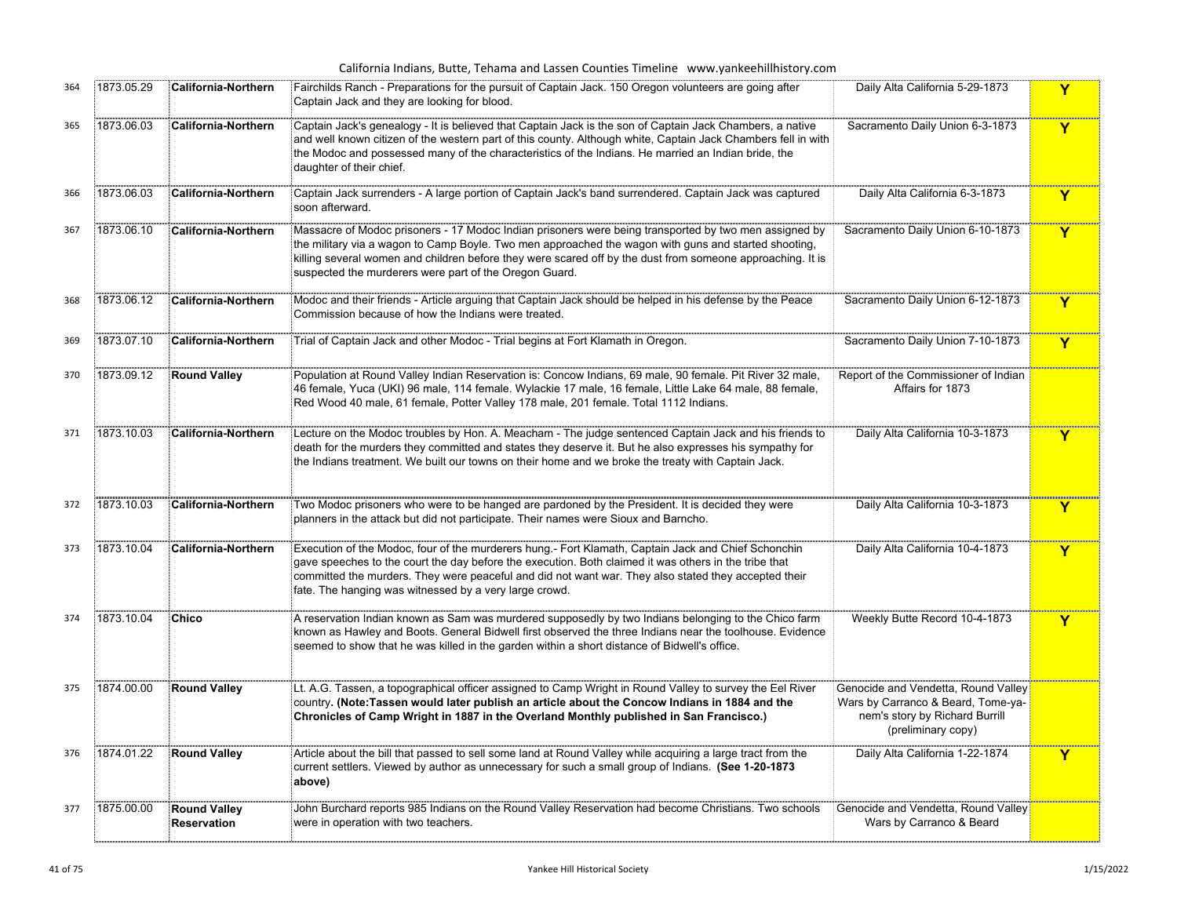| | | | | | |
|---|---|---|---|---|---|
| 364 | 1873.05.29 | **California-Northern** | Fairchilds Ranch - Preparations for the pursuit of Captain Jack. 150 Oregon volunteers are going after Captain Jack and they are looking for blood. | Daily Alta California 5-29-1873 | **Y** |
| 365 | 1873.06.03 | **California-Northern** | Captain Jack's genealogy - It is believed that Captain Jack is the son of Captain Jack Chambers, a native and well known citizen of the western part of this county. Although white, Captain Jack Chambers fell in with the Modoc and possessed many of the characteristics of the Indians. He married an Indian bride, the daughter of their chief. | Sacramento Daily Union 6-3-1873 | **Y** |
| 366 | 1873.06.03 | **California-Northern** | Captain Jack surrenders - A large portion of Captain Jack's band surrendered. Captain Jack was captured soon afterward. | Daily Alta California 6-3-1873 | **Y** |
| 367 | 1873.06.10 | **California-Northern** | Massacre of Modoc prisoners - 17 Modoc Indian prisoners were being transported by two men assigned by the military via a wagon to Camp Boyle. Two men approached the wagon with guns and started shooting, killing several women and children before they were scared off by the dust from someone approaching. It is suspected the murderers were part of the Oregon Guard. | Sacramento Daily Union 6-10-1873 | **Y** |
| 368 | 1873.06.12 | **California-Northern** | Modoc and their friends - Article arguing that Captain Jack should be helped in his defense by the Peace Commission because of how the Indians were treated. | Sacramento Daily Union 6-12-1873 | **Y** |
| 369 | 1873.07.10 | **California-Northern** | Trial of Captain Jack and other Modoc - Trial begins at Fort Klamath in Oregon. | Sacramento Daily Union 7-10-1873 | **Y** |
| 370 | 1873.09.12 | **Round Valley** | Population at Round Valley Indian Reservation is: Concow Indians, 69 male, 90 female. Pit River 32 male, 46 female, Yuca (UKI) 96 male, 114 female. Wylackie 17 male, 16 female, Little Lake 64 male, 88 female, Red Wood 40 male, 61 female, Potter Valley 178 male, 201 female. Total 1112 Indians. | Report of the Commissioner of Indian Affairs for 1873 | |
| 371 | 1873.10.03 | **California-Northern** | Lecture on the Modoc troubles by Hon. A. Meacham - The judge sentenced Captain Jack and his friends to death for the murders they committed and states they deserve it. But he also expresses his sympathy for the Indians treatment. We built our towns on their home and we broke the treaty with Captain Jack. | Daily Alta California 10-3-1873 | **Y** |
| 372 | 1873.10.03 | **California-Northern** | Two Modoc prisoners who were to be hanged are pardoned by the President. It is decided they were planners in the attack but did not participate. Their names were Sioux and Barncho. | Daily Alta California 10-3-1873 | **Y** |
| 373 | 1873.10.04 | **California-Northern** | Execution of the Modoc, four of the murderers hung.- Fort Klamath, Captain Jack and Chief Schonchin gave speeches to the court the day before the execution. Both claimed it was others in the tribe that committed the murders. They were peaceful and did not want war. They also stated they accepted their fate. The hanging was witnessed by a very large crowd. | Daily Alta California 10-4-1873 | **Y** |
| 374 | 1873.10.04 | **Chico** | A reservation Indian known as Sam was murdered supposedly by two Indians belonging to the Chico farm known as Hawley and Boots. General Bidwell first observed the three Indians near the toolhouse. Evidence seemed to show that he was killed in the garden within a short distance of Bidwell's office. | Weekly Butte Record 10-4-1873 | **Y** |
| 375 | 1874.00.00 | **Round Valley** | Lt. A.G. Tassen, a topographical officer assigned to Camp Wright in Round Valley to survey the Eel River country**. (Note:Tassen would later publish an article about the Concow Indians in 1884 and the Chronicles of Camp Wright in 1887 in the Overland Monthly published in San Francisco.)** | Genocide and Vendetta, Round Valley Wars by Carranco & Beard, Tome-ya-nem's story by Richard Burrill (preliminary copy) | |
| 376 | 1874.01.22 | **Round Valley** | Article about the bill that passed to sell some land at Round Valley while acquiring a large tract from the current settlers. Viewed by author as unnecessary for such a small group of Indians. **(See 1-20-1873 above)** | Daily Alta California 1-22-1874 | **Y** |
| 377 | 1875.00.00 | **Round Valley Reservation** | John Burchard reports 985 Indians on the Round Valley Reservation had become Christians. Two schools were in operation with two teachers. | Genocide and Vendetta, Round Valley Wars by Carranco & Beard | |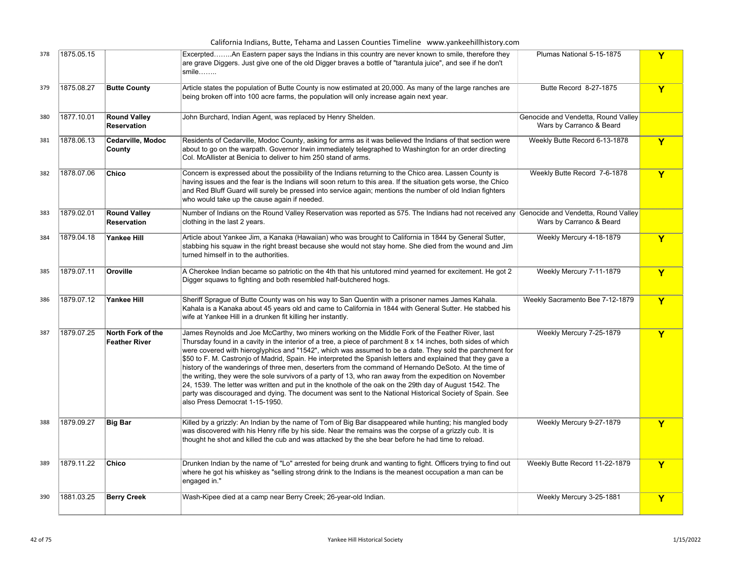| | | | | | |
|---|---|---|---|---|---|
| 378 | 1875.05.15 | | Excerpted……..An Eastern paper says the Indians in this country are never known to smile, therefore they are grave Diggers. Just give one of the old Digger braves a bottle of "tarantula juice", and see if he don't smile…….. | Plumas National 5-15-1875 | Y |
| 379 | 1875.08.27 | **Butte County** | Article states the population of Butte County is now estimated at 20,000. As many of the large ranches are being broken off into 100 acre farms, the population will only increase again next year. | Butte Record 8-27-1875 | Y |
| 380 | 1877.10.01 | **Round Valley Reservation** | John Burchard, Indian Agent, was replaced by Henry Shelden. | Genocide and Vendetta, Round Valley Wars by Carranco & Beard | |
| 381 | 1878.06.13 | **Cedarville, Modoc County** | Residents of Cedarville, Modoc County, asking for arms as it was believed the Indians of that section were about to go on the warpath. Governor Irwin immediately telegraphed to Washington for an order directing Col. McAllister at Benicia to deliver to him 250 stand of arms. | Weekly Butte Record 6-13-1878 | Y |
| 382 | 1878.07.06 | **Chico** | Concern is expressed about the possibility of the Indians returning to the Chico area. Lassen County is having issues and the fear is the Indians will soon return to this area. If the situation gets worse, the Chico and Red Bluff Guard will surely be pressed into service again; mentions the number of old Indian fighters who would take up the cause again if needed. | Weekly Butte Record 7-6-1878 | Y |
| 383 | 1879.02.01 | **Round Valley Reservation** | Number of Indians on the Round Valley Reservation was reported as 575. The Indians had not received any clothing in the last 2 years. | Genocide and Vendetta, Round Valley Wars by Carranco & Beard | |
| 384 | 1879.04.18 | **Yankee Hill** | Article about Yankee Jim, a Kanaka (Hawaiian) who was brought to California in 1844 by General Sutter, stabbing his squaw in the right breast because she would not stay home. She died from the wound and Jim turned himself in to the authorities. | Weekly Mercury 4-18-1879 | Y |
| 385 | 1879.07.11 | **Oroville** | A Cherokee Indian became so patriotic on the 4th that his untutored mind yearned for excitement. He got 2 Digger squaws to fighting and both resembled half-butchered hogs. | Weekly Mercury 7-11-1879 | Y |
| 386 | 1879.07.12 | **Yankee Hill** | Sheriff Sprague of Butte County was on his way to San Quentin with a prisoner names James Kahala. Kahala is a Kanaka about 45 years old and came to California in 1844 with General Sutter. He stabbed his wife at Yankee Hill in a drunken fit killing her instantly. | Weekly Sacramento Bee 7-12-1879 | Y |
| 387 | 1879.07.25 | **North Fork of the Feather River** | James Reynolds and Joe McCarthy, two miners working on the Middle Fork of the Feather River, last Thursday found in a cavity in the interior of a tree, a piece of parchment 8 x 14 inches, both sides of which were covered with hieroglyphics and "1542", which was assumed to be a date. They sold the parchment for $50 to F. M. Castronjo of Madrid, Spain. He interpreted the Spanish letters and explained that they gave a history of the wanderings of three men, deserters from the command of Hernando DeSoto. At the time of the writing, they were the sole survivors of a party of 13, who ran away from the expedition on November 24, 1539. The letter was written and put in the knothole of the oak on the 29th day of August 1542. The party was discouraged and dying. The document was sent to the National Historical Society of Spain. See also Press Democrat 1-15-1950. | Weekly Mercury 7-25-1879 | Y |
| 388 | 1879.09.27 | **Big Bar** | Killed by a grizzly: An Indian by the name of Tom of Big Bar disappeared while hunting; his mangled body was discovered with his Henry rifle by his side. Near the remains was the corpse of a grizzly cub. It is thought he shot and killed the cub and was attacked by the she bear before he had time to reload. | Weekly Mercury 9-27-1879 | Y |
| 389 | 1879.11.22 | **Chico** | Drunken Indian by the name of "Lo" arrested for being drunk and wanting to fight. Officers trying to find out where he got his whiskey as "selling strong drink to the Indians is the meanest occupation a man can be engaged in." | Weekly Butte Record 11-22-1879 | Y |
| 390 | 1881.03.25 | **Berry Creek** | Wash-Kipee died at a camp near Berry Creek; 26-year-old Indian. | Weekly Mercury 3-25-1881 | Y |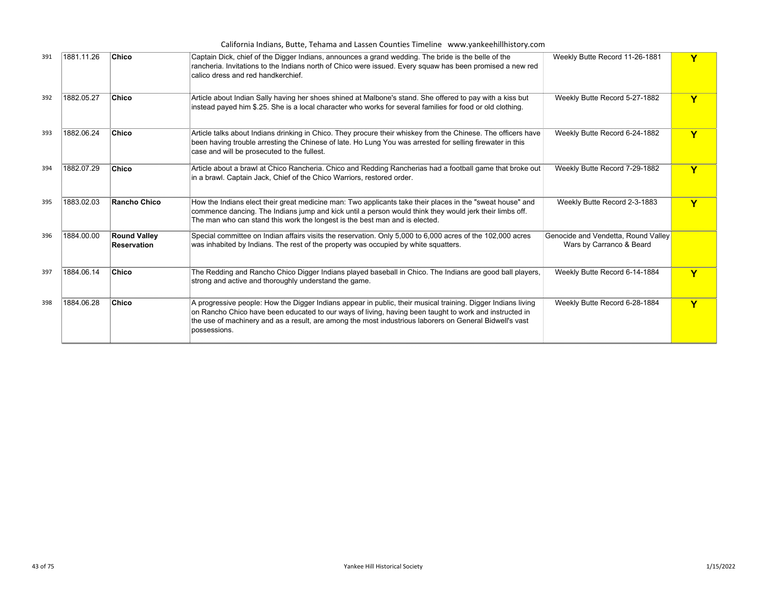| | | | | | |
|---|---|---|---|---|---|
| 391 | 1881.11.26 | **Chico** | Captain Dick, chief of the Digger Indians, announces a grand wedding. The bride is the belle of the rancheria. Invitations to the Indians north of Chico were issued. Every squaw has been promised a new red calico dress and red handkerchief. | Weekly Butte Record 11-26-1881 | **Y** |
| 392 | 1882.05.27 | **Chico** | Article about Indian Sally having her shoes shined at Malbone's stand. She offered to pay with a kiss but instead payed him $.25. She is a local character who works for several families for food or old clothing. | Weekly Butte Record 5-27-1882 | **Y** |
| 393 | 1882.06.24 | **Chico** | Article talks about Indians drinking in Chico. They procure their whiskey from the Chinese. The officers have been having trouble arresting the Chinese of late. Ho Lung You was arrested for selling firewater in this case and will be prosecuted to the fullest. | Weekly Butte Record 6-24-1882 | **Y** |
| 394 | 1882.07.29 | **Chico** | Article about a brawl at Chico Rancheria. Chico and Redding Rancherias had a football game that broke out in a brawl. Captain Jack, Chief of the Chico Warriors, restored order. | Weekly Butte Record 7-29-1882 | **Y** |
| 395 | 1883.02.03 | **Rancho Chico** | How the Indians elect their great medicine man: Two applicants take their places in the "sweat house" and commence dancing. The Indians jump and kick until a person would think they would jerk their limbs off. The man who can stand this work the longest is the best man and is elected. | Weekly Butte Record 2-3-1883 | **Y** |
| 396 | 1884.00.00 | **Round Valley Reservation** | Special committee on Indian affairs visits the reservation. Only 5,000 to 6,000 acres of the 102,000 acres was inhabited by Indians. The rest of the property was occupied by white squatters. | Genocide and Vendetta, Round Valley Wars by Carranco & Beard | |
| 397 | 1884.06.14 | **Chico** | The Redding and Rancho Chico Digger Indians played baseball in Chico. The Indians are good ball players, strong and active and thoroughly understand the game. | Weekly Butte Record 6-14-1884 | **Y** |
| 398 | 1884.06.28 | **Chico** | A progressive people: How the Digger Indians appear in public, their musical training. Digger Indians living on Rancho Chico have been educated to our ways of living, having been taught to work and instructed in the use of machinery and as a result, are among the most industrious laborers on General Bidwell's vast possessions. | Weekly Butte Record 6-28-1884 | **Y** |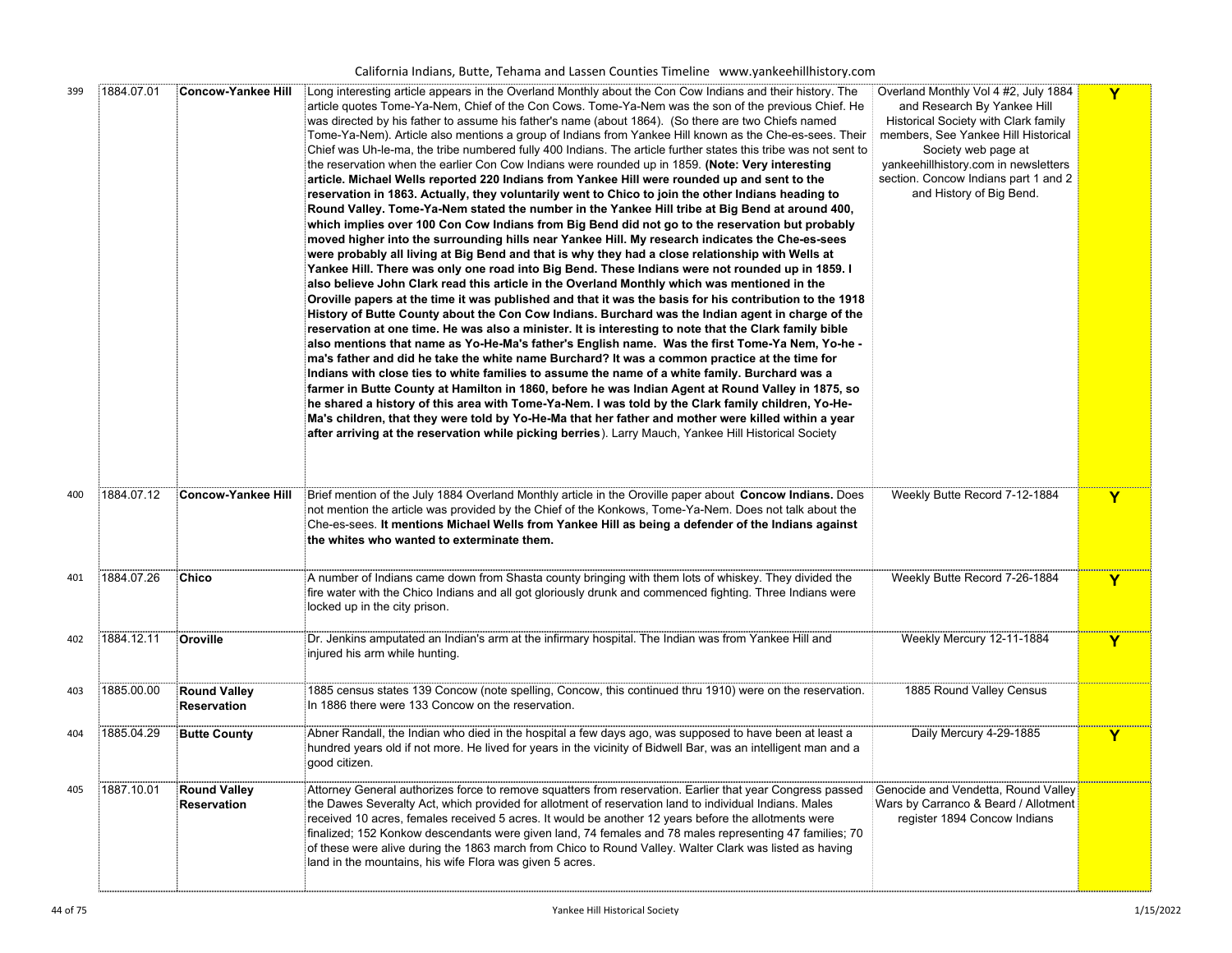| | | | | | |
|---|---|---|---|---|---|
| 399 | 1884.07.01 | **Concow-Yankee Hill** | Long interesting article appears in the Overland Monthly about the Con Cow Indians and their history. The article quotes Tome-Ya-Nem, Chief of the Con Cows. Tome-Ya-Nem was the son of the previous Chief. He was directed by his father to assume his father's name (about 1864). (So there are two Chiefs named Tome-Ya-Nem). Article also mentions a group of Indians from Yankee Hill known as the Che-es-sees. Their Chief was Uh-le-ma, the tribe numbered fully 400 Indians. The article further states this tribe was not sent to the reservation when the earlier Con Cow Indians were rounded up in 1859. **(Note: Very interesting article. Michael Wells reported 220 Indians from Yankee Hill were rounded up and sent to the reservation in 1863. Actually, they voluntarily went to Chico to join the other Indians heading to Round Valley. Tome-Ya-Nem stated the number in the Yankee Hill tribe at Big Bend at around 400, which implies over 100 Con Cow Indians from Big Bend did not go to the reservation but probably moved higher into the surrounding hills near Yankee Hill. My research indicates the Che-es-sees were probably all living at Big Bend and that is why they had a close relationship with Wells at Yankee Hill. There was only one road into Big Bend. These Indians were not rounded up in 1859. I also believe John Clark read this article in the Overland Monthly which was mentioned in the Oroville papers at the time it was published and that it was the basis for his contribution to the 1918 History of Butte County about the Con Cow Indians. Burchard was the Indian agent in charge of the reservation at one time. He was also a minister. It is interesting to note that the Clark family bible also mentions that name as Yo-He-Ma's father's English name. Was the first Tome-Ya Nem, Yo-he - ma's father and did he take the white name Burchard? It was a common practice at the time for Indians with close ties to white families to assume the name of a white family. Burchard was a farmer in Butte County at Hamilton in 1860, before he was Indian Agent at Round Valley in 1875, so he shared a history of this area with Tome-Ya-Nem. I was told by the Clark family children, Yo-He-Ma's children, that they were told by Yo-He-Ma that her father and mother were killed within a year after arriving at the reservation while picking berries**). Larry Mauch, Yankee Hill Historical Society | Overland Monthly Vol 4 #2, July 1884 and Research By Yankee Hill Historical Society with Clark family members, See Yankee Hill Historical Society web page at yankeehillhistory.com in newsletters section. Concow Indians part 1 and 2 and History of Big Bend. | Y |
| 400 | 1884.07.12 | **Concow-Yankee Hill** | Brief mention of the July 1884 Overland Monthly article in the Oroville paper about **Concow Indians.** Does not mention the article was provided by the Chief of the Konkows, Tome-Ya-Nem. Does not talk about the Che-es-sees. **It mentions Michael Wells from Yankee Hill as being a defender of the Indians against the whites who wanted to exterminate them.** | Weekly Butte Record 7-12-1884 | Y |
| 401 | 1884.07.26 | **Chico** | A number of Indians came down from Shasta county bringing with them lots of whiskey. They divided the fire water with the Chico Indians and all got gloriously drunk and commenced fighting. Three Indians were locked up in the city prison. | Weekly Butte Record 7-26-1884 | Y |
| 402 | 1884.12.11 | **Oroville** | Dr. Jenkins amputated an Indian's arm at the infirmary hospital. The Indian was from Yankee Hill and injured his arm while hunting. | Weekly Mercury 12-11-1884 | Y |
| 403 | 1885.00.00 | **Round Valley Reservation** | 1885 census states 139 Concow (note spelling, Concow, this continued thru 1910) were on the reservation. In 1886 there were 133 Concow on the reservation. | 1885 Round Valley Census | |
| 404 | 1885.04.29 | **Butte County** | Abner Randall, the Indian who died in the hospital a few days ago, was supposed to have been at least a hundred years old if not more. He lived for years in the vicinity of Bidwell Bar, was an intelligent man and a good citizen. | Daily Mercury 4-29-1885 | Y |
| 405 | 1887.10.01 | **Round Valley Reservation** | Attorney General authorizes force to remove squatters from reservation. Earlier that year Congress passed the Dawes Severalty Act, which provided for allotment of reservation land to individual Indians. Males received 10 acres, females received 5 acres. It would be another 12 years before the allotments were finalized; 152 Konkow descendants were given land, 74 females and 78 males representing 47 families; 70 of these were alive during the 1863 march from Chico to Round Valley. Walter Clark was listed as having land in the mountains, his wife Flora was given 5 acres. | Genocide and Vendetta, Round Valley Wars by Carranco & Beard / Allotment register 1894 Concow Indians | |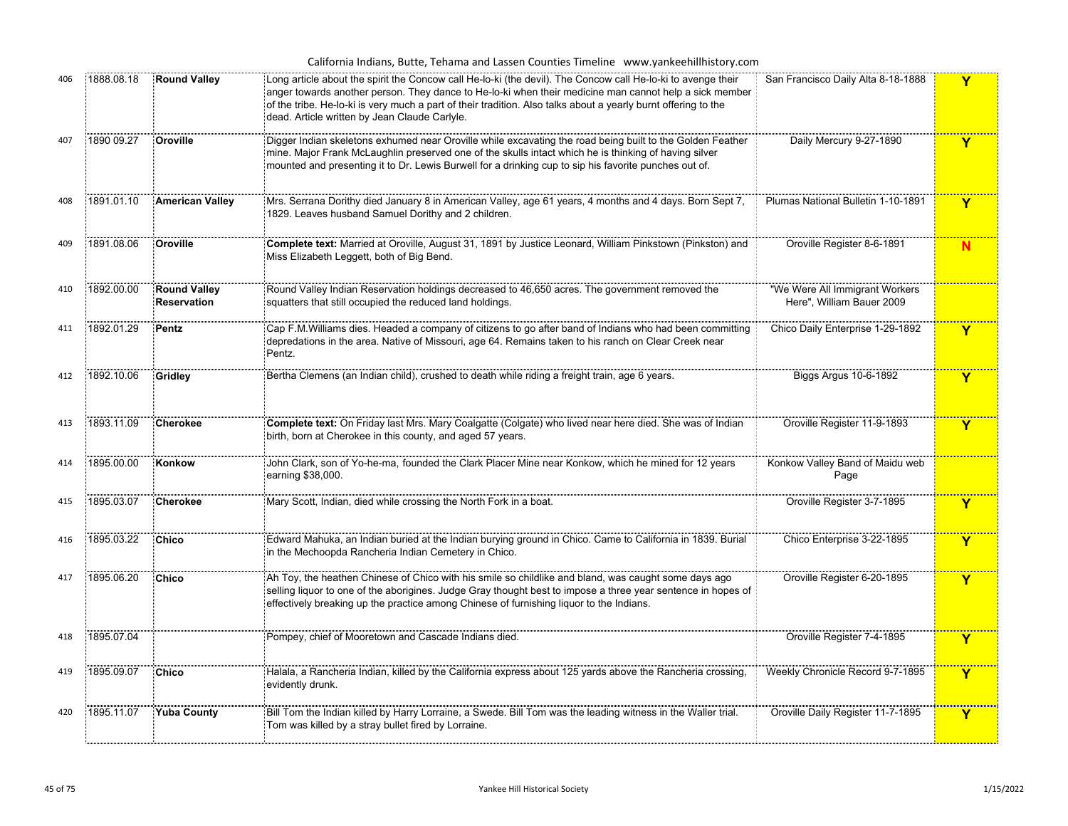California Indians, Butte, Tehama and Lassen Counties Timeline www.yankeehillhistory.com

| # | Date | Location | Description | Source | |
|---|---|---|---|---|---|
| 406 | 1888.08.18 | **Round Valley** | Long article about the spirit the Concow call He-lo-ki (the devil). The Concow call He-lo-ki to avenge their anger towards another person. They dance to He-lo-ki when their medicine man cannot help a sick member of the tribe. He-lo-ki is very much a part of their tradition. Also talks about a yearly burnt offering to the dead. Article written by Jean Claude Carlyle. | San Francisco Daily Alta 8-18-1888 | Y |
| 407 | 1890 09.27 | **Oroville** | Digger Indian skeletons exhumed near Oroville while excavating the road being built to the Golden Feather mine. Major Frank McLaughlin preserved one of the skulls intact which he is thinking of having silver mounted and presenting it to Dr. Lewis Burwell for a drinking cup to sip his favorite punches out of. | Daily Mercury 9-27-1890 | Y |
| 408 | 1891.01.10 | **American Valley** | Mrs. Serrana Dorithy died January 8 in American Valley, age 61 years, 4 months and 4 days. Born Sept 7, 1829. Leaves husband Samuel Dorithy and 2 children. | Plumas National Bulletin 1-10-1891 | Y |
| 409 | 1891.08.06 | **Oroville** | **Complete text:** Married at Oroville, August 31, 1891 by Justice Leonard, William Pinkstown (Pinkston) and Miss Elizabeth Leggett, both of Big Bend. | Oroville Register 8-6-1891 | N |
| 410 | 1892.00.00 | **Round Valley Reservation** | Round Valley Indian Reservation holdings decreased to 46,650 acres. The government removed the squatters that still occupied the reduced land holdings. | "We Were All Immigrant Workers Here", William Bauer 2009 | |
| 411 | 1892.01.29 | **Pentz** | Cap F.M.Williams dies. Headed a company of citizens to go after band of Indians who had been committing depredations in the area. Native of Missouri, age 64. Remains taken to his ranch on Clear Creek near Pentz. | Chico Daily Enterprise 1-29-1892 | Y |
| 412 | 1892.10.06 | **Gridley** | Bertha Clemens (an Indian child), crushed to death while riding a freight train, age 6 years. | Biggs Argus 10-6-1892 | Y |
| 413 | 1893.11.09 | **Cherokee** | **Complete text:** On Friday last Mrs. Mary Coalgatte (Colgate) who lived near here died. She was of Indian birth, born at Cherokee in this county, and aged 57 years. | Oroville Register 11-9-1893 | Y |
| 414 | 1895.00.00 | **Konkow** | John Clark, son of Yo-he-ma, founded the Clark Placer Mine near Konkow, which he mined for 12 years earning $38,000. | Konkow Valley Band of Maidu web Page | |
| 415 | 1895.03.07 | **Cherokee** | Mary Scott, Indian, died while crossing the North Fork in a boat. | Oroville Register 3-7-1895 | Y |
| 416 | 1895.03.22 | **Chico** | Edward Mahuka, an Indian buried at the Indian burying ground in Chico. Came to California in 1839. Burial in the Mechoopda Rancheria Indian Cemetery in Chico. | Chico Enterprise 3-22-1895 | Y |
| 417 | 1895.06.20 | **Chico** | Ah Toy, the heathen Chinese of Chico with his smile so childlike and bland, was caught some days ago selling liquor to one of the aborigines. Judge Gray thought best to impose a three year sentence in hopes of effectively breaking up the practice among Chinese of furnishing liquor to the Indians. | Oroville Register 6-20-1895 | Y |
| 418 | 1895.07.04 | | Pompey, chief of Mooretown and Cascade Indians died. | Oroville Register 7-4-1895 | Y |
| 419 | 1895.09.07 | **Chico** | Halala, a Rancheria Indian, killed by the California express about 125 yards above the Rancheria crossing, evidently drunk. | Weekly Chronicle Record 9-7-1895 | Y |
| 420 | 1895.11.07 | **Yuba County** | Bill Tom the Indian killed by Harry Lorraine, a Swede. Bill Tom was the leading witness in the Waller trial. Tom was killed by a stray bullet fired by Lorraine. | Oroville Daily Register 11-7-1895 | Y |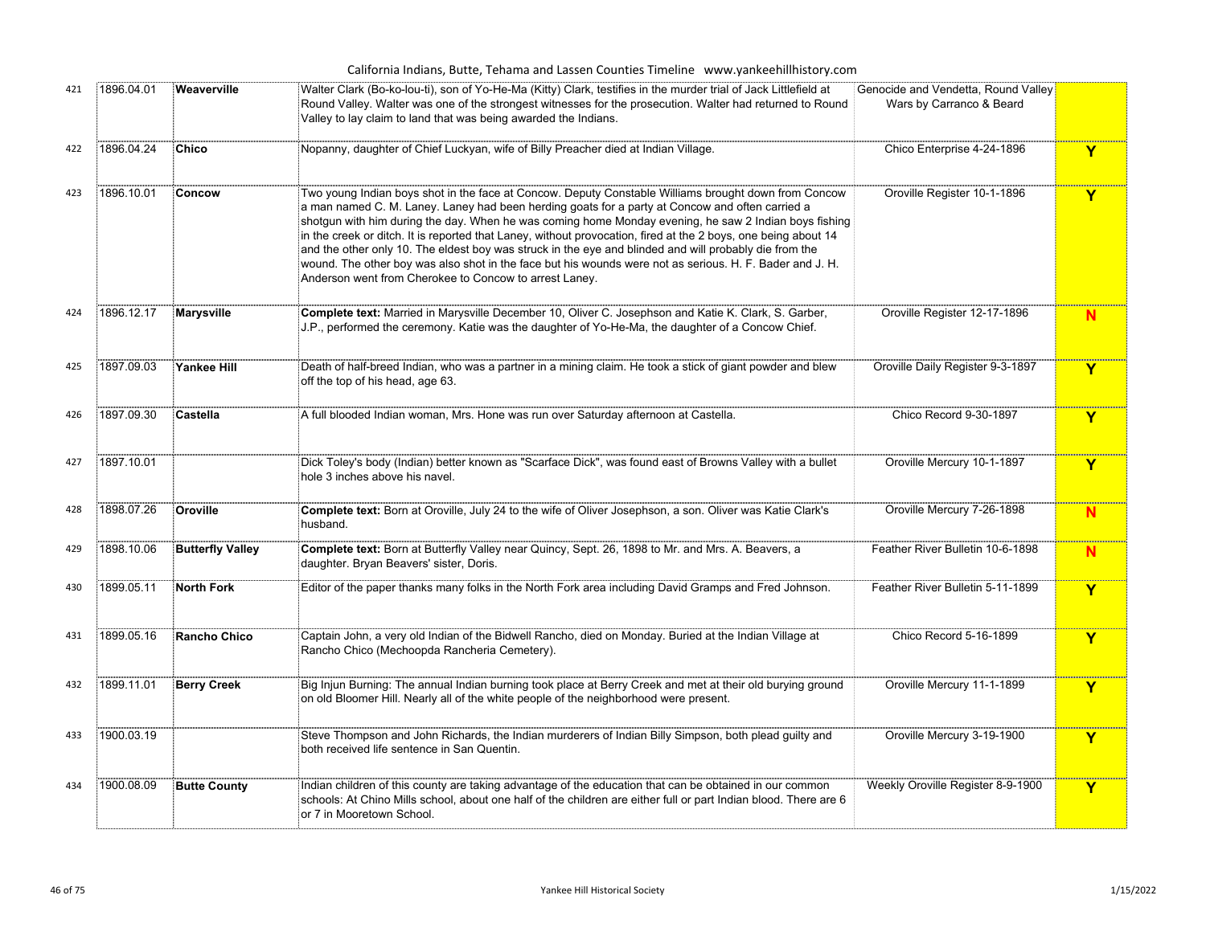| | | | | | |
|---|---|---|---|---|---|
| 421 | 1896.04.01 | **Weaverville** | Walter Clark (Bo-ko-lou-ti), son of Yo-He-Ma (Kitty) Clark, testifies in the murder trial of Jack Littlefield at Round Valley. Walter was one of the strongest witnesses for the prosecution. Walter had returned to Round Valley to lay claim to land that was being awarded the Indians. | Genocide and Vendetta, Round Valley Wars by Carranco & Beard | |
| 422 | 1896.04.24 | **Chico** | Nopanny, daughter of Chief Luckyan, wife of Billy Preacher died at Indian Village. | Chico Enterprise 4-24-1896 | **Y** |
| 423 | 1896.10.01 | **Concow** | Two young Indian boys shot in the face at Concow. Deputy Constable Williams brought down from Concow a man named C. M. Laney. Laney had been herding goats for a party at Concow and often carried a shotgun with him during the day. When he was coming home Monday evening, he saw 2 Indian boys fishing in the creek or ditch. It is reported that Laney, without provocation, fired at the 2 boys, one being about 14 and the other only 10. The eldest boy was struck in the eye and blinded and will probably die from the wound. The other boy was also shot in the face but his wounds were not as serious. H. F. Bader and J. H. Anderson went from Cherokee to Concow to arrest Laney. | Oroville Register 10-1-1896 | **Y** |
| 424 | 1896.12.17 | **Marysville** | **Complete text:** Married in Marysville December 10, Oliver C. Josephson and Katie K. Clark, S. Garber, J.P., performed the ceremony. Katie was the daughter of Yo-He-Ma, the daughter of a Concow Chief. | Oroville Register 12-17-1896 | **N** |
| 425 | 1897.09.03 | **Yankee Hill** | Death of half-breed Indian, who was a partner in a mining claim. He took a stick of giant powder and blew off the top of his head, age 63. | Oroville Daily Register 9-3-1897 | **Y** |
| 426 | 1897.09.30 | **Castella** | A full blooded Indian woman, Mrs. Hone was run over Saturday afternoon at Castella. | Chico Record 9-30-1897 | **Y** |
| 427 | 1897.10.01 | | Dick Toley's body (Indian) better known as "Scarface Dick", was found east of Browns Valley with a bullet hole 3 inches above his navel. | Oroville Mercury 10-1-1897 | **Y** |
| 428 | 1898.07.26 | **Oroville** | **Complete text:** Born at Oroville, July 24 to the wife of Oliver Josephson, a son. Oliver was Katie Clark's husband. | Oroville Mercury 7-26-1898 | **N** |
| 429 | 1898.10.06 | **Butterfly Valley** | **Complete text:** Born at Butterfly Valley near Quincy, Sept. 26, 1898 to Mr. and Mrs. A. Beavers, a daughter. Bryan Beavers' sister, Doris. | Feather River Bulletin 10-6-1898 | **N** |
| 430 | 1899.05.11 | **North Fork** | Editor of the paper thanks many folks in the North Fork area including David Gramps and Fred Johnson. | Feather River Bulletin 5-11-1899 | **Y** |
| 431 | 1899.05.16 | **Rancho Chico** | Captain John, a very old Indian of the Bidwell Rancho, died on Monday. Buried at the Indian Village at Rancho Chico (Mechoopda Rancheria Cemetery). | Chico Record 5-16-1899 | **Y** |
| 432 | 1899.11.01 | **Berry Creek** | Big Injun Burning: The annual Indian burning took place at Berry Creek and met at their old burying ground on old Bloomer Hill. Nearly all of the white people of the neighborhood were present. | Oroville Mercury 11-1-1899 | **Y** |
| 433 | 1900.03.19 | | Steve Thompson and John Richards, the Indian murderers of Indian Billy Simpson, both plead guilty and both received life sentence in San Quentin. | Oroville Mercury 3-19-1900 | **Y** |
| 434 | 1900.08.09 | **Butte County** | Indian children of this county are taking advantage of the education that can be obtained in our common schools: At Chino Mills school, about one half of the children are either full or part Indian blood. There are 6 or 7 in Mooretown School. | Weekly Oroville Register 8-9-1900 | **Y** |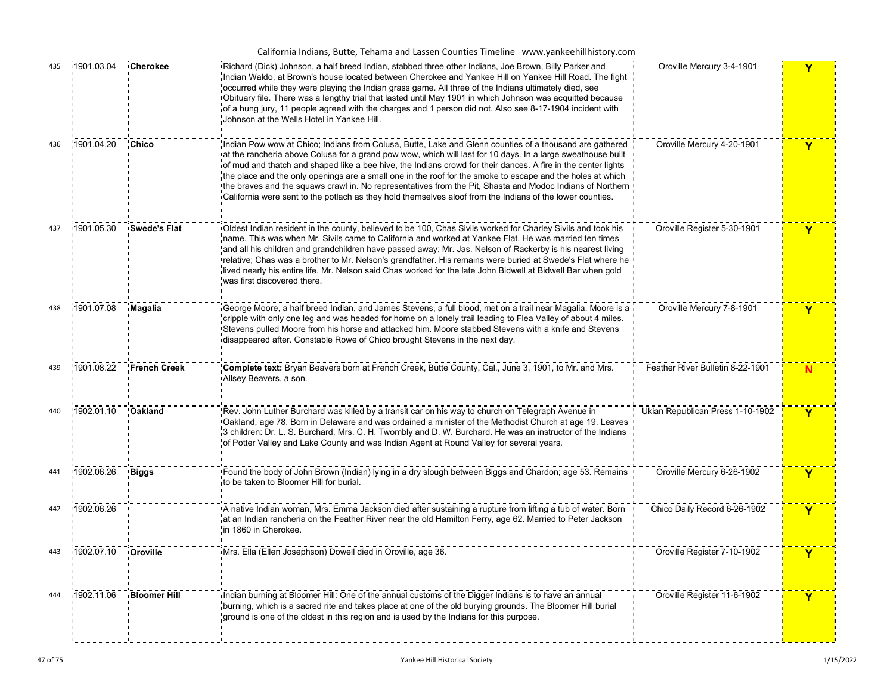| | | | | | |
|---|---|---|---|---|---|
| 435 | 1901.03.04 | **Cherokee** | Richard (Dick) Johnson, a half breed Indian, stabbed three other Indians, Joe Brown, Billy Parker and Indian Waldo, at Brown's house located between Cherokee and Yankee Hill on Yankee Hill Road. The fight occurred while they were playing the Indian grass game. All three of the Indians ultimately died, see Obituary file. There was a lengthy trial that lasted until May 1901 in which Johnson was acquitted because of a hung jury, 11 people agreed with the charges and 1 person did not. Also see 8-17-1904 incident with Johnson at the Wells Hotel in Yankee Hill. | Oroville Mercury 3-4-1901 | Y |
| 436 | 1901.04.20 | **Chico** | Indian Pow wow at Chico; Indians from Colusa, Butte, Lake and Glenn counties of a thousand are gathered at the rancheria above Colusa for a grand pow wow, which will last for 10 days. In a large sweathouse built of mud and thatch and shaped like a bee hive, the Indians crowd for their dances. A fire in the center lights the place and the only openings are a small one in the roof for the smoke to escape and the holes at which the braves and the squaws crawl in. No representatives from the Pit, Shasta and Modoc Indians of Northern California were sent to the potlach as they hold themselves aloof from the Indians of the lower counties. | Oroville Mercury 4-20-1901 | Y |
| 437 | 1901.05.30 | **Swede's Flat** | Oldest Indian resident in the county, believed to be 100, Chas Sivils worked for Charley Sivils and took his name. This was when Mr. Sivils came to California and worked at Yankee Flat. He was married ten times and all his children and grandchildren have passed away; Mr. Jas. Nelson of Rackerby is his nearest living relative; Chas was a brother to Mr. Nelson's grandfather. His remains were buried at Swede's Flat where he lived nearly his entire life. Mr. Nelson said Chas worked for the late John Bidwell at Bidwell Bar when gold was first discovered there. | Oroville Register 5-30-1901 | Y |
| 438 | 1901.07.08 | **Magalia** | George Moore, a half breed Indian, and James Stevens, a full blood, met on a trail near Magalia. Moore is a cripple with only one leg and was headed for home on a lonely trail leading to Flea Valley of about 4 miles. Stevens pulled Moore from his horse and attacked him. Moore stabbed Stevens with a knife and Stevens disappeared after. Constable Rowe of Chico brought Stevens in the next day. | Oroville Mercury 7-8-1901 | Y |
| 439 | 1901.08.22 | **French Creek** | **Complete text:** Bryan Beavers born at French Creek, Butte County, Cal., June 3, 1901, to Mr. and Mrs. Allsey Beavers, a son. | Feather River Bulletin 8-22-1901 | N |
| 440 | 1902.01.10 | **Oakland** | Rev. John Luther Burchard was killed by a transit car on his way to church on Telegraph Avenue in Oakland, age 78. Born in Delaware and was ordained a minister of the Methodist Church at age 19. Leaves 3 children: Dr. L. S. Burchard, Mrs. C. H. Twombly and D. W. Burchard. He was an instructor of the Indians of Potter Valley and Lake County and was Indian Agent at Round Valley for several years. | Ukian Republican Press 1-10-1902 | Y |
| 441 | 1902.06.26 | **Biggs** | Found the body of John Brown (Indian) lying in a dry slough between Biggs and Chardon; age 53. Remains to be taken to Bloomer Hill for burial. | Oroville Mercury 6-26-1902 | Y |
| 442 | 1902.06.26 | | A native Indian woman, Mrs. Emma Jackson died after sustaining a rupture from lifting a tub of water. Born at an Indian rancheria on the Feather River near the old Hamilton Ferry, age 62. Married to Peter Jackson in 1860 in Cherokee. | Chico Daily Record 6-26-1902 | Y |
| 443 | 1902.07.10 | **Oroville** | Mrs. Ella (Ellen Josephson) Dowell died in Oroville, age 36. | Oroville Register 7-10-1902 | Y |
| 444 | 1902.11.06 | **Bloomer Hill** | Indian burning at Bloomer Hill: One of the annual customs of the Digger Indians is to have an annual burning, which is a sacred rite and takes place at one of the old burying grounds. The Bloomer Hill burial ground is one of the oldest in this region and is used by the Indians for this purpose. | Oroville Register 11-6-1902 | Y |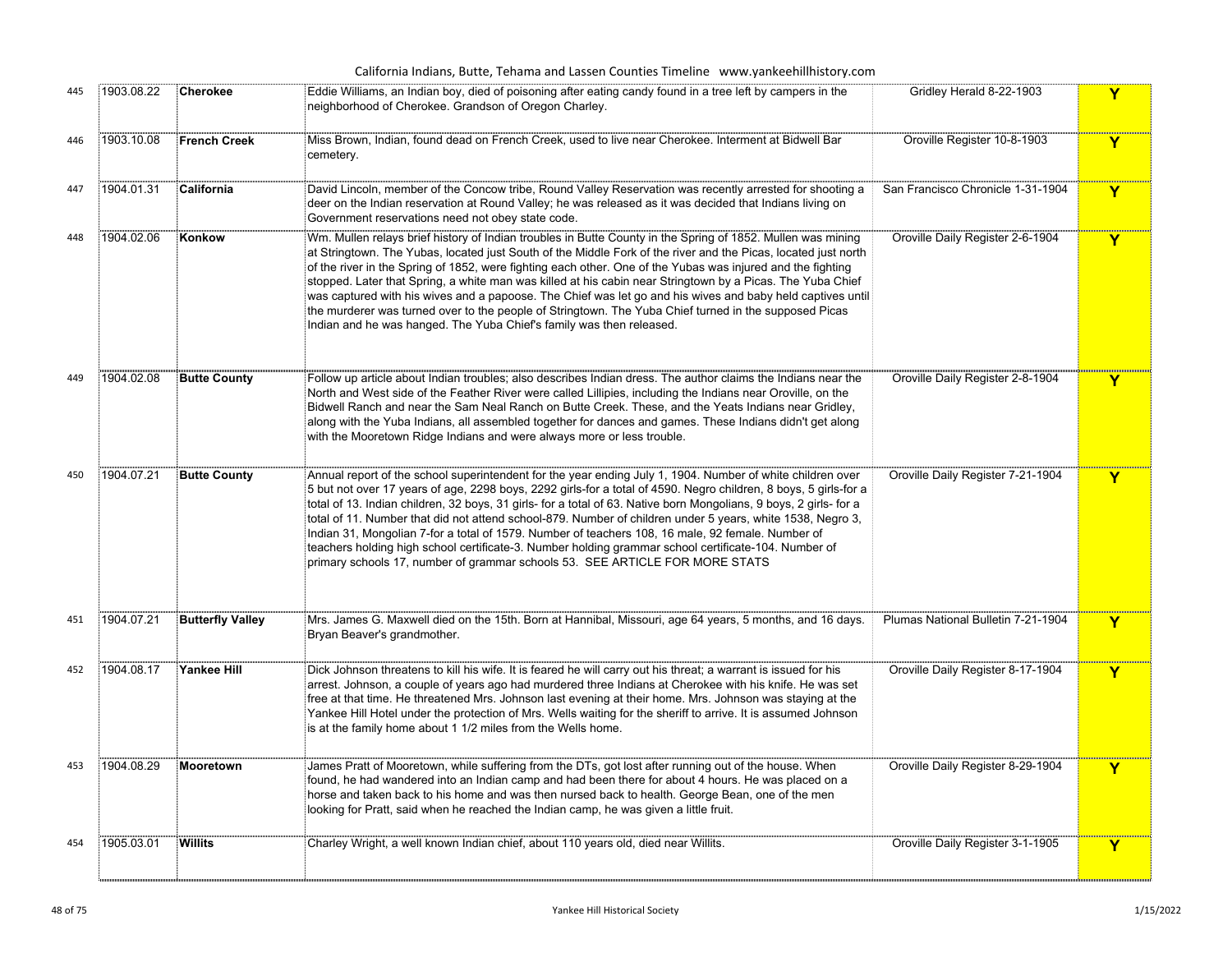| | | | | | |
|---|---|---|---|---|---|
| 445 | 1903.08.22 | **Cherokee** | Eddie Williams, an Indian boy, died of poisoning after eating candy found in a tree left by campers in the neighborhood of Cherokee. Grandson of Oregon Charley. | Gridley Herald 8-22-1903 | Y |
| 446 | 1903.10.08 | **French Creek** | Miss Brown, Indian, found dead on French Creek, used to live near Cherokee. Interment at Bidwell Bar cemetery. | Oroville Register 10-8-1903 | Y |
| 447 | 1904.01.31 | **California** | David Lincoln, member of the Concow tribe, Round Valley Reservation was recently arrested for shooting a deer on the Indian reservation at Round Valley; he was released as it was decided that Indians living on Government reservations need not obey state code. | San Francisco Chronicle 1-31-1904 | Y |
| 448 | 1904.02.06 | **Konkow** | Wm. Mullen relays brief history of Indian troubles in Butte County in the Spring of 1852. Mullen was mining at Stringtown. The Yubas, located just South of the Middle Fork of the river and the Picas, located just north of the river in the Spring of 1852, were fighting each other. One of the Yubas was injured and the fighting stopped. Later that Spring, a white man was killed at his cabin near Stringtown by a Picas. The Yuba Chief was captured with his wives and a papoose. The Chief was let go and his wives and baby held captives until the murderer was turned over to the people of Stringtown. The Yuba Chief turned in the supposed Picas Indian and he was hanged. The Yuba Chief's family was then released. | Oroville Daily Register 2-6-1904 | Y |
| 449 | 1904.02.08 | **Butte County** | Follow up article about Indian troubles; also describes Indian dress. The author claims the Indians near the North and West side of the Feather River were called Lillipies, including the Indians near Oroville, on the Bidwell Ranch and near the Sam Neal Ranch on Butte Creek. These, and the Yeats Indians near Gridley, along with the Yuba Indians, all assembled together for dances and games. These Indians didn't get along with the Mooretown Ridge Indians and were always more or less trouble. | Oroville Daily Register 2-8-1904 | Y |
| 450 | 1904.07.21 | **Butte County** | Annual report of the school superintendent for the year ending July 1, 1904. Number of white children over 5 but not over 17 years of age, 2298 boys, 2292 girls-for a total of 4590. Negro children, 8 boys, 5 girls-for a total of 13. Indian children, 32 boys, 31 girls- for a total of 63. Native born Mongolians, 9 boys, 2 girls- for a total of 11. Number that did not attend school-879. Number of children under 5 years, white 1538, Negro 3, Indian 31, Mongolian 7-for a total of 1579. Number of teachers 108, 16 male, 92 female. Number of teachers holding high school certificate-3. Number holding grammar school certificate-104. Number of primary schools 17, number of grammar schools 53. SEE ARTICLE FOR MORE STATS | Oroville Daily Register 7-21-1904 | Y |
| 451 | 1904.07.21 | **Butterfly Valley** | Mrs. James G. Maxwell died on the 15th. Born at Hannibal, Missouri, age 64 years, 5 months, and 16 days. Bryan Beaver's grandmother. | Plumas National Bulletin 7-21-1904 | Y |
| 452 | 1904.08.17 | **Yankee Hill** | Dick Johnson threatens to kill his wife. It is feared he will carry out his threat; a warrant is issued for his arrest. Johnson, a couple of years ago had murdered three Indians at Cherokee with his knife. He was set free at that time. He threatened Mrs. Johnson last evening at their home. Mrs. Johnson was staying at the Yankee Hill Hotel under the protection of Mrs. Wells waiting for the sheriff to arrive. It is assumed Johnson is at the family home about 1 1/2 miles from the Wells home. | Oroville Daily Register 8-17-1904 | Y |
| 453 | 1904.08.29 | **Mooretown** | James Pratt of Mooretown, while suffering from the DTs, got lost after running out of the house. When found, he had wandered into an Indian camp and had been there for about 4 hours. He was placed on a horse and taken back to his home and was then nursed back to health. George Bean, one of the men looking for Pratt, said when he reached the Indian camp, he was given a little fruit. | Oroville Daily Register 8-29-1904 | Y |
| 454 | 1905.03.01 | **Willits** | Charley Wright, a well known Indian chief, about 110 years old, died near Willits. | Oroville Daily Register 3-1-1905 | Y |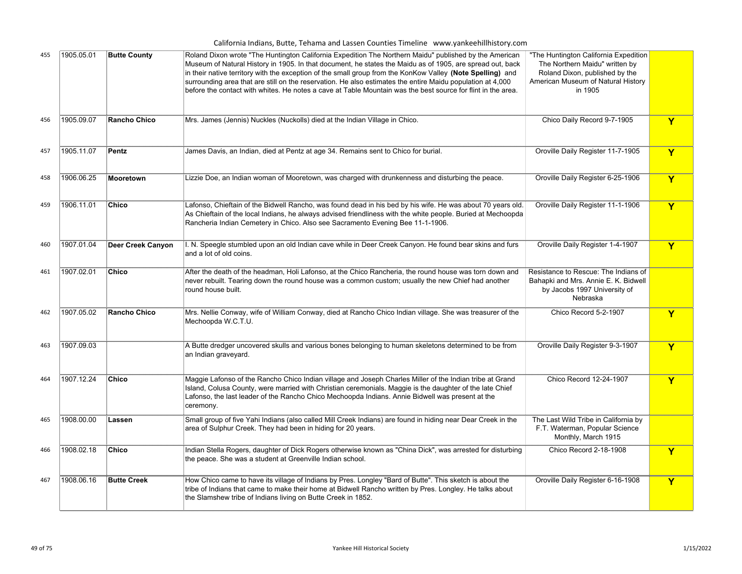California Indians, Butte, Tehama and Lassen Counties Timeline www.yankeehillhistory.com

| | | | | | |
|---|---|---|---|---|---|
| 455 | 1905.05.01 | **Butte County** | Roland Dixon wrote "The Huntington California Expedition The Northern Maidu" published by the American Museum of Natural History in 1905. In that document, he states the Maidu as of 1905, are spread out, back in their native territory with the exception of the small group from the KonKow Valley **(Note Spelling)** and surrounding area that are still on the reservation. He also estimates the entire Maidu population at 4,000 before the contact with whites. He notes a cave at Table Mountain was the best source for flint in the area. | "The Huntington California Expedition The Northern Maidu" written by Roland Dixon, published by the American Museum of Natural History in 1905 | |
| 456 | 1905.09.07 | **Rancho Chico** | Mrs. James (Jennis) Nuckles (Nuckolls) died at the Indian Village in Chico. | Chico Daily Record 9-7-1905 | Y |
| 457 | 1905.11.07 | **Pentz** | James Davis, an Indian, died at Pentz at age 34. Remains sent to Chico for burial. | Oroville Daily Register 11-7-1905 | Y |
| 458 | 1906.06.25 | **Mooretown** | Lizzie Doe, an Indian woman of Mooretown, was charged with drunkenness and disturbing the peace. | Oroville Daily Register 6-25-1906 | Y |
| 459 | 1906.11.01 | **Chico** | Lafonso, Chieftain of the Bidwell Rancho, was found dead in his bed by his wife. He was about 70 years old. As Chieftain of the local Indians, he always advised friendliness with the white people. Buried at Mechoopda Rancheria Indian Cemetery in Chico. Also see Sacramento Evening Bee 11-1-1906. | Oroville Daily Register 11-1-1906 | Y |
| 460 | 1907.01.04 | **Deer Creek Canyon** | I. N. Speegle stumbled upon an old Indian cave while in Deer Creek Canyon. He found bear skins and furs and a lot of old coins. | Oroville Daily Register 1-4-1907 | Y |
| 461 | 1907.02.01 | **Chico** | After the death of the headman, Holi Lafonso, at the Chico Rancheria, the round house was torn down and never rebuilt. Tearing down the round house was a common custom; usually the new Chief had another round house built. | Resistance to Rescue: The Indians of Bahapki and Mrs. Annie E. K. Bidwell by Jacobs 1997 University of Nebraska | |
| 462 | 1907.05.02 | **Rancho Chico** | Mrs. Nellie Conway, wife of William Conway, died at Rancho Chico Indian village. She was treasurer of the Mechoopda W.C.T.U. | Chico Record 5-2-1907 | Y |
| 463 | 1907.09.03 | | A Butte dredger uncovered skulls and various bones belonging to human skeletons determined to be from an Indian graveyard. | Oroville Daily Register 9-3-1907 | Y |
| 464 | 1907.12.24 | **Chico** | Maggie Lafonso of the Rancho Chico Indian village and Joseph Charles Miller of the Indian tribe at Grand Island, Colusa County, were married with Christian ceremonials. Maggie is the daughter of the late Chief Lafonso, the last leader of the Rancho Chico Mechoopda Indians. Annie Bidwell was present at the ceremony. | Chico Record 12-24-1907 | Y |
| 465 | 1908.00.00 | **Lassen** | Small group of five Yahi Indians (also called Mill Creek Indians) are found in hiding near Dear Creek in the area of Sulphur Creek. They had been in hiding for 20 years. | The Last Wild Tribe in California by F.T. Waterman, Popular Science Monthly, March 1915 | |
| 466 | 1908.02.18 | **Chico** | Indian Stella Rogers, daughter of Dick Rogers otherwise known as "China Dick", was arrested for disturbing the peace. She was a student at Greenville Indian school. | Chico Record 2-18-1908 | Y |
| 467 | 1908.06.16 | **Butte Creek** | How Chico came to have its village of Indians by Pres. Longley "Bard of Butte". This sketch is about the tribe of Indians that came to make their home at Bidwell Rancho written by Pres. Longley. He talks about the Slamshew tribe of Indians living on Butte Creek in 1852. | Oroville Daily Register 6-16-1908 | Y |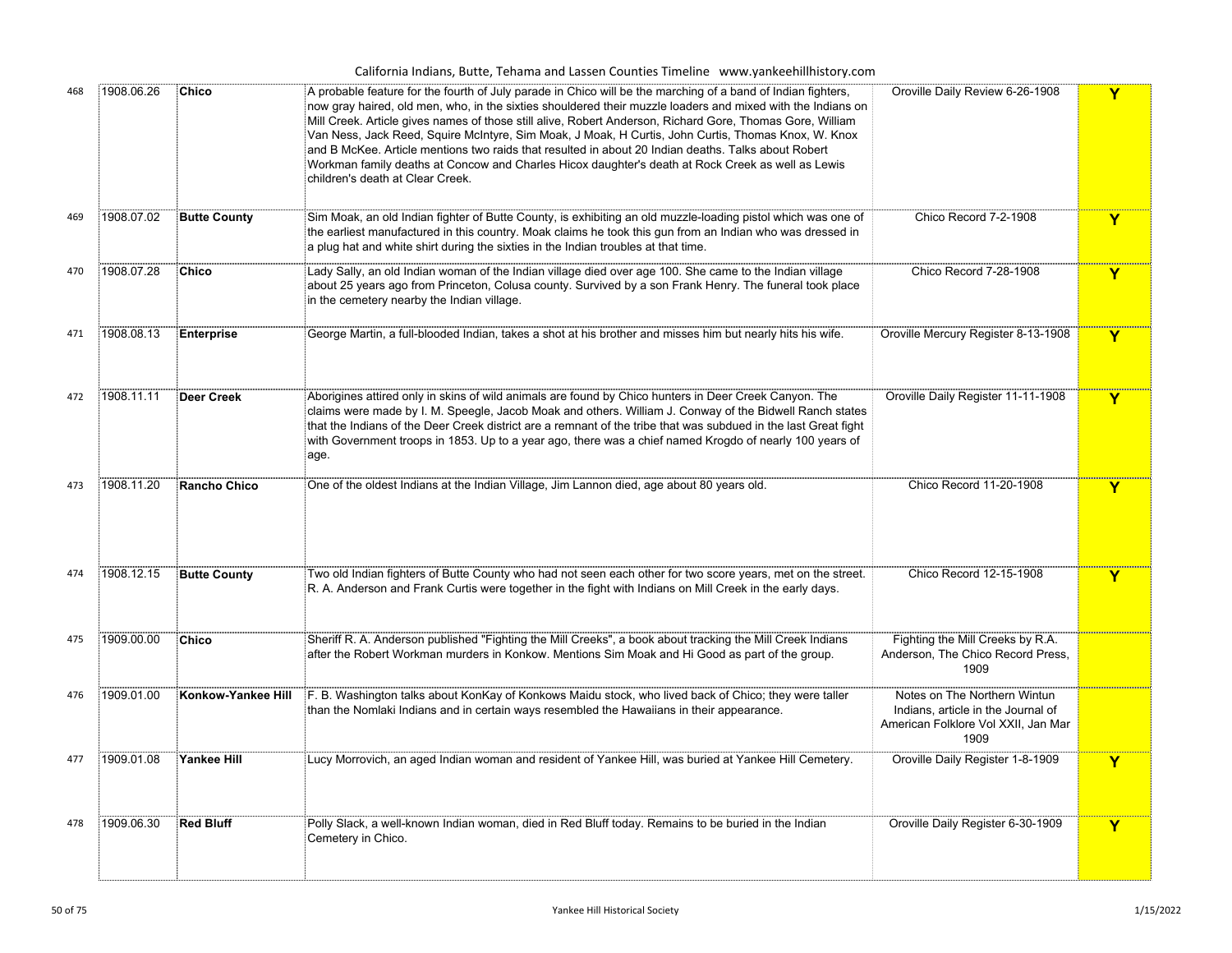| | | | | | |
|---|---|---|---|---|---|
| 468 | 1908.06.26 | **Chico** | A probable feature for the fourth of July parade in Chico will be the marching of a band of Indian fighters, now gray haired, old men, who, in the sixties shouldered their muzzle loaders and mixed with the Indians on Mill Creek. Article gives names of those still alive, Robert Anderson, Richard Gore, Thomas Gore, William Van Ness, Jack Reed, Squire McIntyre, Sim Moak, J Moak, H Curtis, John Curtis, Thomas Knox, W. Knox and B McKee. Article mentions two raids that resulted in about 20 Indian deaths. Talks about Robert Workman family deaths at Concow and Charles Hicox daughter's death at Rock Creek as well as Lewis children's death at Clear Creek. | Oroville Daily Review 6-26-1908 | Y |
| 469 | 1908.07.02 | **Butte County** | Sim Moak, an old Indian fighter of Butte County, is exhibiting an old muzzle-loading pistol which was one of the earliest manufactured in this country. Moak claims he took this gun from an Indian who was dressed in a plug hat and white shirt during the sixties in the Indian troubles at that time. | Chico Record 7-2-1908 | Y |
| 470 | 1908.07.28 | **Chico** | Lady Sally, an old Indian woman of the Indian village died over age 100. She came to the Indian village about 25 years ago from Princeton, Colusa county. Survived by a son Frank Henry. The funeral took place in the cemetery nearby the Indian village. | Chico Record 7-28-1908 | Y |
| 471 | 1908.08.13 | **Enterprise** | George Martin, a full-blooded Indian, takes a shot at his brother and misses him but nearly hits his wife. | Oroville Mercury Register 8-13-1908 | Y |
| 472 | 1908.11.11 | **Deer Creek** | Aborigines attired only in skins of wild animals are found by Chico hunters in Deer Creek Canyon. The claims were made by I. M. Speegle, Jacob Moak and others. William J. Conway of the Bidwell Ranch states that the Indians of the Deer Creek district are a remnant of the tribe that was subdued in the last Great fight with Government troops in 1853. Up to a year ago, there was a chief named Krogdo of nearly 100 years of age. | Oroville Daily Register 11-11-1908 | Y |
| 473 | 1908.11.20 | **Rancho Chico** | One of the oldest Indians at the Indian Village, Jim Lannon died, age about 80 years old. | Chico Record 11-20-1908 | Y |
| 474 | 1908.12.15 | **Butte County** | Two old Indian fighters of Butte County who had not seen each other for two score years, met on the street. R. A. Anderson and Frank Curtis were together in the fight with Indians on Mill Creek in the early days. | Chico Record 12-15-1908 | Y |
| 475 | 1909.00.00 | **Chico** | Sheriff R. A. Anderson published "Fighting the Mill Creeks", a book about tracking the Mill Creek Indians after the Robert Workman murders in Konkow. Mentions Sim Moak and Hi Good as part of the group. | Fighting the Mill Creeks by R.A. Anderson, The Chico Record Press, 1909 | |
| 476 | 1909.01.00 | **Konkow-Yankee Hill** | F. B. Washington talks about KonKay of Konkows Maidu stock, who lived back of Chico; they were taller than the Nomlaki Indians and in certain ways resembled the Hawaiians in their appearance. | Notes on The Northern Wintun Indians, article in the Journal of American Folklore Vol XXII, Jan Mar 1909 | |
| 477 | 1909.01.08 | **Yankee Hill** | Lucy Morrovich, an aged Indian woman and resident of Yankee Hill, was buried at Yankee Hill Cemetery. | Oroville Daily Register 1-8-1909 | Y |
| 478 | 1909.06.30 | **Red Bluff** | Polly Slack, a well-known Indian woman, died in Red Bluff today. Remains to be buried in the Indian Cemetery in Chico. | Oroville Daily Register 6-30-1909 | Y |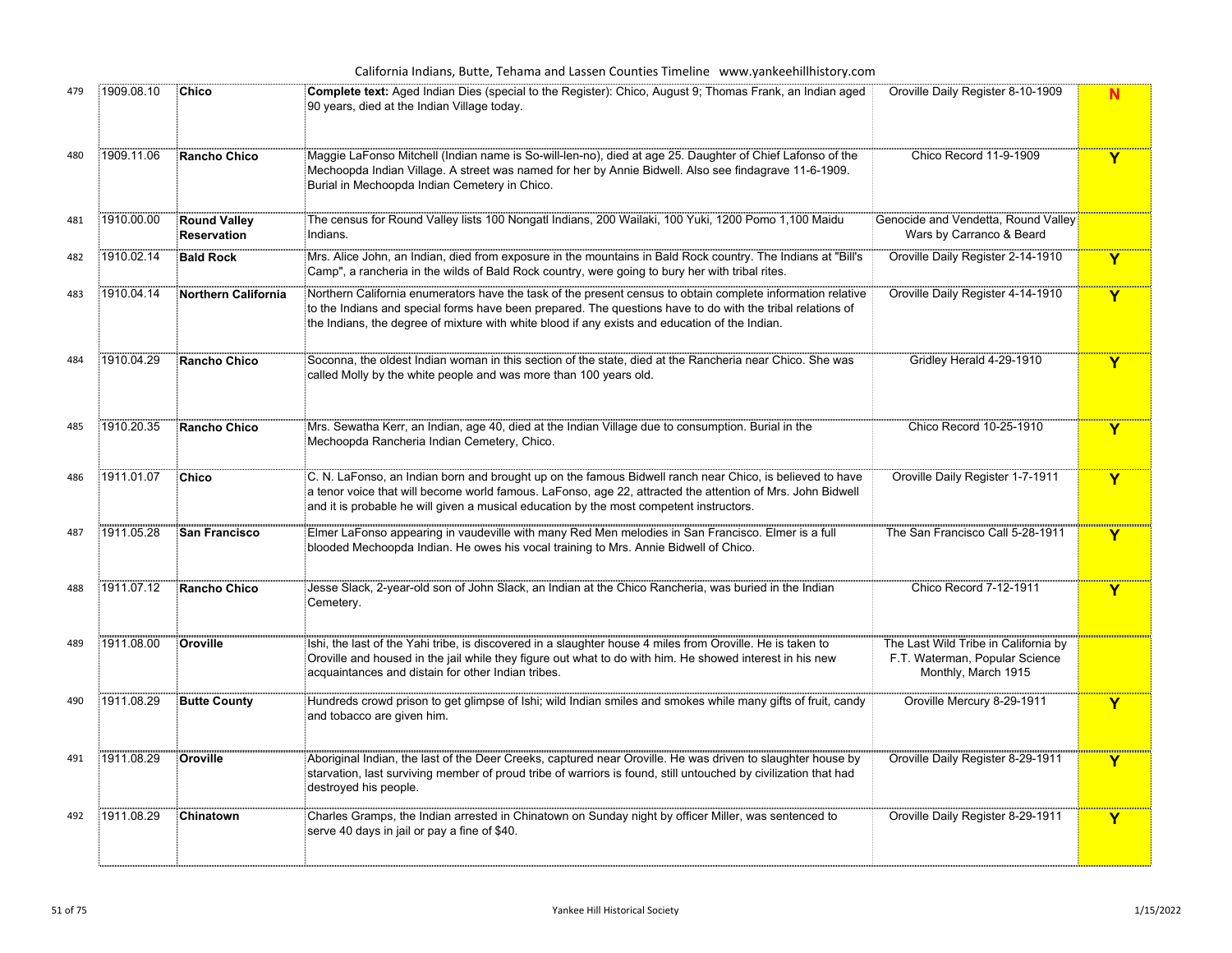| | | | | | |
|---|---|---|---|---|---|
| 479 | 1909.08.10 | **Chico** | **Complete text:** Aged Indian Dies (special to the Register): Chico, August 9; Thomas Frank, an Indian aged 90 years, died at the Indian Village today. | Oroville Daily Register 8-10-1909 | **N** |
| 480 | 1909.11.06 | **Rancho Chico** | Maggie LaFonso Mitchell (Indian name is So-will-len-no), died at age 25. Daughter of Chief Lafonso of the Mechoopda Indian Village. A street was named for her by Annie Bidwell. Also see findagrave 11-6-1909. Burial in Mechoopda Indian Cemetery in Chico. | Chico Record 11-9-1909 | **Y** |
| 481 | 1910.00.00 | **Round Valley Reservation** | The census for Round Valley lists 100 Nongatl Indians, 200 Wailaki, 100 Yuki, 1200 Pomo 1,100 Maidu Indians. | Genocide and Vendetta, Round Valley Wars by Carranco & Beard | |
| 482 | 1910.02.14 | **Bald Rock** | Mrs. Alice John, an Indian, died from exposure in the mountains in Bald Rock country. The Indians at "Bill's Camp", a rancheria in the wilds of Bald Rock country, were going to bury her with tribal rites. | Oroville Daily Register 2-14-1910 | **Y** |
| 483 | 1910.04.14 | **Northern California** | Northern California enumerators have the task of the present census to obtain complete information relative to the Indians and special forms have been prepared. The questions have to do with the tribal relations of the Indians, the degree of mixture with white blood if any exists and education of the Indian. | Oroville Daily Register 4-14-1910 | **Y** |
| 484 | 1910.04.29 | **Rancho Chico** | Soconna, the oldest Indian woman in this section of the state, died at the Rancheria near Chico. She was called Molly by the white people and was more than 100 years old. | Gridley Herald 4-29-1910 | **Y** |
| 485 | 1910.20.35 | **Rancho Chico** | Mrs. Sewatha Kerr, an Indian, age 40, died at the Indian Village due to consumption. Burial in the Mechoopda Rancheria Indian Cemetery, Chico. | Chico Record 10-25-1910 | **Y** |
| 486 | 1911.01.07 | **Chico** | C. N. LaFonso, an Indian born and brought up on the famous Bidwell ranch near Chico, is believed to have a tenor voice that will become world famous. LaFonso, age 22, attracted the attention of Mrs. John Bidwell and it is probable he will given a musical education by the most competent instructors. | Oroville Daily Register 1-7-1911 | **Y** |
| 487 | 1911.05.28 | **San Francisco** | Elmer LaFonso appearing in vaudeville with many Red Men melodies in San Francisco. Elmer is a full blooded Mechoopda Indian. He owes his vocal training to Mrs. Annie Bidwell of Chico. | The San Francisco Call 5-28-1911 | **Y** |
| 488 | 1911.07.12 | **Rancho Chico** | Jesse Slack, 2-year-old son of John Slack, an Indian at the Chico Rancheria, was buried in the Indian Cemetery. | Chico Record 7-12-1911 | **Y** |
| 489 | 1911.08.00 | **Oroville** | Ishi, the last of the Yahi tribe, is discovered in a slaughter house 4 miles from Oroville. He is taken to Oroville and housed in the jail while they figure out what to do with him. He showed interest in his new acquaintances and distain for other Indian tribes. | The Last Wild Tribe in California by F.T. Waterman, Popular Science Monthly, March 1915 | |
| 490 | 1911.08.29 | **Butte County** | Hundreds crowd prison to get glimpse of Ishi; wild Indian smiles and smokes while many gifts of fruit, candy and tobacco are given him. | Oroville Mercury 8-29-1911 | **Y** |
| 491 | 1911.08.29 | **Oroville** | Aboriginal Indian, the last of the Deer Creeks, captured near Oroville. He was driven to slaughter house by starvation, last surviving member of proud tribe of warriors is found, still untouched by civilization that had destroyed his people. | Oroville Daily Register 8-29-1911 | **Y** |
| 492 | 1911.08.29 | **Chinatown** | Charles Gramps, the Indian arrested in Chinatown on Sunday night by officer Miller, was sentenced to serve 40 days in jail or pay a fine of $40. | Oroville Daily Register 8-29-1911 | **Y** |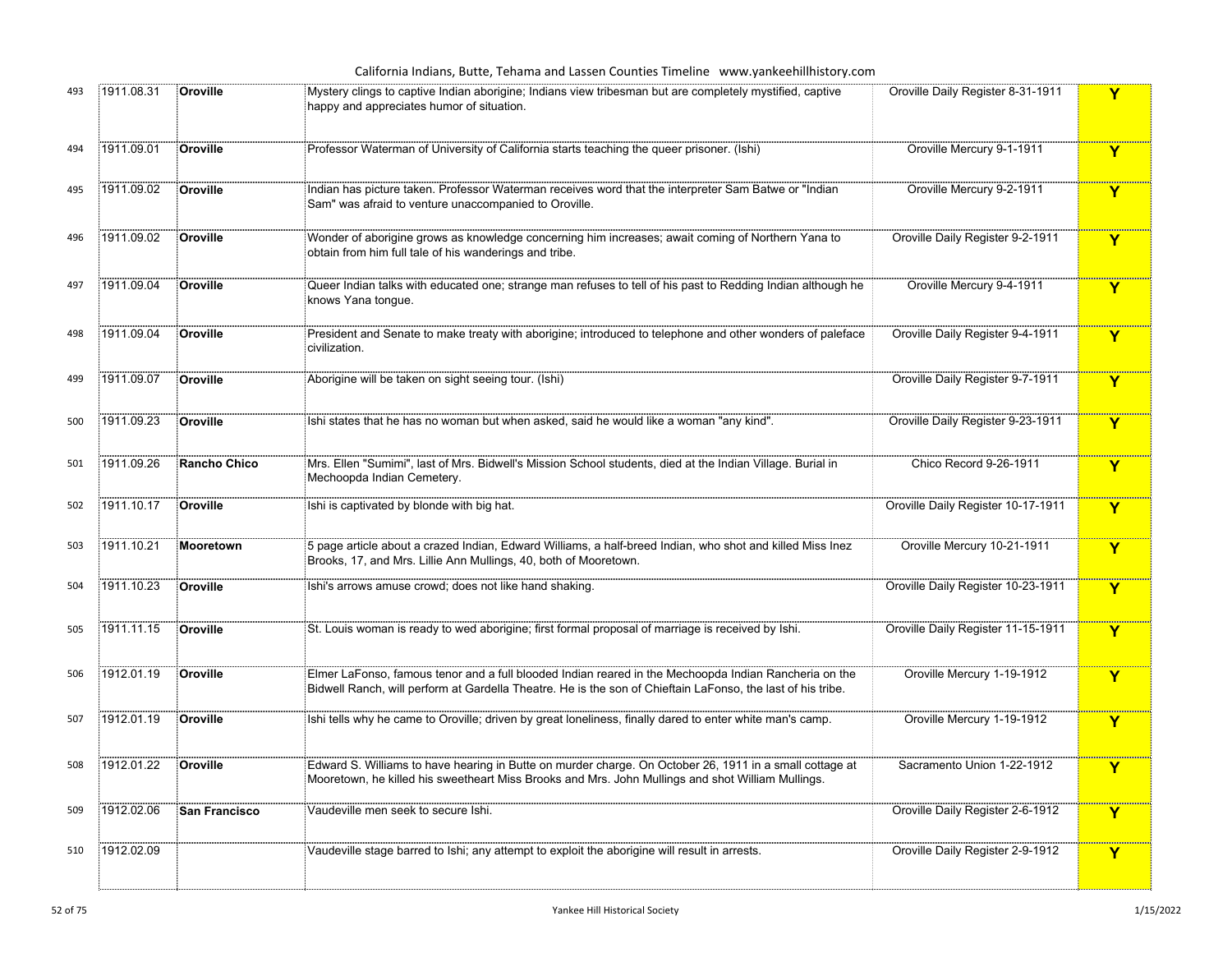| 493 | 1911.08.31 | Oroville | Mystery clings to captive Indian aborigine; Indians view tribesman but are completely mystified, captive happy and appreciates humor of situation. | Oroville Daily Register 8-31-1911 | Y |
|---|---|---|---|---|---|
| 494 | 1911.09.01 | Oroville | Professor Waterman of University of California starts teaching the queer prisoner. (Ishi) | Oroville Mercury 9-1-1911 | Y |
| 495 | 1911.09.02 | Oroville | Indian has picture taken. Professor Waterman receives word that the interpreter Sam Batwe or "Indian Sam" was afraid to venture unaccompanied to Oroville. | Oroville Mercury 9-2-1911 | Y |
| 496 | 1911.09.02 | Oroville | Wonder of aborigine grows as knowledge concerning him increases; await coming of Northern Yana to obtain from him full tale of his wanderings and tribe. | Oroville Daily Register 9-2-1911 | Y |
| 497 | 1911.09.04 | Oroville | Queer Indian talks with educated one; strange man refuses to tell of his past to Redding Indian although he knows Yana tongue. | Oroville Mercury 9-4-1911 | Y |
| 498 | 1911.09.04 | Oroville | President and Senate to make treaty with aborigine; introduced to telephone and other wonders of paleface civilization. | Oroville Daily Register 9-4-1911 | Y |
| 499 | 1911.09.07 | Oroville | Aborigine will be taken on sight seeing tour. (Ishi) | Oroville Daily Register 9-7-1911 | Y |
| 500 | 1911.09.23 | Oroville | Ishi states that he has no woman but when asked, said he would like a woman "any kind". | Oroville Daily Register 9-23-1911 | Y |
| 501 | 1911.09.26 | Rancho Chico | Mrs. Ellen "Sumimi", last of Mrs. Bidwell's Mission School students, died at the Indian Village. Burial in Mechoopda Indian Cemetery. | Chico Record 9-26-1911 | Y |
| 502 | 1911.10.17 | Oroville | Ishi is captivated by blonde with big hat. | Oroville Daily Register 10-17-1911 | Y |
| 503 | 1911.10.21 | Mooretown | 5 page article about a crazed Indian, Edward Williams, a half-breed Indian, who shot and killed Miss Inez Brooks, 17, and Mrs. Lillie Ann Mullings, 40, both of Mooretown. | Oroville Mercury 10-21-1911 | Y |
| 504 | 1911.10.23 | Oroville | Ishi's arrows amuse crowd; does not like hand shaking. | Oroville Daily Register 10-23-1911 | Y |
| 505 | 1911.11.15 | Oroville | St. Louis woman is ready to wed aborigine; first formal proposal of marriage is received by Ishi. | Oroville Daily Register 11-15-1911 | Y |
| 506 | 1912.01.19 | Oroville | Elmer LaFonso, famous tenor and a full blooded Indian reared in the Mechoopda Indian Rancheria on the Bidwell Ranch, will perform at Gardella Theatre. He is the son of Chieftain LaFonso, the last of his tribe. | Oroville Mercury 1-19-1912 | Y |
| 507 | 1912.01.19 | Oroville | Ishi tells why he came to Oroville; driven by great loneliness, finally dared to enter white man's camp. | Oroville Mercury 1-19-1912 | Y |
| 508 | 1912.01.22 | Oroville | Edward S. Williams to have hearing in Butte on murder charge. On October 26, 1911 in a small cottage at Mooretown, he killed his sweetheart Miss Brooks and Mrs. John Mullings and shot William Mullings. | Sacramento Union 1-22-1912 | Y |
| 509 | 1912.02.06 | San Francisco | Vaudeville men seek to secure Ishi. | Oroville Daily Register 2-6-1912 | Y |
| 510 | 1912.02.09 | | Vaudeville stage barred to Ishi; any attempt to exploit the aborigine will result in arrests. | Oroville Daily Register 2-9-1912 | Y |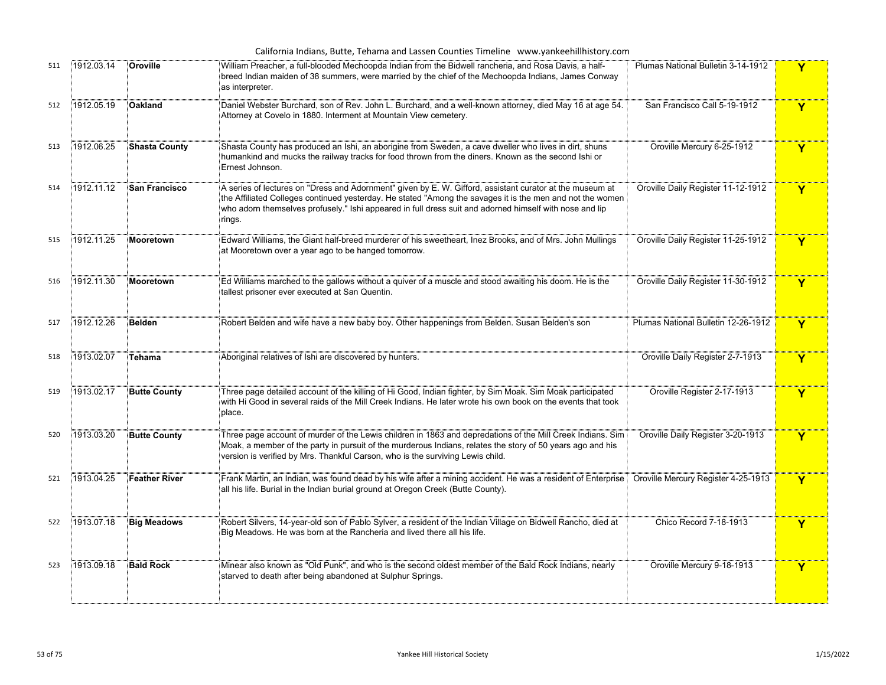| | | | | | |
|---|---|---|---|---|---|
| 511 | 1912.03.14 | **Oroville** | William Preacher, a full-blooded Mechoopda Indian from the Bidwell rancheria, and Rosa Davis, a half-breed Indian maiden of 38 summers, were married by the chief of the Mechoopda Indians, James Conway as interpreter. | Plumas National Bulletin 3-14-1912 | **Y** |
| 512 | 1912.05.19 | **Oakland** | Daniel Webster Burchard, son of Rev. John L. Burchard, and a well-known attorney, died May 16 at age 54. Attorney at Covelo in 1880. Interment at Mountain View cemetery. | San Francisco Call 5-19-1912 | **Y** |
| 513 | 1912.06.25 | **Shasta County** | Shasta County has produced an Ishi, an aborigine from Sweden, a cave dweller who lives in dirt, shuns humankind and mucks the railway tracks for food thrown from the diners. Known as the second Ishi or Ernest Johnson. | Oroville Mercury 6-25-1912 | **Y** |
| 514 | 1912.11.12 | **San Francisco** | A series of lectures on "Dress and Adornment" given by E. W. Gifford, assistant curator at the museum at the Affiliated Colleges continued yesterday. He stated "Among the savages it is the men and not the women who adorn themselves profusely." Ishi appeared in full dress suit and adorned himself with nose and lip rings. | Oroville Daily Register 11-12-1912 | **Y** |
| 515 | 1912.11.25 | **Mooretown** | Edward Williams, the Giant half-breed murderer of his sweetheart, Inez Brooks, and of Mrs. John Mullings at Mooretown over a year ago to be hanged tomorrow. | Oroville Daily Register 11-25-1912 | **Y** |
| 516 | 1912.11.30 | **Mooretown** | Ed Williams marched to the gallows without a quiver of a muscle and stood awaiting his doom. He is the tallest prisoner ever executed at San Quentin. | Oroville Daily Register 11-30-1912 | **Y** |
| 517 | 1912.12.26 | **Belden** | Robert Belden and wife have a new baby boy. Other happenings from Belden. Susan Belden's son | Plumas National Bulletin 12-26-1912 | **Y** |
| 518 | 1913.02.07 | **Tehama** | Aboriginal relatives of Ishi are discovered by hunters. | Oroville Daily Register 2-7-1913 | **Y** |
| 519 | 1913.02.17 | **Butte County** | Three page detailed account of the killing of Hi Good, Indian fighter, by Sim Moak. Sim Moak participated with Hi Good in several raids of the Mill Creek Indians. He later wrote his own book on the events that took place. | Oroville Register 2-17-1913 | **Y** |
| 520 | 1913.03.20 | **Butte County** | Three page account of murder of the Lewis children in 1863 and depredations of the Mill Creek Indians. Sim Moak, a member of the party in pursuit of the murderous Indians, relates the story of 50 years ago and his version is verified by Mrs. Thankful Carson, who is the surviving Lewis child. | Oroville Daily Register 3-20-1913 | **Y** |
| 521 | 1913.04.25 | **Feather River** | Frank Martin, an Indian, was found dead by his wife after a mining accident. He was a resident of Enterprise all his life. Burial in the Indian burial ground at Oregon Creek (Butte County). | Oroville Mercury Register 4-25-1913 | **Y** |
| 522 | 1913.07.18 | **Big Meadows** | Robert Silvers, 14-year-old son of Pablo Sylver, a resident of the Indian Village on Bidwell Rancho, died at Big Meadows. He was born at the Rancheria and lived there all his life. | Chico Record 7-18-1913 | **Y** |
| 523 | 1913.09.18 | **Bald Rock** | Minear also known as "Old Punk", and who is the second oldest member of the Bald Rock Indians, nearly starved to death after being abandoned at Sulphur Springs. | Oroville Mercury 9-18-1913 | **Y** |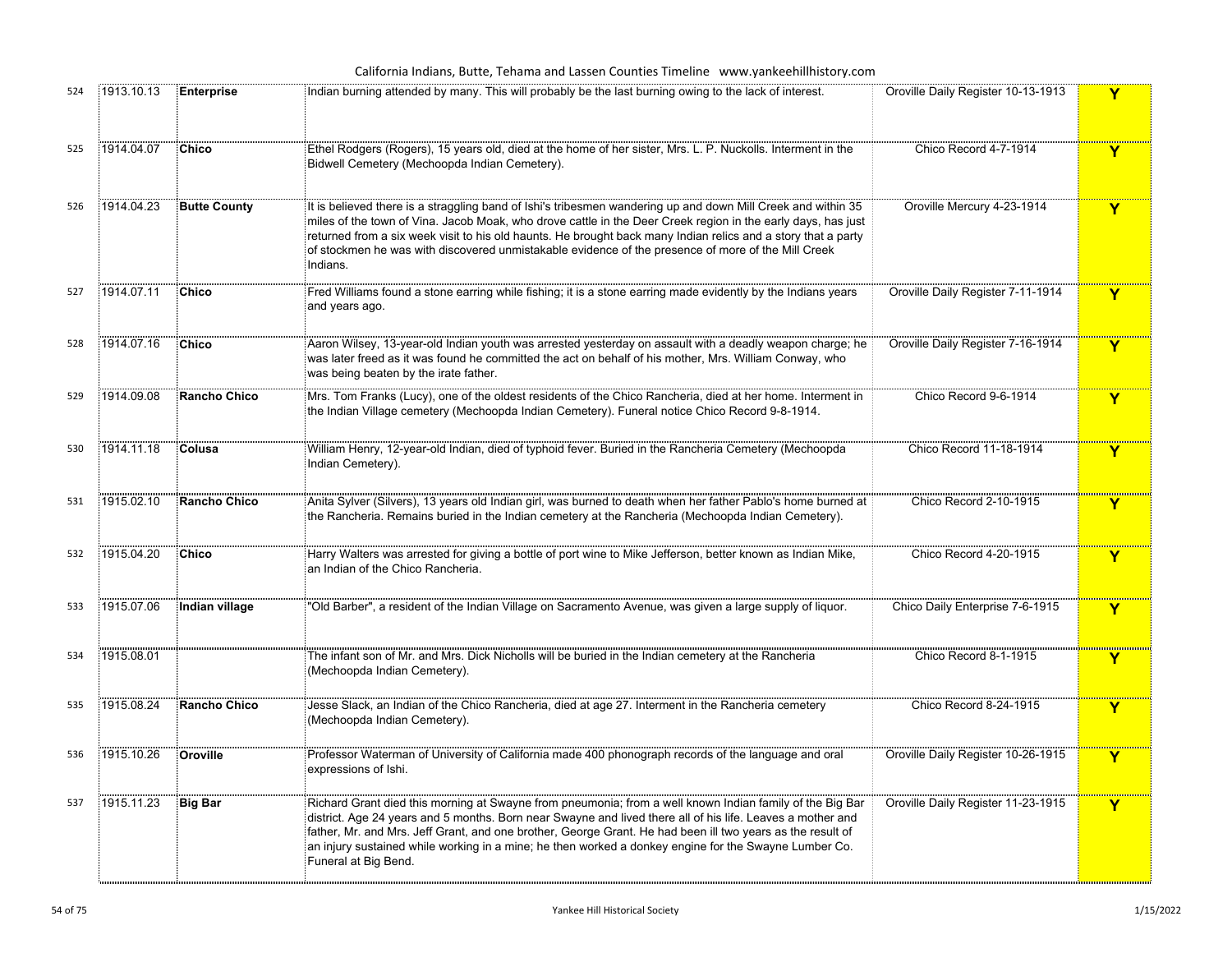| | | | | | |
|---|---|---|---|---|---|
| 524 | 1913.10.13 | **Enterprise** | Indian burning attended by many. This will probably be the last burning owing to the lack of interest. | Oroville Daily Register 10-13-1913 | Y |
| 525 | 1914.04.07 | **Chico** | Ethel Rodgers (Rogers), 15 years old, died at the home of her sister, Mrs. L. P. Nuckolls. Interment in the Bidwell Cemetery (Mechoopda Indian Cemetery). | Chico Record 4-7-1914 | Y |
| 526 | 1914.04.23 | **Butte County** | It is believed there is a straggling band of Ishi's tribesmen wandering up and down Mill Creek and within 35 miles of the town of Vina. Jacob Moak, who drove cattle in the Deer Creek region in the early days, has just returned from a six week visit to his old haunts. He brought back many Indian relics and a story that a party of stockmen he was with discovered unmistakable evidence of the presence of more of the Mill Creek Indians. | Oroville Mercury 4-23-1914 | Y |
| 527 | 1914.07.11 | **Chico** | Fred Williams found a stone earring while fishing; it is a stone earring made evidently by the Indians years and years ago. | Oroville Daily Register 7-11-1914 | Y |
| 528 | 1914.07.16 | **Chico** | Aaron Wilsey, 13-year-old Indian youth was arrested yesterday on assault with a deadly weapon charge; he was later freed as it was found he committed the act on behalf of his mother, Mrs. William Conway, who was being beaten by the irate father. | Oroville Daily Register 7-16-1914 | Y |
| 529 | 1914.09.08 | **Rancho Chico** | Mrs. Tom Franks (Lucy), one of the oldest residents of the Chico Rancheria, died at her home. Interment in the Indian Village cemetery (Mechoopda Indian Cemetery). Funeral notice Chico Record 9-8-1914. | Chico Record 9-6-1914 | Y |
| 530 | 1914.11.18 | **Colusa** | William Henry, 12-year-old Indian, died of typhoid fever. Buried in the Rancheria Cemetery (Mechoopda Indian Cemetery). | Chico Record 11-18-1914 | Y |
| 531 | 1915.02.10 | **Rancho Chico** | Anita Sylver (Silvers), 13 years old Indian girl, was burned to death when her father Pablo's home burned at the Rancheria. Remains buried in the Indian cemetery at the Rancheria (Mechoopda Indian Cemetery). | Chico Record 2-10-1915 | Y |
| 532 | 1915.04.20 | **Chico** | Harry Walters was arrested for giving a bottle of port wine to Mike Jefferson, better known as Indian Mike, an Indian of the Chico Rancheria. | Chico Record 4-20-1915 | Y |
| 533 | 1915.07.06 | **Indian village** | "Old Barber", a resident of the Indian Village on Sacramento Avenue, was given a large supply of liquor. | Chico Daily Enterprise 7-6-1915 | Y |
| 534 | 1915.08.01 | | The infant son of Mr. and Mrs. Dick Nicholls will be buried in the Indian cemetery at the Rancheria (Mechoopda Indian Cemetery). | Chico Record 8-1-1915 | Y |
| 535 | 1915.08.24 | **Rancho Chico** | Jesse Slack, an Indian of the Chico Rancheria, died at age 27. Interment in the Rancheria cemetery (Mechoopda Indian Cemetery). | Chico Record 8-24-1915 | Y |
| 536 | 1915.10.26 | **Oroville** | Professor Waterman of University of California made 400 phonograph records of the language and oral expressions of Ishi. | Oroville Daily Register 10-26-1915 | Y |
| 537 | 1915.11.23 | **Big Bar** | Richard Grant died this morning at Swayne from pneumonia; from a well known Indian family of the Big Bar district. Age 24 years and 5 months. Born near Swayne and lived there all of his life. Leaves a mother and father, Mr. and Mrs. Jeff Grant, and one brother, George Grant. He had been ill two years as the result of an injury sustained while working in a mine; he then worked a donkey engine for the Swayne Lumber Co. Funeral at Big Bend. | Oroville Daily Register 11-23-1915 | Y |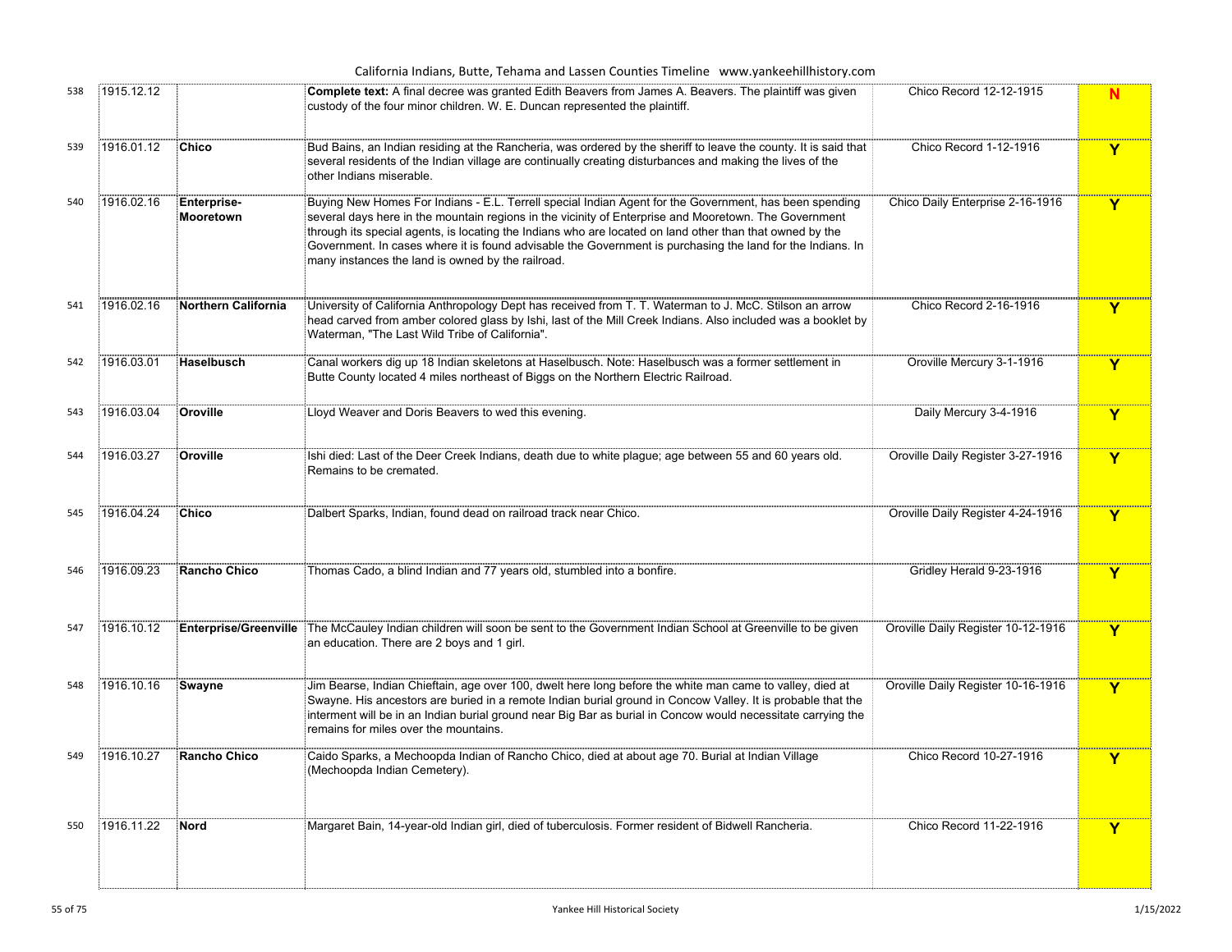| | | | | | |
|---|---|---|---|---|---|
| 538 | 1915.12.12 | | **Complete text:** A final decree was granted Edith Beavers from James A. Beavers. The plaintiff was given custody of the four minor children. W. E. Duncan represented the plaintiff. | Chico Record 12-12-1915 | N |
| 539 | 1916.01.12 | **Chico** | Bud Bains, an Indian residing at the Rancheria, was ordered by the sheriff to leave the county. It is said that several residents of the Indian village are continually creating disturbances and making the lives of the other Indians miserable. | Chico Record 1-12-1916 | Y |
| 540 | 1916.02.16 | **Enterprise-Mooretown** | Buying New Homes For Indians - E.L. Terrell special Indian Agent for the Government, has been spending several days here in the mountain regions in the vicinity of Enterprise and Mooretown. The Government through its special agents, is locating the Indians who are located on land other than that owned by the Government. In cases where it is found advisable the Government is purchasing the land for the Indians. In many instances the land is owned by the railroad. | Chico Daily Enterprise 2-16-1916 | Y |
| 541 | 1916.02.16 | **Northern California** | University of California Anthropology Dept has received from T. T. Waterman to J. McC. Stilson an arrow head carved from amber colored glass by Ishi, last of the Mill Creek Indians. Also included was a booklet by Waterman, "The Last Wild Tribe of California". | Chico Record 2-16-1916 | Y |
| 542 | 1916.03.01 | **Haselbusch** | Canal workers dig up 18 Indian skeletons at Haselbusch. Note: Haselbusch was a former settlement in Butte County located 4 miles northeast of Biggs on the Northern Electric Railroad. | Oroville Mercury 3-1-1916 | Y |
| 543 | 1916.03.04 | **Oroville** | Lloyd Weaver and Doris Beavers to wed this evening. | Daily Mercury 3-4-1916 | Y |
| 544 | 1916.03.27 | **Oroville** | Ishi died: Last of the Deer Creek Indians, death due to white plague; age between 55 and 60 years old. Remains to be cremated. | Oroville Daily Register 3-27-1916 | Y |
| 545 | 1916.04.24 | **Chico** | Dalbert Sparks, Indian, found dead on railroad track near Chico. | Oroville Daily Register 4-24-1916 | Y |
| 546 | 1916.09.23 | **Rancho Chico** | Thomas Cado, a blind Indian and 77 years old, stumbled into a bonfire. | Gridley Herald 9-23-1916 | Y |
| 547 | 1916.10.12 | **Enterprise/Greenville** | The McCauley Indian children will soon be sent to the Government Indian School at Greenville to be given an education. There are 2 boys and 1 girl. | Oroville Daily Register 10-12-1916 | Y |
| 548 | 1916.10.16 | **Swayne** | Jim Bearse, Indian Chieftain, age over 100, dwelt here long before the white man came to valley, died at Swayne. His ancestors are buried in a remote Indian burial ground in Concow Valley. It is probable that the interment will be in an Indian burial ground near Big Bar as burial in Concow would necessitate carrying the remains for miles over the mountains. | Oroville Daily Register 10-16-1916 | Y |
| 549 | 1916.10.27 | **Rancho Chico** | Caido Sparks, a Mechoopda Indian of Rancho Chico, died at about age 70. Burial at Indian Village (Mechoopda Indian Cemetery). | Chico Record 10-27-1916 | Y |
| 550 | 1916.11.22 | **Nord** | Margaret Bain, 14-year-old Indian girl, died of tuberculosis. Former resident of Bidwell Rancheria. | Chico Record 11-22-1916 | Y |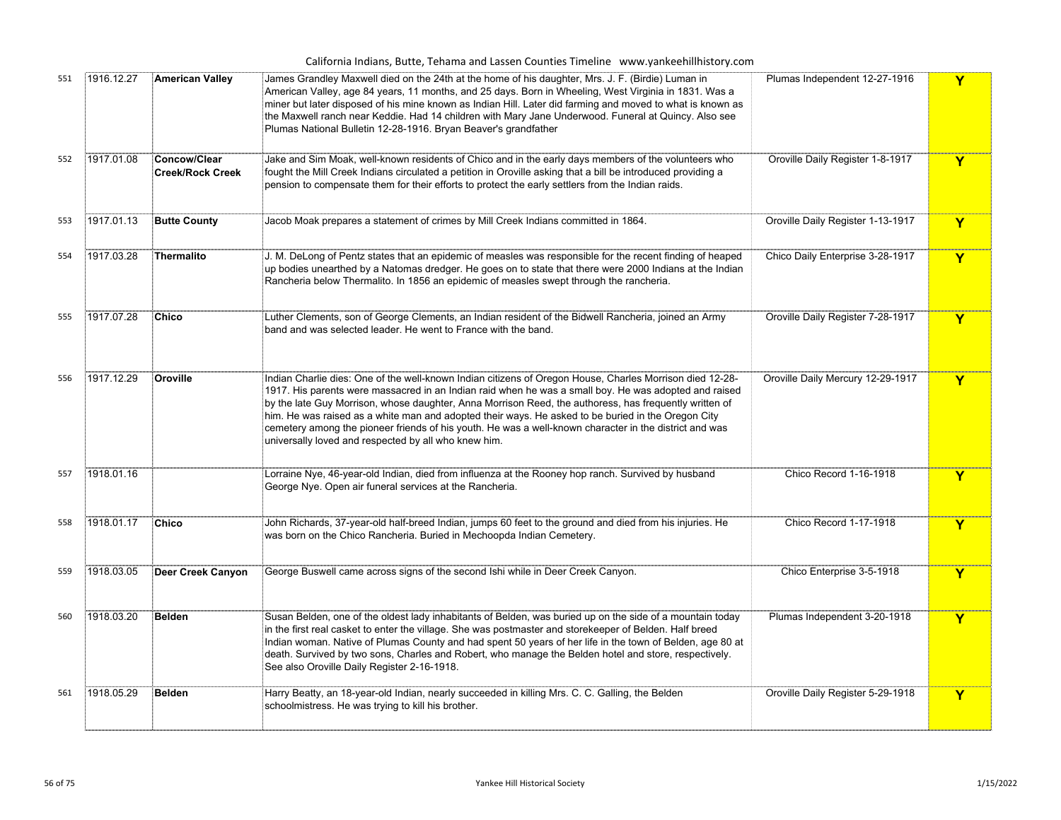| | | | | | |
|---|---|---|---|---|---|
| 551 | 1916.12.27 | **American Valley** | James Grandley Maxwell died on the 24th at the home of his daughter, Mrs. J. F. (Birdie) Luman in American Valley, age 84 years, 11 months, and 25 days. Born in Wheeling, West Virginia in 1831. Was a miner but later disposed of his mine known as Indian Hill. Later did farming and moved to what is known as the Maxwell ranch near Keddie. Had 14 children with Mary Jane Underwood. Funeral at Quincy. Also see Plumas National Bulletin 12-28-1916. Bryan Beaver's grandfather | Plumas Independent 12-27-1916 | Y |
| 552 | 1917.01.08 | **Concow/Clear Creek/Rock Creek** | Jake and Sim Moak, well-known residents of Chico and in the early days members of the volunteers who fought the Mill Creek Indians circulated a petition in Oroville asking that a bill be introduced providing a pension to compensate them for their efforts to protect the early settlers from the Indian raids. | Oroville Daily Register 1-8-1917 | Y |
| 553 | 1917.01.13 | **Butte County** | Jacob Moak prepares a statement of crimes by Mill Creek Indians committed in 1864. | Oroville Daily Register 1-13-1917 | Y |
| 554 | 1917.03.28 | **Thermalito** | J. M. DeLong of Pentz states that an epidemic of measles was responsible for the recent finding of heaped up bodies unearthed by a Natomas dredger. He goes on to state that there were 2000 Indians at the Indian Rancheria below Thermalito. In 1856 an epidemic of measles swept through the rancheria. | Chico Daily Enterprise 3-28-1917 | Y |
| 555 | 1917.07.28 | **Chico** | Luther Clements, son of George Clements, an Indian resident of the Bidwell Rancheria, joined an Army band and was selected leader. He went to France with the band. | Oroville Daily Register 7-28-1917 | Y |
| 556 | 1917.12.29 | **Oroville** | Indian Charlie dies: One of the well-known Indian citizens of Oregon House, Charles Morrison died 12-28-1917. His parents were massacred in an Indian raid when he was a small boy. He was adopted and raised by the late Guy Morrison, whose daughter, Anna Morrison Reed, the authoress, has frequently written of him. He was raised as a white man and adopted their ways. He asked to be buried in the Oregon City cemetery among the pioneer friends of his youth. He was a well-known character in the district and was universally loved and respected by all who knew him. | Oroville Daily Mercury 12-29-1917 | Y |
| 557 | 1918.01.16 | | Lorraine Nye, 46-year-old Indian, died from influenza at the Rooney hop ranch. Survived by husband George Nye. Open air funeral services at the Rancheria. | Chico Record 1-16-1918 | Y |
| 558 | 1918.01.17 | **Chico** | John Richards, 37-year-old half-breed Indian, jumps 60 feet to the ground and died from his injuries. He was born on the Chico Rancheria. Buried in Mechoopda Indian Cemetery. | Chico Record 1-17-1918 | Y |
| 559 | 1918.03.05 | **Deer Creek Canyon** | George Buswell came across signs of the second Ishi while in Deer Creek Canyon. | Chico Enterprise 3-5-1918 | Y |
| 560 | 1918.03.20 | **Belden** | Susan Belden, one of the oldest lady inhabitants of Belden, was buried up on the side of a mountain today in the first real casket to enter the village. She was postmaster and storekeeper of Belden. Half breed Indian woman. Native of Plumas County and had spent 50 years of her life in the town of Belden, age 80 at death. Survived by two sons, Charles and Robert, who manage the Belden hotel and store, respectively. See also Oroville Daily Register 2-16-1918. | Plumas Independent 3-20-1918 | Y |
| 561 | 1918.05.29 | **Belden** | Harry Beatty, an 18-year-old Indian, nearly succeeded in killing Mrs. C. C. Galling, the Belden schoolmistress. He was trying to kill his brother. | Oroville Daily Register 5-29-1918 | Y |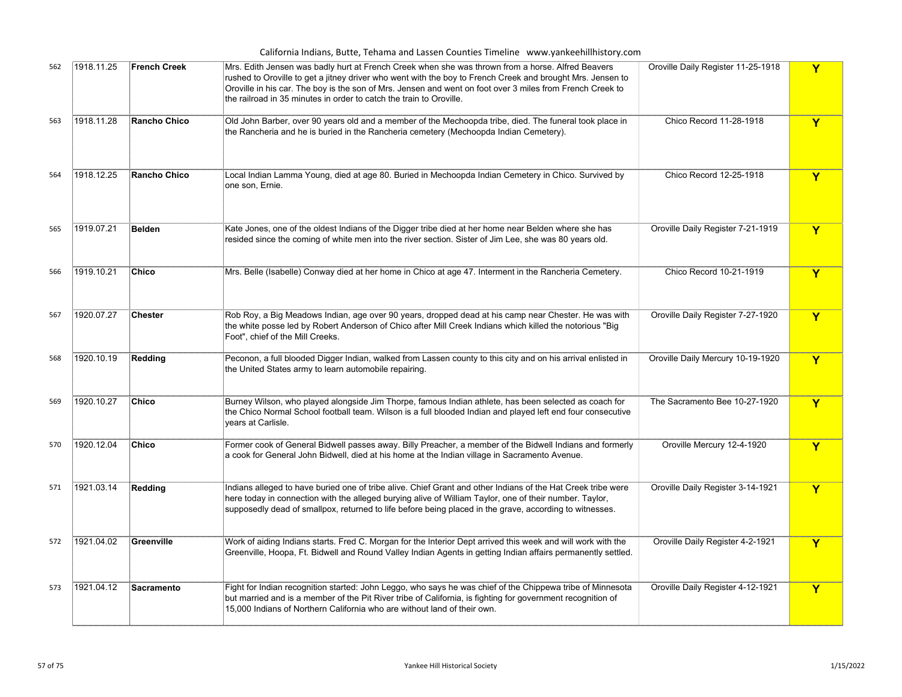| | | | | | |
|---|---|---|---|---|---|
| 562 | 1918.11.25 | **French Creek** | Mrs. Edith Jensen was badly hurt at French Creek when she was thrown from a horse. Alfred Beavers rushed to Oroville to get a jitney driver who went with the boy to French Creek and brought Mrs. Jensen to Oroville in his car. The boy is the son of Mrs. Jensen and went on foot over 3 miles from French Creek to the railroad in 35 minutes in order to catch the train to Oroville. | Oroville Daily Register 11-25-1918 | Y |
| 563 | 1918.11.28 | **Rancho Chico** | Old John Barber, over 90 years old and a member of the Mechoopda tribe, died. The funeral took place in the Rancheria and he is buried in the Rancheria cemetery (Mechoopda Indian Cemetery). | Chico Record 11-28-1918 | Y |
| 564 | 1918.12.25 | **Rancho Chico** | Local Indian Lamma Young, died at age 80. Buried in Mechoopda Indian Cemetery in Chico. Survived by one son, Ernie. | Chico Record 12-25-1918 | Y |
| 565 | 1919.07.21 | **Belden** | Kate Jones, one of the oldest Indians of the Digger tribe died at her home near Belden where she has resided since the coming of white men into the river section. Sister of Jim Lee, she was 80 years old. | Oroville Daily Register 7-21-1919 | Y |
| 566 | 1919.10.21 | **Chico** | Mrs. Belle (Isabelle) Conway died at her home in Chico at age 47. Interment in the Rancheria Cemetery. | Chico Record 10-21-1919 | Y |
| 567 | 1920.07.27 | **Chester** | Rob Roy, a Big Meadows Indian, age over 90 years, dropped dead at his camp near Chester. He was with the white posse led by Robert Anderson of Chico after Mill Creek Indians which killed the notorious "Big Foot", chief of the Mill Creeks. | Oroville Daily Register 7-27-1920 | Y |
| 568 | 1920.10.19 | **Redding** | Peconon, a full blooded Digger Indian, walked from Lassen county to this city and on his arrival enlisted in the United States army to learn automobile repairing. | Oroville Daily Mercury 10-19-1920 | Y |
| 569 | 1920.10.27 | **Chico** | Burney Wilson, who played alongside Jim Thorpe, famous Indian athlete, has been selected as coach for the Chico Normal School football team. Wilson is a full blooded Indian and played left end four consecutive years at Carlisle. | The Sacramento Bee 10-27-1920 | Y |
| 570 | 1920.12.04 | **Chico** | Former cook of General Bidwell passes away. Billy Preacher, a member of the Bidwell Indians and formerly a cook for General John Bidwell, died at his home at the Indian village in Sacramento Avenue. | Oroville Mercury 12-4-1920 | Y |
| 571 | 1921.03.14 | **Redding** | Indians alleged to have buried one of tribe alive. Chief Grant and other Indians of the Hat Creek tribe were here today in connection with the alleged burying alive of William Taylor, one of their number. Taylor, supposedly dead of smallpox, returned to life before being placed in the grave, according to witnesses. | Oroville Daily Register 3-14-1921 | Y |
| 572 | 1921.04.02 | **Greenville** | Work of aiding Indians starts. Fred C. Morgan for the Interior Dept arrived this week and will work with the Greenville, Hoopa, Ft. Bidwell and Round Valley Indian Agents in getting Indian affairs permanently settled. | Oroville Daily Register 4-2-1921 | Y |
| 573 | 1921.04.12 | **Sacramento** | Fight for Indian recognition started: John Leggo, who says he was chief of the Chippewa tribe of Minnesota but married and is a member of the Pit River tribe of California, is fighting for government recognition of 15,000 Indians of Northern California who are without land of their own. | Oroville Daily Register 4-12-1921 | Y |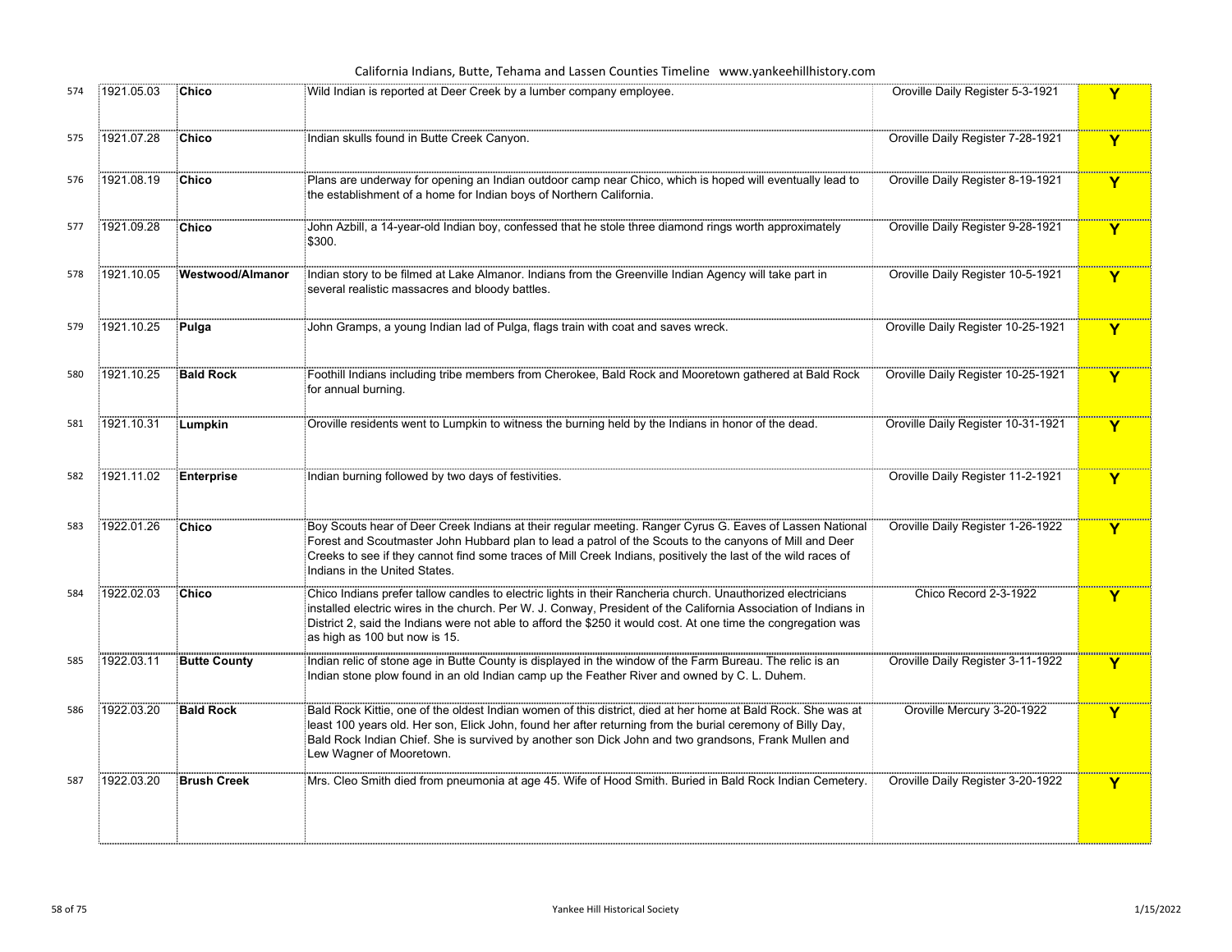| | | | | | |
|---|---|---|---|---|---|
| 574 | 1921.05.03 | **Chico** | Wild Indian is reported at Deer Creek by a lumber company employee. | Oroville Daily Register 5-3-1921 | **Y** |
| 575 | 1921.07.28 | **Chico** | Indian skulls found in Butte Creek Canyon. | Oroville Daily Register 7-28-1921 | **Y** |
| 576 | 1921.08.19 | **Chico** | Plans are underway for opening an Indian outdoor camp near Chico, which is hoped will eventually lead to the establishment of a home for Indian boys of Northern California. | Oroville Daily Register 8-19-1921 | **Y** |
| 577 | 1921.09.28 | **Chico** | John Azbill, a 14-year-old Indian boy, confessed that he stole three diamond rings worth approximately $300. | Oroville Daily Register 9-28-1921 | **Y** |
| 578 | 1921.10.05 | **Westwood/Almanor** | Indian story to be filmed at Lake Almanor. Indians from the Greenville Indian Agency will take part in several realistic massacres and bloody battles. | Oroville Daily Register 10-5-1921 | **Y** |
| 579 | 1921.10.25 | **Pulga** | John Gramps, a young Indian lad of Pulga, flags train with coat and saves wreck. | Oroville Daily Register 10-25-1921 | **Y** |
| 580 | 1921.10.25 | **Bald Rock** | Foothill Indians including tribe members from Cherokee, Bald Rock and Mooretown gathered at Bald Rock for annual burning. | Oroville Daily Register 10-25-1921 | **Y** |
| 581 | 1921.10.31 | **Lumpkin** | Oroville residents went to Lumpkin to witness the burning held by the Indians in honor of the dead. | Oroville Daily Register 10-31-1921 | **Y** |
| 582 | 1921.11.02 | **Enterprise** | Indian burning followed by two days of festivities. | Oroville Daily Register 11-2-1921 | **Y** |
| 583 | 1922.01.26 | **Chico** | Boy Scouts hear of Deer Creek Indians at their regular meeting. Ranger Cyrus G. Eaves of Lassen National Forest and Scoutmaster John Hubbard plan to lead a patrol of the Scouts to the canyons of Mill and Deer Creeks to see if they cannot find some traces of Mill Creek Indians, positively the last of the wild races of Indians in the United States. | Oroville Daily Register 1-26-1922 | **Y** |
| 584 | 1922.02.03 | **Chico** | Chico Indians prefer tallow candles to electric lights in their Rancheria church. Unauthorized electricians installed electric wires in the church. Per W. J. Conway, President of the California Association of Indians in District 2, said the Indians were not able to afford the $250 it would cost. At one time the congregation was as high as 100 but now is 15. | Chico Record 2-3-1922 | **Y** |
| 585 | 1922.03.11 | **Butte County** | Indian relic of stone age in Butte County is displayed in the window of the Farm Bureau. The relic is an Indian stone plow found in an old Indian camp up the Feather River and owned by C. L. Duhem. | Oroville Daily Register 3-11-1922 | **Y** |
| 586 | 1922.03.20 | **Bald Rock** | Bald Rock Kittie, one of the oldest Indian women of this district, died at her home at Bald Rock. She was at least 100 years old. Her son, Elick John, found her after returning from the burial ceremony of Billy Day, Bald Rock Indian Chief. She is survived by another son Dick John and two grandsons, Frank Mullen and Lew Wagner of Mooretown. | Oroville Mercury 3-20-1922 | **Y** |
| 587 | 1922.03.20 | **Brush Creek** | Mrs. Cleo Smith died from pneumonia at age 45. Wife of Hood Smith. Buried in Bald Rock Indian Cemetery. | Oroville Daily Register 3-20-1922 | **Y** |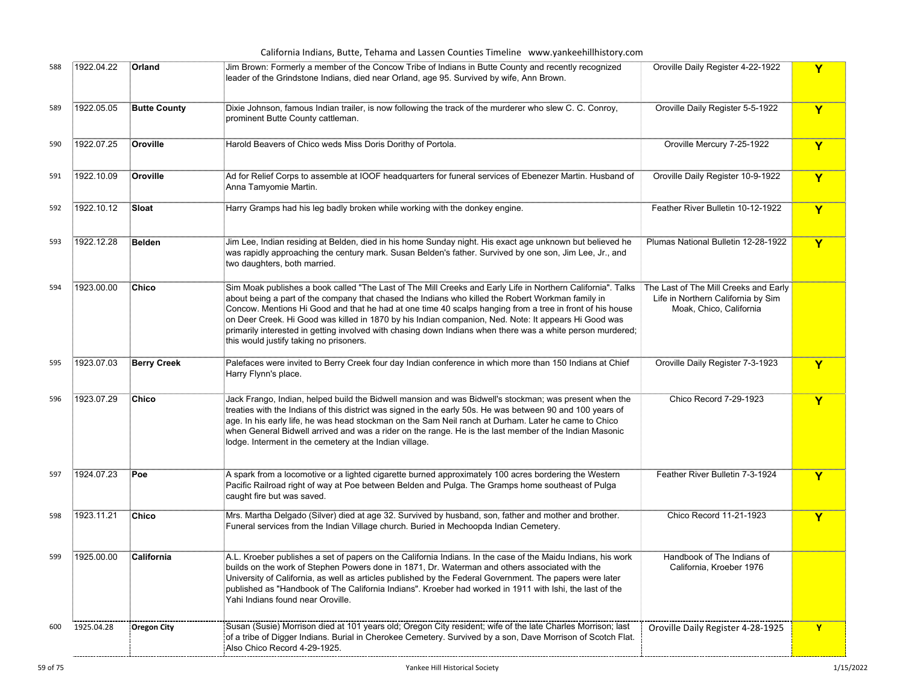| 588 | 1922.04.22 | **Orland** | Jim Brown: Formerly a member of the Concow Tribe of Indians in Butte County and recently recognized leader of the Grindstone Indians, died near Orland, age 95. Survived by wife, Ann Brown. | Oroville Daily Register 4-22-1922 | Y |
|---|---|---|---|---|---|
| 589 | 1922.05.05 | **Butte County** | Dixie Johnson, famous Indian trailer, is now following the track of the murderer who slew C. C. Conroy, prominent Butte County cattleman. | Oroville Daily Register 5-5-1922 | Y |
| 590 | 1922.07.25 | **Oroville** | Harold Beavers of Chico weds Miss Doris Dorithy of Portola. | Oroville Mercury 7-25-1922 | Y |
| 591 | 1922.10.09 | **Oroville** | Ad for Relief Corps to assemble at IOOF headquarters for funeral services of Ebenezer Martin. Husband of Anna Tamyomie Martin. | Oroville Daily Register 10-9-1922 | Y |
| 592 | 1922.10.12 | **Sloat** | Harry Gramps had his leg badly broken while working with the donkey engine. | Feather River Bulletin 10-12-1922 | Y |
| 593 | 1922.12.28 | **Belden** | Jim Lee, Indian residing at Belden, died in his home Sunday night. His exact age unknown but believed he was rapidly approaching the century mark. Susan Belden's father. Survived by one son, Jim Lee, Jr., and two daughters, both married. | Plumas National Bulletin 12-28-1922 | Y |
| 594 | 1923.00.00 | **Chico** | Sim Moak publishes a book called "The Last of The Mill Creeks and Early Life in Northern California". Talks about being a part of the company that chased the Indians who killed the Robert Workman family in Concow. Mentions Hi Good and that he had at one time 40 scalps hanging from a tree in front of his house on Deer Creek. Hi Good was killed in 1870 by his Indian companion, Ned. Note: It appears Hi Good was primarily interested in getting involved with chasing down Indians when there was a white person murdered; this would justify taking no prisoners. | The Last of The Mill Creeks and Early Life in Northern California by Sim Moak, Chico, California | |
| 595 | 1923.07.03 | **Berry Creek** | Palefaces were invited to Berry Creek four day Indian conference in which more than 150 Indians at Chief Harry Flynn's place. | Oroville Daily Register 7-3-1923 | Y |
| 596 | 1923.07.29 | **Chico** | Jack Frango, Indian, helped build the Bidwell mansion and was Bidwell's stockman; was present when the treaties with the Indians of this district was signed in the early 50s. He was between 90 and 100 years of age. In his early life, he was head stockman on the Sam Neil ranch at Durham. Later he came to Chico when General Bidwell arrived and was a rider on the range. He is the last member of the Indian Masonic lodge. Interment in the cemetery at the Indian village. | Chico Record 7-29-1923 | Y |
| 597 | 1924.07.23 | **Poe** | A spark from a locomotive or a lighted cigarette burned approximately 100 acres bordering the Western Pacific Railroad right of way at Poe between Belden and Pulga. The Gramps home southeast of Pulga caught fire but was saved. | Feather River Bulletin 7-3-1924 | Y |
| 598 | 1923.11.21 | **Chico** | Mrs. Martha Delgado (Silver) died at age 32. Survived by husband, son, father and mother and brother. Funeral services from the Indian Village church. Buried in Mechoopda Indian Cemetery. | Chico Record 11-21-1923 | Y |
| 599 | 1925.00.00 | **California** | A.L. Kroeber publishes a set of papers on the California Indians. In the case of the Maidu Indians, his work builds on the work of Stephen Powers done in 1871, Dr. Waterman and others associated with the University of California, as well as articles published by the Federal Government. The papers were later published as "Handbook of The California Indians". Kroeber had worked in 1911 with Ishi, the last of the Yahi Indians found near Oroville. | Handbook of The Indians of California, Kroeber 1976 | |
| 600 | 1925.04.28 | **Oregon City** | Susan (Susie) Morrison died at 101 years old; Oregon City resident; wife of the late Charles Morrison; last of a tribe of Digger Indians. Burial in Cherokee Cemetery. Survived by a son, Dave Morrison of Scotch Flat. Also Chico Record 4-29-1925. | Oroville Daily Register 4-28-1925 | Y |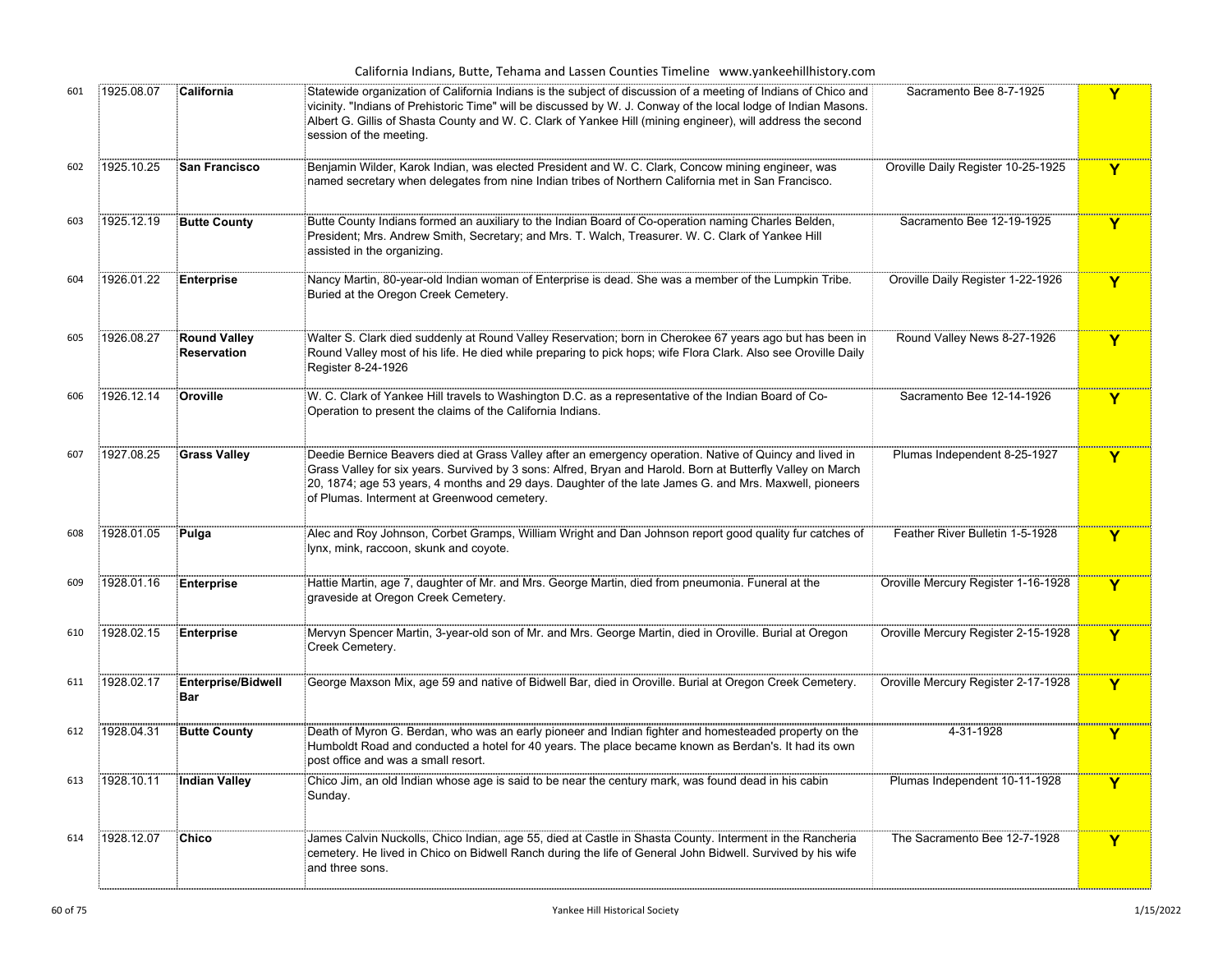| | | | | | |
|---|---|---|---|---|---|
| 601 | 1925.08.07 | **California** | Statewide organization of California Indians is the subject of discussion of a meeting of Indians of Chico and vicinity. "Indians of Prehistoric Time" will be discussed by W. J. Conway of the local lodge of Indian Masons. Albert G. Gillis of Shasta County and W. C. Clark of Yankee Hill (mining engineer), will address the second session of the meeting. | Sacramento Bee 8-7-1925 | **Y** |
| 602 | 1925.10.25 | **San Francisco** | Benjamin Wilder, Karok Indian, was elected President and W. C. Clark, Concow mining engineer, was named secretary when delegates from nine Indian tribes of Northern California met in San Francisco. | Oroville Daily Register 10-25-1925 | **Y** |
| 603 | 1925.12.19 | **Butte County** | Butte County Indians formed an auxiliary to the Indian Board of Co-operation naming Charles Belden, President; Mrs. Andrew Smith, Secretary; and Mrs. T. Walch, Treasurer. W. C. Clark of Yankee Hill assisted in the organizing. | Sacramento Bee 12-19-1925 | **Y** |
| 604 | 1926.01.22 | **Enterprise** | Nancy Martin, 80-year-old Indian woman of Enterprise is dead. She was a member of the Lumpkin Tribe. Buried at the Oregon Creek Cemetery. | Oroville Daily Register 1-22-1926 | **Y** |
| 605 | 1926.08.27 | **Round Valley Reservation** | Walter S. Clark died suddenly at Round Valley Reservation; born in Cherokee 67 years ago but has been in Round Valley most of his life. He died while preparing to pick hops; wife Flora Clark. Also see Oroville Daily Register 8-24-1926 | Round Valley News 8-27-1926 | **Y** |
| 606 | 1926.12.14 | **Oroville** | W. C. Clark of Yankee Hill travels to Washington D.C. as a representative of the Indian Board of Co-Operation to present the claims of the California Indians. | Sacramento Bee 12-14-1926 | **Y** |
| 607 | 1927.08.25 | **Grass Valley** | Deedie Bernice Beavers died at Grass Valley after an emergency operation. Native of Quincy and lived in Grass Valley for six years. Survived by 3 sons: Alfred, Bryan and Harold. Born at Butterfly Valley on March 20, 1874; age 53 years, 4 months and 29 days. Daughter of the late James G. and Mrs. Maxwell, pioneers of Plumas. Interment at Greenwood cemetery. | Plumas Independent 8-25-1927 | **Y** |
| 608 | 1928.01.05 | **Pulga** | Alec and Roy Johnson, Corbet Gramps, William Wright and Dan Johnson report good quality fur catches of lynx, mink, raccoon, skunk and coyote. | Feather River Bulletin 1-5-1928 | **Y** |
| 609 | 1928.01.16 | **Enterprise** | Hattie Martin, age 7, daughter of Mr. and Mrs. George Martin, died from pneumonia. Funeral at the graveside at Oregon Creek Cemetery. | Oroville Mercury Register 1-16-1928 | **Y** |
| 610 | 1928.02.15 | **Enterprise** | Mervyn Spencer Martin, 3-year-old son of Mr. and Mrs. George Martin, died in Oroville. Burial at Oregon Creek Cemetery. | Oroville Mercury Register 2-15-1928 | **Y** |
| 611 | 1928.02.17 | **Enterprise/Bidwell Bar** | George Maxson Mix, age 59 and native of Bidwell Bar, died in Oroville. Burial at Oregon Creek Cemetery. | Oroville Mercury Register 2-17-1928 | **Y** |
| 612 | 1928.04.31 | **Butte County** | Death of Myron G. Berdan, who was an early pioneer and Indian fighter and homesteaded property on the Humboldt Road and conducted a hotel for 40 years. The place became known as Berdan's. It had its own post office and was a small resort. | 4-31-1928 | **Y** |
| 613 | 1928.10.11 | **Indian Valley** | Chico Jim, an old Indian whose age is said to be near the century mark, was found dead in his cabin Sunday. | Plumas Independent 10-11-1928 | **Y** |
| 614 | 1928.12.07 | **Chico** | James Calvin Nuckolls, Chico Indian, age 55, died at Castle in Shasta County. Interment in the Rancheria cemetery. He lived in Chico on Bidwell Ranch during the life of General John Bidwell. Survived by his wife and three sons. | The Sacramento Bee 12-7-1928 | **Y** |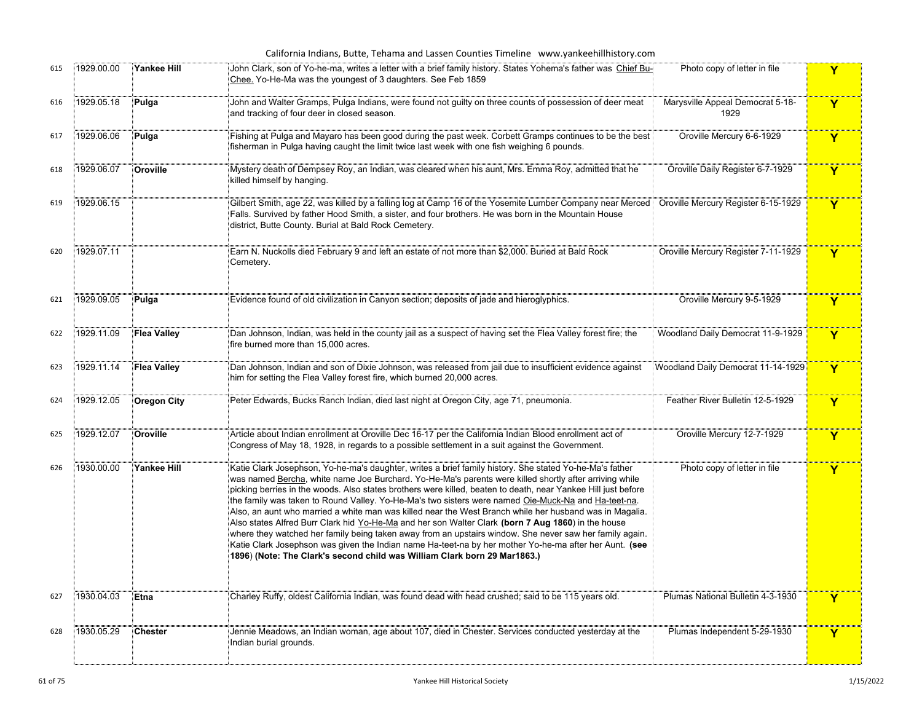| | | | | | |
|---|---|---|---|---|---|
| 615 | 1929.00.00 | **Yankee Hill** | John Clark, son of Yo-he-ma, writes a letter with a brief family history. States Yohema's father was Chief Bu-Chee. Yo-He-Ma was the youngest of 3 daughters. See Feb 1859 | Photo copy of letter in file | Y |
| 616 | 1929.05.18 | **Pulga** | John and Walter Gramps, Pulga Indians, were found not guilty on three counts of possession of deer meat and tracking of four deer in closed season. | Marysville Appeal Democrat 5-18-1929 | Y |
| 617 | 1929.06.06 | **Pulga** | Fishing at Pulga and Mayaro has been good during the past week. Corbett Gramps continues to be the best fisherman in Pulga having caught the limit twice last week with one fish weighing 6 pounds. | Oroville Mercury 6-6-1929 | Y |
| 618 | 1929.06.07 | **Oroville** | Mystery death of Dempsey Roy, an Indian, was cleared when his aunt, Mrs. Emma Roy, admitted that he killed himself by hanging. | Oroville Daily Register 6-7-1929 | Y |
| 619 | 1929.06.15 | | Gilbert Smith, age 22, was killed by a falling log at Camp 16 of the Yosemite Lumber Company near Merced Falls. Survived by father Hood Smith, a sister, and four brothers. He was born in the Mountain House district, Butte County. Burial at Bald Rock Cemetery. | Oroville Mercury Register 6-15-1929 | Y |
| 620 | 1929.07.11 | | Earn N. Nuckolls died February 9 and left an estate of not more than $2,000. Buried at Bald Rock Cemetery. | Oroville Mercury Register 7-11-1929 | Y |
| 621 | 1929.09.05 | **Pulga** | Evidence found of old civilization in Canyon section; deposits of jade and hieroglyphics. | Oroville Mercury 9-5-1929 | Y |
| 622 | 1929.11.09 | **Flea Valley** | Dan Johnson, Indian, was held in the county jail as a suspect of having set the Flea Valley forest fire; the fire burned more than 15,000 acres. | Woodland Daily Democrat 11-9-1929 | Y |
| 623 | 1929.11.14 | **Flea Valley** | Dan Johnson, Indian and son of Dixie Johnson, was released from jail due to insufficient evidence against him for setting the Flea Valley forest fire, which burned 20,000 acres. | Woodland Daily Democrat 11-14-1929 | Y |
| 624 | 1929.12.05 | **Oregon City** | Peter Edwards, Bucks Ranch Indian, died last night at Oregon City, age 71, pneumonia. | Feather River Bulletin 12-5-1929 | Y |
| 625 | 1929.12.07 | **Oroville** | Article about Indian enrollment at Oroville Dec 16-17 per the California Indian Blood enrollment act of Congress of May 18, 1928, in regards to a possible settlement in a suit against the Government. | Oroville Mercury 12-7-1929 | Y |
| 626 | 1930.00.00 | **Yankee Hill** | Katie Clark Josephson, Yo-he-ma's daughter, writes a brief family history. She stated Yo-He-Ma's father was named Bercha, white name Joe Burchard. Yo-He-Ma's parents were killed shortly after arriving while picking berries in the woods. Also states brothers were killed, beaten to death, near Yankee Hill just before the family was taken to Round Valley. Yo-He-Ma's two sisters were named Oie-Muck-Na and Ha-teet-na. Also, an aunt who married a white man was killed near the West Branch while her husband was in Magalia. Also states Alfred Burr Clark hid Yo-He-Ma and her son Walter Clark **(born 7 Aug 1860)** in the house where they watched her family being taken away from an upstairs window. She never saw her family again. Katie Clark Josephson was given the Indian name Ha-teet-na by her mother Yo-he-ma after her Aunt. **(see 1896)** **(Note: The Clark's second child was William Clark born 29 Mar1863.)** | Photo copy of letter in file | Y |
| 627 | 1930.04.03 | **Etna** | Charley Ruffy, oldest California Indian, was found dead with head crushed; said to be 115 years old. | Plumas National Bulletin 4-3-1930 | Y |
| 628 | 1930.05.29 | **Chester** | Jennie Meadows, an Indian woman, age about 107, died in Chester. Services conducted yesterday at the Indian burial grounds. | Plumas Independent 5-29-1930 | Y |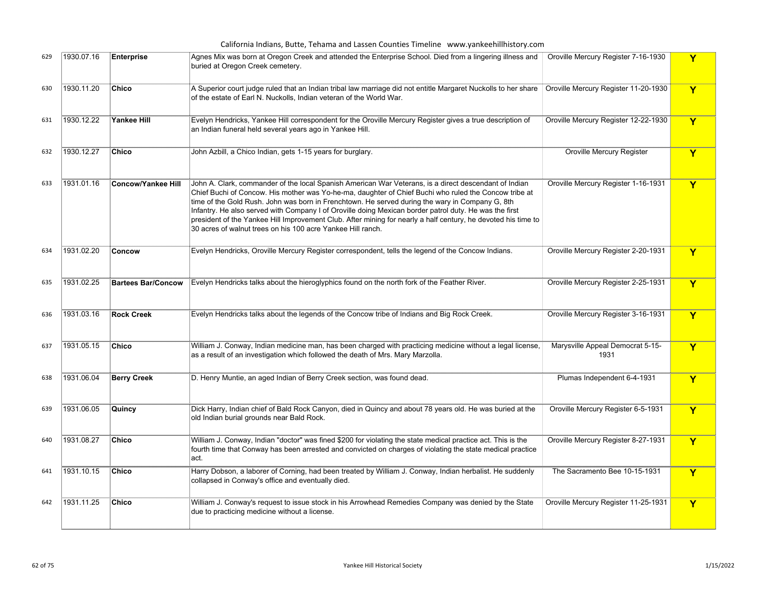| | | | | | |
|---|---|---|---|---|---|
| 629 | 1930.07.16 | **Enterprise** | Agnes Mix was born at Oregon Creek and attended the Enterprise School. Died from a lingering illness and buried at Oregon Creek cemetery. | Oroville Mercury Register 7-16-1930 | Y |
| 630 | 1930.11.20 | **Chico** | A Superior court judge ruled that an Indian tribal law marriage did not entitle Margaret Nuckolls to her share of the estate of Earl N. Nuckolls, Indian veteran of the World War. | Oroville Mercury Register 11-20-1930 | Y |
| 631 | 1930.12.22 | **Yankee Hill** | Evelyn Hendricks, Yankee Hill correspondent for the Oroville Mercury Register gives a true description of an Indian funeral held several years ago in Yankee Hill. | Oroville Mercury Register 12-22-1930 | Y |
| 632 | 1930.12.27 | **Chico** | John Azbill, a Chico Indian, gets 1-15 years for burglary. | Oroville Mercury Register | Y |
| 633 | 1931.01.16 | **Concow/Yankee Hill** | John A. Clark, commander of the local Spanish American War Veterans, is a direct descendant of Indian Chief Buchi of Concow. His mother was Yo-he-ma, daughter of Chief Buchi who ruled the Concow tribe at time of the Gold Rush. John was born in Frenchtown. He served during the wary in Company G, 8th Infantry. He also served with Company I of Oroville doing Mexican border patrol duty. He was the first president of the Yankee Hill Improvement Club. After mining for nearly a half century, he devoted his time to 30 acres of walnut trees on his 100 acre Yankee Hill ranch. | Oroville Mercury Register 1-16-1931 | Y |
| 634 | 1931.02.20 | **Concow** | Evelyn Hendricks, Oroville Mercury Register correspondent, tells the legend of the Concow Indians. | Oroville Mercury Register 2-20-1931 | Y |
| 635 | 1931.02.25 | **Bartees Bar/Concow** | Evelyn Hendricks talks about the hieroglyphics found on the north fork of the Feather River. | Oroville Mercury Register 2-25-1931 | Y |
| 636 | 1931.03.16 | **Rock Creek** | Evelyn Hendricks talks about the legends of the Concow tribe of Indians and Big Rock Creek. | Oroville Mercury Register 3-16-1931 | Y |
| 637 | 1931.05.15 | **Chico** | William J. Conway, Indian medicine man, has been charged with practicing medicine without a legal license, as a result of an investigation which followed the death of Mrs. Mary Marzolla. | Marysville Appeal Democrat 5-15-1931 | Y |
| 638 | 1931.06.04 | **Berry Creek** | D. Henry Muntie, an aged Indian of Berry Creek section, was found dead. | Plumas Independent 6-4-1931 | Y |
| 639 | 1931.06.05 | **Quincy** | Dick Harry, Indian chief of Bald Rock Canyon, died in Quincy and about 78 years old. He was buried at the old Indian burial grounds near Bald Rock. | Oroville Mercury Register 6-5-1931 | Y |
| 640 | 1931.08.27 | **Chico** | William J. Conway, Indian "doctor" was fined $200 for violating the state medical practice act. This is the fourth time that Conway has been arrested and convicted on charges of violating the state medical practice act. | Oroville Mercury Register 8-27-1931 | Y |
| 641 | 1931.10.15 | **Chico** | Harry Dobson, a laborer of Corning, had been treated by William J. Conway, Indian herbalist. He suddenly collapsed in Conway's office and eventually died. | The Sacramento Bee 10-15-1931 | Y |
| 642 | 1931.11.25 | **Chico** | William J. Conway's request to issue stock in his Arrowhead Remedies Company was denied by the State due to practicing medicine without a license. | Oroville Mercury Register 11-25-1931 | Y |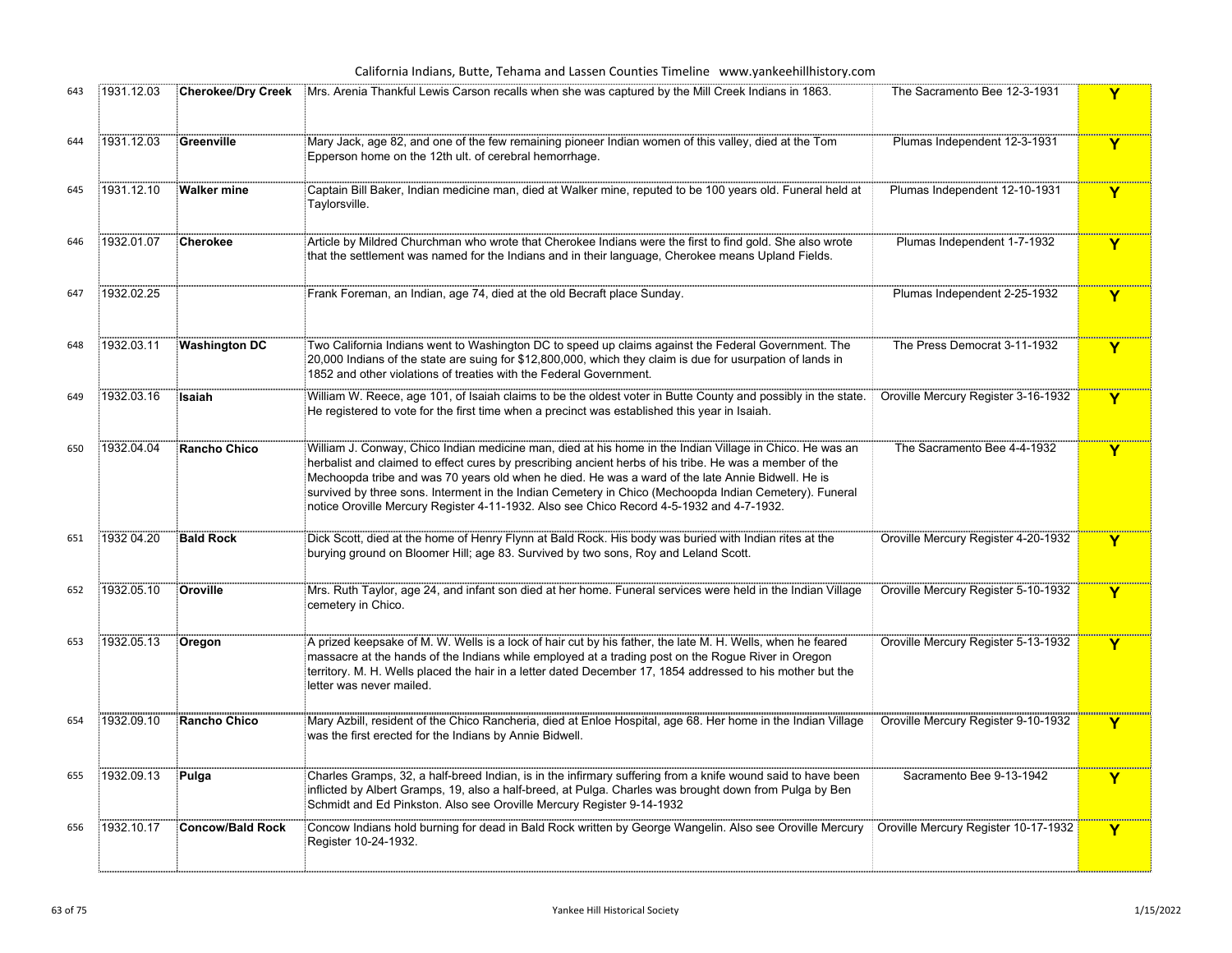| | | | | | |
|---|---|---|---|---|---|
| 643 | 1931.12.03 | **Cherokee/Dry Creek** | Mrs. Arenia Thankful Lewis Carson recalls when she was captured by the Mill Creek Indians in 1863. | The Sacramento Bee 12-3-1931 | Y |
| 644 | 1931.12.03 | **Greenville** | Mary Jack, age 82, and one of the few remaining pioneer Indian women of this valley, died at the Tom Epperson home on the 12th ult. of cerebral hemorrhage. | Plumas Independent 12-3-1931 | Y |
| 645 | 1931.12.10 | **Walker mine** | Captain Bill Baker, Indian medicine man, died at Walker mine, reputed to be 100 years old. Funeral held at Taylorsville. | Plumas Independent 12-10-1931 | Y |
| 646 | 1932.01.07 | **Cherokee** | Article by Mildred Churchman who wrote that Cherokee Indians were the first to find gold. She also wrote that the settlement was named for the Indians and in their language, Cherokee means Upland Fields. | Plumas Independent 1-7-1932 | Y |
| 647 | 1932.02.25 | | Frank Foreman, an Indian, age 74, died at the old Becraft place Sunday. | Plumas Independent 2-25-1932 | Y |
| 648 | 1932.03.11 | **Washington DC** | Two California Indians went to Washington DC to speed up claims against the Federal Government. The 20,000 Indians of the state are suing for $12,800,000, which they claim is due for usurpation of lands in 1852 and other violations of treaties with the Federal Government. | The Press Democrat 3-11-1932 | Y |
| 649 | 1932.03.16 | **Isaiah** | William W. Reece, age 101, of Isaiah claims to be the oldest voter in Butte County and possibly in the state. He registered to vote for the first time when a precinct was established this year in Isaiah. | Oroville Mercury Register 3-16-1932 | Y |
| 650 | 1932.04.04 | **Rancho Chico** | William J. Conway, Chico Indian medicine man, died at his home in the Indian Village in Chico. He was an herbalist and claimed to effect cures by prescribing ancient herbs of his tribe. He was a member of the Mechoopda tribe and was 70 years old when he died. He was a ward of the late Annie Bidwell. He is survived by three sons. Interment in the Indian Cemetery in Chico (Mechoopda Indian Cemetery). Funeral notice Oroville Mercury Register 4-11-1932. Also see Chico Record 4-5-1932 and 4-7-1932. | The Sacramento Bee 4-4-1932 | Y |
| 651 | 1932 04.20 | **Bald Rock** | Dick Scott, died at the home of Henry Flynn at Bald Rock. His body was buried with Indian rites at the burying ground on Bloomer Hill; age 83. Survived by two sons, Roy and Leland Scott. | Oroville Mercury Register 4-20-1932 | Y |
| 652 | 1932.05.10 | **Oroville** | Mrs. Ruth Taylor, age 24, and infant son died at her home. Funeral services were held in the Indian Village cemetery in Chico. | Oroville Mercury Register 5-10-1932 | Y |
| 653 | 1932.05.13 | **Oregon** | A prized keepsake of M. W. Wells is a lock of hair cut by his father, the late M. H. Wells, when he feared massacre at the hands of the Indians while employed at a trading post on the Rogue River in Oregon territory. M. H. Wells placed the hair in a letter dated December 17, 1854 addressed to his mother but the letter was never mailed. | Oroville Mercury Register 5-13-1932 | Y |
| 654 | 1932.09.10 | **Rancho Chico** | Mary Azbill, resident of the Chico Rancheria, died at Enloe Hospital, age 68. Her home in the Indian Village was the first erected for the Indians by Annie Bidwell. | Oroville Mercury Register 9-10-1932 | Y |
| 655 | 1932.09.13 | **Pulga** | Charles Gramps, 32, a half-breed Indian, is in the infirmary suffering from a knife wound said to have been inflicted by Albert Gramps, 19, also a half-breed, at Pulga. Charles was brought down from Pulga by Ben Schmidt and Ed Pinkston. Also see Oroville Mercury Register 9-14-1932 | Sacramento Bee 9-13-1942 | Y |
| 656 | 1932.10.17 | **Concow/Bald Rock** | Concow Indians hold burning for dead in Bald Rock written by George Wangelin. Also see Oroville Mercury Register 10-24-1932. | Oroville Mercury Register 10-17-1932 | Y |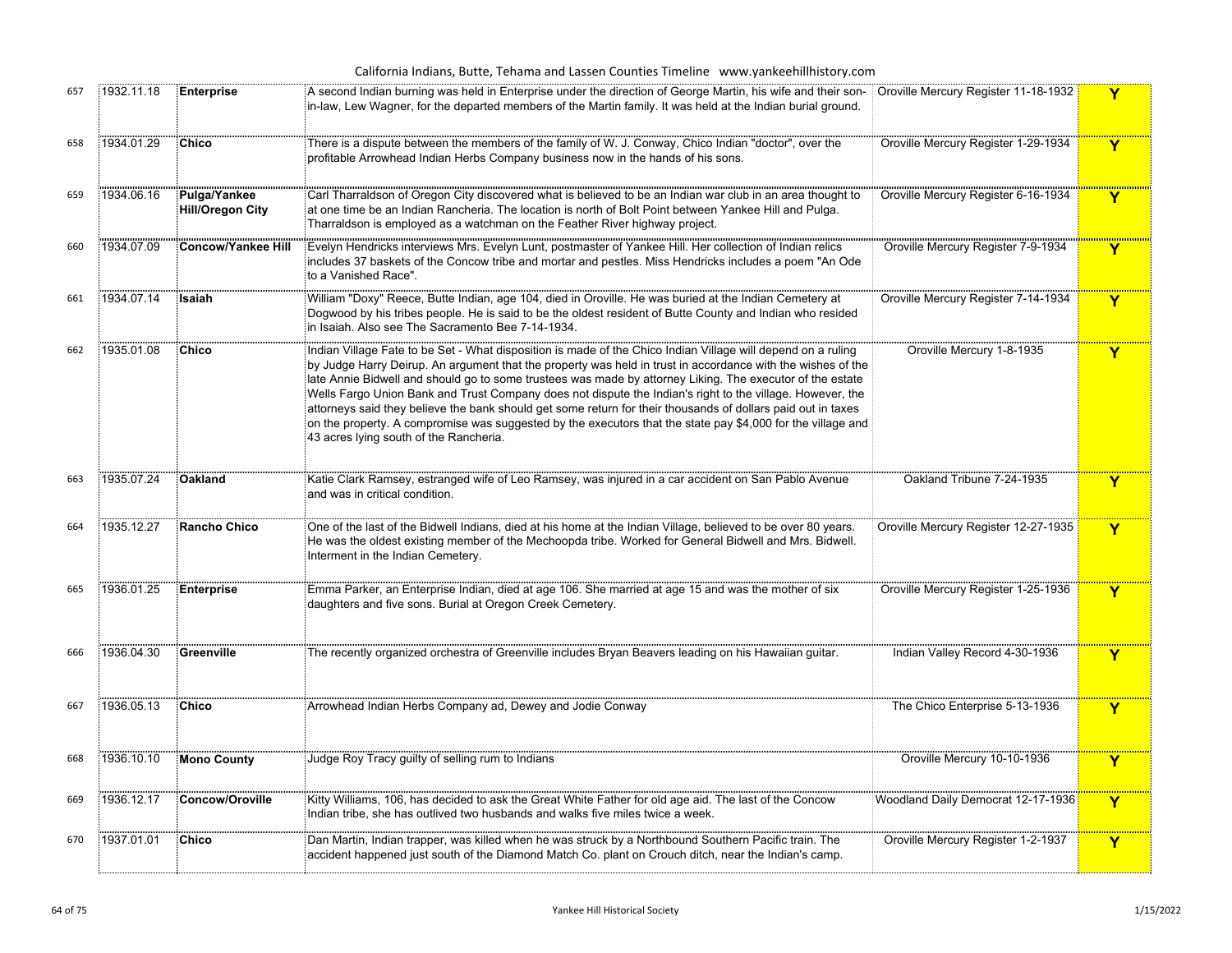| | | | | | |
|---|---|---|---|---|---|
| 657 | 1932.11.18 | **Enterprise** | A second Indian burning was held in Enterprise under the direction of George Martin, his wife and their son-in-law, Lew Wagner, for the departed members of the Martin family. It was held at the Indian burial ground. | Oroville Mercury Register 11-18-1932 | **Y** |
| 658 | 1934.01.29 | **Chico** | There is a dispute between the members of the family of W. J. Conway, Chico Indian "doctor", over the profitable Arrowhead Indian Herbs Company business now in the hands of his sons. | Oroville Mercury Register 1-29-1934 | **Y** |
| 659 | 1934.06.16 | **Pulga/Yankee Hill/Oregon City** | Carl Tharraldson of Oregon City discovered what is believed to be an Indian war club in an area thought to at one time be an Indian Rancheria. The location is north of Bolt Point between Yankee Hill and Pulga. Tharraldson is employed as a watchman on the Feather River highway project. | Oroville Mercury Register 6-16-1934 | **Y** |
| 660 | 1934.07.09 | **Concow/Yankee Hill** | Evelyn Hendricks interviews Mrs. Evelyn Lunt, postmaster of Yankee Hill. Her collection of Indian relics includes 37 baskets of the Concow tribe and mortar and pestles. Miss Hendricks includes a poem "An Ode to a Vanished Race". | Oroville Mercury Register 7-9-1934 | **Y** |
| 661 | 1934.07.14 | **Isaiah** | William "Doxy" Reece, Butte Indian, age 104, died in Oroville. He was buried at the Indian Cemetery at Dogwood by his tribes people. He is said to be the oldest resident of Butte County and Indian who resided in Isaiah. Also see The Sacramento Bee 7-14-1934. | Oroville Mercury Register 7-14-1934 | **Y** |
| 662 | 1935.01.08 | **Chico** | Indian Village Fate to be Set - What disposition is made of the Chico Indian Village will depend on a ruling by Judge Harry Deirup. An argument that the property was held in trust in accordance with the wishes of the late Annie Bidwell and should go to some trustees was made by attorney Liking. The executor of the estate Wells Fargo Union Bank and Trust Company does not dispute the Indian's right to the village. However, the attorneys said they believe the bank should get some return for their thousands of dollars paid out in taxes on the property. A compromise was suggested by the executors that the state pay $4,000 for the village and 43 acres lying south of the Rancheria. | Oroville Mercury 1-8-1935 | **Y** |
| 663 | 1935.07.24 | **Oakland** | Katie Clark Ramsey, estranged wife of Leo Ramsey, was injured in a car accident on San Pablo Avenue and was in critical condition. | Oakland Tribune 7-24-1935 | **Y** |
| 664 | 1935.12.27 | **Rancho Chico** | One of the last of the Bidwell Indians, died at his home at the Indian Village, believed to be over 80 years. He was the oldest existing member of the Mechoopda tribe. Worked for General Bidwell and Mrs. Bidwell. Interment in the Indian Cemetery. | Oroville Mercury Register 12-27-1935 | **Y** |
| 665 | 1936.01.25 | **Enterprise** | Emma Parker, an Enterprise Indian, died at age 106. She married at age 15 and was the mother of six daughters and five sons. Burial at Oregon Creek Cemetery. | Oroville Mercury Register 1-25-1936 | **Y** |
| 666 | 1936.04.30 | **Greenville** | The recently organized orchestra of Greenville includes Bryan Beavers leading on his Hawaiian guitar. | Indian Valley Record 4-30-1936 | **Y** |
| 667 | 1936.05.13 | **Chico** | Arrowhead Indian Herbs Company ad, Dewey and Jodie Conway | The Chico Enterprise 5-13-1936 | **Y** |
| 668 | 1936.10.10 | **Mono County** | Judge Roy Tracy guilty of selling rum to Indians | Oroville Mercury 10-10-1936 | **Y** |
| 669 | 1936.12.17 | **Concow/Oroville** | Kitty Williams, 106, has decided to ask the Great White Father for old age aid. The last of the Concow Indian tribe, she has outlived two husbands and walks five miles twice a week. | Woodland Daily Democrat 12-17-1936 | **Y** |
| 670 | 1937.01.01 | **Chico** | Dan Martin, Indian trapper, was killed when he was struck by a Northbound Southern Pacific train. The accident happened just south of the Diamond Match Co. plant on Crouch ditch, near the Indian's camp. | Oroville Mercury Register 1-2-1937 | **Y** |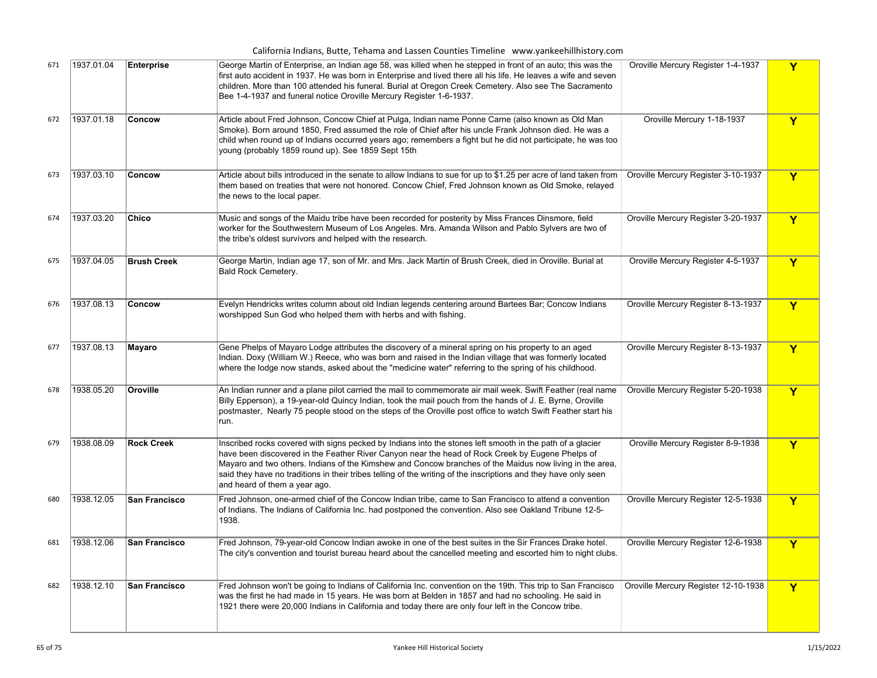| 671 | 1937.01.04 | **Enterprise** | George Martin of Enterprise, an Indian age 58, was killed when he stepped in front of an auto; this was the first auto accident in 1937. He was born in Enterprise and lived there all his life. He leaves a wife and seven children. More than 100 attended his funeral. Burial at Oregon Creek Cemetery. Also see The Sacramento Bee 1-4-1937 and funeral notice Oroville Mercury Register 1-6-1937. | Oroville Mercury Register 1-4-1937 | Y |
|---|---|---|---|---|---|
| 672 | 1937.01.18 | **Concow** | Article about Fred Johnson, Concow Chief at Pulga, Indian name Ponne Carne (also known as Old Man Smoke). Born around 1850, Fred assumed the role of Chief after his uncle Frank Johnson died. He was a child when round up of Indians occurred years ago; remembers a fight but he did not participate, he was too young (probably 1859 round up). See 1859 Sept 15th | Oroville Mercury 1-18-1937 | Y |
| 673 | 1937.03.10 | **Concow** | Article about bills introduced in the senate to allow Indians to sue for up to $1.25 per acre of land taken from them based on treaties that were not honored. Concow Chief, Fred Johnson known as Old Smoke, relayed the news to the local paper. | Oroville Mercury Register 3-10-1937 | Y |
| 674 | 1937.03.20 | **Chico** | Music and songs of the Maidu tribe have been recorded for posterity by Miss Frances Dinsmore, field worker for the Southwestern Museum of Los Angeles. Mrs. Amanda Wilson and Pablo Sylvers are two of the tribe's oldest survivors and helped with the research. | Oroville Mercury Register 3-20-1937 | Y |
| 675 | 1937.04.05 | **Brush Creek** | George Martin, Indian age 17, son of Mr. and Mrs. Jack Martin of Brush Creek, died in Oroville. Burial at Bald Rock Cemetery. | Oroville Mercury Register 4-5-1937 | Y |
| 676 | 1937.08.13 | **Concow** | Evelyn Hendricks writes column about old Indian legends centering around Bartees Bar; Concow Indians worshipped Sun God who helped them with herbs and with fishing. | Oroville Mercury Register 8-13-1937 | Y |
| 677 | 1937.08.13 | **Mayaro** | Gene Phelps of Mayaro Lodge attributes the discovery of a mineral spring on his property to an aged Indian. Doxy (William W.) Reece, who was born and raised in the Indian village that was formerly located where the lodge now stands, asked about the "medicine water" referring to the spring of his childhood. | Oroville Mercury Register 8-13-1937 | Y |
| 678 | 1938.05.20 | **Oroville** | An Indian runner and a plane pilot carried the mail to commemorate air mail week. Swift Feather (real name Billy Epperson), a 19-year-old Quincy Indian, took the mail pouch from the hands of J. E. Byrne, Oroville postmaster, Nearly 75 people stood on the steps of the Oroville post office to watch Swift Feather start his run. | Oroville Mercury Register 5-20-1938 | Y |
| 679 | 1938.08.09 | **Rock Creek** | Inscribed rocks covered with signs pecked by Indians into the stones left smooth in the path of a glacier have been discovered in the Feather River Canyon near the head of Rock Creek by Eugene Phelps of Mayaro and two others. Indians of the Kimshew and Concow branches of the Maidus now living in the area, said they have no traditions in their tribes telling of the writing of the inscriptions and they have only seen and heard of them a year ago. | Oroville Mercury Register 8-9-1938 | Y |
| 680 | 1938.12.05 | **San Francisco** | Fred Johnson, one-armed chief of the Concow Indian tribe, came to San Francisco to attend a convention of Indians. The Indians of California Inc. had postponed the convention. Also see Oakland Tribune 12-5-1938. | Oroville Mercury Register 12-5-1938 | Y |
| 681 | 1938.12.06 | **San Francisco** | Fred Johnson, 79-year-old Concow Indian awoke in one of the best suites in the Sir Frances Drake hotel. The city's convention and tourist bureau heard about the cancelled meeting and escorted him to night clubs. | Oroville Mercury Register 12-6-1938 | Y |
| 682 | 1938.12.10 | **San Francisco** | Fred Johnson won't be going to Indians of California Inc. convention on the 19th. This trip to San Francisco was the first he had made in 15 years. He was born at Belden in 1857 and had no schooling. He said in 1921 there were 20,000 Indians in California and today there are only four left in the Concow tribe. | Oroville Mercury Register 12-10-1938 | Y |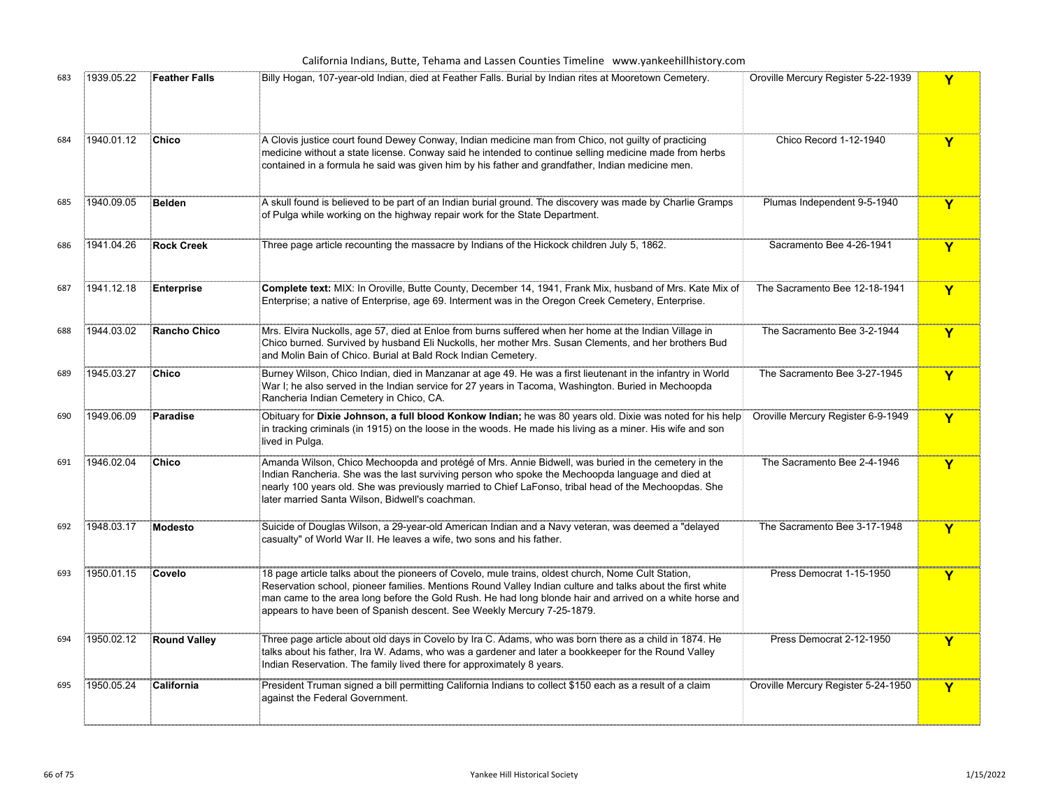| | | | | | |
|---|---|---|---|---|---|
| 683 | 1939.05.22 | **Feather Falls** | Billy Hogan, 107-year-old Indian, died at Feather Falls. Burial by Indian rites at Mooretown Cemetery. | Oroville Mercury Register 5-22-1939 | Y |
| 684 | 1940.01.12 | **Chico** | A Clovis justice court found Dewey Conway, Indian medicine man from Chico, not guilty of practicing medicine without a state license. Conway said he intended to continue selling medicine made from herbs contained in a formula he said was given him by his father and grandfather, Indian medicine men. | Chico Record 1-12-1940 | Y |
| 685 | 1940.09.05 | **Belden** | A skull found is believed to be part of an Indian burial ground. The discovery was made by Charlie Gramps of Pulga while working on the highway repair work for the State Department. | Plumas Independent 9-5-1940 | Y |
| 686 | 1941.04.26 | **Rock Creek** | Three page article recounting the massacre by Indians of the Hickock children July 5, 1862. | Sacramento Bee 4-26-1941 | Y |
| 687 | 1941.12.18 | **Enterprise** | **Complete text:** MIX: In Oroville, Butte County, December 14, 1941, Frank Mix, husband of Mrs. Kate Mix of Enterprise; a native of Enterprise, age 69. Interment was in the Oregon Creek Cemetery, Enterprise. | The Sacramento Bee 12-18-1941 | Y |
| 688 | 1944.03.02 | **Rancho Chico** | Mrs. Elvira Nuckolls, age 57, died at Enloe from burns suffered when her home at the Indian Village in Chico burned. Survived by husband Eli Nuckolls, her mother Mrs. Susan Clements, and her brothers Bud and Molin Bain of Chico. Burial at Bald Rock Indian Cemetery. | The Sacramento Bee 3-2-1944 | Y |
| 689 | 1945.03.27 | **Chico** | Burney Wilson, Chico Indian, died in Manzanar at age 49. He was a first lieutenant in the infantry in World War I; he also served in the Indian service for 27 years in Tacoma, Washington. Buried in Mechoopda Rancheria Indian Cemetery in Chico, CA. | The Sacramento Bee 3-27-1945 | Y |
| 690 | 1949.06.09 | **Paradise** | Obituary for **Dixie Johnson, a full blood Konkow Indian;** he was 80 years old. Dixie was noted for his help in tracking criminals (in 1915) on the loose in the woods. He made his living as a miner. His wife and son lived in Pulga. | Oroville Mercury Register 6-9-1949 | Y |
| 691 | 1946.02.04 | **Chico** | Amanda Wilson, Chico Mechoopda and protégé of Mrs. Annie Bidwell, was buried in the cemetery in the Indian Rancheria. She was the last surviving person who spoke the Mechoopda language and died at nearly 100 years old. She was previously married to Chief LaFonso, tribal head of the Mechoopdas. She later married Santa Wilson, Bidwell's coachman. | The Sacramento Bee 2-4-1946 | Y |
| 692 | 1948.03.17 | **Modesto** | Suicide of Douglas Wilson, a 29-year-old American Indian and a Navy veteran, was deemed a "delayed casualty" of World War II. He leaves a wife, two sons and his father. | The Sacramento Bee 3-17-1948 | Y |
| 693 | 1950.01.15 | **Covelo** | 18 page article talks about the pioneers of Covelo, mule trains, oldest church, Nome Cult Station, Reservation school, pioneer families. Mentions Round Valley Indian culture and talks about the first white man came to the area long before the Gold Rush. He had long blonde hair and arrived on a white horse and appears to have been of Spanish descent. See Weekly Mercury 7-25-1879. | Press Democrat 1-15-1950 | Y |
| 694 | 1950.02.12 | **Round Valley** | Three page article about old days in Covelo by Ira C. Adams, who was born there as a child in 1874. He talks about his father, Ira W. Adams, who was a gardener and later a bookkeeper for the Round Valley Indian Reservation. The family lived there for approximately 8 years. | Press Democrat 2-12-1950 | Y |
| 695 | 1950.05.24 | **California** | President Truman signed a bill permitting California Indians to collect $150 each as a result of a claim against the Federal Government. | Oroville Mercury Register 5-24-1950 | Y |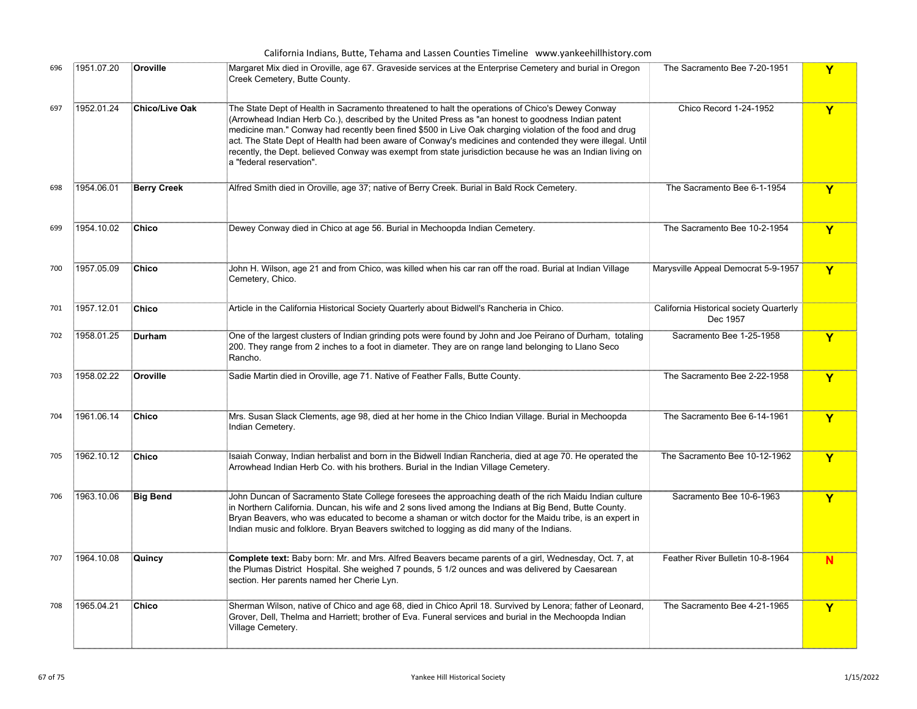| | | | | | |
|---|---|---|---|---|---|
| 696 | 1951.07.20 | **Oroville** | Margaret Mix died in Oroville, age 67. Graveside services at the Enterprise Cemetery and burial in Oregon Creek Cemetery, Butte County. | The Sacramento Bee 7-20-1951 | **Y** |
| 697 | 1952.01.24 | **Chico/Live Oak** | The State Dept of Health in Sacramento threatened to halt the operations of Chico's Dewey Conway (Arrowhead Indian Herb Co.), described by the United Press as "an honest to goodness Indian patent medicine man." Conway had recently been fined $500 in Live Oak charging violation of the food and drug act. The State Dept of Health had been aware of Conway's medicines and contended they were illegal. Until recently, the Dept. believed Conway was exempt from state jurisdiction because he was an Indian living on a "federal reservation". | Chico Record 1-24-1952 | **Y** |
| 698 | 1954.06.01 | **Berry Creek** | Alfred Smith died in Oroville, age 37; native of Berry Creek. Burial in Bald Rock Cemetery. | The Sacramento Bee 6-1-1954 | **Y** |
| 699 | 1954.10.02 | **Chico** | Dewey Conway died in Chico at age 56. Burial in Mechoopda Indian Cemetery. | The Sacramento Bee 10-2-1954 | **Y** |
| 700 | 1957.05.09 | **Chico** | John H. Wilson, age 21 and from Chico, was killed when his car ran off the road. Burial at Indian Village Cemetery, Chico. | Marysville Appeal Democrat 5-9-1957 | **Y** |
| 701 | 1957.12.01 | **Chico** | Article in the California Historical Society Quarterly about Bidwell's Rancheria in Chico. | California Historical society Quarterly Dec 1957 | |
| 702 | 1958.01.25 | **Durham** | One of the largest clusters of Indian grinding pots were found by John and Joe Peirano of Durham, totaling 200. They range from 2 inches to a foot in diameter. They are on range land belonging to Llano Seco Rancho. | Sacramento Bee 1-25-1958 | **Y** |
| 703 | 1958.02.22 | **Oroville** | Sadie Martin died in Oroville, age 71. Native of Feather Falls, Butte County. | The Sacramento Bee 2-22-1958 | **Y** |
| 704 | 1961.06.14 | **Chico** | Mrs. Susan Slack Clements, age 98, died at her home in the Chico Indian Village. Burial in Mechoopda Indian Cemetery. | The Sacramento Bee 6-14-1961 | **Y** |
| 705 | 1962.10.12 | **Chico** | Isaiah Conway, Indian herbalist and born in the Bidwell Indian Rancheria, died at age 70. He operated the Arrowhead Indian Herb Co. with his brothers. Burial in the Indian Village Cemetery. | The Sacramento Bee 10-12-1962 | **Y** |
| 706 | 1963.10.06 | **Big Bend** | John Duncan of Sacramento State College foresees the approaching death of the rich Maidu Indian culture in Northern California. Duncan, his wife and 2 sons lived among the Indians at Big Bend, Butte County. Bryan Beavers, who was educated to become a shaman or witch doctor for the Maidu tribe, is an expert in Indian music and folklore. Bryan Beavers switched to logging as did many of the Indians. | Sacramento Bee 10-6-1963 | **Y** |
| 707 | 1964.10.08 | **Quincy** | **Complete text:** Baby born: Mr. and Mrs. Alfred Beavers became parents of a girl, Wednesday, Oct. 7, at the Plumas District Hospital. She weighed 7 pounds, 5 1/2 ounces and was delivered by Caesarean section. Her parents named her Cherie Lyn. | Feather River Bulletin 10-8-1964 | **N** |
| 708 | 1965.04.21 | **Chico** | Sherman Wilson, native of Chico and age 68, died in Chico April 18. Survived by Lenora; father of Leonard, Grover, Dell, Thelma and Harriett; brother of Eva. Funeral services and burial in the Mechoopda Indian Village Cemetery. | The Sacramento Bee 4-21-1965 | **Y** |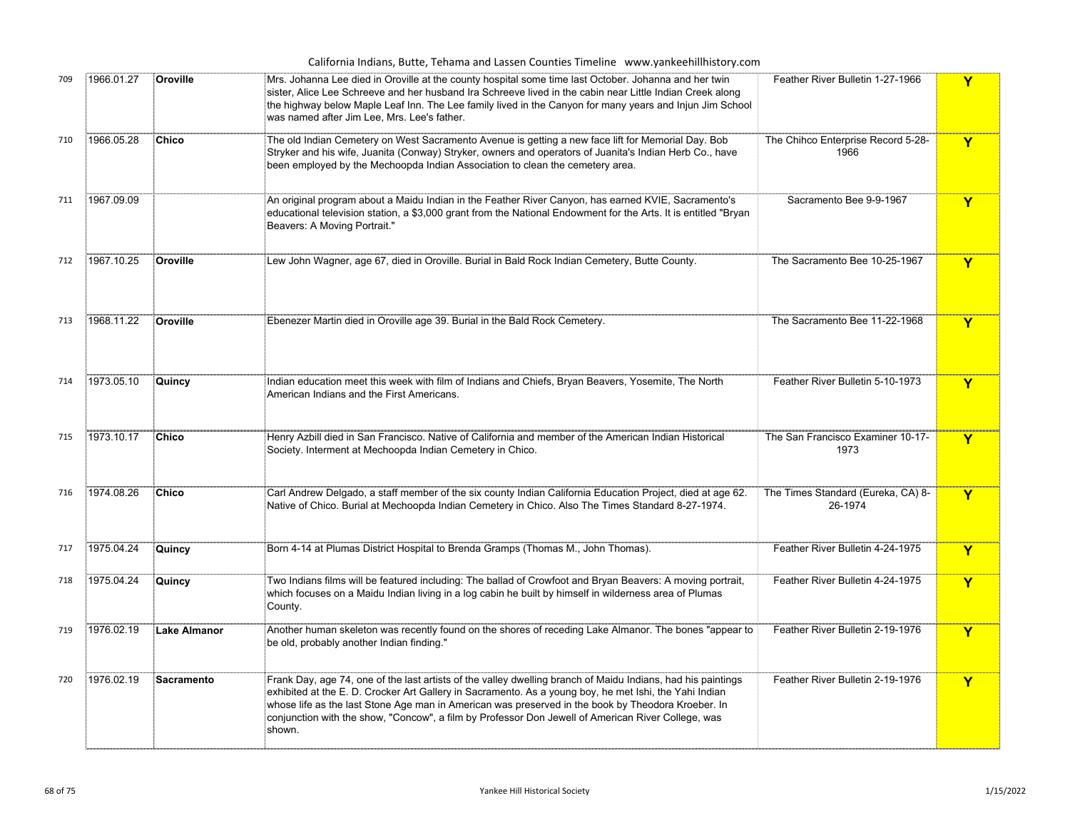| | | | | | |
|---|---|---|---|---|---|
| 709 | 1966.01.27 | **Oroville** | Mrs. Johanna Lee died in Oroville at the county hospital some time last October. Johanna and her twin sister, Alice Lee Schreeve and her husband Ira Schreeve lived in the cabin near Little Indian Creek along the highway below Maple Leaf Inn. The Lee family lived in the Canyon for many years and Injun Jim School was named after Jim Lee, Mrs. Lee's father. | Feather River Bulletin 1-27-1966 | Y |
| 710 | 1966.05.28 | **Chico** | The old Indian Cemetery on West Sacramento Avenue is getting a new face lift for Memorial Day. Bob Stryker and his wife, Juanita (Conway) Stryker, owners and operators of Juanita's Indian Herb Co., have been employed by the Mechoopda Indian Association to clean the cemetery area. | The Chihco Enterprise Record 5-28-1966 | Y |
| 711 | 1967.09.09 | | An original program about a Maidu Indian in the Feather River Canyon, has earned KVIE, Sacramento's educational television station, a $3,000 grant from the National Endowment for the Arts. It is entitled "Bryan Beavers: A Moving Portrait." | Sacramento Bee 9-9-1967 | Y |
| 712 | 1967.10.25 | **Oroville** | Lew John Wagner, age 67, died in Oroville. Burial in Bald Rock Indian Cemetery, Butte County. | The Sacramento Bee 10-25-1967 | Y |
| 713 | 1968.11.22 | **Oroville** | Ebenezer Martin died in Oroville age 39. Burial in the Bald Rock Cemetery. | The Sacramento Bee 11-22-1968 | Y |
| 714 | 1973.05.10 | **Quincy** | Indian education meet this week with film of Indians and Chiefs, Bryan Beavers, Yosemite, The North American Indians and the First Americans. | Feather River Bulletin 5-10-1973 | Y |
| 715 | 1973.10.17 | **Chico** | Henry Azbill died in San Francisco. Native of California and member of the American Indian Historical Society. Interment at Mechoopda Indian Cemetery in Chico. | The San Francisco Examiner 10-17-1973 | Y |
| 716 | 1974.08.26 | **Chico** | Carl Andrew Delgado, a staff member of the six county Indian California Education Project, died at age 62. Native of Chico. Burial at Mechoopda Indian Cemetery in Chico. Also The Times Standard 8-27-1974. | The Times Standard (Eureka, CA) 8-26-1974 | Y |
| 717 | 1975.04.24 | **Quincy** | Born 4-14 at Plumas District Hospital to Brenda Gramps (Thomas M., John Thomas). | Feather River Bulletin 4-24-1975 | Y |
| 718 | 1975.04.24 | **Quincy** | Two Indians films will be featured including: The ballad of Crowfoot and Bryan Beavers: A moving portrait, which focuses on a Maidu Indian living in a log cabin he built by himself in wilderness area of Plumas County. | Feather River Bulletin 4-24-1975 | Y |
| 719 | 1976.02.19 | **Lake Almanor** | Another human skeleton was recently found on the shores of receding Lake Almanor. The bones "appear to be old, probably another Indian finding." | Feather River Bulletin 2-19-1976 | Y |
| 720 | 1976.02.19 | **Sacramento** | Frank Day, age 74, one of the last artists of the valley dwelling branch of Maidu Indians, had his paintings exhibited at the E. D. Crocker Art Gallery in Sacramento. As a young boy, he met Ishi, the Yahi Indian whose life as the last Stone Age man in American was preserved in the book by Theodora Kroeber. In conjunction with the show, "Concow", a film by Professor Don Jewell of American River College, was shown. | Feather River Bulletin 2-19-1976 | Y |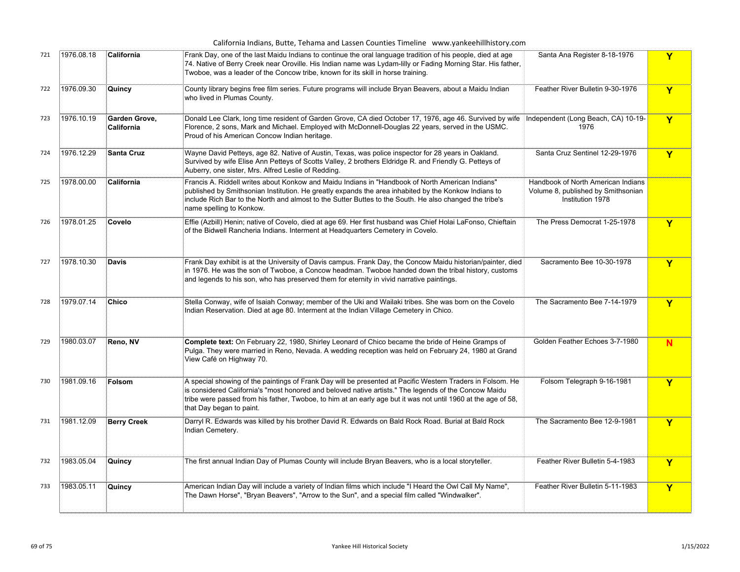| | | | | | |
|---|---|---|---|---|---|
| 721 | 1976.08.18 | **California** | Frank Day, one of the last Maidu Indians to continue the oral language tradition of his people, died at age 74. Native of Berry Creek near Oroville. His Indian name was Lydam-lilly or Fading Morning Star. His father, Twoboe, was a leader of the Concow tribe, known for his skill in horse training. | Santa Ana Register 8-18-1976 | Y |
| 722 | 1976.09.30 | **Quincy** | County library begins free film series. Future programs will include Bryan Beavers, about a Maidu Indian who lived in Plumas County. | Feather River Bulletin 9-30-1976 | Y |
| 723 | 1976.10.19 | **Garden Grove, California** | Donald Lee Clark, long time resident of Garden Grove, CA died October 17, 1976, age 46. Survived by wife Florence, 2 sons, Mark and Michael. Employed with McDonnell-Douglas 22 years, served in the USMC. Proud of his American Concow Indian heritage. | Independent (Long Beach, CA) 10-19-1976 | Y |
| 724 | 1976.12.29 | **Santa Cruz** | Wayne David Petteys, age 82. Native of Austin, Texas, was police inspector for 28 years in Oakland. Survived by wife Elise Ann Petteys of Scotts Valley, 2 brothers Eldridge R. and Friendly G. Petteys of Auberry, one sister, Mrs. Alfred Leslie of Redding. | Santa Cruz Sentinel 12-29-1976 | Y |
| 725 | 1978.00.00 | **California** | Francis A. Riddell writes about Konkow and Maidu Indians in "Handbook of North American Indians" published by Smithsonian Institution. He greatly expands the area inhabited by the Konkow Indians to include Rich Bar to the North and almost to the Sutter Buttes to the South. He also changed the tribe's name spelling to Konkow. | Handbook of North American Indians Volume 8, published by Smithsonian Institution 1978 | |
| 726 | 1978.01.25 | **Covelo** | Effie (Azbill) Henin; native of Covelo, died at age 69. Her first husband was Chief Holai LaFonso, Chieftain of the Bidwell Rancheria Indians. Interment at Headquarters Cemetery in Covelo. | The Press Democrat 1-25-1978 | Y |
| 727 | 1978.10.30 | **Davis** | Frank Day exhibit is at the University of Davis campus. Frank Day, the Concow Maidu historian/painter, died in 1976. He was the son of Twoboe, a Concow headman. Twoboe handed down the tribal history, customs and legends to his son, who has preserved them for eternity in vivid narrative paintings. | Sacramento Bee 10-30-1978 | Y |
| 728 | 1979.07.14 | **Chico** | Stella Conway, wife of Isaiah Conway; member of the Uki and Wailaki tribes. She was born on the Covelo Indian Reservation. Died at age 80. Interment at the Indian Village Cemetery in Chico. | The Sacramento Bee 7-14-1979 | Y |
| 729 | 1980.03.07 | **Reno, NV** | **Complete text:** On February 22, 1980, Shirley Leonard of Chico became the bride of Heine Gramps of Pulga. They were married in Reno, Nevada. A wedding reception was held on February 24, 1980 at Grand View Café on Highway 70. | Golden Feather Echoes 3-7-1980 | N |
| 730 | 1981.09.16 | **Folsom** | A special showing of the paintings of Frank Day will be presented at Pacific Western Traders in Folsom. He is considered California's "most honored and beloved native artists." The legends of the Concow Maidu tribe were passed from his father, Twoboe, to him at an early age but it was not until 1960 at the age of 58, that Day began to paint. | Folsom Telegraph 9-16-1981 | Y |
| 731 | 1981.12.09 | **Berry Creek** | Darryl R. Edwards was killed by his brother David R. Edwards on Bald Rock Road. Burial at Bald Rock Indian Cemetery. | The Sacramento Bee 12-9-1981 | Y |
| 732 | 1983.05.04 | **Quincy** | The first annual Indian Day of Plumas County will include Bryan Beavers, who is a local storyteller. | Feather River Bulletin 5-4-1983 | Y |
| 733 | 1983.05.11 | **Quincy** | American Indian Day will include a variety of Indian films which include "I Heard the Owl Call My Name", The Dawn Horse", "Bryan Beavers", "Arrow to the Sun", and a special film called "Windwalker". | Feather River Bulletin 5-11-1983 | Y |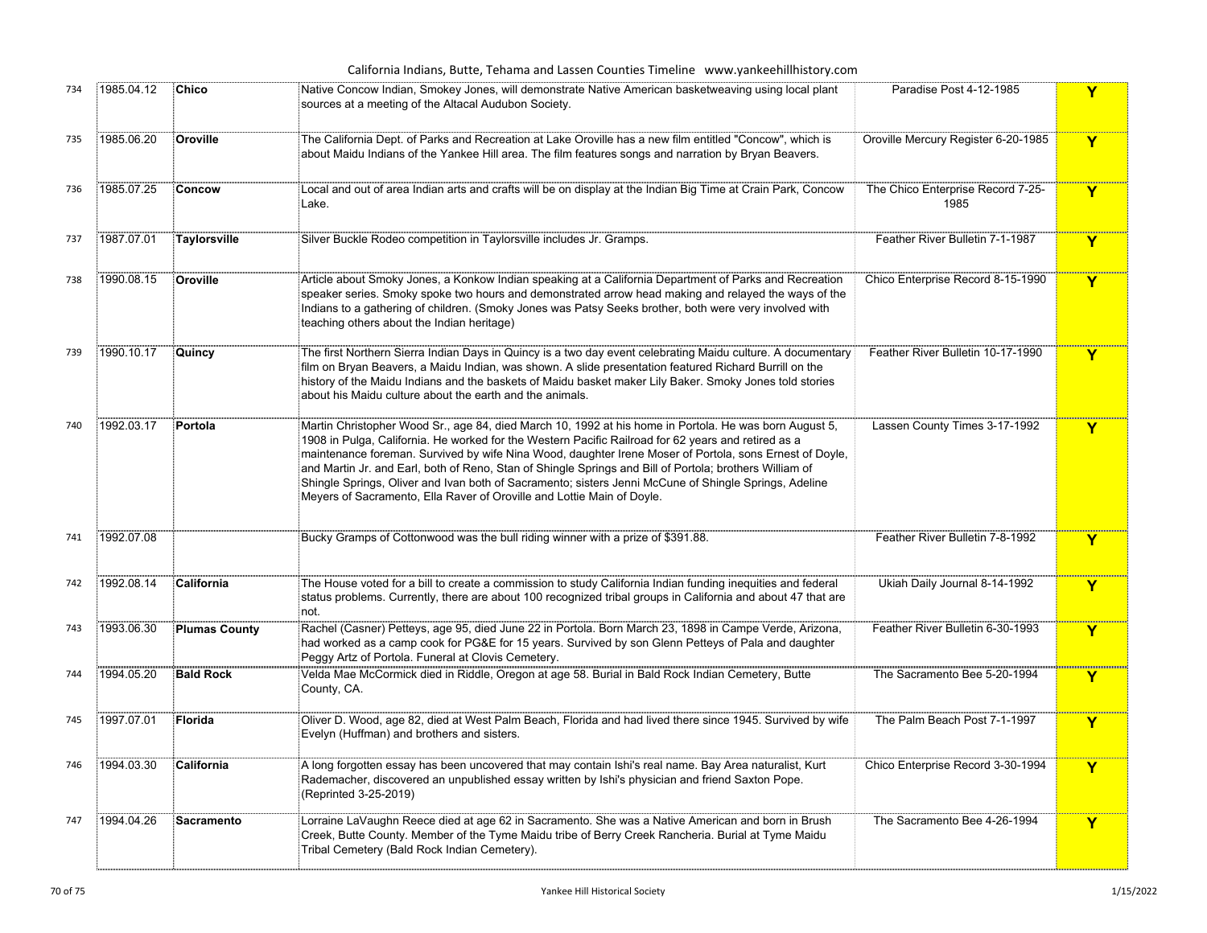| 734 | 1985.04.12 | Chico | Native Concow Indian, Smokey Jones, will demonstrate Native American basketweaving using local plant sources at a meeting of the Altacal Audubon Society. | Paradise Post 4-12-1985 | Y |
|---|---|---|---|---|---|
| 735 | 1985.06.20 | Oroville | The California Dept. of Parks and Recreation at Lake Oroville has a new film entitled "Concow", which is about Maidu Indians of the Yankee Hill area. The film features songs and narration by Bryan Beavers. | Oroville Mercury Register 6-20-1985 | Y |
| 736 | 1985.07.25 | Concow | Local and out of area Indian arts and crafts will be on display at the Indian Big Time at Crain Park, Concow Lake. | The Chico Enterprise Record 7-25-1985 | Y |
| 737 | 1987.07.01 | Taylorsville | Silver Buckle Rodeo competition in Taylorsville includes Jr. Gramps. | Feather River Bulletin 7-1-1987 | Y |
| 738 | 1990.08.15 | Oroville | Article about Smoky Jones, a Konkow Indian speaking at a California Department of Parks and Recreation speaker series. Smoky spoke two hours and demonstrated arrow head making and relayed the ways of the Indians to a gathering of children. (Smoky Jones was Patsy Seeks brother, both were very involved with teaching others about the Indian heritage) | Chico Enterprise Record 8-15-1990 | Y |
| 739 | 1990.10.17 | Quincy | The first Northern Sierra Indian Days in Quincy is a two day event celebrating Maidu culture. A documentary film on Bryan Beavers, a Maidu Indian, was shown. A slide presentation featured Richard Burrill on the history of the Maidu Indians and the baskets of Maidu basket maker Lily Baker. Smoky Jones told stories about his Maidu culture about the earth and the animals. | Feather River Bulletin 10-17-1990 | Y |
| 740 | 1992.03.17 | Portola | Martin Christopher Wood Sr., age 84, died March 10, 1992 at his home in Portola. He was born August 5, 1908 in Pulga, California. He worked for the Western Pacific Railroad for 62 years and retired as a maintenance foreman. Survived by wife Nina Wood, daughter Irene Moser of Portola, sons Ernest of Doyle, and Martin Jr. and Earl, both of Reno, Stan of Shingle Springs and Bill of Portola; brothers William of Shingle Springs, Oliver and Ivan both of Sacramento; sisters Jenni McCune of Shingle Springs, Adeline Meyers of Sacramento, Ella Raver of Oroville and Lottie Main of Doyle. | Lassen County Times 3-17-1992 | Y |
| 741 | 1992.07.08 | | Bucky Gramps of Cottonwood was the bull riding winner with a prize of $391.88. | Feather River Bulletin 7-8-1992 | Y |
| 742 | 1992.08.14 | California | The House voted for a bill to create a commission to study California Indian funding inequities and federal status problems. Currently, there are about 100 recognized tribal groups in California and about 47 that are not. | Ukiah Daily Journal 8-14-1992 | Y |
| 743 | 1993.06.30 | Plumas County | Rachel (Casner) Petteys, age 95, died June 22 in Portola. Born March 23, 1898 in Campe Verde, Arizona, had worked as a camp cook for PG&E for 15 years. Survived by son Glenn Petteys of Pala and daughter Peggy Artz of Portola. Funeral at Clovis Cemetery. | Feather River Bulletin 6-30-1993 | Y |
| 744 | 1994.05.20 | Bald Rock | Velda Mae McCormick died in Riddle, Oregon at age 58. Burial in Bald Rock Indian Cemetery, Butte County, CA. | The Sacramento Bee 5-20-1994 | Y |
| 745 | 1997.07.01 | Florida | Oliver D. Wood, age 82, died at West Palm Beach, Florida and had lived there since 1945. Survived by wife Evelyn (Huffman) and brothers and sisters. | The Palm Beach Post 7-1-1997 | Y |
| 746 | 1994.03.30 | California | A long forgotten essay has been uncovered that may contain Ishi's real name. Bay Area naturalist, Kurt Rademacher, discovered an unpublished essay written by Ishi's physician and friend Saxton Pope. (Reprinted 3-25-2019) | Chico Enterprise Record 3-30-1994 | Y |
| 747 | 1994.04.26 | Sacramento | Lorraine LaVaughn Reece died at age 62 in Sacramento. She was a Native American and born in Brush Creek, Butte County. Member of the Tyme Maidu tribe of Berry Creek Rancheria. Burial at Tyme Maidu Tribal Cemetery (Bald Rock Indian Cemetery). | The Sacramento Bee 4-26-1994 | Y |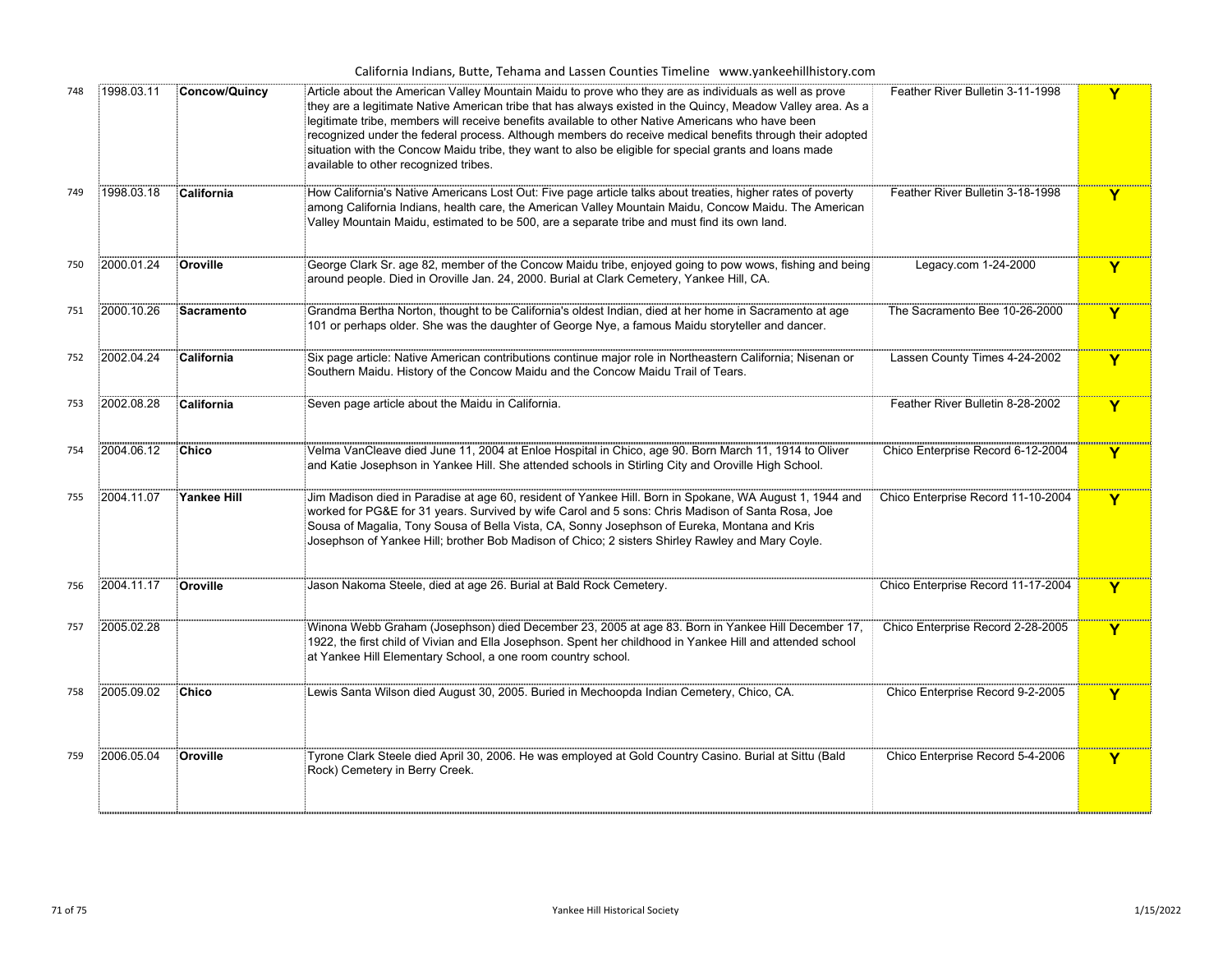| | | | | | |
|---|---|---|---|---|---|
| 748 | 1998.03.11 | **Concow/Quincy** | Article about the American Valley Mountain Maidu to prove who they are as individuals as well as prove they are a legitimate Native American tribe that has always existed in the Quincy, Meadow Valley area. As a legitimate tribe, members will receive benefits available to other Native Americans who have been recognized under the federal process. Although members do receive medical benefits through their adopted situation with the Concow Maidu tribe, they want to also be eligible for special grants and loans made available to other recognized tribes. | Feather River Bulletin 3-11-1998 | **Y** |
| 749 | 1998.03.18 | **California** | How California's Native Americans Lost Out: Five page article talks about treaties, higher rates of poverty among California Indians, health care, the American Valley Mountain Maidu, Concow Maidu. The American Valley Mountain Maidu, estimated to be 500, are a separate tribe and must find its own land. | Feather River Bulletin 3-18-1998 | **Y** |
| 750 | 2000.01.24 | **Oroville** | George Clark Sr. age 82, member of the Concow Maidu tribe, enjoyed going to pow wows, fishing and being around people. Died in Oroville Jan. 24, 2000. Burial at Clark Cemetery, Yankee Hill, CA. | Legacy.com 1-24-2000 | **Y** |
| 751 | 2000.10.26 | **Sacramento** | Grandma Bertha Norton, thought to be California's oldest Indian, died at her home in Sacramento at age 101 or perhaps older. She was the daughter of George Nye, a famous Maidu storyteller and dancer. | The Sacramento Bee 10-26-2000 | **Y** |
| 752 | 2002.04.24 | **California** | Six page article: Native American contributions continue major role in Northeastern California; Nisenan or Southern Maidu. History of the Concow Maidu and the Concow Maidu Trail of Tears. | Lassen County Times 4-24-2002 | **Y** |
| 753 | 2002.08.28 | **California** | Seven page article about the Maidu in California. | Feather River Bulletin 8-28-2002 | **Y** |
| 754 | 2004.06.12 | **Chico** | Velma VanCleave died June 11, 2004 at Enloe Hospital in Chico, age 90. Born March 11, 1914 to Oliver and Katie Josephson in Yankee Hill. She attended schools in Stirling City and Oroville High School. | Chico Enterprise Record 6-12-2004 | **Y** |
| 755 | 2004.11.07 | **Yankee Hill** | Jim Madison died in Paradise at age 60, resident of Yankee Hill. Born in Spokane, WA August 1, 1944 and worked for PG&E for 31 years. Survived by wife Carol and 5 sons: Chris Madison of Santa Rosa, Joe Sousa of Magalia, Tony Sousa of Bella Vista, CA, Sonny Josephson of Eureka, Montana and Kris Josephson of Yankee Hill; brother Bob Madison of Chico; 2 sisters Shirley Rawley and Mary Coyle. | Chico Enterprise Record 11-10-2004 | **Y** |
| 756 | 2004.11.17 | **Oroville** | Jason Nakoma Steele, died at age 26. Burial at Bald Rock Cemetery. | Chico Enterprise Record 11-17-2004 | **Y** |
| 757 | 2005.02.28 | | Winona Webb Graham (Josephson) died December 23, 2005 at age 83. Born in Yankee Hill December 17, 1922, the first child of Vivian and Ella Josephson. Spent her childhood in Yankee Hill and attended school at Yankee Hill Elementary School, a one room country school. | Chico Enterprise Record 2-28-2005 | **Y** |
| 758 | 2005.09.02 | **Chico** | Lewis Santa Wilson died August 30, 2005. Buried in Mechoopda Indian Cemetery, Chico, CA. | Chico Enterprise Record 9-2-2005 | **Y** |
| 759 | 2006.05.04 | **Oroville** | Tyrone Clark Steele died April 30, 2006. He was employed at Gold Country Casino. Burial at Sittu (Bald Rock) Cemetery in Berry Creek. | Chico Enterprise Record 5-4-2006 | **Y** |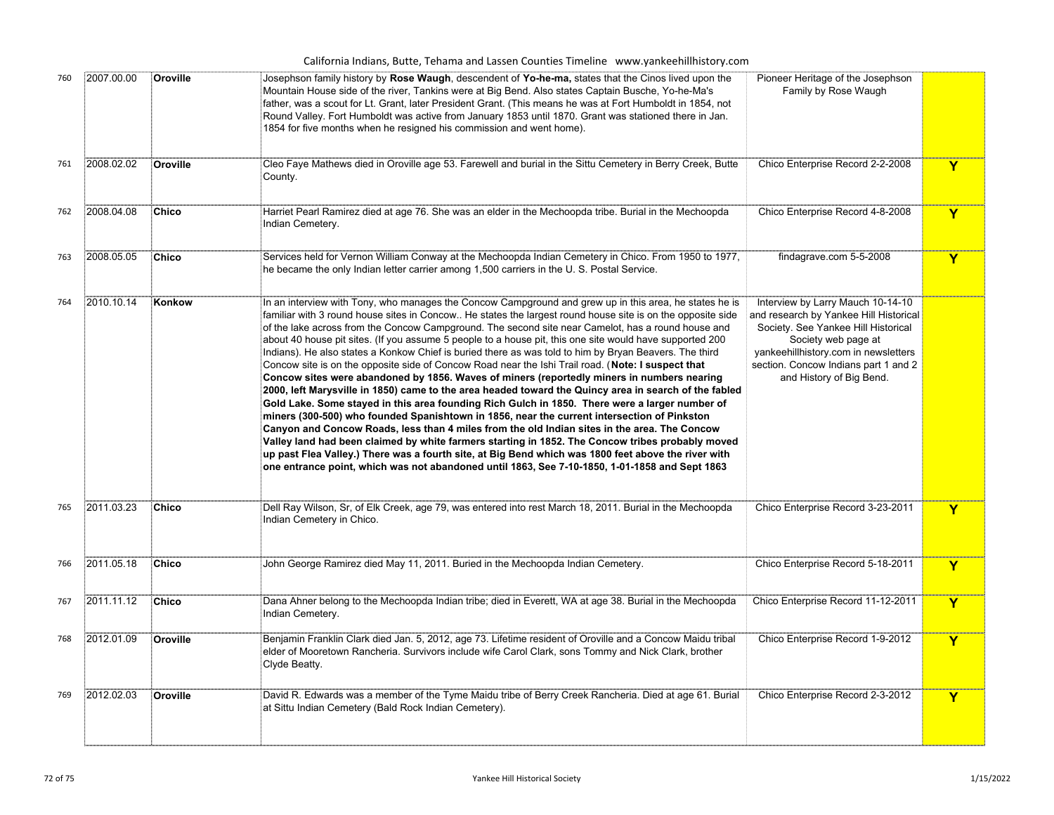| | | | | | |
|---|---|---|---|---|---|
| 760 | 2007.00.00 | **Oroville** | Josephson family history by **Rose Waugh**, descendent of **Yo-he-ma,** states that the Cinos lived upon the Mountain House side of the river, Tankins were at Big Bend. Also states Captain Busche, Yo-he-Ma's father, was a scout for Lt. Grant, later President Grant. (This means he was at Fort Humboldt in 1854, not Round Valley. Fort Humboldt was active from January 1853 until 1870. Grant was stationed there in Jan. 1854 for five months when he resigned his commission and went home). | Pioneer Heritage of the Josephson Family by Rose Waugh | |
| 761 | 2008.02.02 | **Oroville** | Cleo Faye Mathews died in Oroville age 53. Farewell and burial in the Sittu Cemetery in Berry Creek, Butte County. | Chico Enterprise Record 2-2-2008 | **Y** |
| 762 | 2008.04.08 | **Chico** | Harriet Pearl Ramirez died at age 76. She was an elder in the Mechoopda tribe. Burial in the Mechoopda Indian Cemetery. | Chico Enterprise Record 4-8-2008 | **Y** |
| 763 | 2008.05.05 | **Chico** | Services held for Vernon William Conway at the Mechoopda Indian Cemetery in Chico. From 1950 to 1977, he became the only Indian letter carrier among 1,500 carriers in the U. S. Postal Service. | findagrave.com 5-5-2008 | **Y** |
| 764 | 2010.10.14 | **Konkow** | In an interview with Tony, who manages the Concow Campground and grew up in this area, he states he is familiar with 3 round house sites in Concow.. He states the largest round house site is on the opposite side of the lake across from the Concow Campground. The second site near Camelot, has a round house and about 40 house pit sites. (If you assume 5 people to a house pit, this one site would have supported 200 Indians). He also states a Konkow Chief is buried there as was told to him by Bryan Beavers. The third Concow site is on the opposite side of Concow Road near the Ishi Trail road. (**Note: I suspect that Concow sites were abandoned by 1856. Waves of miners (reportedly miners in numbers nearing 2000, left Marysville in 1850) came to the area headed toward the Quincy area in search of the fabled Gold Lake. Some stayed in this area founding Rich Gulch in 1850. There were a larger number of miners (300-500) who founded Spanishtown in 1856, near the current intersection of Pinkston Canyon and Concow Roads, less than 4 miles from the old Indian sites in the area. The Concow Valley land had been claimed by white farmers starting in 1852. The Concow tribes probably moved up past Flea Valley.) There was a fourth site, at Big Bend which was 1800 feet above the river with one entrance point, which was not abandoned until 1863, See 7-10-1850, 1-01-1858 and Sept 1863** | Interview by Larry Mauch 10-14-10 and research by Yankee Hill Historical Society. See Yankee Hill Historical Society web page at yankeehillhistory.com in newsletters section. Concow Indians part 1 and 2 and History of Big Bend. | |
| 765 | 2011.03.23 | **Chico** | Dell Ray Wilson, Sr, of Elk Creek, age 79, was entered into rest March 18, 2011. Burial in the Mechoopda Indian Cemetery in Chico. | Chico Enterprise Record 3-23-2011 | **Y** |
| 766 | 2011.05.18 | **Chico** | John George Ramirez died May 11, 2011. Buried in the Mechoopda Indian Cemetery. | Chico Enterprise Record 5-18-2011 | **Y** |
| 767 | 2011.11.12 | **Chico** | Dana Ahner belong to the Mechoopda Indian tribe; died in Everett, WA at age 38. Burial in the Mechoopda Indian Cemetery. | Chico Enterprise Record 11-12-2011 | **Y** |
| 768 | 2012.01.09 | **Oroville** | Benjamin Franklin Clark died Jan. 5, 2012, age 73. Lifetime resident of Oroville and a Concow Maidu tribal elder of Mooretown Rancheria. Survivors include wife Carol Clark, sons Tommy and Nick Clark, brother Clyde Beatty. | Chico Enterprise Record 1-9-2012 | **Y** |
| 769 | 2012.02.03 | **Oroville** | David R. Edwards was a member of the Tyme Maidu tribe of Berry Creek Rancheria. Died at age 61. Burial at Sittu Indian Cemetery (Bald Rock Indian Cemetery). | Chico Enterprise Record 2-3-2012 | **Y** |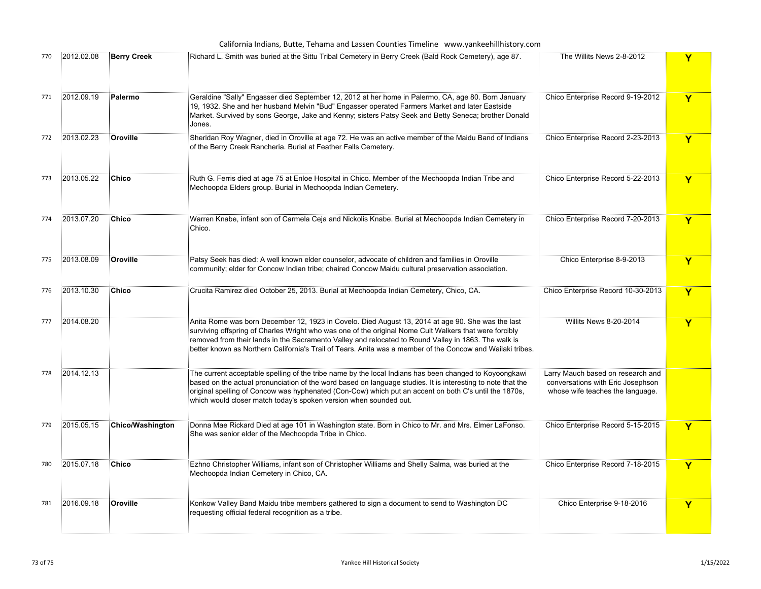| | | | | | |
|---|---|---|---|---|---|
| 770 | 2012.02.08 | **Berry Creek** | Richard L. Smith was buried at the Sittu Tribal Cemetery in Berry Creek (Bald Rock Cemetery), age 87. | The Willits News 2-8-2012 | Y |
| 771 | 2012.09.19 | **Palermo** | Geraldine "Sally" Engasser died September 12, 2012 at her home in Palermo, CA, age 80. Born January 19, 1932. She and her husband Melvin "Bud" Engasser operated Farmers Market and later Eastside Market. Survived by sons George, Jake and Kenny; sisters Patsy Seek and Betty Seneca; brother Donald Jones. | Chico Enterprise Record 9-19-2012 | Y |
| 772 | 2013.02.23 | **Oroville** | Sheridan Roy Wagner, died in Oroville at age 72. He was an active member of the Maidu Band of Indians of the Berry Creek Rancheria. Burial at Feather Falls Cemetery. | Chico Enterprise Record 2-23-2013 | Y |
| 773 | 2013.05.22 | **Chico** | Ruth G. Ferris died at age 75 at Enloe Hospital in Chico. Member of the Mechoopda Indian Tribe and Mechoopda Elders group. Burial in Mechoopda Indian Cemetery. | Chico Enterprise Record 5-22-2013 | Y |
| 774 | 2013.07.20 | **Chico** | Warren Knabe, infant son of Carmela Ceja and Nickolis Knabe. Burial at Mechoopda Indian Cemetery in Chico. | Chico Enterprise Record 7-20-2013 | Y |
| 775 | 2013.08.09 | **Oroville** | Patsy Seek has died: A well known elder counselor, advocate of children and families in Oroville community; elder for Concow Indian tribe; chaired Concow Maidu cultural preservation association. | Chico Enterprise 8-9-2013 | Y |
| 776 | 2013.10.30 | **Chico** | Crucita Ramirez died October 25, 2013. Burial at Mechoopda Indian Cemetery, Chico, CA. | Chico Enterprise Record 10-30-2013 | Y |
| 777 | 2014.08.20 | | Anita Rome was born December 12, 1923 in Covelo. Died August 13, 2014 at age 90. She was the last surviving offspring of Charles Wright who was one of the original Nome Cult Walkers that were forcibly removed from their lands in the Sacramento Valley and relocated to Round Valley in 1863. The walk is better known as Northern California's Trail of Tears. Anita was a member of the Concow and Wailaki tribes. | Willits News 8-20-2014 | Y |
| 778 | 2014.12.13 | | The current acceptable spelling of the tribe name by the local Indians has been changed to Koyoongkawi based on the actual pronunciation of the word based on language studies. It is interesting to note that the original spelling of Concow was hyphenated (Con-Cow) which put an accent on both C's until the 1870s, which would closer match today's spoken version when sounded out. | Larry Mauch based on research and conversations with Eric Josephson whose wife teaches the language. | |
| 779 | 2015.05.15 | **Chico/Washington** | Donna Mae Rickard Died at age 101 in Washington state. Born in Chico to Mr. and Mrs. Elmer LaFonso. She was senior elder of the Mechoopda Tribe in Chico. | Chico Enterprise Record 5-15-2015 | Y |
| 780 | 2015.07.18 | **Chico** | Ezhno Christopher Williams, infant son of Christopher Williams and Shelly Salma, was buried at the Mechoopda Indian Cemetery in Chico, CA. | Chico Enterprise Record 7-18-2015 | Y |
| 781 | 2016.09.18 | **Oroville** | Konkow Valley Band Maidu tribe members gathered to sign a document to send to Washington DC requesting official federal recognition as a tribe. | Chico Enterprise 9-18-2016 | Y |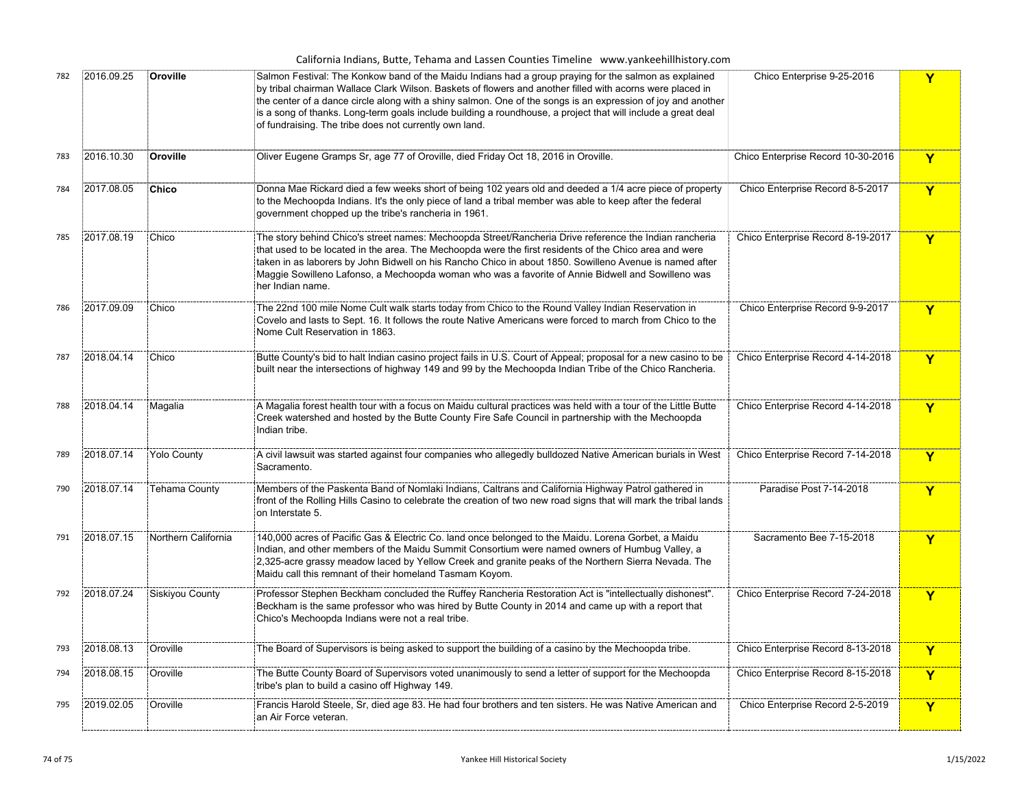| | | | | | |
|---|---|---|---|---|---|
| 782 | 2016.09.25 | **Oroville** | Salmon Festival: The Konkow band of the Maidu Indians had a group praying for the salmon as explained by tribal chairman Wallace Clark Wilson. Baskets of flowers and another filled with acorns were placed in the center of a dance circle along with a shiny salmon. One of the songs is an expression of joy and another is a song of thanks. Long-term goals include building a roundhouse, a project that will include a great deal of fundraising. The tribe does not currently own land. | Chico Enterprise 9-25-2016 | Y |
| 783 | 2016.10.30 | **Oroville** | Oliver Eugene Gramps Sr, age 77 of Oroville, died Friday Oct 18, 2016 in Oroville. | Chico Enterprise Record 10-30-2016 | Y |
| 784 | 2017.08.05 | **Chico** | Donna Mae Rickard died a few weeks short of being 102 years old and deeded a 1/4 acre piece of property to the Mechoopda Indians. It's the only piece of land a tribal member was able to keep after the federal government chopped up the tribe's rancheria in 1961. | Chico Enterprise Record 8-5-2017 | Y |
| 785 | 2017.08.19 | Chico | The story behind Chico's street names: Mechoopda Street/Rancheria Drive reference the Indian rancheria that used to be located in the area. The Mechoopda were the first residents of the Chico area and were taken in as laborers by John Bidwell on his Rancho Chico in about 1850. Sowilleno Avenue is named after Maggie Sowilleno Lafonso, a Mechoopda woman who was a favorite of Annie Bidwell and Sowilleno was her Indian name. | Chico Enterprise Record 8-19-2017 | Y |
| 786 | 2017.09.09 | Chico | The 22nd 100 mile Nome Cult walk starts today from Chico to the Round Valley Indian Reservation in Covelo and lasts to Sept. 16. It follows the route Native Americans were forced to march from Chico to the Nome Cult Reservation in 1863. | Chico Enterprise Record 9-9-2017 | Y |
| 787 | 2018.04.14 | Chico | Butte County's bid to halt Indian casino project fails in U.S. Court of Appeal; proposal for a new casino to be built near the intersections of highway 149 and 99 by the Mechoopda Indian Tribe of the Chico Rancheria. | Chico Enterprise Record 4-14-2018 | Y |
| 788 | 2018.04.14 | Magalia | A Magalia forest health tour with a focus on Maidu cultural practices was held with a tour of the Little Butte Creek watershed and hosted by the Butte County Fire Safe Council in partnership with the Mechoopda Indian tribe. | Chico Enterprise Record 4-14-2018 | Y |
| 789 | 2018.07.14 | Yolo County | A civil lawsuit was started against four companies who allegedly bulldozed Native American burials in West Sacramento. | Chico Enterprise Record 7-14-2018 | Y |
| 790 | 2018.07.14 | Tehama County | Members of the Paskenta Band of Nomlaki Indians, Caltrans and California Highway Patrol gathered in front of the Rolling Hills Casino to celebrate the creation of two new road signs that will mark the tribal lands on Interstate 5. | Paradise Post 7-14-2018 | Y |
| 791 | 2018.07.15 | Northern California | 140,000 acres of Pacific Gas & Electric Co. land once belonged to the Maidu. Lorena Gorbet, a Maidu Indian, and other members of the Maidu Summit Consortium were named owners of Humbug Valley, a 2,325-acre grassy meadow laced by Yellow Creek and granite peaks of the Northern Sierra Nevada. The Maidu call this remnant of their homeland Tasmam Koyom. | Sacramento Bee 7-15-2018 | Y |
| 792 | 2018.07.24 | Siskiyou County | Professor Stephen Beckham concluded the Ruffey Rancheria Restoration Act is "intellectually dishonest". Beckham is the same professor who was hired by Butte County in 2014 and came up with a report that Chico's Mechoopda Indians were not a real tribe. | Chico Enterprise Record 7-24-2018 | Y |
| 793 | 2018.08.13 | Oroville | The Board of Supervisors is being asked to support the building of a casino by the Mechoopda tribe. | Chico Enterprise Record 8-13-2018 | Y |
| 794 | 2018.08.15 | Oroville | The Butte County Board of Supervisors voted unanimously to send a letter of support for the Mechoopda tribe's plan to build a casino off Highway 149. | Chico Enterprise Record 8-15-2018 | Y |
| 795 | 2019.02.05 | Oroville | Francis Harold Steele, Sr, died age 83. He had four brothers and ten sisters. He was Native American and an Air Force veteran. | Chico Enterprise Record 2-5-2019 | Y |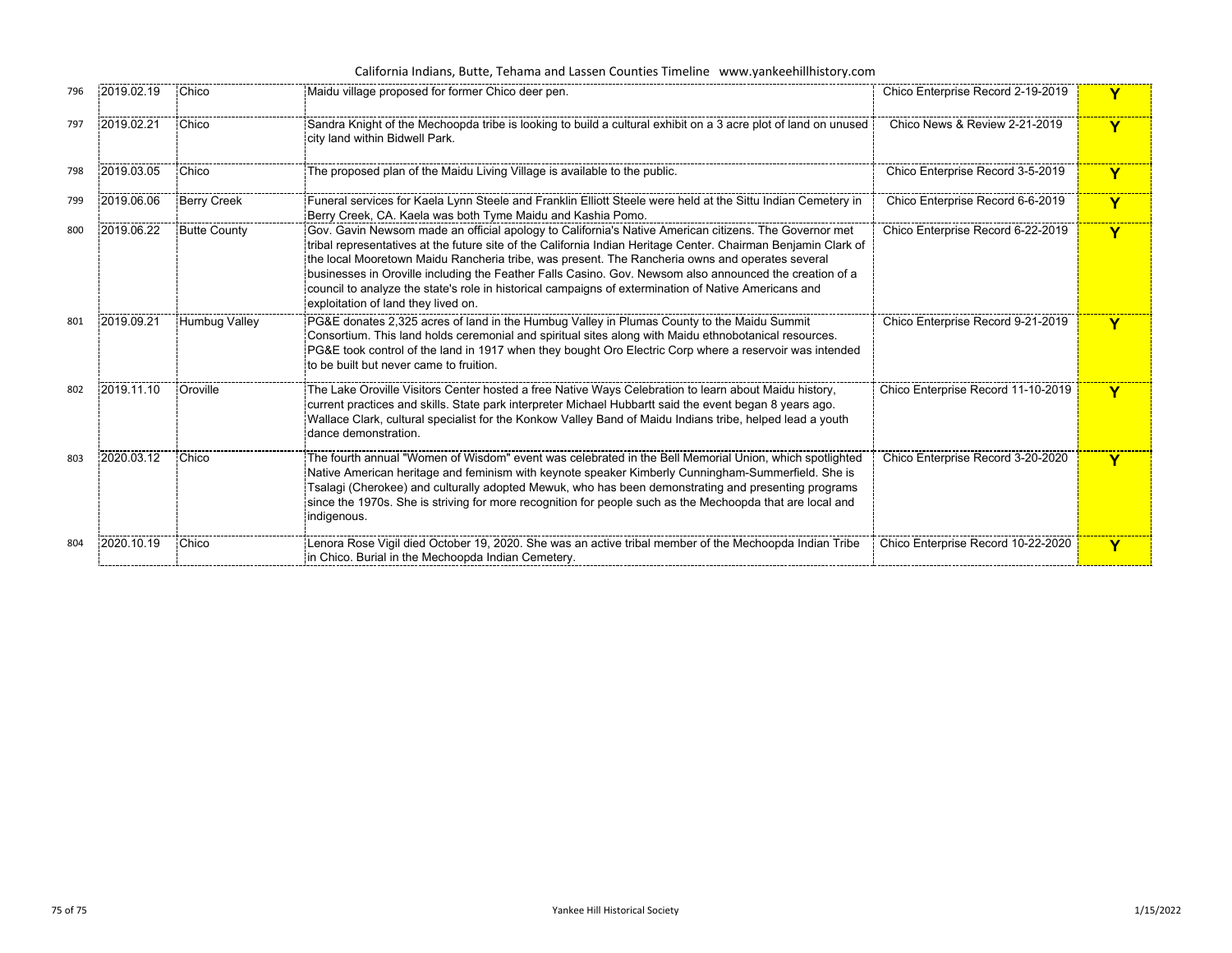| | | | | | |
|---|---|---|---|---|---|
| 796 | 2019.02.19 | Chico | Maidu village proposed for former Chico deer pen. | Chico Enterprise Record 2-19-2019 | Y |
| 797 | 2019.02.21 | Chico | Sandra Knight of the Mechoopda tribe is looking to build a cultural exhibit on a 3 acre plot of land on unused city land within Bidwell Park. | Chico News & Review 2-21-2019 | Y |
| 798 | 2019.03.05 | Chico | The proposed plan of the Maidu Living Village is available to the public. | Chico Enterprise Record 3-5-2019 | Y |
| 799 | 2019.06.06 | Berry Creek | Funeral services for Kaela Lynn Steele and Franklin Elliott Steele were held at the Sittu Indian Cemetery in Berry Creek, CA. Kaela was both Tyme Maidu and Kashia Pomo. | Chico Enterprise Record 6-6-2019 | Y |
| 800 | 2019.06.22 | Butte County | Gov. Gavin Newsom made an official apology to California's Native American citizens. The Governor met tribal representatives at the future site of the California Indian Heritage Center. Chairman Benjamin Clark of the local Mooretown Maidu Rancheria tribe, was present. The Rancheria owns and operates several businesses in Oroville including the Feather Falls Casino. Gov. Newsom also announced the creation of a council to analyze the state's role in historical campaigns of extermination of Native Americans and exploitation of land they lived on. | Chico Enterprise Record 6-22-2019 | Y |
| 801 | 2019.09.21 | Humbug Valley | PG&E donates 2,325 acres of land in the Humbug Valley in Plumas County to the Maidu Summit Consortium. This land holds ceremonial and spiritual sites along with Maidu ethnobotanical resources. PG&E took control of the land in 1917 when they bought Oro Electric Corp where a reservoir was intended to be built but never came to fruition. | Chico Enterprise Record 9-21-2019 | Y |
| 802 | 2019.11.10 | Oroville | The Lake Oroville Visitors Center hosted a free Native Ways Celebration to learn about Maidu history, current practices and skills. State park interpreter Michael Hubbartt said the event began 8 years ago. Wallace Clark, cultural specialist for the Konkow Valley Band of Maidu Indians tribe, helped lead a youth dance demonstration. | Chico Enterprise Record 11-10-2019 | Y |
| 803 | 2020.03.12 | Chico | The fourth annual "Women of Wisdom" event was celebrated in the Bell Memorial Union, which spotlighted Native American heritage and feminism with keynote speaker Kimberly Cunningham-Summerfield. She is Tsalagi (Cherokee) and culturally adopted Mewuk, who has been demonstrating and presenting programs since the 1970s. She is striving for more recognition for people such as the Mechoopda that are local and indigenous. | Chico Enterprise Record 3-20-2020 | Y |
| 804 | 2020.10.19 | Chico | Lenora Rose Vigil died October 19, 2020. She was an active tribal member of the Mechoopda Indian Tribe in Chico. Burial in the Mechoopda Indian Cemetery. | Chico Enterprise Record 10-22-2020 | Y |